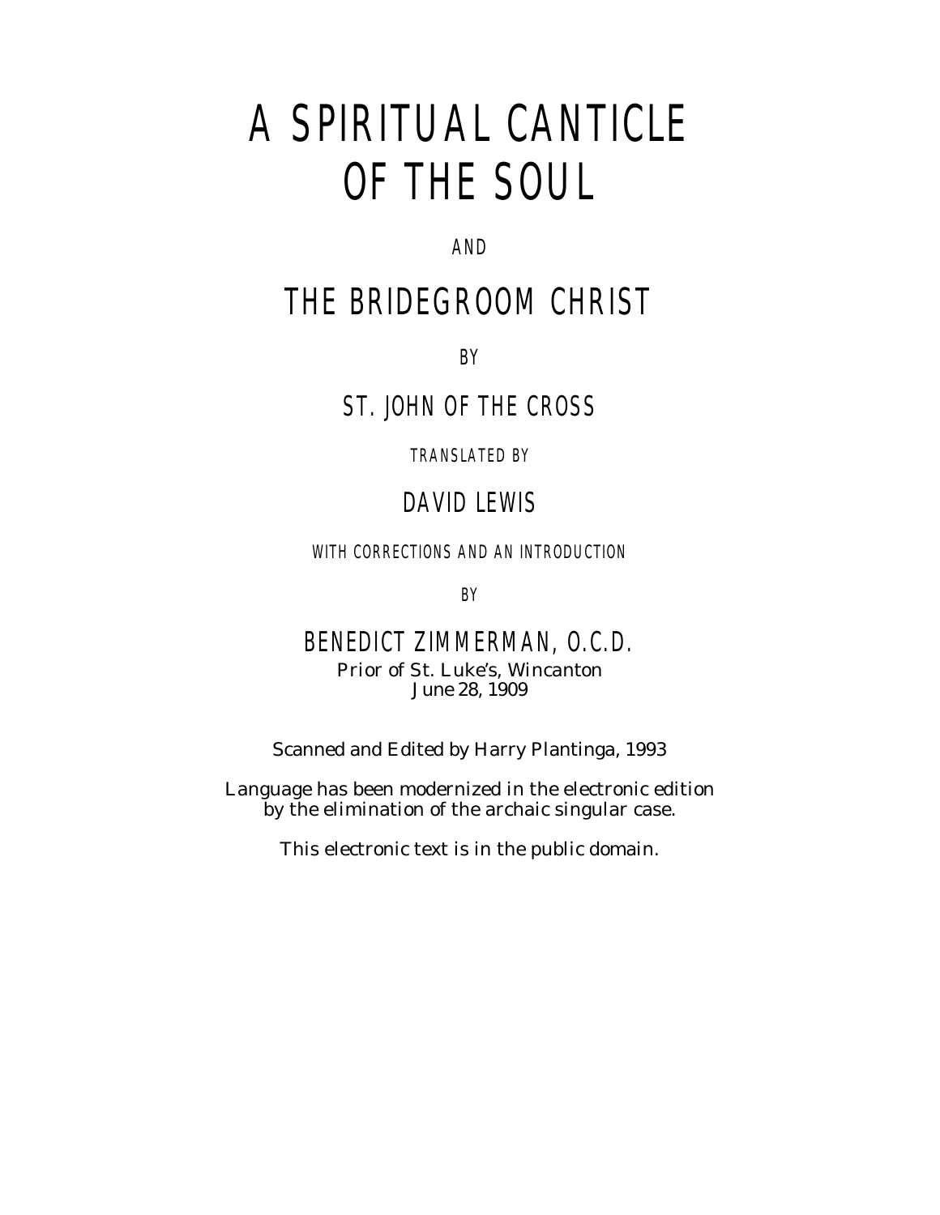# A SPIRITUAL CANTICLE OF THE SOUL

AND

# THE BRIDEGROOM CHRIST

BY

## ST. JOHN OF THE CROSS

TRANSLATED BY

## DAVID LEWIS

WITH CORRECTIONS AND AN INTRODUCTION

BY

## BENEDICT ZIMMERMAN, O.C.D.

Prior of St. Luke's, Wincanton
June 28, 1909

Scanned and Edited by Harry Plantinga, 1993

Language has been modernized in the electronic edition by the elimination of the archaic singular case.

This electronic text is in the public domain.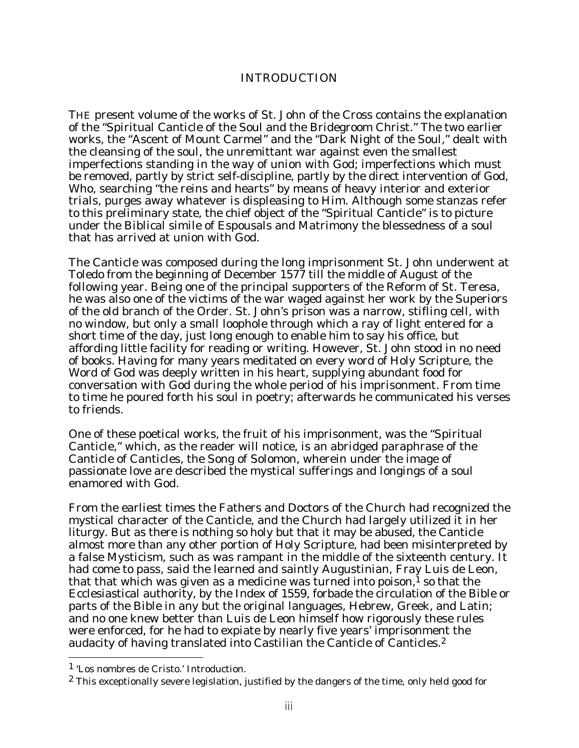## INTRODUCTION

THE present volume of the works of St. John of the Cross contains the explanation of the "Spiritual Canticle of the Soul and the Bridegroom Christ." The two earlier works, the "Ascent of Mount Carmel" and the "Dark Night of the Soul," dealt with the cleansing of the soul, the unremittant war against even the smallest imperfections standing in the way of union with God; imperfections which must be removed, partly by strict self-discipline, partly by the direct intervention of God, Who, searching "the reins and hearts" by means of heavy interior and exterior trials, purges away whatever is displeasing to Him. Although some stanzas refer to this preliminary state, the chief object of the "Spiritual Canticle" is to picture under the Biblical simile of Espousals and Matrimony the blessedness of a soul that has arrived at union with God.

The Canticle was composed during the long imprisonment St. John underwent at Toledo from the beginning of December 1577 till the middle of August of the following year. Being one of the principal supporters of the Reform of St. Teresa, he was also one of the victims of the war waged against her work by the Superiors of the old branch of the Order. St. John's prison was a narrow, stifling cell, with no window, but only a small loophole through which a ray of light entered for a short time of the day, just long enough to enable him to say his office, but affording little facility for reading or writing. However, St. John stood in no need of books. Having for many years meditated on every word of Holy Scripture, the Word of God was deeply written in his heart, supplying abundant food for conversation with God during the whole period of his imprisonment. From time to time he poured forth his soul in poetry; afterwards he communicated his verses to friends.

One of these poetical works, the fruit of his imprisonment, was the "Spiritual Canticle," which, as the reader will notice, is an abridged paraphrase of the Canticle of Canticles, the Song of Solomon, wherein under the image of passionate love are described the mystical sufferings and longings of a soul enamored with God.

From the earliest times the Fathers and Doctors of the Church had recognized the mystical character of the Canticle, and the Church had largely utilized it in her liturgy. But as there is nothing so holy but that it may be abused, the Canticle almost more than any other portion of Holy Scripture, had been misinterpreted by a false Mysticism, such as was rampant in the middle of the sixteenth century. It had come to pass, said the learned and saintly Augustinian, Fray Luis de Leon, that that which was given as a medicine was turned into poison,[1] so that the Ecclesiastical authority, by the Index of 1559, forbade the circulation of the Bible or parts of the Bible in any but the original languages, Hebrew, Greek, and Latin; and no one knew better than Luis de Leon himself how rigorously these rules were enforced, for he had to expiate by nearly five years' imprisonment the audacity of having translated into Castilian the Canticle of Canticles.[2]

---

[1] 'Los nombres de Cristo.' Introduction.

[2] This exceptionally severe legislation, justified by the dangers of the time, only held good for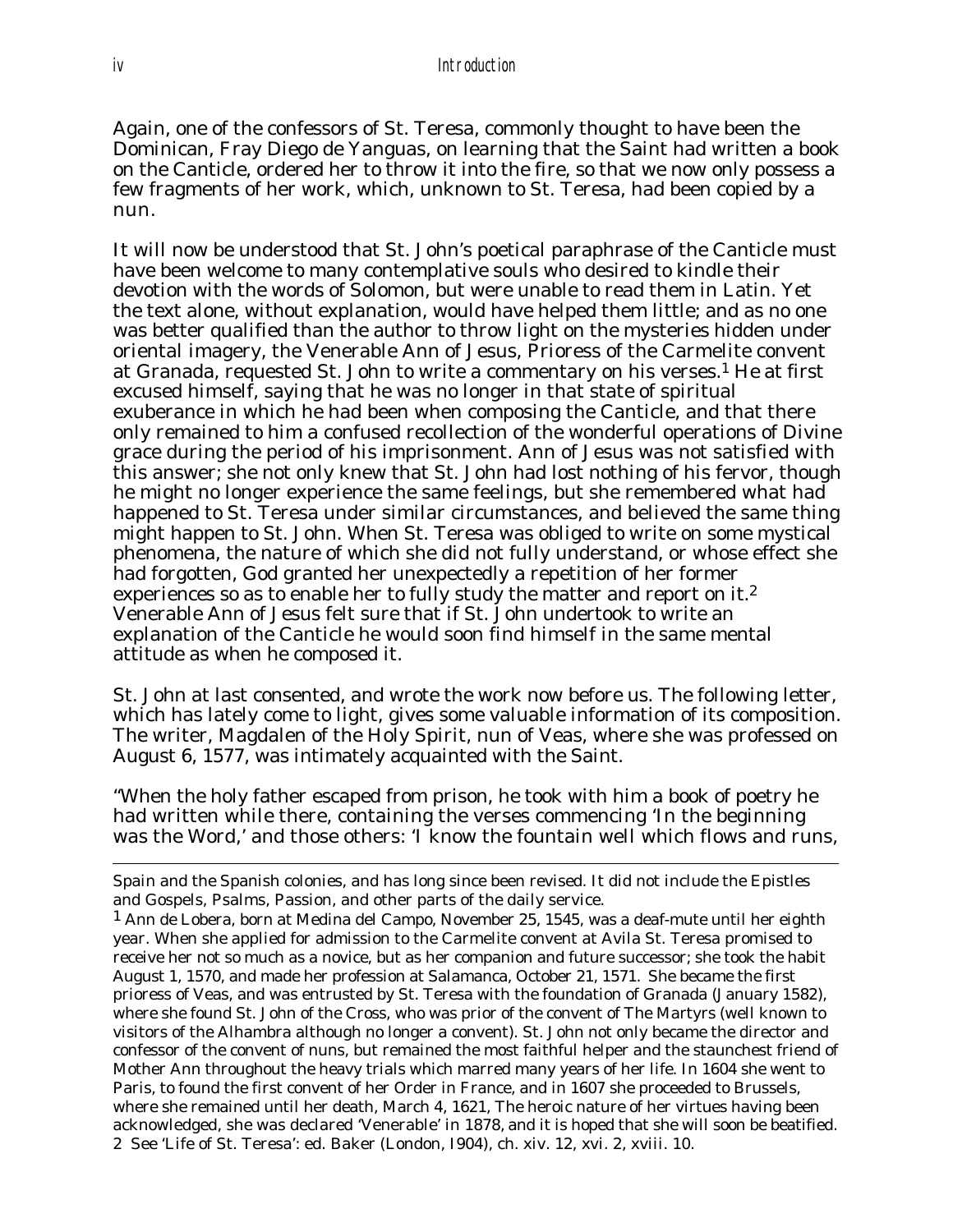Again, one of the confessors of St. Teresa, commonly thought to have been the Dominican, Fray Diego de Yanguas, on learning that the Saint had written a book on the Canticle, ordered her to throw it into the fire, so that we now only possess a few fragments of her work, which, unknown to St. Teresa, had been copied by a nun.

It will now be understood that St. John's poetical paraphrase of the Canticle must have been welcome to many contemplative souls who desired to kindle their devotion with the words of Solomon, but were unable to read them in Latin. Yet the text alone, without explanation, would have helped them little; and as no one was better qualified than the author to throw light on the mysteries hidden under oriental imagery, the Venerable Ann of Jesus, Prioress of the Carmelite convent at Granada, requested St. John to write a commentary on his verses.[1] He at first excused himself, saying that he was no longer in that state of spiritual exuberance in which he had been when composing the Canticle, and that there only remained to him a confused recollection of the wonderful operations of Divine grace during the period of his imprisonment. Ann of Jesus was not satisfied with this answer; she not only knew that St. John had lost nothing of his fervor, though he might no longer experience the same feelings, but she remembered what had happened to St. Teresa under similar circumstances, and believed the same thing might happen to St. John. When St. Teresa was obliged to write on some mystical phenomena, the nature of which she did not fully understand, or whose effect she had forgotten, God granted her unexpectedly a repetition of her former experiences so as to enable her to fully study the matter and report on it.[2] Venerable Ann of Jesus felt sure that if St. John undertook to write an explanation of the Canticle he would soon find himself in the same mental attitude as when he composed it.

St. John at last consented, and wrote the work now before us. The following letter, which has lately come to light, gives some valuable information of its composition. The writer, Magdalen of the Holy Spirit, nun of Veas, where she was professed on August 6, 1577, was intimately acquainted with the Saint.

"When the holy father escaped from prison, he took with him a book of poetry he had written while there, containing the verses commencing 'In the beginning was the Word,' and those others: 'I know the fountain well which flows and runs,

---

Spain and the Spanish colonies, and has long since been revised. It did not include the Epistles and Gospels, Psalms, Passion, and other parts of the daily service.

[1] Ann de Lobera, born at Medina del Campo, November 25, 1545, was a deaf-mute until her eighth year. When she applied for admission to the Carmelite convent at Avila St. Teresa promised to receive her not so much as a novice, but as her companion and future successor; she took the habit August 1, 1570, and made her profession at Salamanca, October 21, 1571. She became the first prioress of Veas, and was entrusted by St. Teresa with the foundation of Granada (January 1582), where she found St. John of the Cross, who was prior of the convent of The Martyrs (well known to visitors of the Alhambra although no longer a convent). St. John not only became the director and confessor of the convent of nuns, but remained the most faithful helper and the staunchest friend of Mother Ann throughout the heavy trials which marred many years of her life. In 1604 she went to Paris, to found the first convent of her Order in France, and in 1607 she proceeded to Brussels, where she remained until her death, March 4, 1621, The heroic nature of her virtues having been acknowledged, she was declared 'Venerable' in 1878, and it is hoped that she will soon be beatified.

[2] See 'Life of St. Teresa': ed. Baker (London, 1904), ch. xiv. 12, xvi. 2, xviii. 10.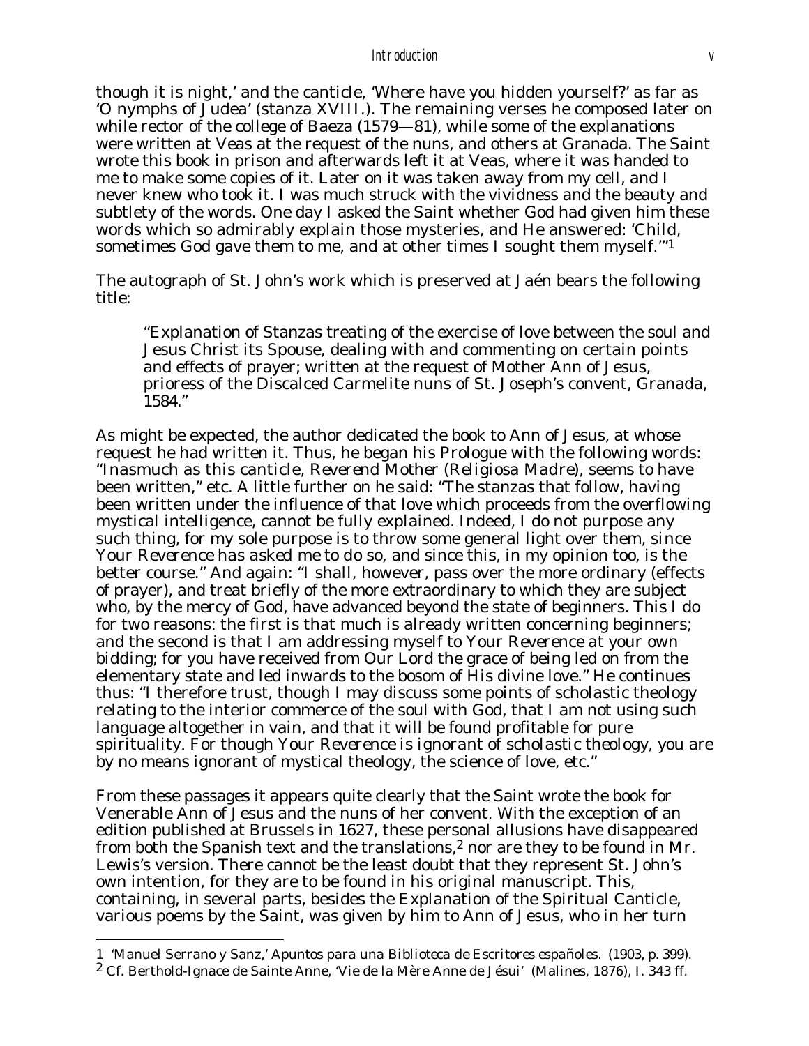though it is night,' and the canticle, 'Where have you hidden yourself?' as far as 'O nymphs of Judea' (stanza XVIII.). The remaining verses he composed later on while rector of the college of Baeza (1579—81), while some of the explanations were written at Veas at the request of the nuns, and others at Granada. The Saint wrote this book in prison and afterwards left it at Veas, where it was handed to me to make some copies of it. Later on it was taken away from my cell, and I never knew who took it. I was much struck with the vividness and the beauty and subtlety of the words. One day I asked the Saint whether God had given him these words which so admirably explain those mysteries, and He answered: 'Child, sometimes God gave them to me, and at other times I sought them myself.'"[1]

The autograph of St. John's work which is preserved at Jaén bears the following title:

> "Explanation of Stanzas treating of the exercise of love between the soul and Jesus Christ its Spouse, dealing with and commenting on certain points and effects of prayer; written at the request of Mother Ann of Jesus, prioress of the Discalced Carmelite nuns of St. Joseph's convent, Granada, 1584."

As might be expected, the author dedicated the book to Ann of Jesus, at whose request he had written it. Thus, he began his Prologue with the following words: "Inasmuch as this canticle, *Reverend Mother (Religiosa Madre)*, seems to have been written," etc. A little further on he said: "The stanzas that follow, having been written under the influence of that love which proceeds from the overflowing mystical intelligence, cannot be fully explained. Indeed, I do not purpose any such thing, for my sole purpose is to throw some general light over them, since *Your Reverence* has asked me to do so, and since this, in my opinion too, is the better course." And again: "I shall, however, pass over the more ordinary (effects of prayer), and treat briefly of the more extraordinary to which they are subject who, by the mercy of God, have advanced beyond the state of beginners. This I do for two reasons: the first is that much is already written concerning beginners; and the second is that I am addressing myself to *Your Reverence* at your own bidding; for you have received from Our Lord the grace of being led on from the elementary state and led inwards to the bosom of His divine love." He continues thus: "I therefore trust, though I may discuss some points of scholastic theology relating to the interior commerce of the soul with God, that I am not using such language altogether in vain, and that it will be found profitable for pure spirituality. For though *Your Reverence is ignorant of scholastic theology*, you are by no means ignorant of mystical theology, the science of love, etc."

From these passages it appears quite clearly that the Saint wrote the book for Venerable Ann of Jesus and the nuns of her convent. With the exception of an edition published at Brussels in 1627, these personal allusions have disappeared from both the Spanish text and the translations,[2] nor are they to be found in Mr. Lewis's version. There cannot be the least doubt that they represent St. John's own intention, for they are to be found in his original manuscript. This, containing, in several parts, besides the Explanation of the Spiritual Canticle, various poems by the Saint, was given by him to Ann of Jesus, who in her turn

---

1 'Manuel Serrano y Sanz,' *Apuntos para una Biblioteca de Escritores españoles*. (1903, p. 399).

2 Cf. Berthold-Ignace de Sainte Anne, 'Vie de la Mère Anne de Jésui' (Malines, 1876), I. 343 ff.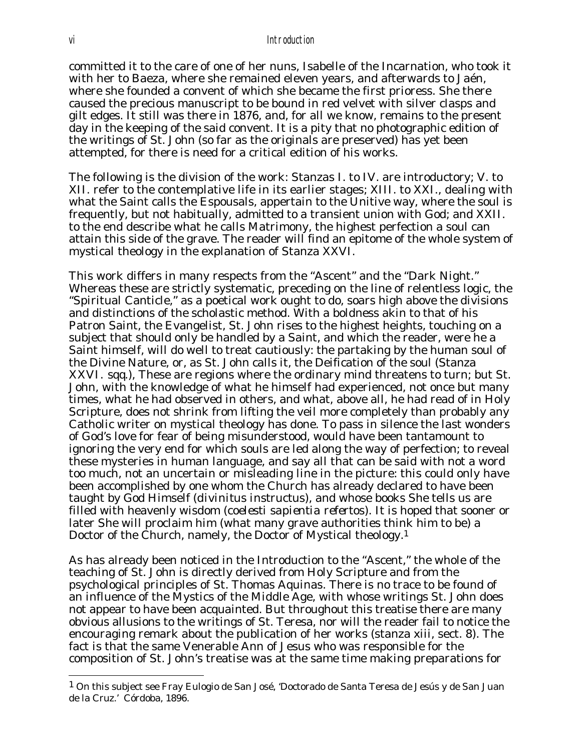committed it to the care of one of her nuns, Isabelle of the Incarnation, who took it with her to Baeza, where she remained eleven years, and afterwards to Jaén, where she founded a convent of which she became the first prioress. She there caused the precious manuscript to be bound in red velvet with silver clasps and gilt edges. It still was there in 1876, and, for all we know, remains to the present day in the keeping of the said convent. It is a pity that no photographic edition of the writings of St. John (so far as the originals are preserved) has yet been attempted, for there is need for a critical edition of his works.

The following is the division of the work: Stanzas I. to IV. are introductory; V. to XII. refer to the contemplative life in its earlier stages; XIII. to XXI., dealing with what the Saint calls the Espousals, appertain to the Unitive way, where the soul is frequently, but not habitually, admitted to a transient union with God; and XXII. to the end describe what he calls Matrimony, the highest perfection a soul can attain this side of the grave. The reader will find an epitome of the whole system of mystical theology in the explanation of Stanza XXVI.

This work differs in many respects from the "Ascent" and the "Dark Night." Whereas these are strictly systematic, preceding on the line of relentless logic, the "Spiritual Canticle," as a poetical work ought to do, soars high above the divisions and distinctions of the scholastic method. With a boldness akin to that of his Patron Saint, the Evangelist, St. John rises to the highest heights, touching on a subject that should only be handled by a Saint, and which the reader, were he a Saint himself, will do well to treat cautiously: the partaking by the human soul of the Divine Nature, or, as St. John calls it, the Deification of the soul (Stanza XXVI. *sqq.*), These are regions where the ordinary mind threatens to turn; but St. John, with the knowledge of what he himself had experienced, not once but many times, what he had observed in others, and what, above all, he had read of in Holy Scripture, does not shrink from lifting the veil more completely than probably any Catholic writer on mystical theology has done. To pass in silence the last wonders of God's love for fear of being misunderstood, would have been tantamount to ignoring the very end for which souls are led along the way of perfection; to reveal these mysteries in human language, and say all that can be said with not a word too much, not an uncertain or misleading line in the picture: this could only have been accomplished by one whom the Church has already declared to have been taught by God Himself (*divinitus instructus*), and whose books She tells us are filled with heavenly wisdom (*coelesti sapientia refertos*). It is hoped that sooner or later She will proclaim him (what many grave authorities think him to be) a Doctor of the Church, namely, the Doctor of Mystical theology.[1]

As has already been noticed in the Introduction to the "Ascent," the whole of the teaching of St. John is directly derived from Holy Scripture and from the psychological principles of St. Thomas Aquinas. There is no trace to be found of an influence of the Mystics of the Middle Age, with whose writings St. John does not appear to have been acquainted. But throughout this treatise there are many obvious allusions to the writings of St. Teresa, nor will the reader fail to notice the encouraging remark about the publication of her works (stanza xiii, sect. 8). The fact is that the same Venerable Ann of Jesus who was responsible for the composition of St. John's treatise was at the same time making preparations for

[1] On this subject see Fray Eulogio de San José, 'Doctorado de Santa Teresa de Jesús y de San Juan de la Cruz.' Córdoba, 1896.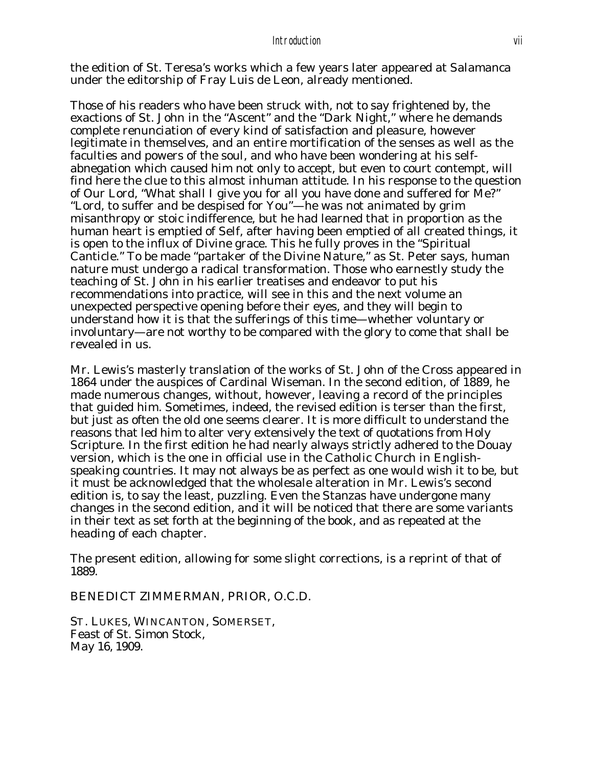the edition of St. Teresa's works which a few years later appeared at Salamanca under the editorship of Fray Luis de Leon, already mentioned.

Those of his readers who have been struck with, not to say frightened by, the exactions of St. John in the "Ascent" and the "Dark Night," where he demands complete renunciation of every kind of satisfaction and pleasure, however legitimate in themselves, and an entire mortification of the senses as well as the faculties and powers of the soul, and who have been wondering at his self-abnegation which caused him not only to accept, but even to court contempt, will find here the clue to this almost inhuman attitude. In his response to the question of Our Lord, "What shall I give you for all you have done and suffered for Me?" "Lord, to suffer and be despised for You"—he was not animated by grim misanthropy or stoic indifference, but he had learned that in proportion as the human heart is emptied of Self, after having been emptied of all created things, it is open to the influx of Divine grace. This he fully proves in the "Spiritual Canticle." To be made "partaker of the Divine Nature," as St. Peter says, human nature must undergo a radical transformation. Those who earnestly study the teaching of St. John in his earlier treatises and endeavor to put his recommendations into practice, will see in this and the next volume an unexpected perspective opening before their eyes, and they will begin to understand how it is that the sufferings of this time—whether voluntary or involuntary—are not worthy to be compared with the glory to come that shall be revealed in us.

Mr. Lewis's masterly translation of the works of St. John of the Cross appeared in 1864 under the auspices of Cardinal Wiseman. In the second edition, of 1889, he made numerous changes, without, however, leaving a record of the principles that guided him. Sometimes, indeed, the revised edition is terser than the first, but just as often the old one seems clearer. It is more difficult to understand the reasons that led him to alter very extensively the text of quotations from Holy Scripture. In the first edition he had nearly always strictly adhered to the Douay version, which is the one in official use in the Catholic Church in English-speaking countries. It may not always be as perfect as one would wish it to be, but it must be acknowledged that the wholesale alteration in Mr. Lewis's second edition is, to say the least, puzzling. Even the Stanzas have undergone many changes in the second edition, and it will be noticed that there are some variants in their text as set forth at the beginning of the book, and as repeated at the heading of each chapter.

The present edition, allowing for some slight corrections, is a reprint of that of 1889.

BENEDICT ZIMMERMAN, PRIOR, O.C.D.

ST. LUKES, WINCANTON, SOMERSET,
Feast of St. Simon Stock,
May 16, 1909.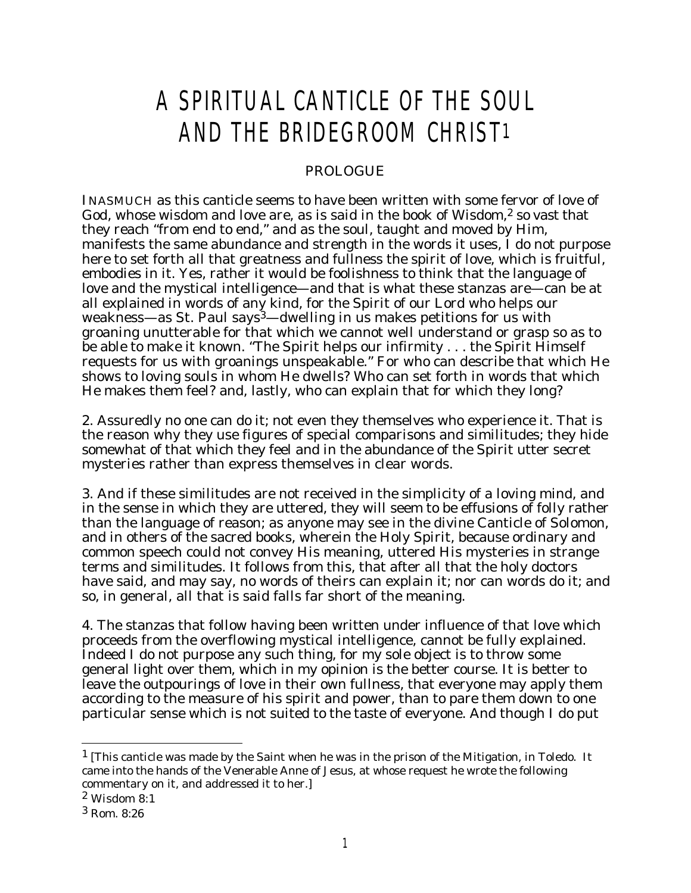# A SPIRITUAL CANTICLE OF THE SOUL AND THE BRIDEGROOM CHRIST[1]

## PROLOGUE

INASMUCH as this canticle seems to have been written with some fervor of love of God, whose wisdom and love are, as is said in the book of Wisdom,[2] so vast that they reach "from end to end," and as the soul, taught and moved by Him, manifests the same abundance and strength in the words it uses, I do not purpose here to set forth all that greatness and fullness the spirit of love, which is fruitful, embodies in it. Yes, rather it would be foolishness to think that the language of love and the mystical intelligence—and that is what these stanzas are—can be at all explained in words of any kind, for the Spirit of our Lord who helps our weakness—as St. Paul says[3]—dwelling in us makes petitions for us with groaning unutterable for that which we cannot well understand or grasp so as to be able to make it known. "The Spirit helps our infirmity . . . the Spirit Himself requests for us with groanings unspeakable." For who can describe that which He shows to loving souls in whom He dwells? Who can set forth in words that which He makes them feel? and, lastly, who can explain that for which they long?

2. Assuredly no one can do it; not even they themselves who experience it. That is the reason why they use figures of special comparisons and similitudes; they hide somewhat of that which they feel and in the abundance of the Spirit utter secret mysteries rather than express themselves in clear words.

3. And if these similitudes are not received in the simplicity of a loving mind, and in the sense in which they are uttered, they will seem to be effusions of folly rather than the language of reason; as anyone may see in the divine Canticle of Solomon, and in others of the sacred books, wherein the Holy Spirit, because ordinary and common speech could not convey His meaning, uttered His mysteries in strange terms and similitudes. It follows from this, that after all that the holy doctors have said, and may say, no words of theirs can explain it; nor can words do it; and so, in general, all that is said falls far short of the meaning.

4. The stanzas that follow having been written under influence of that love which proceeds from the overflowing mystical intelligence, cannot be fully explained. Indeed I do not purpose any such thing, for my sole object is to throw some general light over them, which in my opinion is the better course. It is better to leave the outpourings of love in their own fullness, that everyone may apply them according to the measure of his spirit and power, than to pare them down to one particular sense which is not suited to the taste of everyone. And though I do put

---

[1] [This canticle was made by the Saint when he was in the prison of the Mitigation, in Toledo. It came into the hands of the Venerable Anne of Jesus, at whose request he wrote the following commentary on it, and addressed it to her.]

[2] Wisdom 8:1

[3] Rom. 8:26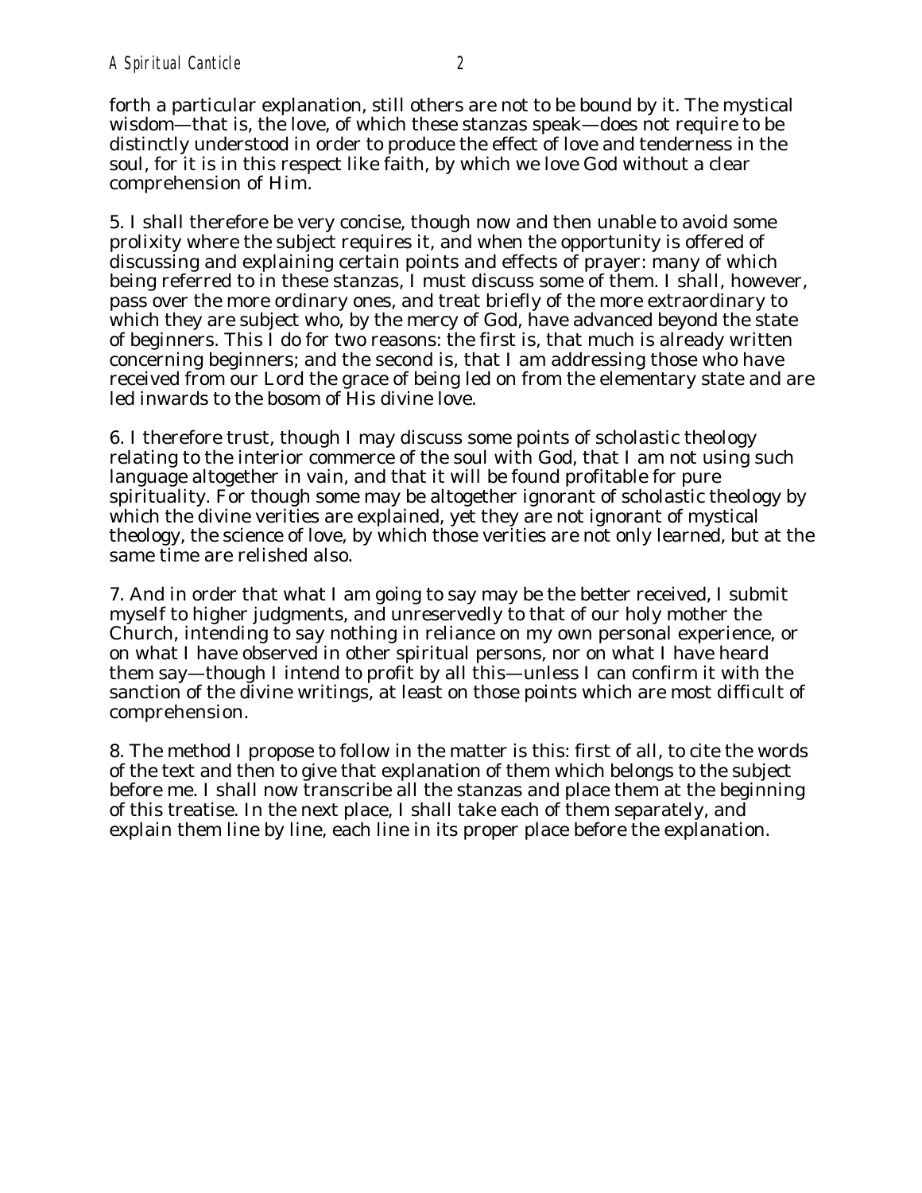forth a particular explanation, still others are not to be bound by it. The mystical wisdom—that is, the love, of which these stanzas speak—does not require to be distinctly understood in order to produce the effect of love and tenderness in the soul, for it is in this respect like faith, by which we love God without a clear comprehension of Him.

5. I shall therefore be very concise, though now and then unable to avoid some prolixity where the subject requires it, and when the opportunity is offered of discussing and explaining certain points and effects of prayer: many of which being referred to in these stanzas, I must discuss some of them. I shall, however, pass over the more ordinary ones, and treat briefly of the more extraordinary to which they are subject who, by the mercy of God, have advanced beyond the state of beginners. This I do for two reasons: the first is, that much is already written concerning beginners; and the second is, that I am addressing those who have received from our Lord the grace of being led on from the elementary state and are led inwards to the bosom of His divine love.

6. I therefore trust, though I may discuss some points of scholastic theology relating to the interior commerce of the soul with God, that I am not using such language altogether in vain, and that it will be found profitable for pure spirituality. For though some may be altogether ignorant of scholastic theology by which the divine verities are explained, yet they are not ignorant of mystical theology, the science of love, by which those verities are not only learned, but at the same time are relished also.

7. And in order that what I am going to say may be the better received, I submit myself to higher judgments, and unreservedly to that of our holy mother the Church, intending to say nothing in reliance on my own personal experience, or on what I have observed in other spiritual persons, nor on what I have heard them say—though I intend to profit by all this—unless I can confirm it with the sanction of the divine writings, at least on those points which are most difficult of comprehension.

8. The method I propose to follow in the matter is this: first of all, to cite the words of the text and then to give that explanation of them which belongs to the subject before me. I shall now transcribe all the stanzas and place them at the beginning of this treatise. In the next place, I shall take each of them separately, and explain them line by line, each line in its proper place before the explanation.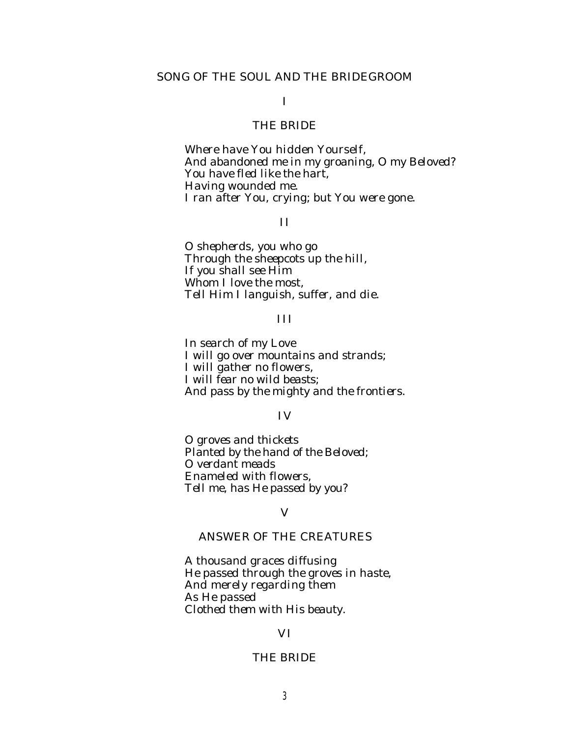# SONG OF THE SOUL AND THE BRIDEGROOM

I

THE BRIDE

*Where have You hidden Yourself,*
*And abandoned me in my groaning, O my Beloved?*
*You have fled like the hart,*
*Having wounded me.*
*I ran after You, crying; but You were gone.*

II

*O shepherds, you who go*
*Through the sheepcots up the hill,*
*If you shall see Him*
*Whom I love the most,*
*Tell Him I languish, suffer, and die.*

III

*In search of my Love*
*I will go over mountains and strands;*
*I will gather no flowers,*
*I will fear no wild beasts;*
*And pass by the mighty and the frontiers.*

IV

*O groves and thickets*
*Planted by the hand of the Beloved;*
*O verdant meads*
*Enameled with flowers,*
*Tell me, has He passed by you?*

V

ANSWER OF THE CREATURES

*A thousand graces diffusing*
*He passed through the groves in haste,*
*And merely regarding them*
*As He passed*
*Clothed them with His beauty.*

VI

THE BRIDE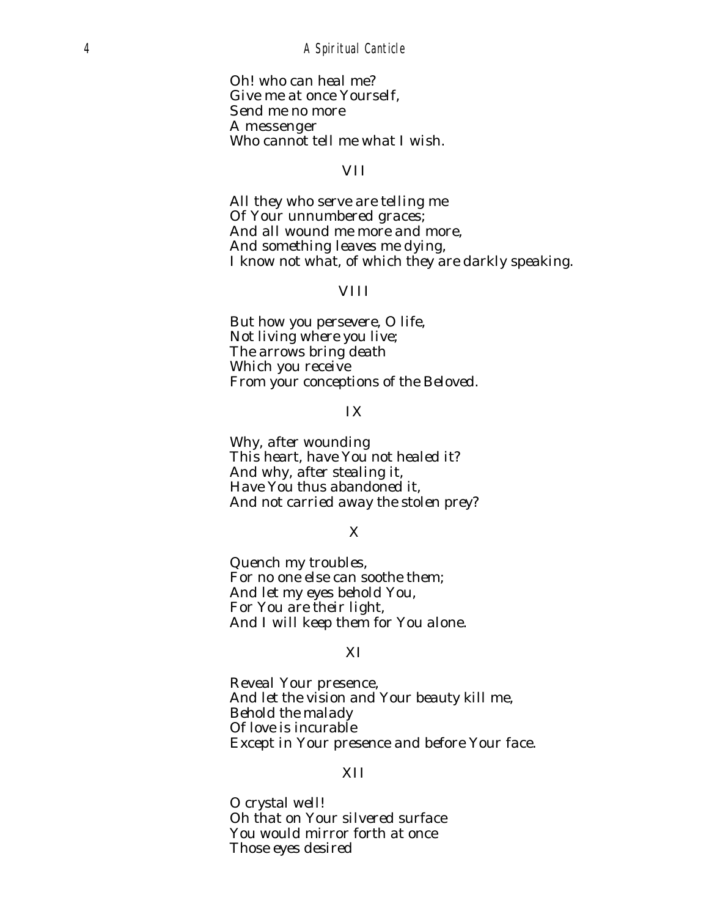*Oh! who can heal me?*
*Give me at once Yourself,*
*Send me no more*
*A messenger*
*Who cannot tell me what I wish.*

VII

*All they who serve are telling me*
*Of Your unnumbered graces;*
*And all wound me more and more,*
*And something leaves me dying,*
*I know not what, of which they are darkly speaking.*

VIII

*But how you persevere, O life,*
*Not living where you live;*
*The arrows bring death*
*Which you receive*
*From your conceptions of the Beloved.*

IX

*Why, after wounding*
*This heart, have You not healed it?*
*And why, after stealing it,*
*Have You thus abandoned it,*
*And not carried away the stolen prey?*

X

*Quench my troubles,*
*For no one else can soothe them;*
*And let my eyes behold You,*
*For You are their light,*
*And I will keep them for You alone.*

XI

*Reveal Your presence,*
*And let the vision and Your beauty kill me,*
*Behold the malady*
*Of love is incurable*
*Except in Your presence and before Your face.*

XII

*O crystal well!*
*Oh that on Your silvered surface*
*You would mirror forth at once*
*Those eyes desired*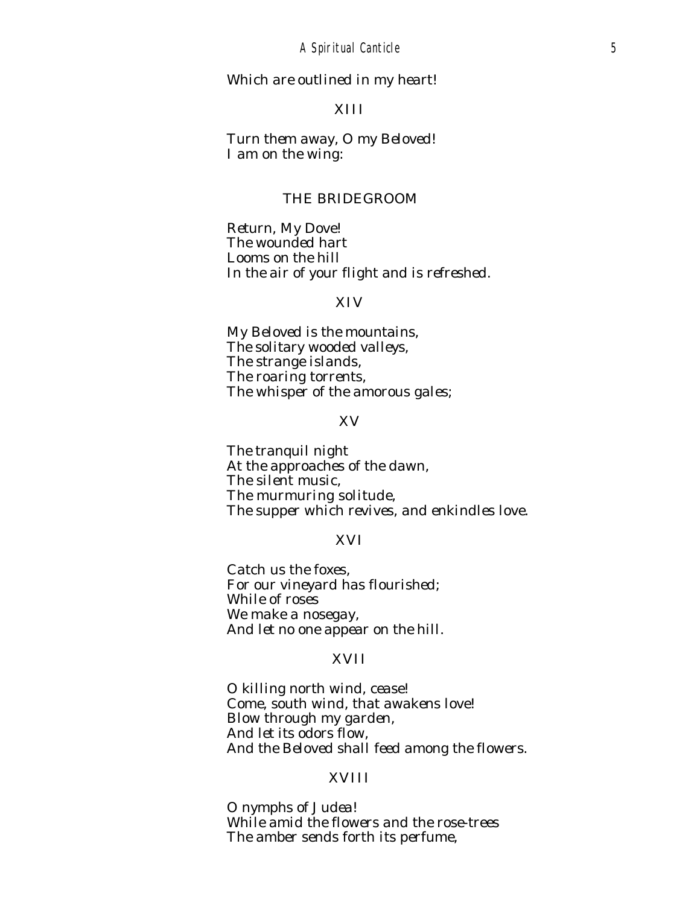Which are outlined in my heart!

XIII

Turn them away, O my Beloved!  
I am on the wing:

THE BRIDEGROOM

Return, My Dove!  
The wounded hart  
Looms on the hill  
In the air of your flight and is refreshed.

XIV

My Beloved is the mountains,  
The solitary wooded valleys,  
The strange islands,  
The roaring torrents,  
The whisper of the amorous gales;

XV

The tranquil night  
At the approaches of the dawn,  
The silent music,  
The murmuring solitude,  
The supper which revives, and enkindles love.

XVI

Catch us the foxes,  
For our vineyard has flourished;  
While of roses  
We make a nosegay,  
And let no one appear on the hill.

XVII

O killing north wind, cease!  
Come, south wind, that awakens love!  
Blow through my garden,  
And let its odors flow,  
And the Beloved shall feed among the flowers.

XVIII

O nymphs of Judea!  
While amid the flowers and the rose-trees  
The amber sends forth its perfume,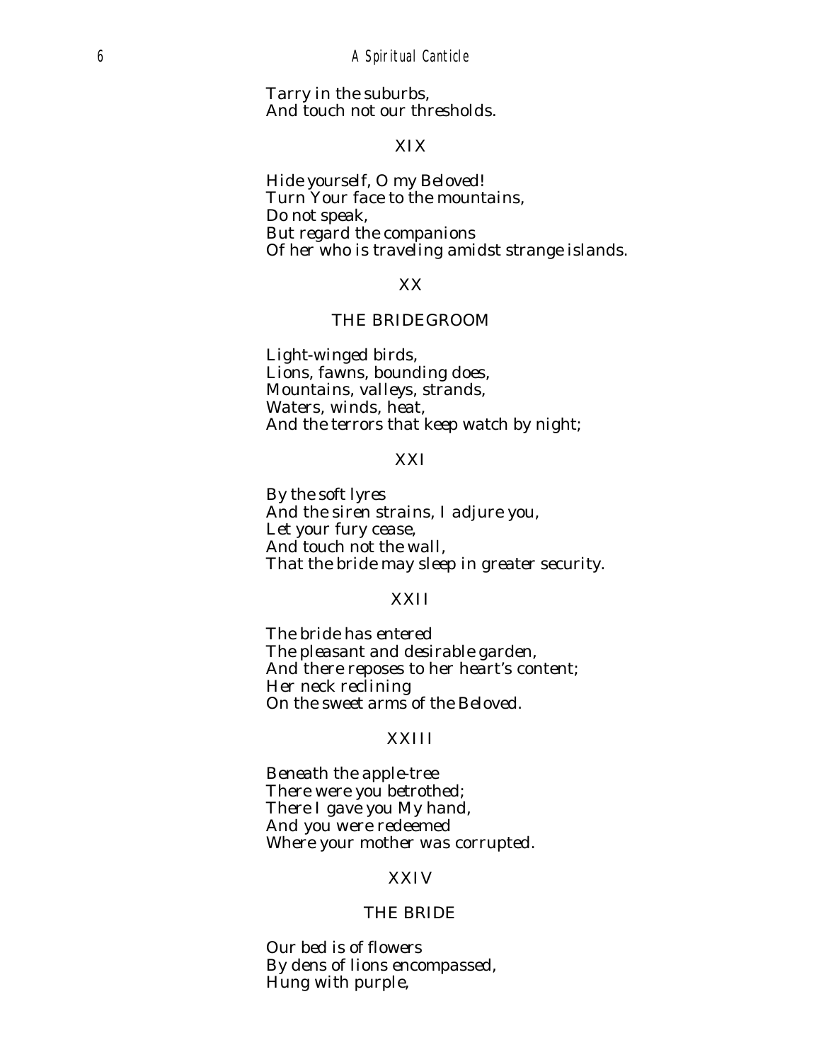Tarry in the suburbs,  
And touch not our thresholds.

XIX

Hide yourself, O my Beloved!  
Turn Your face to the mountains,  
Do not speak,  
But regard the companions  
Of her who is traveling amidst strange islands.

XX

THE BRIDEGROOM

Light-winged birds,  
Lions, fawns, bounding does,  
Mountains, valleys, strands,  
Waters, winds, heat,  
And the terrors that keep watch by night;

XXI

By the soft lyres  
And the siren strains, I adjure you,  
Let your fury cease,  
And touch not the wall,  
That the bride may sleep in greater security.

XXII

The bride has entered  
The pleasant and desirable garden,  
And there reposes to her heart's content;  
Her neck reclining  
On the sweet arms of the Beloved.

XXIII

Beneath the apple-tree  
There were you betrothed;  
There I gave you My hand,  
And you were redeemed  
Where your mother was corrupted.

XXIV

THE BRIDE

Our bed is of flowers  
By dens of lions encompassed,  
Hung with purple,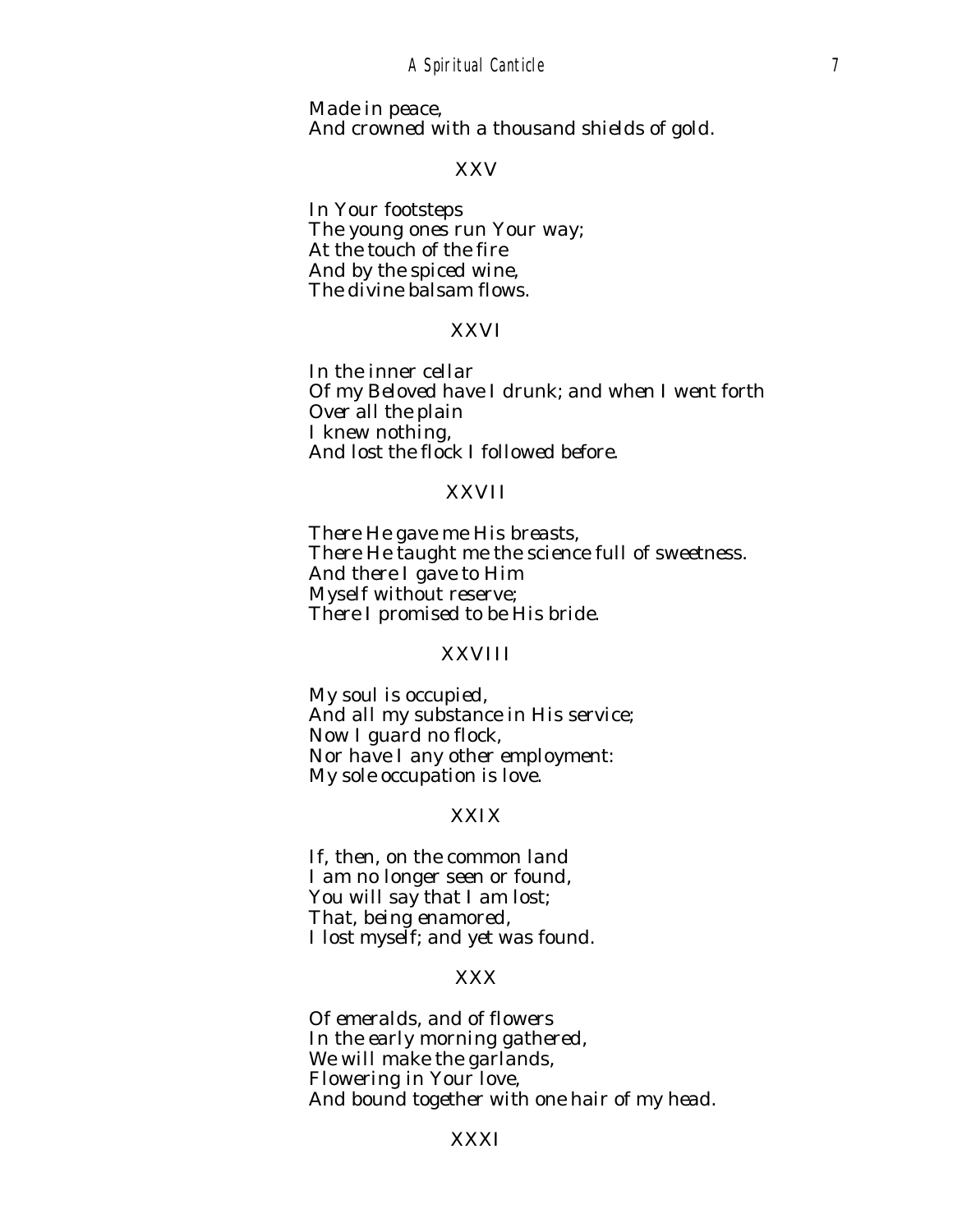Made in peace,
And crowned with a thousand shields of gold.

### XXV

In Your footsteps
The young ones run Your way;
At the touch of the fire
And by the spiced wine,
The divine balsam flows.

### XXVI

In the inner cellar
Of my Beloved have I drunk; and when I went forth
Over all the plain
I knew nothing,
And lost the flock I followed before.

### XXVII

There He gave me His breasts,
There He taught me the science full of sweetness.
And there I gave to Him
Myself without reserve;
There I promised to be His bride.

### XXVIII

My soul is occupied,
And all my substance in His service;
Now I guard no flock,
Nor have I any other employment:
My sole occupation is love.

### XXIX

If, then, on the common land
I am no longer seen or found,
You will say that I am lost;
That, being enamored,
I lost myself; and yet was found.

### XXX

Of emeralds, and of flowers
In the early morning gathered,
We will make the garlands,
Flowering in Your love,
And bound together with one hair of my head.

### XXXI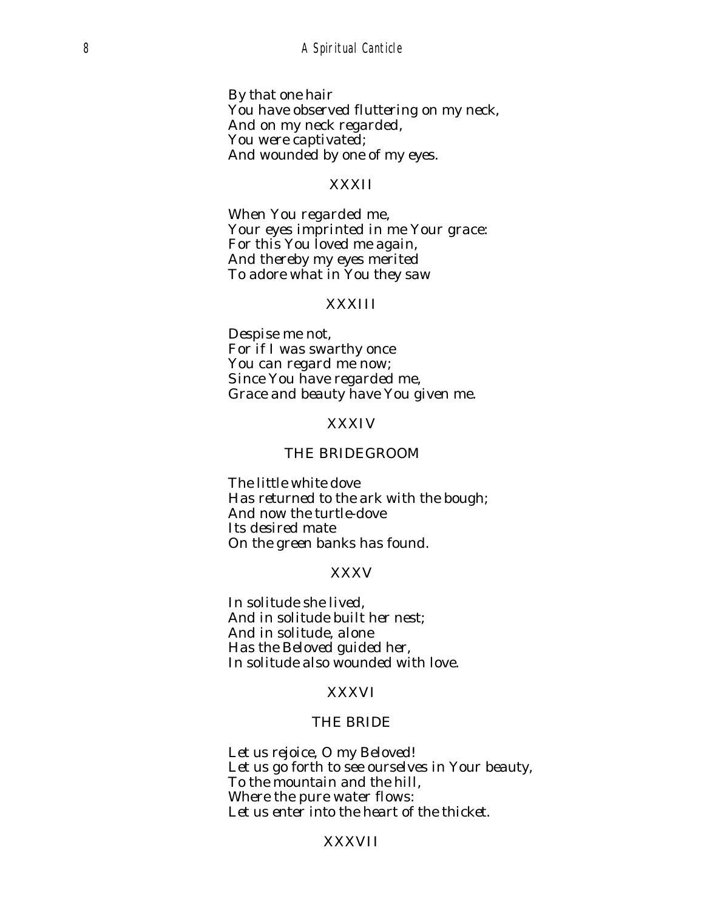By that one hair  
You have observed fluttering on my neck,  
And on my neck regarded,  
You were captivated;  
And wounded by one of my eyes.

XXXII

When You regarded me,  
Your eyes imprinted in me Your grace:  
For this You loved me again,  
And thereby my eyes merited  
To adore what in You they saw

XXXIII

Despise me not,  
For if I was swarthy once  
You can regard me now;  
Since You have regarded me,  
Grace and beauty have You given me.

XXXIV

THE BRIDEGROOM

The little white dove  
Has returned to the ark with the bough;  
And now the turtle-dove  
Its desired mate  
On the green banks has found.

XXXV

In solitude she lived,  
And in solitude built her nest;  
And in solitude, alone  
Has the Beloved guided her,  
In solitude also wounded with love.

XXXVI

THE BRIDE

Let us rejoice, O my Beloved!  
Let us go forth to see ourselves in Your beauty,  
To the mountain and the hill,  
Where the pure water flows:  
Let us enter into the heart of the thicket.

XXXVII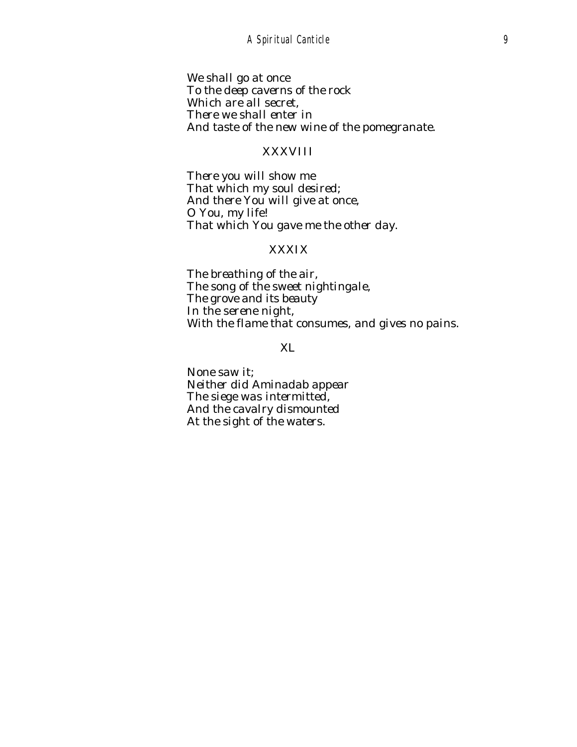*We shall go at once*
*To the deep caverns of the rock*
*Which are all secret,*
*There we shall enter in*
*And taste of the new wine of the pomegranate.*

XXXVIII

*There you will show me*
*That which my soul desired;*
*And there You will give at once,*
*O You, my life!*
*That which You gave me the other day.*

XXXIX

*The breathing of the air,*
*The song of the sweet nightingale,*
*The grove and its beauty*
*In the serene night,*
*With the flame that consumes, and gives no pains.*

XL

*None saw it;*
*Neither did Aminadab appear*
*The siege was intermitted,*
*And the cavalry dismounted*
*At the sight of the waters.*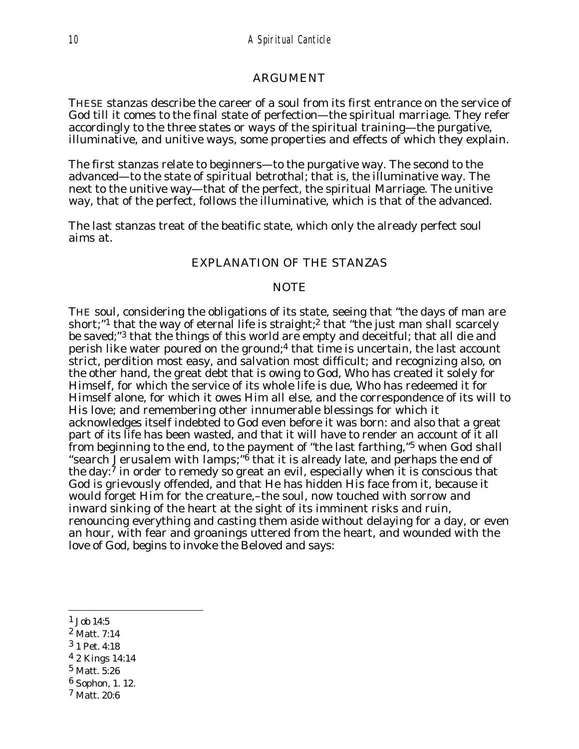## ARGUMENT

THESE stanzas describe the career of a soul from its first entrance on the service of God till it comes to the final state of perfection—the spiritual marriage. They refer accordingly to the three states or ways of the spiritual training—the purgative, illuminative, and unitive ways, some properties and effects of which they explain.

The first stanzas relate to beginners—to the purgative way. The second to the advanced—to the state of spiritual betrothal; that is, the illuminative way. The next to the unitive way—that of the perfect, the spiritual Marriage. The unitive way, that of the perfect, follows the illuminative, which is that of the advanced.

The last stanzas treat of the beatific state, which only the already perfect soul aims at.

## EXPLANATION OF THE STANZAS

### NOTE

THE soul, considering the obligations of its state, seeing that "the days of man are short;"[1] that the way of eternal life is straight;[2] that "the just man shall scarcely be saved;"[3] that the things of this world are empty and deceitful; that all die and perish like water poured on the ground;[4] that time is uncertain, the last account strict, perdition most easy, and salvation most difficult; and recognizing also, on the other hand, the great debt that is owing to God, Who has created it solely for Himself, for which the service of its whole life is due, Who has redeemed it for Himself alone, for which it owes Him all else, and the correspondence of its will to His love; and remembering other innumerable blessings for which it acknowledges itself indebted to God even before it was born: and also that a great part of its life has been wasted, and that it will have to render an account of it all from beginning to the end, to the payment of "the last farthing,"[5] when God shall "search Jerusalem with lamps;"[6] that it is already late, and perhaps the end of the day:[7] in order to remedy so great an evil, especially when it is conscious that God is grievously offended, and that He has hidden His face from it, because it would forget Him for the creature,–the soul, now touched with sorrow and inward sinking of the heart at the sight of its imminent risks and ruin, renouncing everything and casting them aside without delaying for a day, or even an hour, with fear and groanings uttered from the heart, and wounded with the love of God, begins to invoke the Beloved and says:

---

[1] Job 14:5

[2] Matt. 7:14

[3] 1 Pet. 4:18

[4] 2 Kings 14:14

[5] Matt. 5:26

[6] Sophon, 1. 12.

[7] Matt. 20:6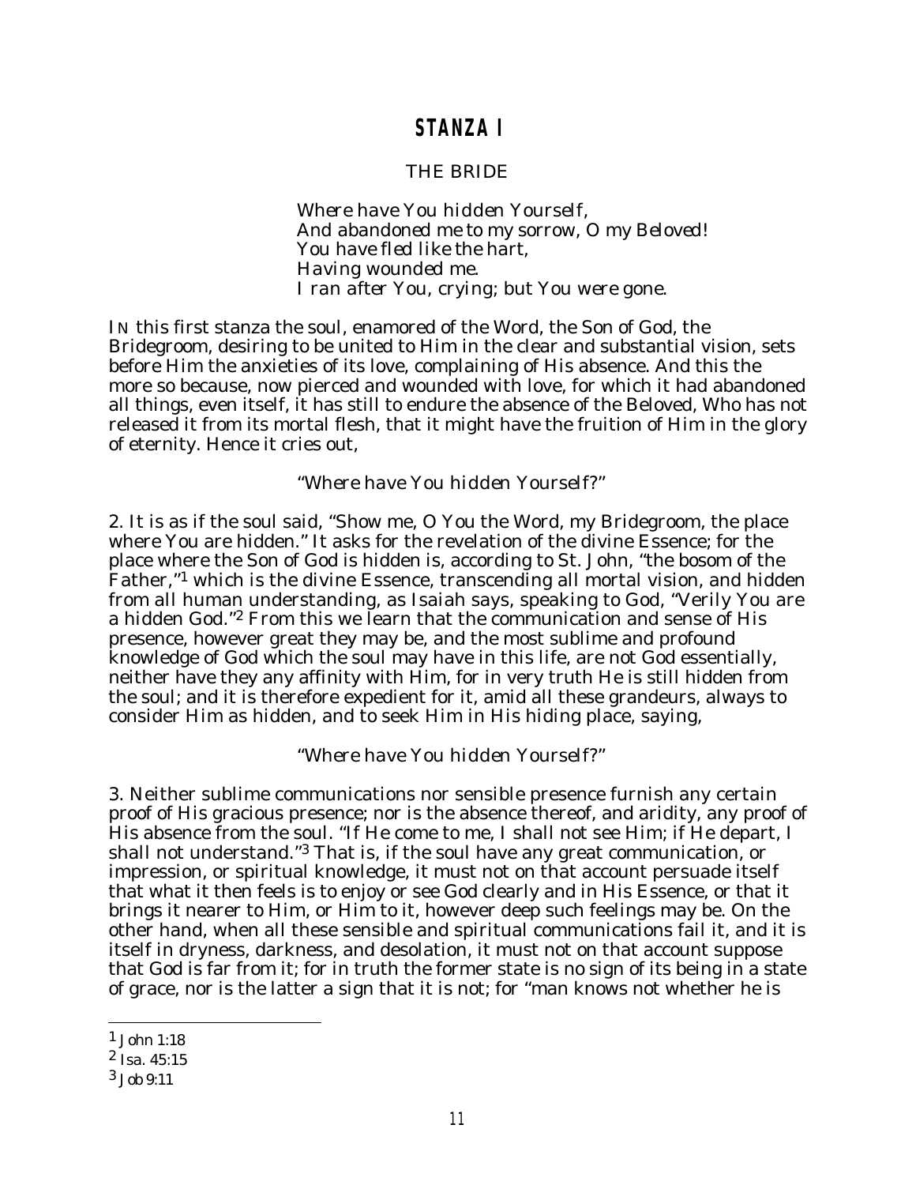# STANZA I

## THE BRIDE

*Where have You hidden Yourself,*
*And abandoned me to my sorrow, O my Beloved!*
*You have fled like the hart,*
*Having wounded me.*
*I ran after You, crying; but You were gone.*

IN this first stanza the soul, enamored of the Word, the Son of God, the Bridegroom, desiring to be united to Him in the clear and substantial vision, sets before Him the anxieties of its love, complaining of His absence. And this the more so because, now pierced and wounded with love, for which it had abandoned all things, even itself, it has still to endure the absence of the Beloved, Who has not released it from its mortal flesh, that it might have the fruition of Him in the glory of eternity. Hence it cries out,

*"Where have You hidden Yourself?"*

2. It is as if the soul said, "Show me, O You the Word, my Bridegroom, the place where You are hidden." It asks for the revelation of the divine Essence; for the place where the Son of God is hidden is, according to St. John, "the bosom of the Father,"[1] which is the divine Essence, transcending all mortal vision, and hidden from all human understanding, as Isaiah says, speaking to God, "Verily You are a hidden God."[2] From this we learn that the communication and sense of His presence, however great they may be, and the most sublime and profound knowledge of God which the soul may have in this life, are not God essentially, neither have they any affinity with Him, for in very truth He is still hidden from the soul; and it is therefore expedient for it, amid all these grandeurs, always to consider Him as hidden, and to seek Him in His hiding place, saying,

*"Where have You hidden Yourself?"*

3. Neither sublime communications nor sensible presence furnish any certain proof of His gracious presence; nor is the absence thereof, and aridity, any proof of His absence from the soul. "If He come to me, I shall not see Him; if He depart, I shall not understand."[3] That is, if the soul have any great communication, or impression, or spiritual knowledge, it must not on that account persuade itself that what it then feels is to enjoy or see God clearly and in His Essence, or that it brings it nearer to Him, or Him to it, however deep such feelings may be. On the other hand, when all these sensible and spiritual communications fail it, and it is itself in dryness, darkness, and desolation, it must not on that account suppose that God is far from it; for in truth the former state is no sign of its being in a state of grace, nor is the latter a sign that it is not; for "man knows not whether he is

---

[1] John 1:18

[2] Isa. 45:15

[3] Job 9:11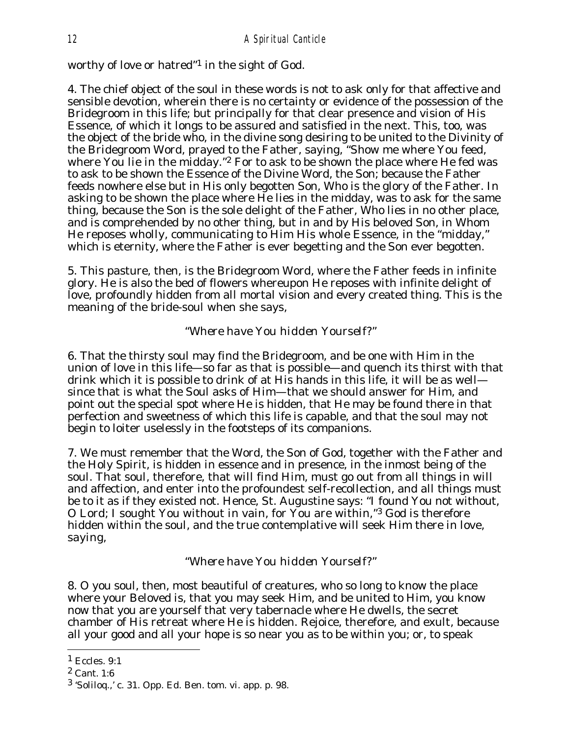worthy of love or hatred"[1] in the sight of God.

4. The chief object of the soul in these words is not to ask only for that affective and sensible devotion, wherein there is no certainty or evidence of the possession of the Bridegroom in this life; but principally for that clear presence and vision of His Essence, of which it longs to be assured and satisfied in the next. This, too, was the object of the bride who, in the divine song desiring to be united to the Divinity of the Bridegroom Word, prayed to the Father, saying, "Show me where You feed, where You lie in the midday."[2] For to ask to be shown the place where He fed was to ask to be shown the Essence of the Divine Word, the Son; because the Father feeds nowhere else but in His only begotten Son, Who is the glory of the Father. In asking to be shown the place where He lies in the midday, was to ask for the same thing, because the Son is the sole delight of the Father, Who lies in no other place, and is comprehended by no other thing, but in and by His beloved Son, in Whom He reposes wholly, communicating to Him His whole Essence, in the "midday," which is eternity, where the Father is ever begetting and the Son ever begotten.

5. This pasture, then, is the Bridegroom Word, where the Father feeds in infinite glory. He is also the bed of flowers whereupon He reposes with infinite delight of love, profoundly hidden from all mortal vision and every created thing. This is the meaning of the bride-soul when she says,

*"Where have You hidden Yourself?"*

6. That the thirsty soul may find the Bridegroom, and be one with Him in the union of love in this life—so far as that is possible—and quench its thirst with that drink which it is possible to drink of at His hands in this life, it will be as well—since that is what the Soul asks of Him—that we should answer for Him, and point out the special spot where He is hidden, that He may be found there in that perfection and sweetness of which this life is capable, and that the soul may not begin to loiter uselessly in the footsteps of its companions.

7. We must remember that the Word, the Son of God, together with the Father and the Holy Spirit, is hidden in essence and in presence, in the inmost being of the soul. That soul, therefore, that will find Him, must go out from all things in will and affection, and enter into the profoundest self-recollection, and all things must be to it as if they existed not. Hence, St. Augustine says: "I found You not without, O Lord; I sought You without in vain, for You are within,"[3] God is therefore hidden within the soul, and the true contemplative will seek Him there in love, saying,

*"Where have You hidden Yourself?"*

8. O you soul, then, most beautiful of creatures, who so long to know the place where your Beloved is, that you may seek Him, and be united to Him, you know now that you are yourself that very tabernacle where He dwells, the secret chamber of His retreat where He is hidden. Rejoice, therefore, and exult, because all your good and all your hope is so near you as to be within you; or, to speak

---

[1] Eccles. 9:1

[2] Cant. 1:6

[3] 'Soliloq.,' c. 31. Opp. Ed. Ben. tom. vi. app. p. 98.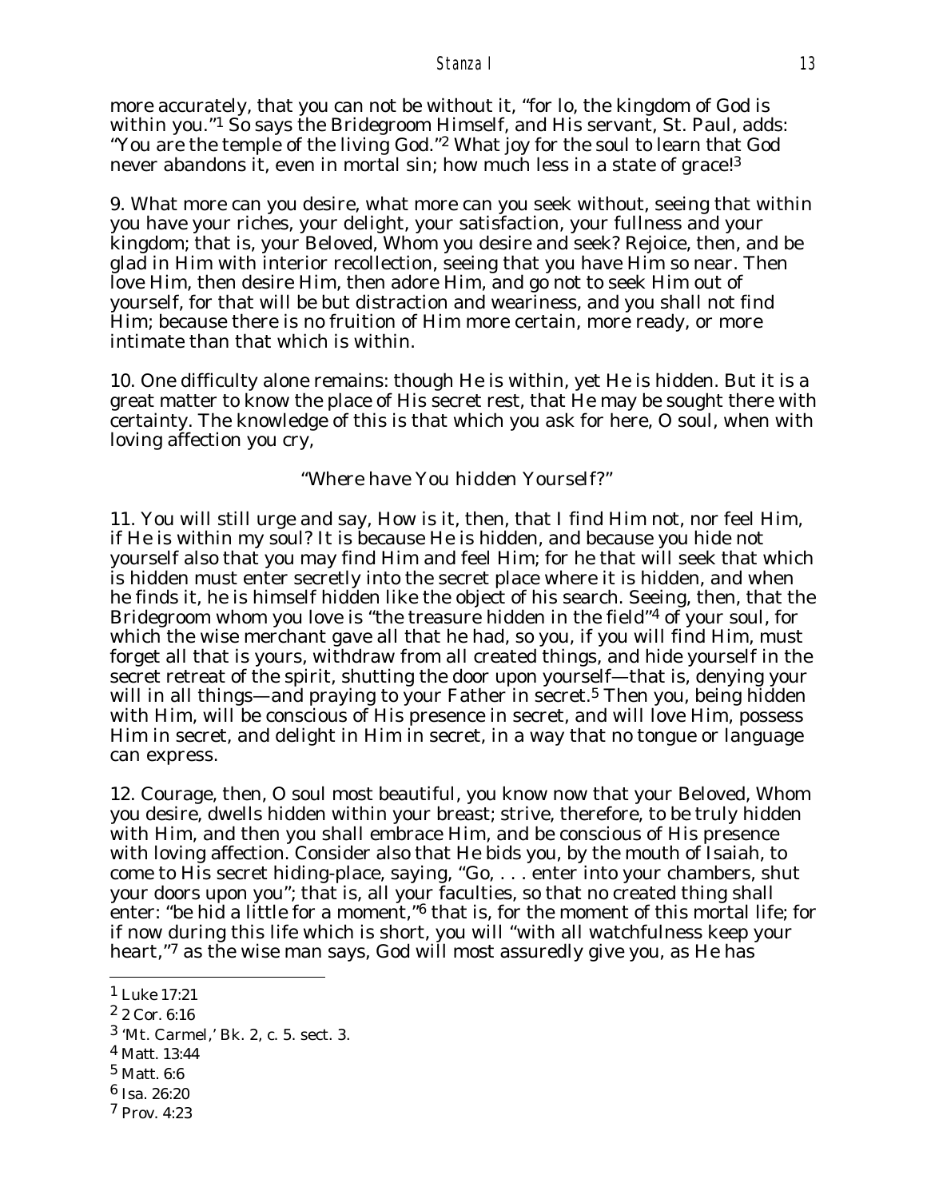more accurately, that you can not be without it, "for lo, the kingdom of God is within you."[1] So says the Bridegroom Himself, and His servant, St. Paul, adds: "You are the temple of the living God."[2] What joy for the soul to learn that God never abandons it, even in mortal sin; how much less in a state of grace![3]

9. What more can you desire, what more can you seek without, seeing that within you have your riches, your delight, your satisfaction, your fullness and your kingdom; that is, your Beloved, Whom you desire and seek? Rejoice, then, and be glad in Him with interior recollection, seeing that you have Him so near. Then love Him, then desire Him, then adore Him, and go not to seek Him out of yourself, for that will be but distraction and weariness, and you shall not find Him; because there is no fruition of Him more certain, more ready, or more intimate than that which is within.

10. One difficulty alone remains: though He is within, yet He is hidden. But it is a great matter to know the place of His secret rest, that He may be sought there with certainty. The knowledge of this is that which you ask for here, O soul, when with loving affection you cry,

*"Where have You hidden Yourself?"*

11. You will still urge and say, How is it, then, that I find Him not, nor feel Him, if He is within my soul? It is because He is hidden, and because you hide not yourself also that you may find Him and feel Him; for he that will seek that which is hidden must enter secretly into the secret place where it is hidden, and when he finds it, he is himself hidden like the object of his search. Seeing, then, that the Bridegroom whom you love is "the treasure hidden in the field"[4] of your soul, for which the wise merchant gave all that he had, so you, if you will find Him, must forget all that is yours, withdraw from all created things, and hide yourself in the secret retreat of the spirit, shutting the door upon yourself—that is, denying your will in all things—and praying to your Father in secret.[5] Then you, being hidden with Him, will be conscious of His presence in secret, and will love Him, possess Him in secret, and delight in Him in secret, in a way that no tongue or language can express.

12. Courage, then, O soul most beautiful, you know now that your Beloved, Whom you desire, dwells hidden within your breast; strive, therefore, to be truly hidden with Him, and then you shall embrace Him, and be conscious of His presence with loving affection. Consider also that He bids you, by the mouth of Isaiah, to come to His secret hiding-place, saying, "Go, . . . enter into your chambers, shut your doors upon you"; that is, all your faculties, so that no created thing shall enter: "be hid a little for a moment,"[6] that is, for the moment of this mortal life; for if now during this life which is short, you will "with all watchfulness keep your heart,"[7] as the wise man says, God will most assuredly give you, as He has

---

[1] Luke 17:21

[2] 2 Cor. 6:16

[3] 'Mt. Carmel,' Bk. 2, c. 5. sect. 3.

[4] Matt. 13:44

[5] Matt. 6:6

[6] Isa. 26:20

[7] Prov. 4:23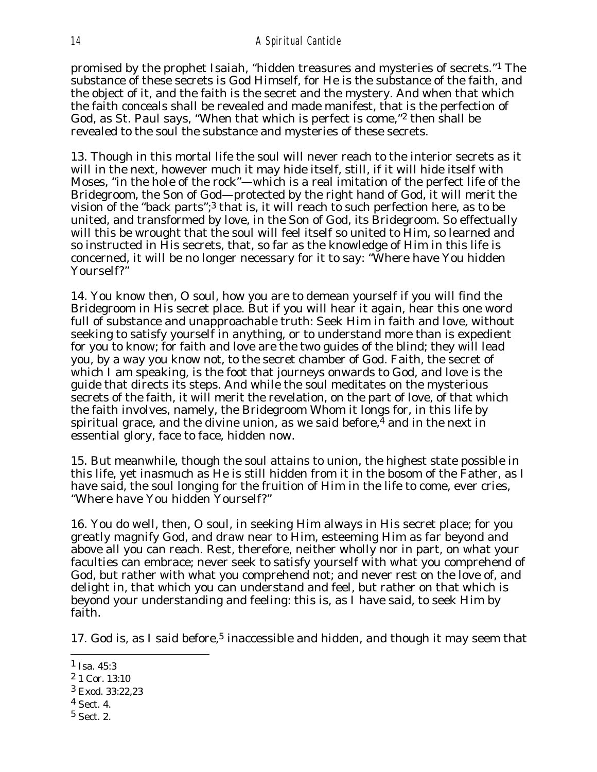promised by the prophet Isaiah, "hidden treasures and mysteries of secrets."[1] The substance of these secrets is God Himself, for He is the substance of the faith, and the object of it, and the faith is the secret and the mystery. And when that which the faith conceals shall be revealed and made manifest, that is the perfection of God, as St. Paul says, "When that which is perfect is come,"[2] then shall be revealed to the soul the substance and mysteries of these secrets.

13. Though in this mortal life the soul will never reach to the interior secrets as it will in the next, however much it may hide itself, still, if it will hide itself with Moses, "in the hole of the rock"—which is a real imitation of the perfect life of the Bridegroom, the Son of God—protected by the right hand of God, it will merit the vision of the "back parts";[3] that is, it will reach to such perfection here, as to be united, and transformed by love, in the Son of God, its Bridegroom. So effectually will this be wrought that the soul will feel itself so united to Him, so learned and so instructed in His secrets, that, so far as the knowledge of Him in this life is concerned, it will be no longer necessary for it to say: "Where have You hidden Yourself?"

14. You know then, O soul, how you are to demean yourself if you will find the Bridegroom in His secret place. But if you will hear it again, hear this one word full of substance and unapproachable truth: Seek Him in faith and love, without seeking to satisfy yourself in anything, or to understand more than is expedient for you to know; for faith and love are the two guides of the blind; they will lead you, by a way you know not, to the secret chamber of God. Faith, the secret of which I am speaking, is the foot that journeys onwards to God, and love is the guide that directs its steps. And while the soul meditates on the mysterious secrets of the faith, it will merit the revelation, on the part of love, of that which the faith involves, namely, the Bridegroom Whom it longs for, in this life by spiritual grace, and the divine union, as we said before,[4] and in the next in essential glory, face to face, hidden now.

15. But meanwhile, though the soul attains to union, the highest state possible in this life, yet inasmuch as He is still hidden from it in the bosom of the Father, as I have said, the soul longing for the fruition of Him in the life to come, ever cries, "Where have You hidden Yourself?"

16. You do well, then, O soul, in seeking Him always in His secret place; for you greatly magnify God, and draw near to Him, esteeming Him as far beyond and above all you can reach. Rest, therefore, neither wholly nor in part, on what your faculties can embrace; never seek to satisfy yourself with what you comprehend of God, but rather with what you comprehend not; and never rest on the love of, and delight in, that which you can understand and feel, but rather on that which is beyond your understanding and feeling: this is, as I have said, to seek Him by faith.

17. God is, as I said before,[5] inaccessible and hidden, and though it may seem that

---

[1] Isa. 45:3

[2] 1 Cor. 13:10

[3] Exod. 33:22,23

[4] Sect. 4.

[5] Sect. 2.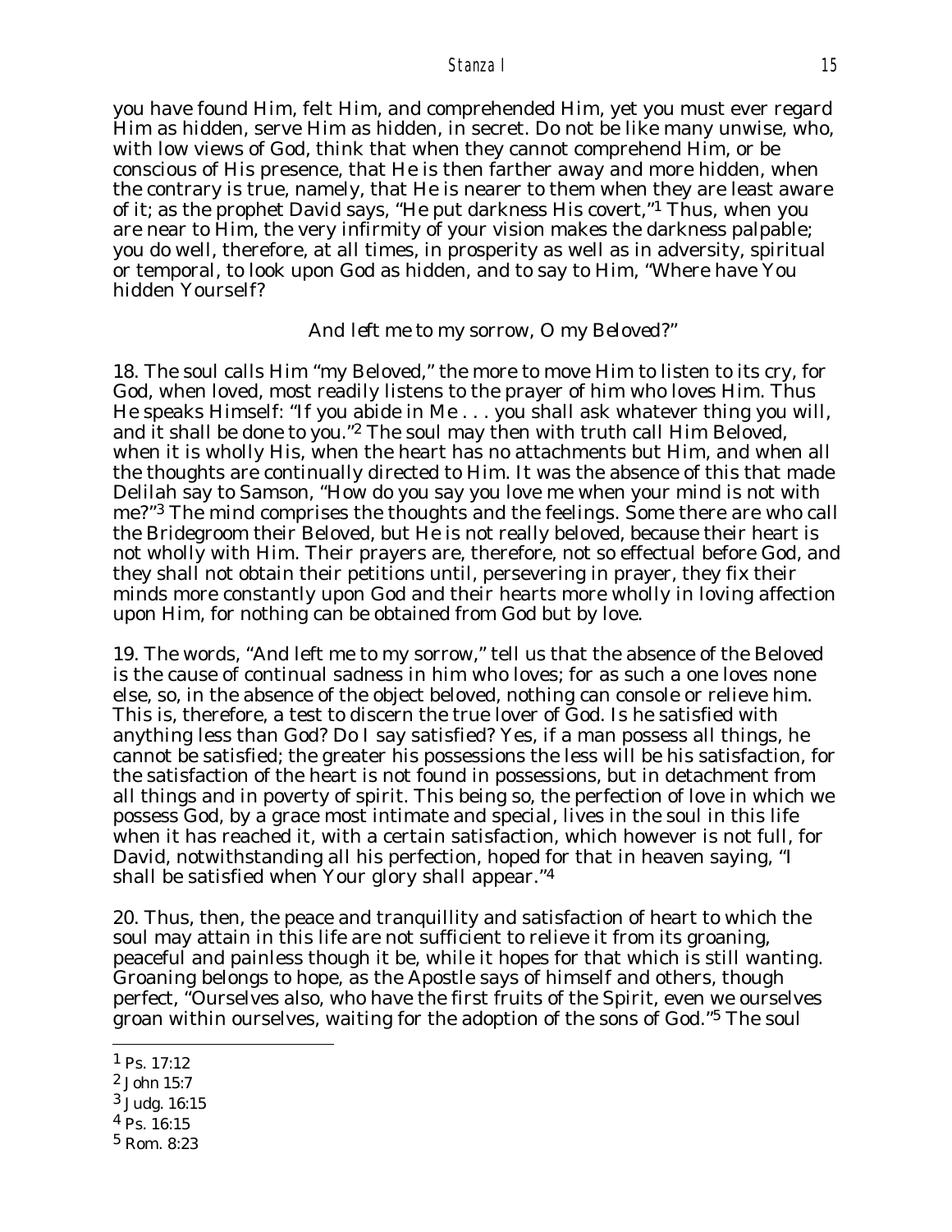you have found Him, felt Him, and comprehended Him, yet you must ever regard Him as hidden, serve Him as hidden, in secret. Do not be like many unwise, who, with low views of God, think that when they cannot comprehend Him, or be conscious of His presence, that He is then farther away and more hidden, when the contrary is true, namely, that He is nearer to them when they are least aware of it; as the prophet David says, "He put darkness His covert,"[1] Thus, when you are near to Him, the very infirmity of your vision makes the darkness palpable; you do well, therefore, at all times, in prosperity as well as in adversity, spiritual or temporal, to look upon God as hidden, and to say to Him, "Where have You hidden Yourself?

*And left me to my sorrow, O my Beloved?"*

18. The soul calls Him "my Beloved," the more to move Him to listen to its cry, for God, when loved, most readily listens to the prayer of him who loves Him. Thus He speaks Himself: "If you abide in Me . . . you shall ask whatever thing you will, and it shall be done to you."[2] The soul may then with truth call Him Beloved, when it is wholly His, when the heart has no attachments but Him, and when all the thoughts are continually directed to Him. It was the absence of this that made Delilah say to Samson, "How do you say you love me when your mind is not with me?"[3] The mind comprises the thoughts and the feelings. Some there are who call the Bridegroom their Beloved, but He is not really beloved, because their heart is not wholly with Him. Their prayers are, therefore, not so effectual before God, and they shall not obtain their petitions until, persevering in prayer, they fix their minds more constantly upon God and their hearts more wholly in loving affection upon Him, for nothing can be obtained from God but by love.

19. The words, "And left me to my sorrow," tell us that the absence of the Beloved is the cause of continual sadness in him who loves; for as such a one loves none else, so, in the absence of the object beloved, nothing can console or relieve him. This is, therefore, a test to discern the true lover of God. Is he satisfied with anything less than God? Do I say satisfied? Yes, if a man possess all things, he cannot be satisfied; the greater his possessions the less will be his satisfaction, for the satisfaction of the heart is not found in possessions, but in detachment from all things and in poverty of spirit. This being so, the perfection of love in which we possess God, by a grace most intimate and special, lives in the soul in this life when it has reached it, with a certain satisfaction, which however is not full, for David, notwithstanding all his perfection, hoped for that in heaven saying, "I shall be satisfied when Your glory shall appear."[4]

20. Thus, then, the peace and tranquillity and satisfaction of heart to which the soul may attain in this life are not sufficient to relieve it from its groaning, peaceful and painless though it be, while it hopes for that which is still wanting. Groaning belongs to hope, as the Apostle says of himself and others, though perfect, "Ourselves also, who have the first fruits of the Spirit, even we ourselves groan within ourselves, waiting for the adoption of the sons of God."[5] The soul

---

[1] Ps. 17:12

[2] John 15:7

[3] Judg. 16:15

[4] Ps. 16:15

[5] Rom. 8:23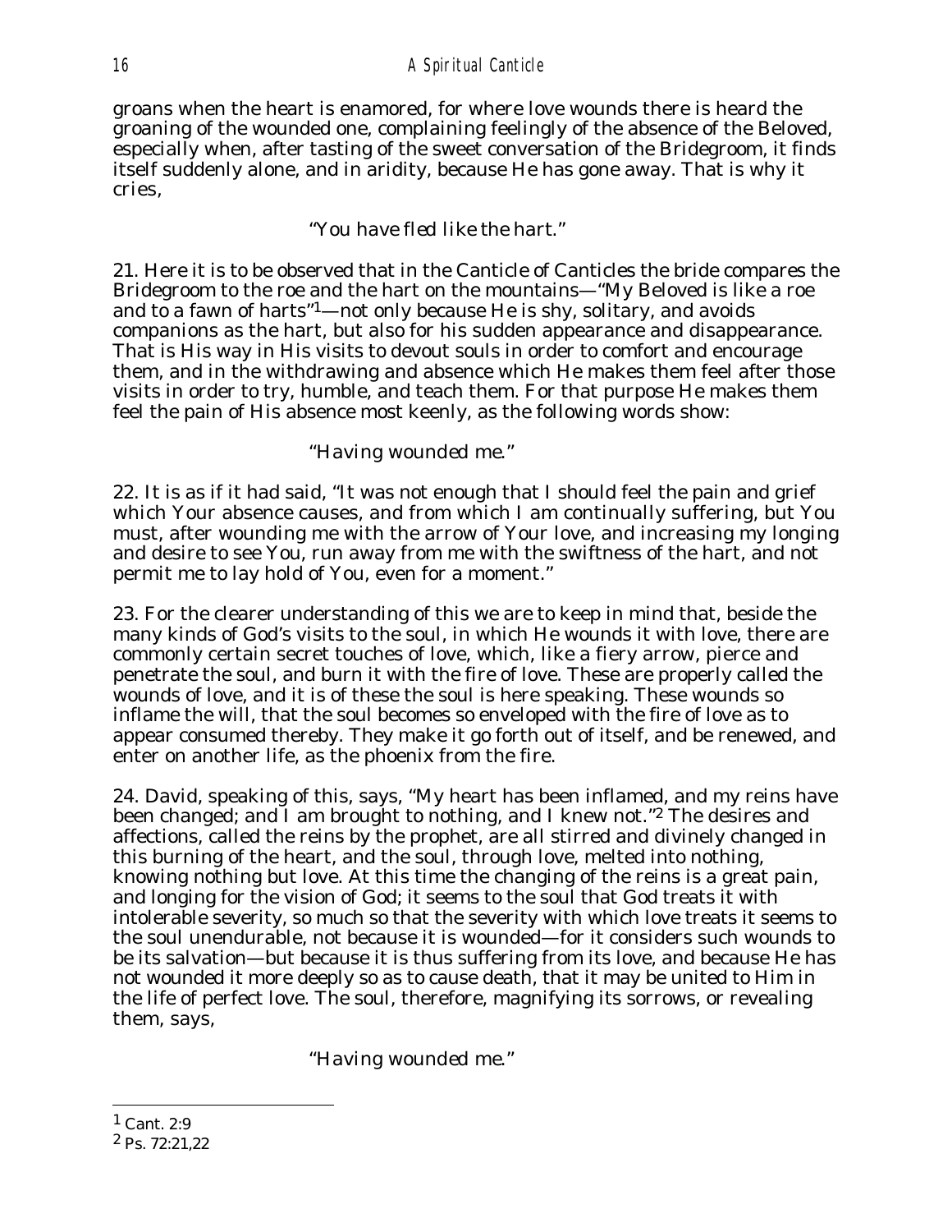groans when the heart is enamored, for where love wounds there is heard the groaning of the wounded one, complaining feelingly of the absence of the Beloved, especially when, after tasting of the sweet conversation of the Bridegroom, it finds itself suddenly alone, and in aridity, because He has gone away. That is why it cries,

*"You have fled like the hart."*

21. Here it is to be observed that in the Canticle of Canticles the bride compares the Bridegroom to the roe and the hart on the mountains—"My Beloved is like a roe and to a fawn of harts"[1]—not only because He is shy, solitary, and avoids companions as the hart, but also for his sudden appearance and disappearance. That is His way in His visits to devout souls in order to comfort and encourage them, and in the withdrawing and absence which He makes them feel after those visits in order to try, humble, and teach them. For that purpose He makes them feel the pain of His absence most keenly, as the following words show:

*"Having wounded me."*

22. It is as if it had said, "It was not enough that I should feel the pain and grief which Your absence causes, and from which I am continually suffering, but You must, after wounding me with the arrow of Your love, and increasing my longing and desire to see You, run away from me with the swiftness of the hart, and not permit me to lay hold of You, even for a moment."

23. For the clearer understanding of this we are to keep in mind that, beside the many kinds of God's visits to the soul, in which He wounds it with love, there are commonly certain secret touches of love, which, like a fiery arrow, pierce and penetrate the soul, and burn it with the fire of love. These are properly called the wounds of love, and it is of these the soul is here speaking. These wounds so inflame the will, that the soul becomes so enveloped with the fire of love as to appear consumed thereby. They make it go forth out of itself, and be renewed, and enter on another life, as the phoenix from the fire.

24. David, speaking of this, says, "My heart has been inflamed, and my reins have been changed; and I am brought to nothing, and I knew not."[2] The desires and affections, called the reins by the prophet, are all stirred and divinely changed in this burning of the heart, and the soul, through love, melted into nothing, knowing nothing but love. At this time the changing of the reins is a great pain, and longing for the vision of God; it seems to the soul that God treats it with intolerable severity, so much so that the severity with which love treats it seems to the soul unendurable, not because it is wounded—for it considers such wounds to be its salvation—but because it is thus suffering from its love, and because He has not wounded it more deeply so as to cause death, that it may be united to Him in the life of perfect love. The soul, therefore, magnifying its sorrows, or revealing them, says,

*"Having wounded me."*

---

[1] Cant. 2:9

[2] Ps. 72:21,22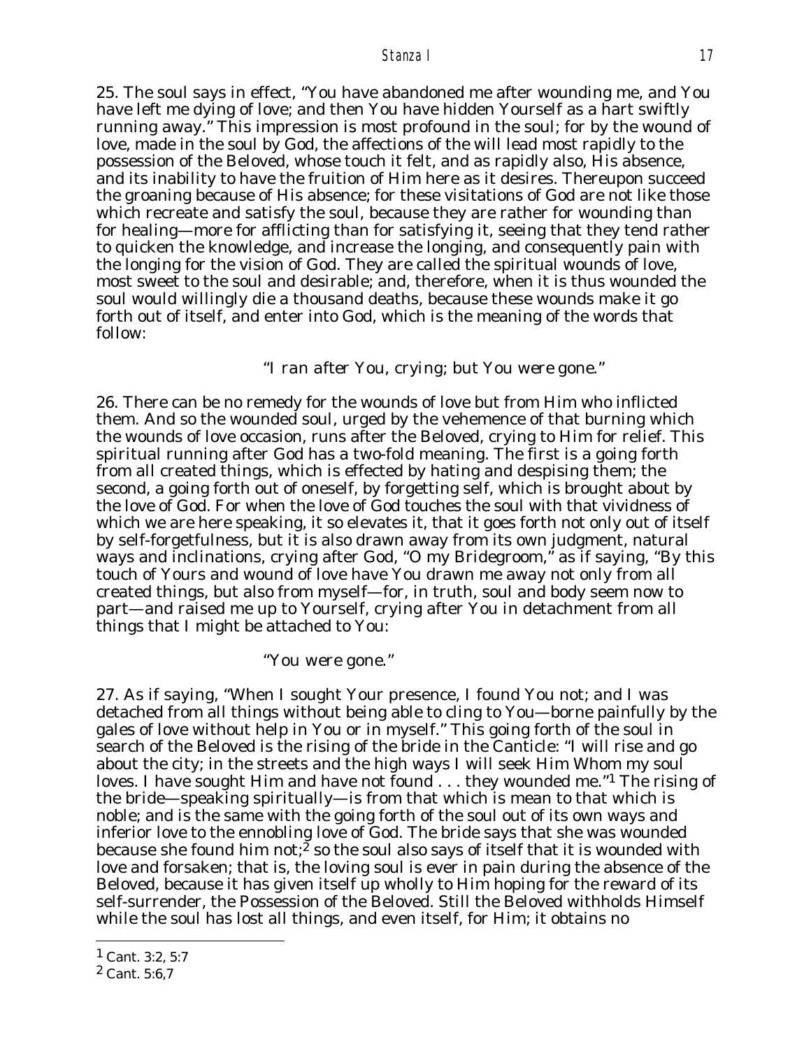25. The soul says in effect, "You have abandoned me after wounding me, and You have left me dying of love; and then You have hidden Yourself as a hart swiftly running away." This impression is most profound in the soul; for by the wound of love, made in the soul by God, the affections of the will lead most rapidly to the possession of the Beloved, whose touch it felt, and as rapidly also, His absence, and its inability to have the fruition of Him here as it desires. Thereupon succeed the groaning because of His absence; for these visitations of God are not like those which recreate and satisfy the soul, because they are rather for wounding than for healing—more for afflicting than for satisfying it, seeing that they tend rather to quicken the knowledge, and increase the longing, and consequently pain with the longing for the vision of God. They are called the spiritual wounds of love, most sweet to the soul and desirable; and, therefore, when it is thus wounded the soul would willingly die a thousand deaths, because these wounds make it go forth out of itself, and enter into God, which is the meaning of the words that follow:

*"I ran after You, crying; but You were gone."*

26. There can be no remedy for the wounds of love but from Him who inflicted them. And so the wounded soul, urged by the vehemence of that burning which the wounds of love occasion, runs after the Beloved, crying to Him for relief. This spiritual running after God has a two-fold meaning. The first is a going forth from all created things, which is effected by hating and despising them; the second, a going forth out of oneself, by forgetting self, which is brought about by the love of God. For when the love of God touches the soul with that vividness of which we are here speaking, it so elevates it, that it goes forth not only out of itself by self-forgetfulness, but it is also drawn away from its own judgment, natural ways and inclinations, crying after God, "O my Bridegroom," as if saying, "By this touch of Yours and wound of love have You drawn me away not only from all created things, but also from myself—for, in truth, soul and body seem now to part—and raised me up to Yourself, crying after You in detachment from all things that I might be attached to You:

*"You were gone."*

27. As if saying, "When I sought Your presence, I found You not; and I was detached from all things without being able to cling to You—borne painfully by the gales of love without help in You or in myself." This going forth of the soul in search of the Beloved is the rising of the bride in the Canticle: "I will rise and go about the city; in the streets and the high ways I will seek Him Whom my soul loves. I have sought Him and have not found . . . they wounded me."[1] The rising of the bride—speaking spiritually—is from that which is mean to that which is noble; and is the same with the going forth of the soul out of its own ways and inferior love to the ennobling love of God. The bride says that she was wounded because she found him not;[2] so the soul also says of itself that it is wounded with love and forsaken; that is, the loving soul is ever in pain during the absence of the Beloved, because it has given itself up wholly to Him hoping for the reward of its self-surrender, the Possession of the Beloved. Still the Beloved withholds Himself while the soul has lost all things, and even itself, for Him; it obtains no

---

[1] Cant. 3:2, 5:7

[2] Cant. 5:6,7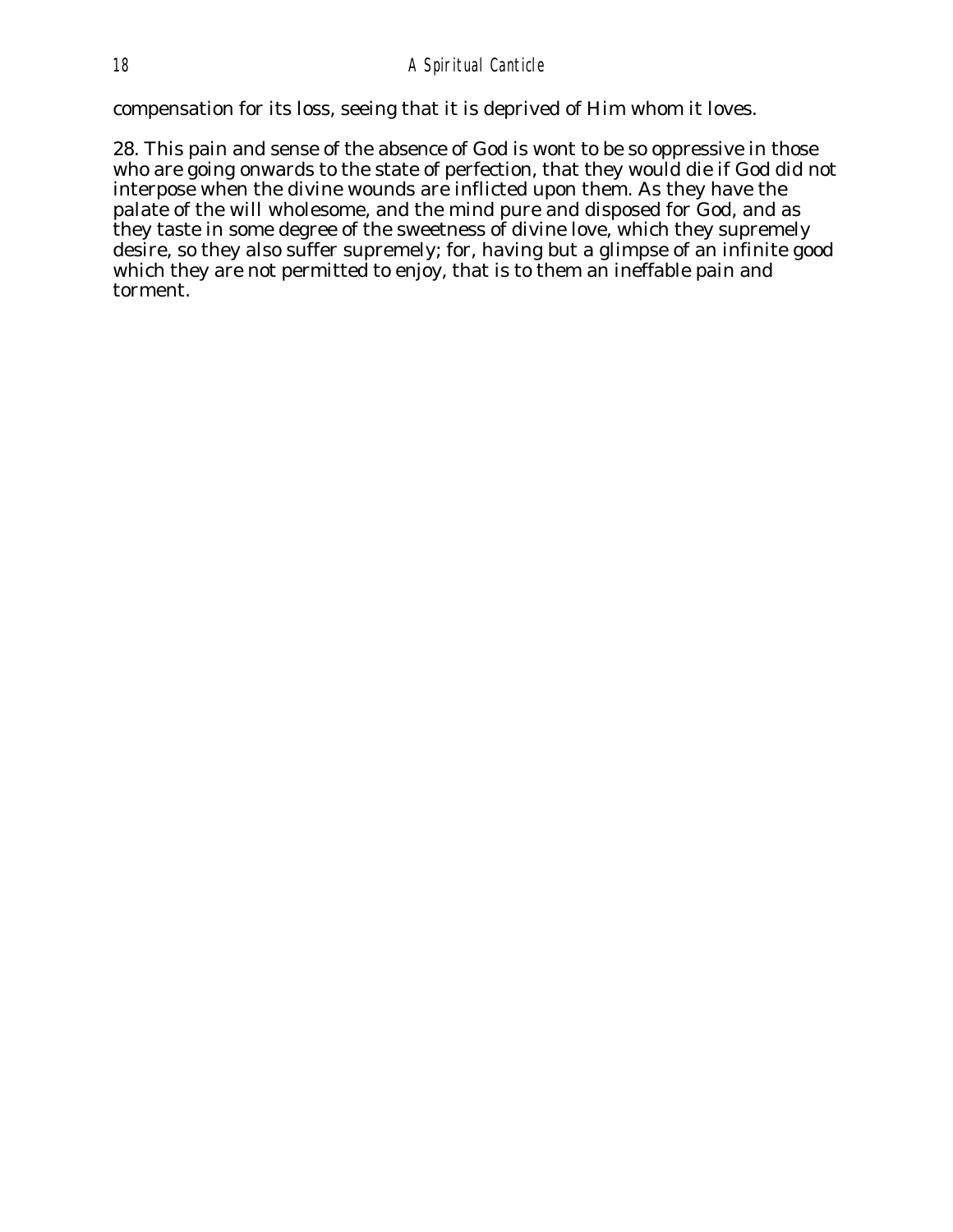compensation for its loss, seeing that it is deprived of Him whom it loves.

28. This pain and sense of the absence of God is wont to be so oppressive in those who are going onwards to the state of perfection, that they would die if God did not interpose when the divine wounds are inflicted upon them. As they have the palate of the will wholesome, and the mind pure and disposed for God, and as they taste in some degree of the sweetness of divine love, which they supremely desire, so they also suffer supremely; for, having but a glimpse of an infinite good which they are not permitted to enjoy, that is to them an ineffable pain and torment.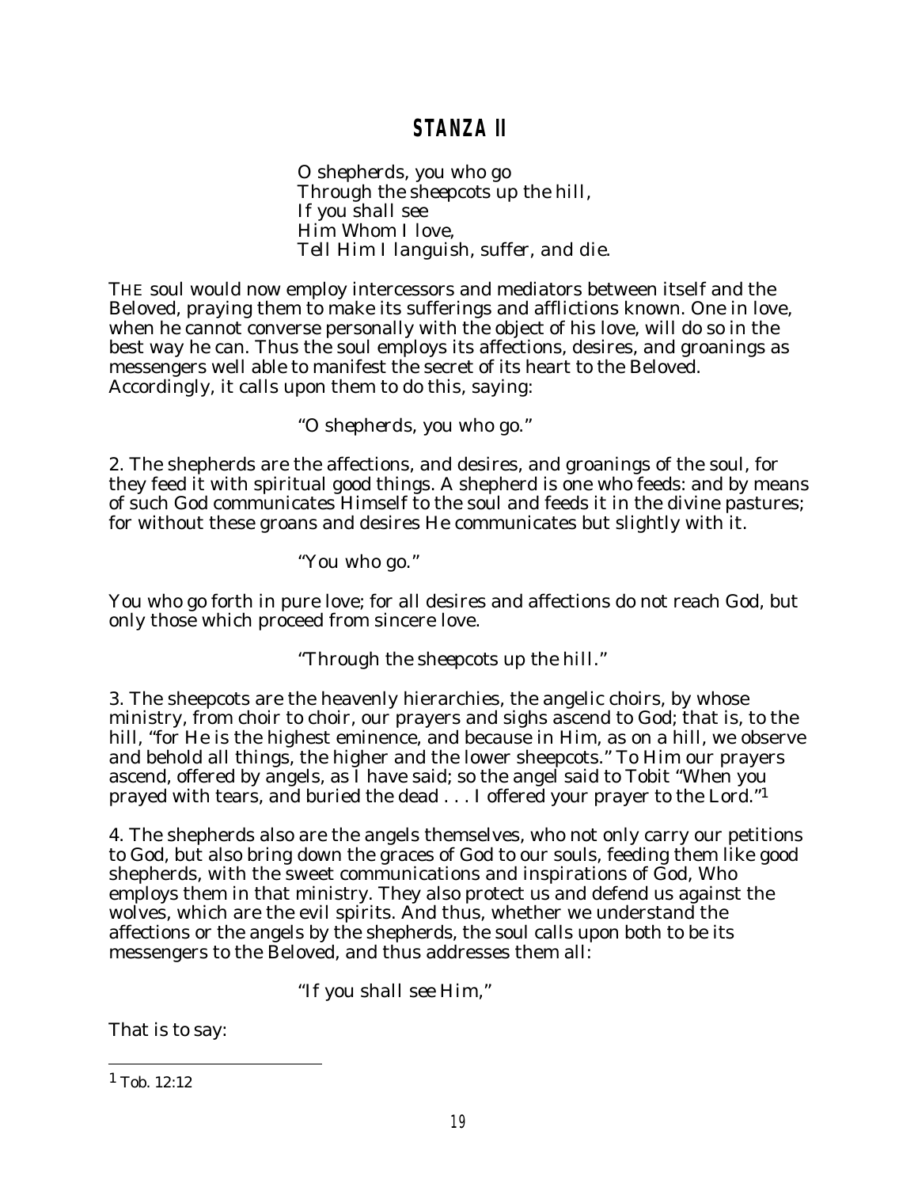## STANZA II

*O shepherds, you who go*
*Through the sheepcots up the hill,*
*If you shall see*
*Him Whom I love,*
*Tell Him I languish, suffer, and die.*

THE soul would now employ intercessors and mediators between itself and the Beloved, praying them to make its sufferings and afflictions known. One in love, when he cannot converse personally with the object of his love, will do so in the best way he can. Thus the soul employs its affections, desires, and groanings as messengers well able to manifest the secret of its heart to the Beloved. Accordingly, it calls upon them to do this, saying:

"*O shepherds, you who go.*"

2. The shepherds are the affections, and desires, and groanings of the soul, for they feed it with spiritual good things. A shepherd is one who feeds: and by means of such God communicates Himself to the soul and feeds it in the divine pastures; for without these groans and desires He communicates but slightly with it.

"*You who go.*"

You who go forth in pure love; for all desires and affections do not reach God, but only those which proceed from sincere love.

"*Through the sheepcots up the hill.*"

3. The sheepcots are the heavenly hierarchies, the angelic choirs, by whose ministry, from choir to choir, our prayers and sighs ascend to God; that is, to the hill, "for He is the highest eminence, and because in Him, as on a hill, we observe and behold all things, the higher and the lower sheepcots." To Him our prayers ascend, offered by angels, as I have said; so the angel said to Tobit "When you prayed with tears, and buried the dead . . . I offered your prayer to the Lord."[1]

4. The shepherds also are the angels themselves, who not only carry our petitions to God, but also bring down the graces of God to our souls, feeding them like good shepherds, with the sweet communications and inspirations of God, Who employs them in that ministry. They also protect us and defend us against the wolves, which are the evil spirits. And thus, whether we understand the affections or the angels by the shepherds, the soul calls upon both to be its messengers to the Beloved, and thus addresses them all:

"*If you shall see Him,*"

That is to say:

---

[1] Tob. 12:12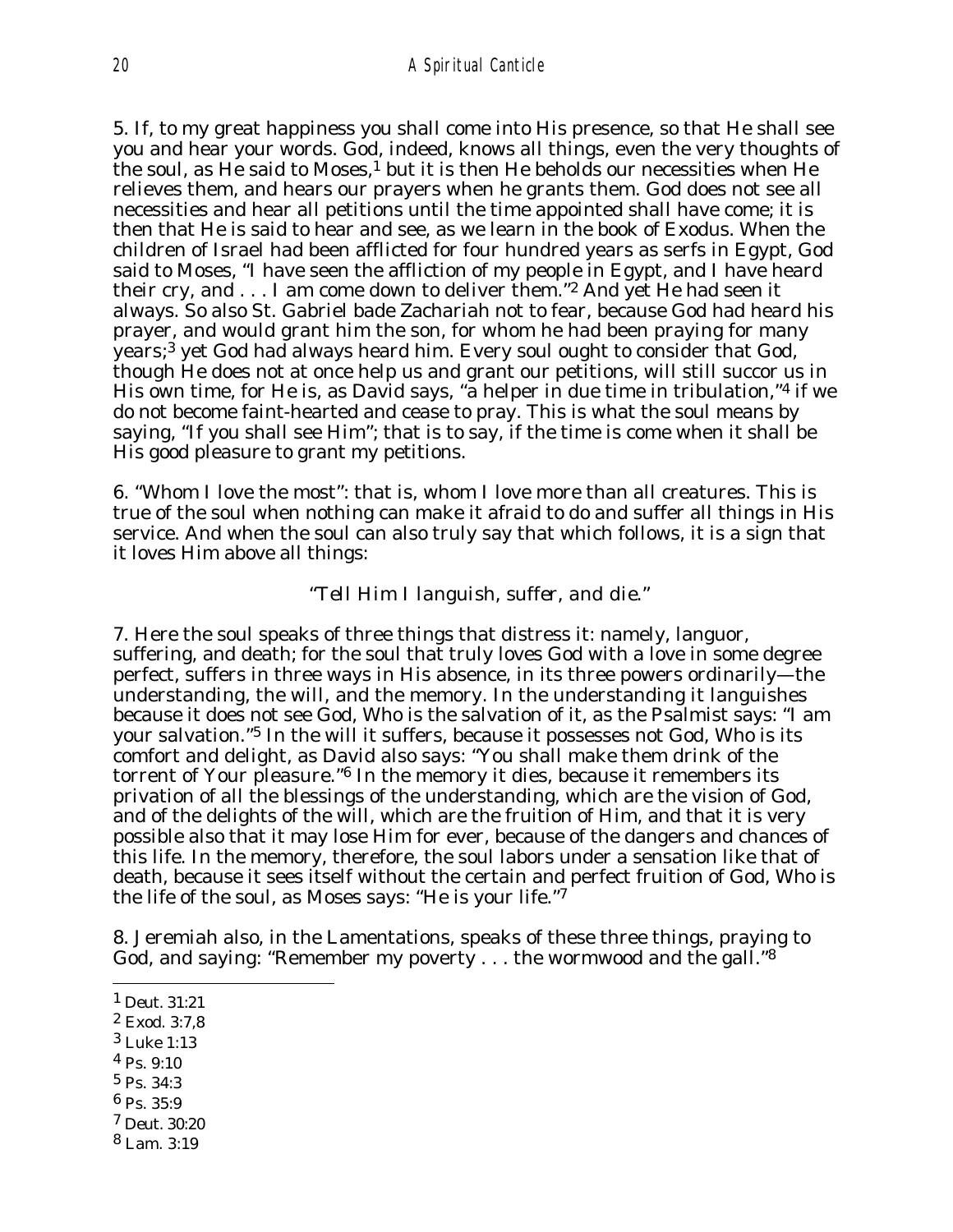5. If, to my great happiness you shall come into His presence, so that He shall see you and hear your words. God, indeed, knows all things, even the very thoughts of the soul, as He said to Moses,[1] but it is then He beholds our necessities when He relieves them, and hears our prayers when he grants them. God does not see all necessities and hear all petitions until the time appointed shall have come; it is then that He is said to hear and see, as we learn in the book of Exodus. When the children of Israel had been afflicted for four hundred years as serfs in Egypt, God said to Moses, "I have seen the affliction of my people in Egypt, and I have heard their cry, and . . . I am come down to deliver them."[2] And yet He had seen it always. So also St. Gabriel bade Zachariah not to fear, because God had heard his prayer, and would grant him the son, for whom he had been praying for many years;[3] yet God had always heard him. Every soul ought to consider that God, though He does not at once help us and grant our petitions, will still succor us in His own time, for He is, as David says, "a helper in due time in tribulation,"[4] if we do not become faint-hearted and cease to pray. This is what the soul means by saying, "If you shall see Him"; that is to say, if the time is come when it shall be His good pleasure to grant my petitions.

6. "Whom I love the most": that is, whom I love more than all creatures. This is true of the soul when nothing can make it afraid to do and suffer all things in His service. And when the soul can also truly say that which follows, it is a sign that it loves Him above all things:

*"Tell Him I languish, suffer, and die."*

7. Here the soul speaks of three things that distress it: namely, languor, suffering, and death; for the soul that truly loves God with a love in some degree perfect, suffers in three ways in His absence, in its three powers ordinarily—the understanding, the will, and the memory. In the understanding it languishes because it does not see God, Who is the salvation of it, as the Psalmist says: "I am your salvation."[5] In the will it suffers, because it possesses not God, Who is its comfort and delight, as David also says: "You shall make them drink of the torrent of Your pleasure."[6] In the memory it dies, because it remembers its privation of all the blessings of the understanding, which are the vision of God, and of the delights of the will, which are the fruition of Him, and that it is very possible also that it may lose Him for ever, because of the dangers and chances of this life. In the memory, therefore, the soul labors under a sensation like that of death, because it sees itself without the certain and perfect fruition of God, Who is the life of the soul, as Moses says: "He is your life."[7]

8. Jeremiah also, in the Lamentations, speaks of these three things, praying to God, and saying: "Remember my poverty . . . the wormwood and the gall."[8]

---

[1] Deut. 31:21
[2] Exod. 3:7,8
[3] Luke 1:13
[4] Ps. 9:10
[5] Ps. 34:3
[6] Ps. 35:9
[7] Deut. 30:20
[8] Lam. 3:19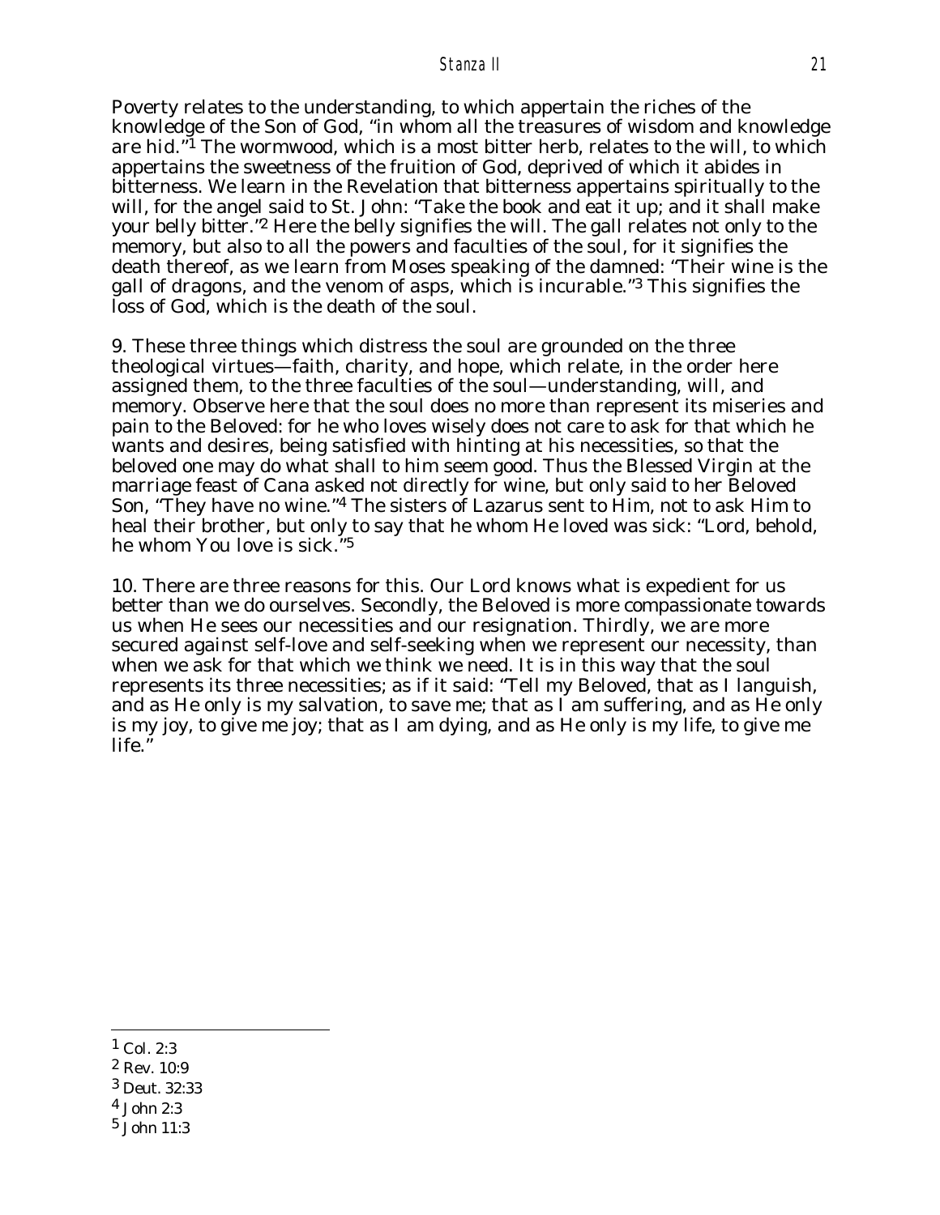Poverty relates to the understanding, to which appertain the riches of the knowledge of the Son of God, "in whom all the treasures of wisdom and knowledge are hid."[1] The wormwood, which is a most bitter herb, relates to the will, to which appertains the sweetness of the fruition of God, deprived of which it abides in bitterness. We learn in the Revelation that bitterness appertains spiritually to the will, for the angel said to St. John: "Take the book and eat it up; and it shall make your belly bitter."[2] Here the belly signifies the will. The gall relates not only to the memory, but also to all the powers and faculties of the soul, for it signifies the death thereof, as we learn from Moses speaking of the damned: "Their wine is the gall of dragons, and the venom of asps, which is incurable."[3] This signifies the loss of God, which is the death of the soul.

9. These three things which distress the soul are grounded on the three theological virtues—faith, charity, and hope, which relate, in the order here assigned them, to the three faculties of the soul—understanding, will, and memory. Observe here that the soul does no more than represent its miseries and pain to the Beloved: for he who loves wisely does not care to ask for that which he wants and desires, being satisfied with hinting at his necessities, so that the beloved one may do what shall to him seem good. Thus the Blessed Virgin at the marriage feast of Cana asked not directly for wine, but only said to her Beloved Son, "They have no wine."[4] The sisters of Lazarus sent to Him, not to ask Him to heal their brother, but only to say that he whom He loved was sick: "Lord, behold, he whom You love is sick."[5]

10. There are three reasons for this. Our Lord knows what is expedient for us better than we do ourselves. Secondly, the Beloved is more compassionate towards us when He sees our necessities and our resignation. Thirdly, we are more secured against self-love and self-seeking when we represent our necessity, than when we ask for that which we think we need. It is in this way that the soul represents its three necessities; as if it said: "Tell my Beloved, that as I languish, and as He only is my salvation, to save me; that as I am suffering, and as He only is my joy, to give me joy; that as I am dying, and as He only is my life, to give me life."

---

[1] Col. 2:3

[2] Rev. 10:9

[3] Deut. 32:33

[4] John 2:3

[5] John 11:3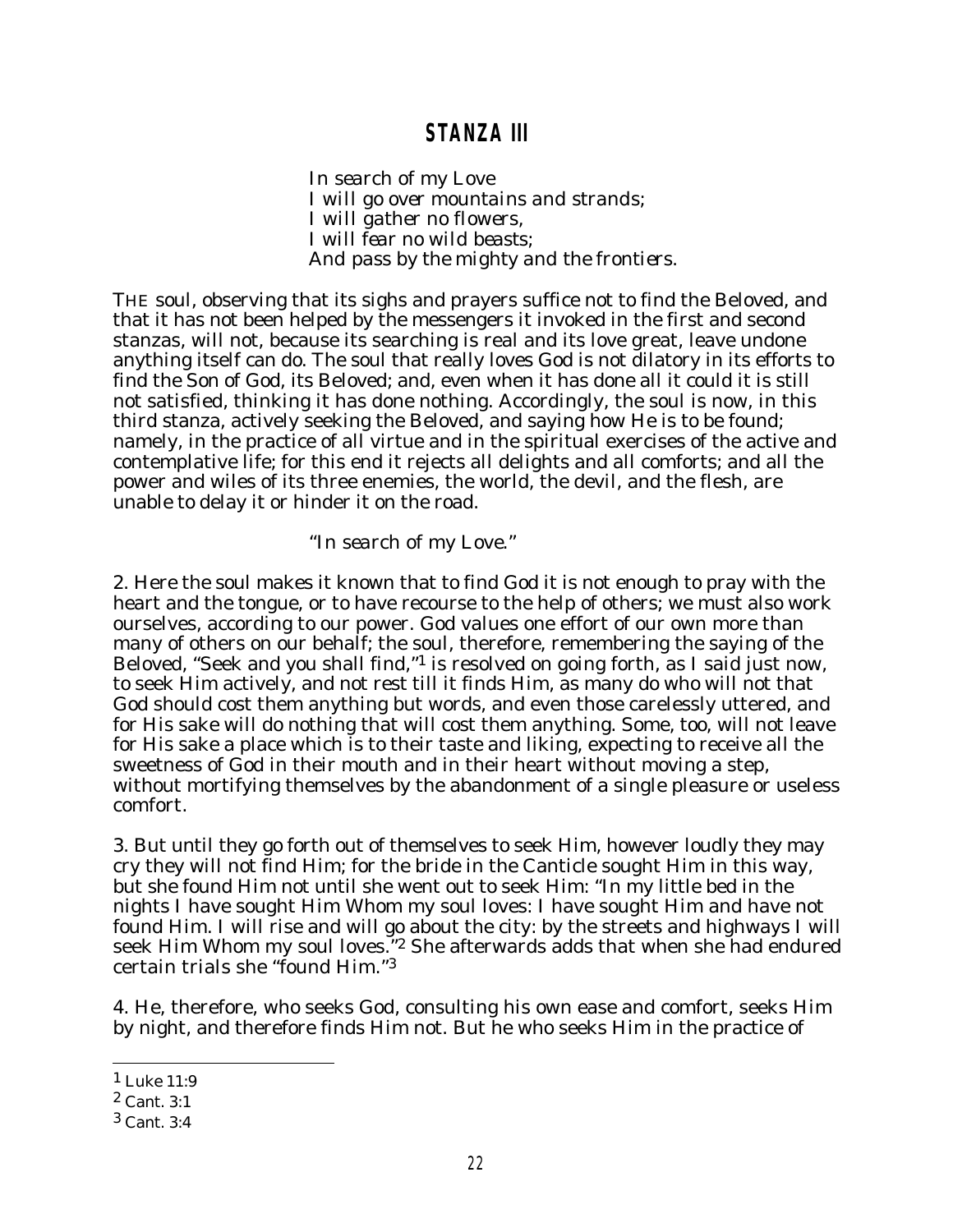## STANZA III

*In search of my Love*
*I will go over mountains and strands;*
*I will gather no flowers,*
*I will fear no wild beasts;*
*And pass by the mighty and the frontiers.*

THE soul, observing that its sighs and prayers suffice not to find the Beloved, and that it has not been helped by the messengers it invoked in the first and second stanzas, will not, because its searching is real and its love great, leave undone anything itself can do. The soul that really loves God is not dilatory in its efforts to find the Son of God, its Beloved; and, even when it has done all it could it is still not satisfied, thinking it has done nothing. Accordingly, the soul is now, in this third stanza, actively seeking the Beloved, and saying how He is to be found; namely, in the practice of all virtue and in the spiritual exercises of the active and contemplative life; for this end it rejects all delights and all comforts; and all the power and wiles of its three enemies, the world, the devil, and the flesh, are unable to delay it or hinder it on the road.

*"In search of my Love."*

2. Here the soul makes it known that to find God it is not enough to pray with the heart and the tongue, or to have recourse to the help of others; we must also work ourselves, according to our power. God values one effort of our own more than many of others on our behalf; the soul, therefore, remembering the saying of the Beloved, "Seek and you shall find,"[1] is resolved on going forth, as I said just now, to seek Him actively, and not rest till it finds Him, as many do who will not that God should cost them anything but words, and even those carelessly uttered, and for His sake will do nothing that will cost them anything. Some, too, will not leave for His sake a place which is to their taste and liking, expecting to receive all the sweetness of God in their mouth and in their heart without moving a step, without mortifying themselves by the abandonment of a single pleasure or useless comfort.

3. But until they go forth out of themselves to seek Him, however loudly they may cry they will not find Him; for the bride in the Canticle sought Him in this way, but she found Him not until she went out to seek Him: "In my little bed in the nights I have sought Him Whom my soul loves: I have sought Him and have not found Him. I will rise and will go about the city: by the streets and highways I will seek Him Whom my soul loves."[2] She afterwards adds that when she had endured certain trials she "found Him."[3]

4. He, therefore, who seeks God, consulting his own ease and comfort, seeks Him by night, and therefore finds Him not. But he who seeks Him in the practice of

---

[1] Luke 11:9

[2] Cant. 3:1

[3] Cant. 3:4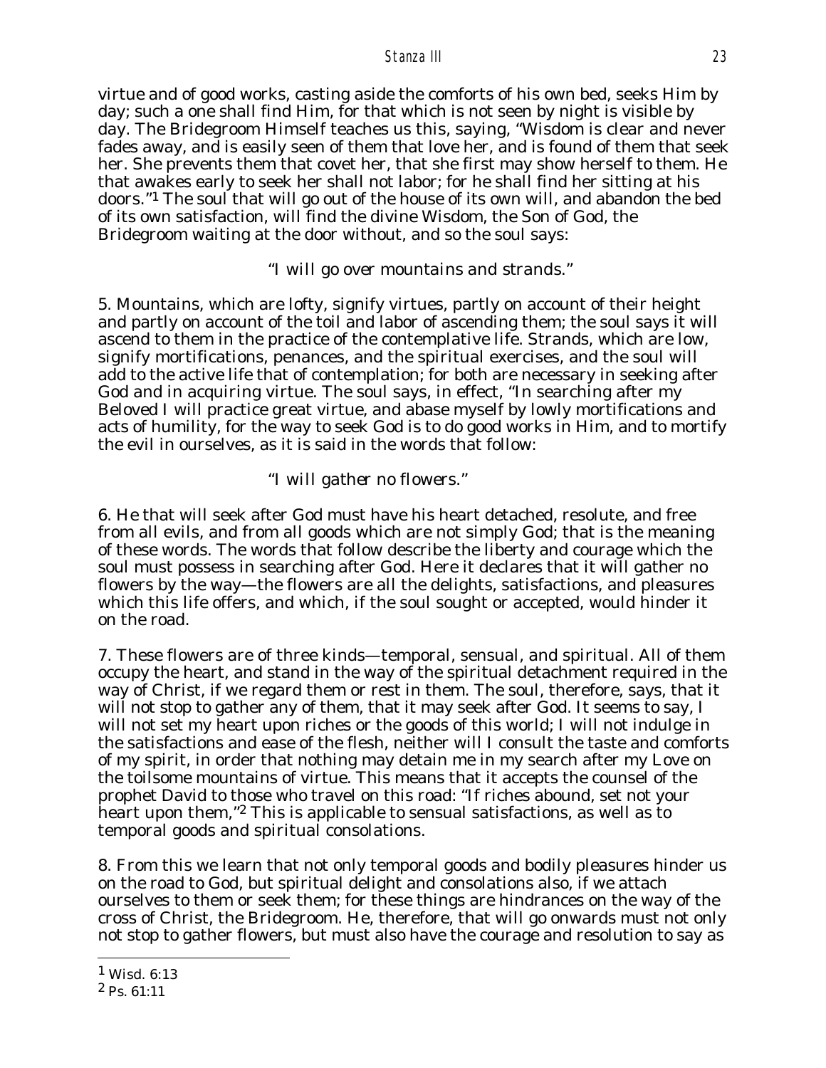virtue and of good works, casting aside the comforts of his own bed, seeks Him by day; such a one shall find Him, for that which is not seen by night is visible by day. The Bridegroom Himself teaches us this, saying, "Wisdom is clear and never fades away, and is easily seen of them that love her, and is found of them that seek her. She prevents them that covet her, that she first may show herself to them. He that awakes early to seek her shall not labor; for he shall find her sitting at his doors."[1] The soul that will go out of the house of its own will, and abandon the bed of its own satisfaction, will find the divine Wisdom, the Son of God, the Bridegroom waiting at the door without, and so the soul says:

*"I will go over mountains and strands."*

5. Mountains, which are lofty, signify virtues, partly on account of their height and partly on account of the toil and labor of ascending them; the soul says it will ascend to them in the practice of the contemplative life. Strands, which are low, signify mortifications, penances, and the spiritual exercises, and the soul will add to the active life that of contemplation; for both are necessary in seeking after God and in acquiring virtue. The soul says, in effect, "In searching after my Beloved I will practice great virtue, and abase myself by lowly mortifications and acts of humility, for the way to seek God is to do good works in Him, and to mortify the evil in ourselves, as it is said in the words that follow:

*"I will gather no flowers."*

6. He that will seek after God must have his heart detached, resolute, and free from all evils, and from all goods which are not simply God; that is the meaning of these words. The words that follow describe the liberty and courage which the soul must possess in searching after God. Here it declares that it will gather no flowers by the way—the flowers are all the delights, satisfactions, and pleasures which this life offers, and which, if the soul sought or accepted, would hinder it on the road.

7. These flowers are of three kinds—temporal, sensual, and spiritual. All of them occupy the heart, and stand in the way of the spiritual detachment required in the way of Christ, if we regard them or rest in them. The soul, therefore, says, that it will not stop to gather any of them, that it may seek after God. It seems to say, I will not set my heart upon riches or the goods of this world; I will not indulge in the satisfactions and ease of the flesh, neither will I consult the taste and comforts of my spirit, in order that nothing may detain me in my search after my Love on the toilsome mountains of virtue. This means that it accepts the counsel of the prophet David to those who travel on this road: "If riches abound, set not your heart upon them,"[2] This is applicable to sensual satisfactions, as well as to temporal goods and spiritual consolations.

8. From this we learn that not only temporal goods and bodily pleasures hinder us on the road to God, but spiritual delight and consolations also, if we attach ourselves to them or seek them; for these things are hindrances on the way of the cross of Christ, the Bridegroom. He, therefore, that will go onwards must not only not stop to gather flowers, but must also have the courage and resolution to say as

---

[1] Wisd. 6:13

[2] Ps. 61:11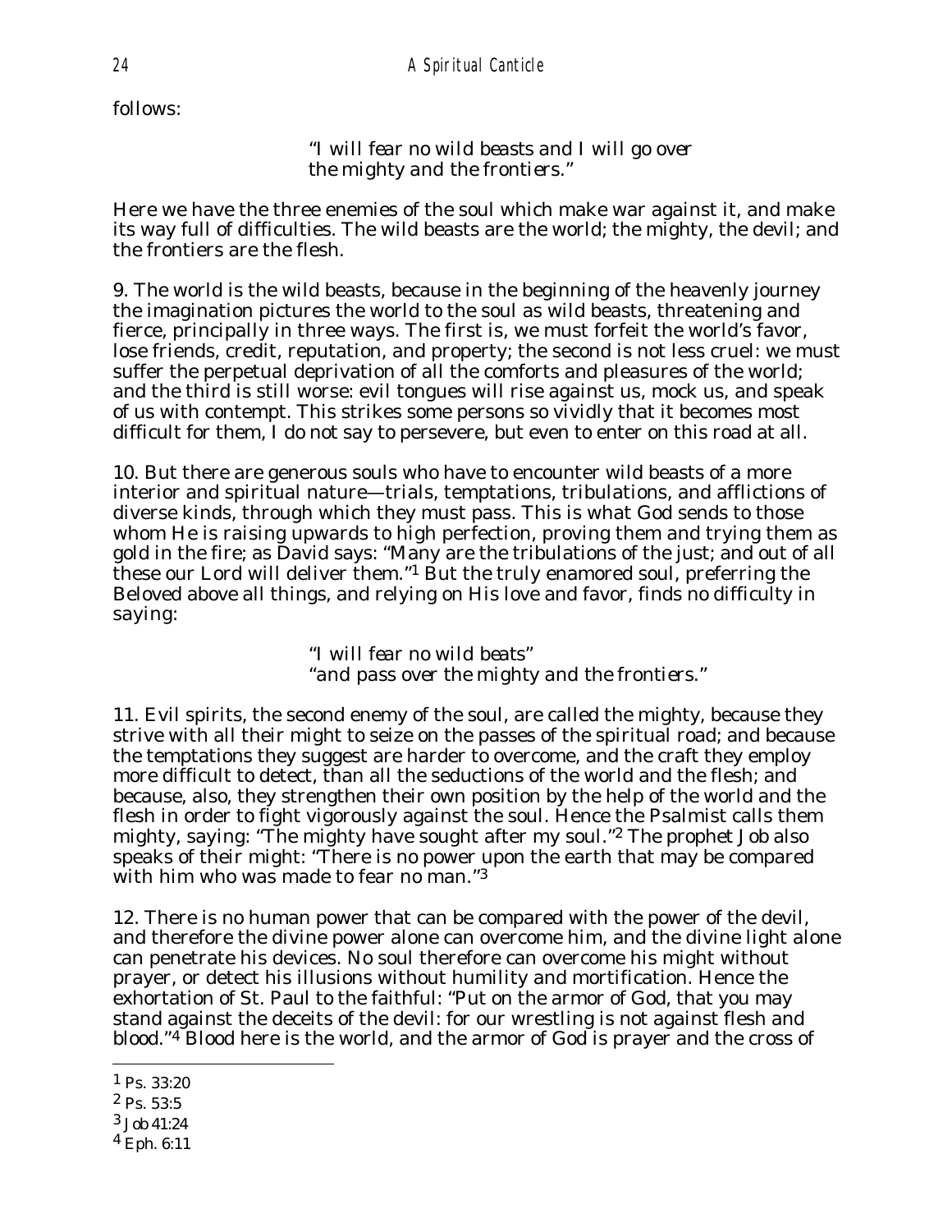follows:

> *"I will fear no wild beasts and I will go over the mighty and the frontiers."*

Here we have the three enemies of the soul which make war against it, and make its way full of difficulties. The wild beasts are the world; the mighty, the devil; and the frontiers are the flesh.

9. The world is the wild beasts, because in the beginning of the heavenly journey the imagination pictures the world to the soul as wild beasts, threatening and fierce, principally in three ways. The first is, we must forfeit the world's favor, lose friends, credit, reputation, and property; the second is not less cruel: we must suffer the perpetual deprivation of all the comforts and pleasures of the world; and the third is still worse: evil tongues will rise against us, mock us, and speak of us with contempt. This strikes some persons so vividly that it becomes most difficult for them, I do not say to persevere, but even to enter on this road at all.

10. But there are generous souls who have to encounter wild beasts of a more interior and spiritual nature—trials, temptations, tribulations, and afflictions of diverse kinds, through which they must pass. This is what God sends to those whom He is raising upwards to high perfection, proving them and trying them as gold in the fire; as David says: "Many are the tribulations of the just; and out of all these our Lord will deliver them."[1] But the truly enamored soul, preferring the Beloved above all things, and relying on His love and favor, finds no difficulty in saying:

> *"I will fear no wild beats"*
> *"and pass over the mighty and the frontiers."*

11. Evil spirits, the second enemy of the soul, are called the mighty, because they strive with all their might to seize on the passes of the spiritual road; and because the temptations they suggest are harder to overcome, and the craft they employ more difficult to detect, than all the seductions of the world and the flesh; and because, also, they strengthen their own position by the help of the world and the flesh in order to fight vigorously against the soul. Hence the Psalmist calls them mighty, saying: "The mighty have sought after my soul."[2] The prophet Job also speaks of their might: "There is no power upon the earth that may be compared with him who was made to fear no man."[3]

12. There is no human power that can be compared with the power of the devil, and therefore the divine power alone can overcome him, and the divine light alone can penetrate his devices. No soul therefore can overcome his might without prayer, or detect his illusions without humility and mortification. Hence the exhortation of St. Paul to the faithful: "Put on the armor of God, that you may stand against the deceits of the devil: for our wrestling is not against flesh and blood."[4] Blood here is the world, and the armor of God is prayer and the cross of

---

[1] Ps. 33:20

[2] Ps. 53:5

[3] Job 41:24

[4] Eph. 6:11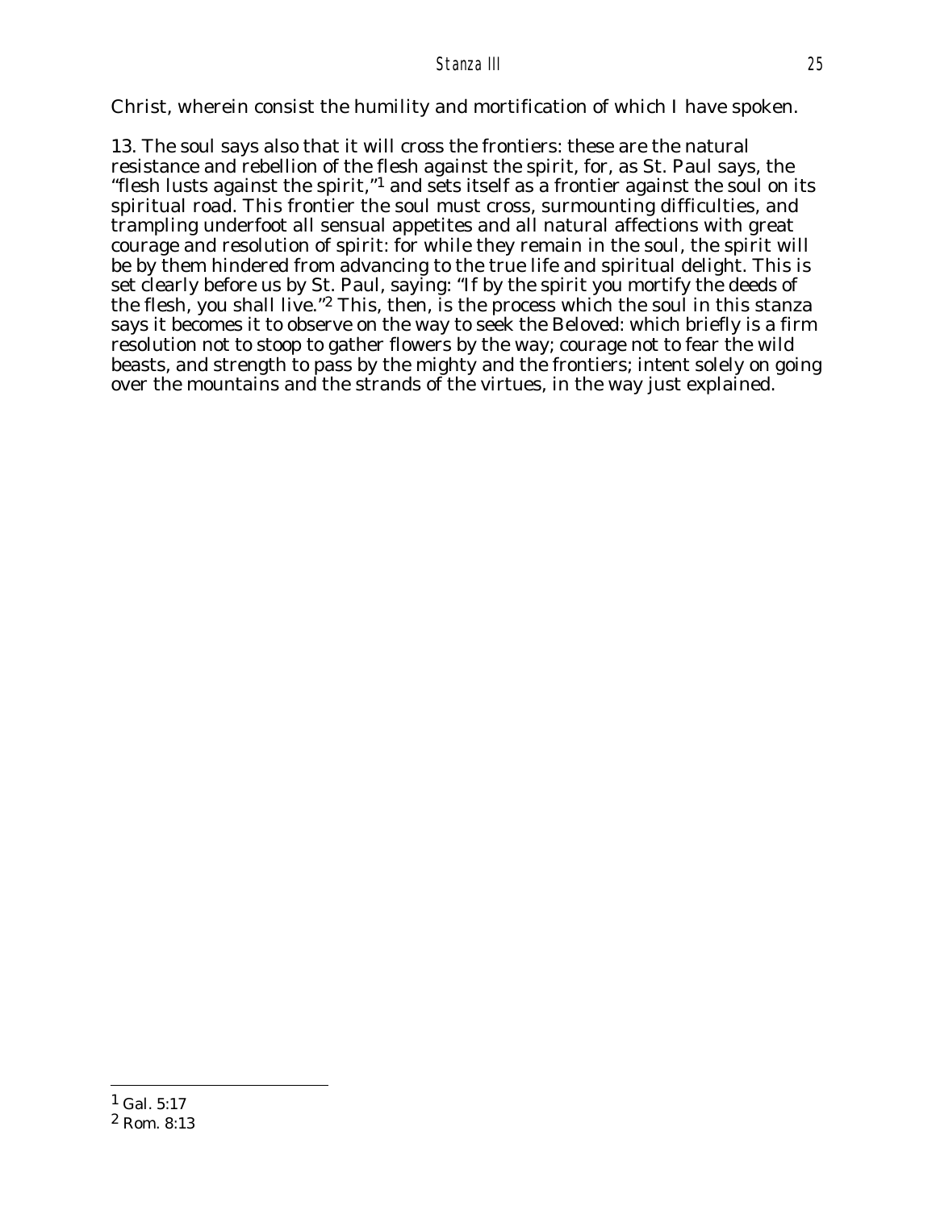Christ, wherein consist the humility and mortification of which I have spoken.

13. The soul says also that it will cross the frontiers: these are the natural resistance and rebellion of the flesh against the spirit, for, as St. Paul says, the "flesh lusts against the spirit,"[1] and sets itself as a frontier against the soul on its spiritual road. This frontier the soul must cross, surmounting difficulties, and trampling underfoot all sensual appetites and all natural affections with great courage and resolution of spirit: for while they remain in the soul, the spirit will be by them hindered from advancing to the true life and spiritual delight. This is set clearly before us by St. Paul, saying: "If by the spirit you mortify the deeds of the flesh, you shall live."[2] This, then, is the process which the soul in this stanza says it becomes it to observe on the way to seek the Beloved: which briefly is a firm resolution not to stoop to gather flowers by the way; courage not to fear the wild beasts, and strength to pass by the mighty and the frontiers; intent solely on going over the mountains and the strands of the virtues, in the way just explained.

---

[1] Gal. 5:17

[2] Rom. 8:13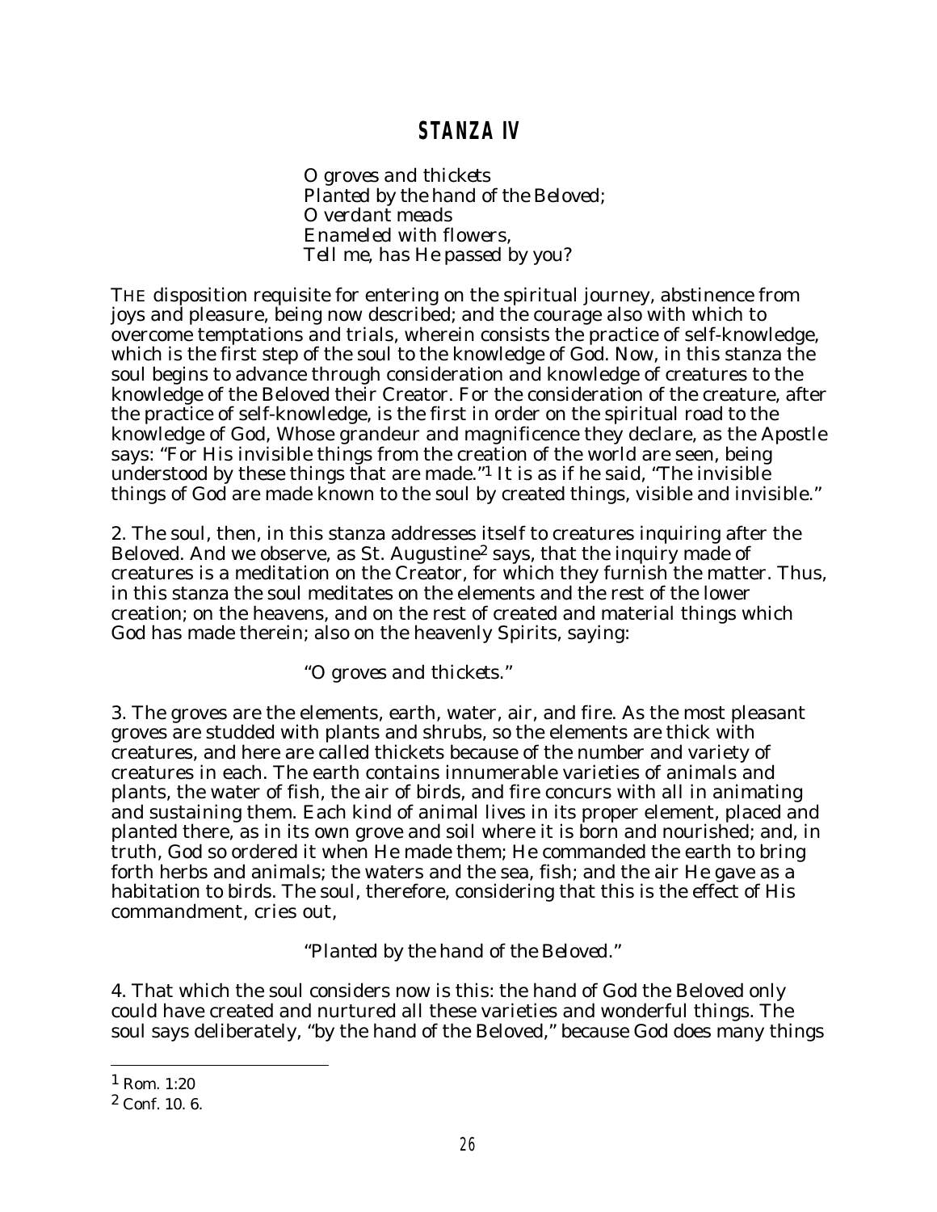## STANZA IV

*O groves and thickets*
*Planted by the hand of the Beloved;*
*O verdant meads*
*Enameled with flowers,*
*Tell me, has He passed by you?*

THE disposition requisite for entering on the spiritual journey, abstinence from joys and pleasure, being now described; and the courage also with which to overcome temptations and trials, wherein consists the practice of self-knowledge, which is the first step of the soul to the knowledge of God. Now, in this stanza the soul begins to advance through consideration and knowledge of creatures to the knowledge of the Beloved their Creator. For the consideration of the creature, after the practice of self-knowledge, is the first in order on the spiritual road to the knowledge of God, Whose grandeur and magnificence they declare, as the Apostle says: "For His invisible things from the creation of the world are seen, being understood by these things that are made."[1] It is as if he said, "The invisible things of God are made known to the soul by created things, visible and invisible."

2. The soul, then, in this stanza addresses itself to creatures inquiring after the Beloved. And we observe, as St. Augustine[2] says, that the inquiry made of creatures is a meditation on the Creator, for which they furnish the matter. Thus, in this stanza the soul meditates on the elements and the rest of the lower creation; on the heavens, and on the rest of created and material things which God has made therein; also on the heavenly Spirits, saying:

"*O groves and thickets.*"

3. The groves are the elements, earth, water, air, and fire. As the most pleasant groves are studded with plants and shrubs, so the elements are thick with creatures, and here are called thickets because of the number and variety of creatures in each. The earth contains innumerable varieties of animals and plants, the water of fish, the air of birds, and fire concurs with all in animating and sustaining them. Each kind of animal lives in its proper element, placed and planted there, as in its own grove and soil where it is born and nourished; and, in truth, God so ordered it when He made them; He commanded the earth to bring forth herbs and animals; the waters and the sea, fish; and the air He gave as a habitation to birds. The soul, therefore, considering that this is the effect of His commandment, cries out,

"*Planted by the hand of the Beloved.*"

4. That which the soul considers now is this: the hand of God the Beloved only could have created and nurtured all these varieties and wonderful things. The soul says deliberately, "by the hand of the Beloved," because God does many things

---

[1] Rom. 1:20

[2] Conf. 10. 6.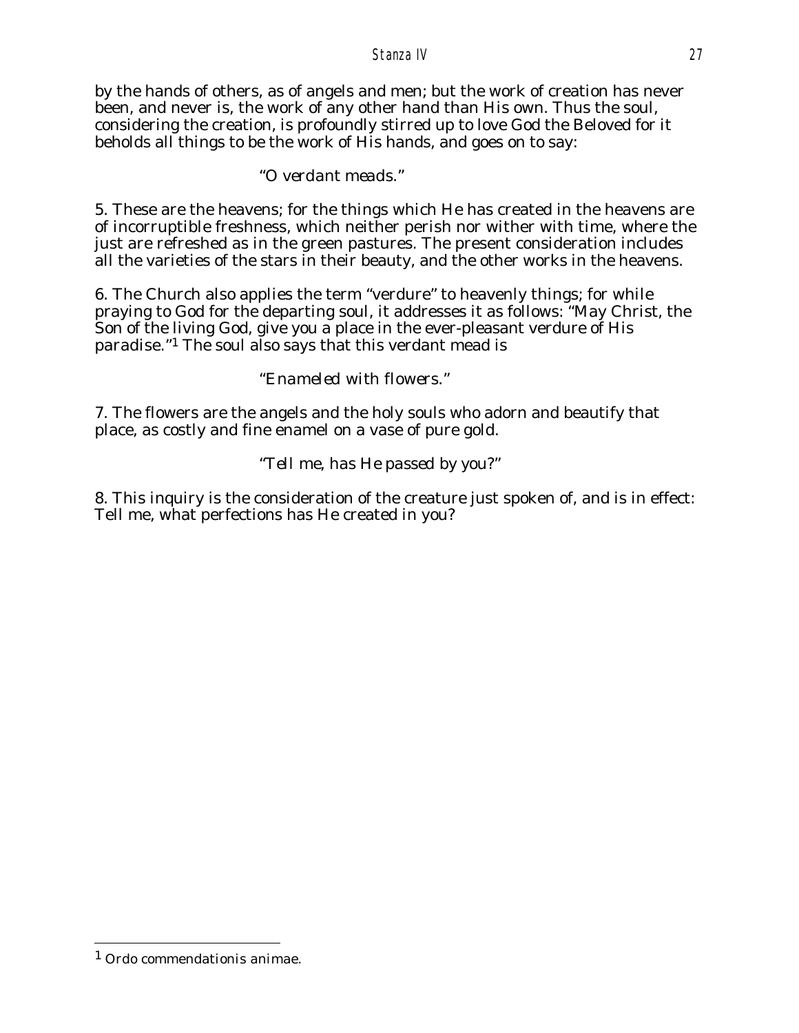by the hands of others, as of angels and men; but the work of creation has never been, and never is, the work of any other hand than His own. Thus the soul, considering the creation, is profoundly stirred up to love God the Beloved for it beholds all things to be the work of His hands, and goes on to say:

*"O verdant meads."*

5. These are the heavens; for the things which He has created in the heavens are of incorruptible freshness, which neither perish nor wither with time, where the just are refreshed as in the green pastures. The present consideration includes all the varieties of the stars in their beauty, and the other works in the heavens.

6. The Church also applies the term "verdure" to heavenly things; for while praying to God for the departing soul, it addresses it as follows: "May Christ, the Son of the living God, give you a place in the ever-pleasant verdure of His paradise."[1] The soul also says that this verdant mead is

*"Enameled with flowers."*

7. The flowers are the angels and the holy souls who adorn and beautify that place, as costly and fine enamel on a vase of pure gold.

*"Tell me, has He passed by you?"*

8. This inquiry is the consideration of the creature just spoken of, and is in effect: Tell me, what perfections has He created in you?

---

[1] *Ordo commendationis animae.*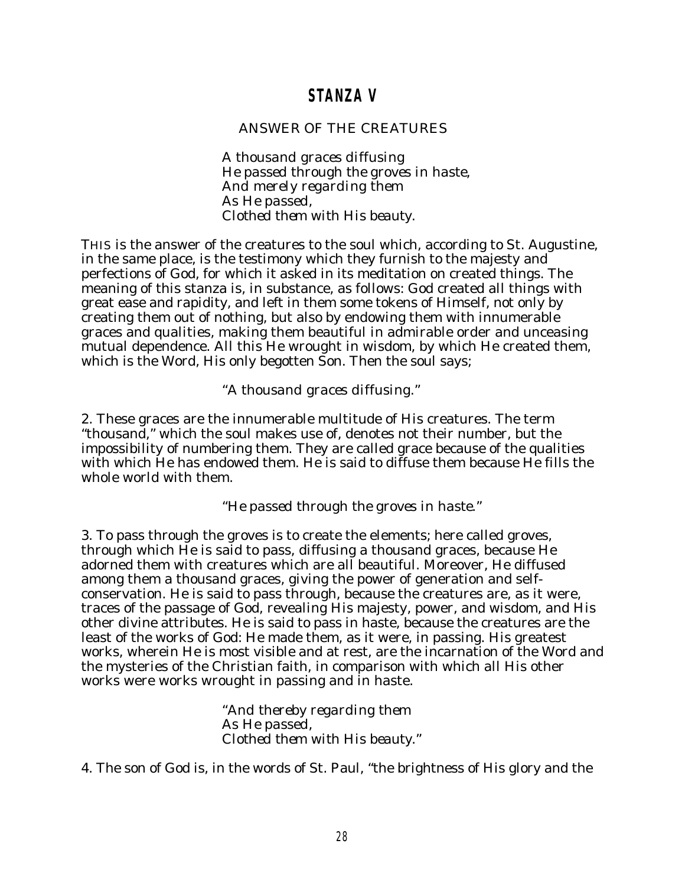## STANZA V

### ANSWER OF THE CREATURES

*A thousand graces diffusing*
*He passed through the groves in haste,*
*And merely regarding them*
*As He passed,*
*Clothed them with His beauty.*

THIS is the answer of the creatures to the soul which, according to St. Augustine, in the same place, is the testimony which they furnish to the majesty and perfections of God, for which it asked in its meditation on created things. The meaning of this stanza is, in substance, as follows: God created all things with great ease and rapidity, and left in them some tokens of Himself, not only by creating them out of nothing, but also by endowing them with innumerable graces and qualities, making them beautiful in admirable order and unceasing mutual dependence. All this He wrought in wisdom, by which He created them, which is the Word, His only begotten Son. Then the soul says;

*"A thousand graces diffusing."*

2. These graces are the innumerable multitude of His creatures. The term "thousand," which the soul makes use of, denotes not their number, but the impossibility of numbering them. They are called grace because of the qualities with which He has endowed them. He is said to diffuse them because He fills the whole world with them.

*"He passed through the groves in haste."*

3. To pass through the groves is to create the elements; here called groves, through which He is said to pass, diffusing a thousand graces, because He adorned them with creatures which are all beautiful. Moreover, He diffused among them a thousand graces, giving the power of generation and self-conservation. He is said to pass through, because the creatures are, as it were, traces of the passage of God, revealing His majesty, power, and wisdom, and His other divine attributes. He is said to pass in haste, because the creatures are the least of the works of God: He made them, as it were, in passing. His greatest works, wherein He is most visible and at rest, are the incarnation of the Word and the mysteries of the Christian faith, in comparison with which all His other works were works wrought in passing and in haste.

*"And thereby regarding them*
*As He passed,*
*Clothed them with His beauty."*

4. The son of God is, in the words of St. Paul, "the brightness of His glory and the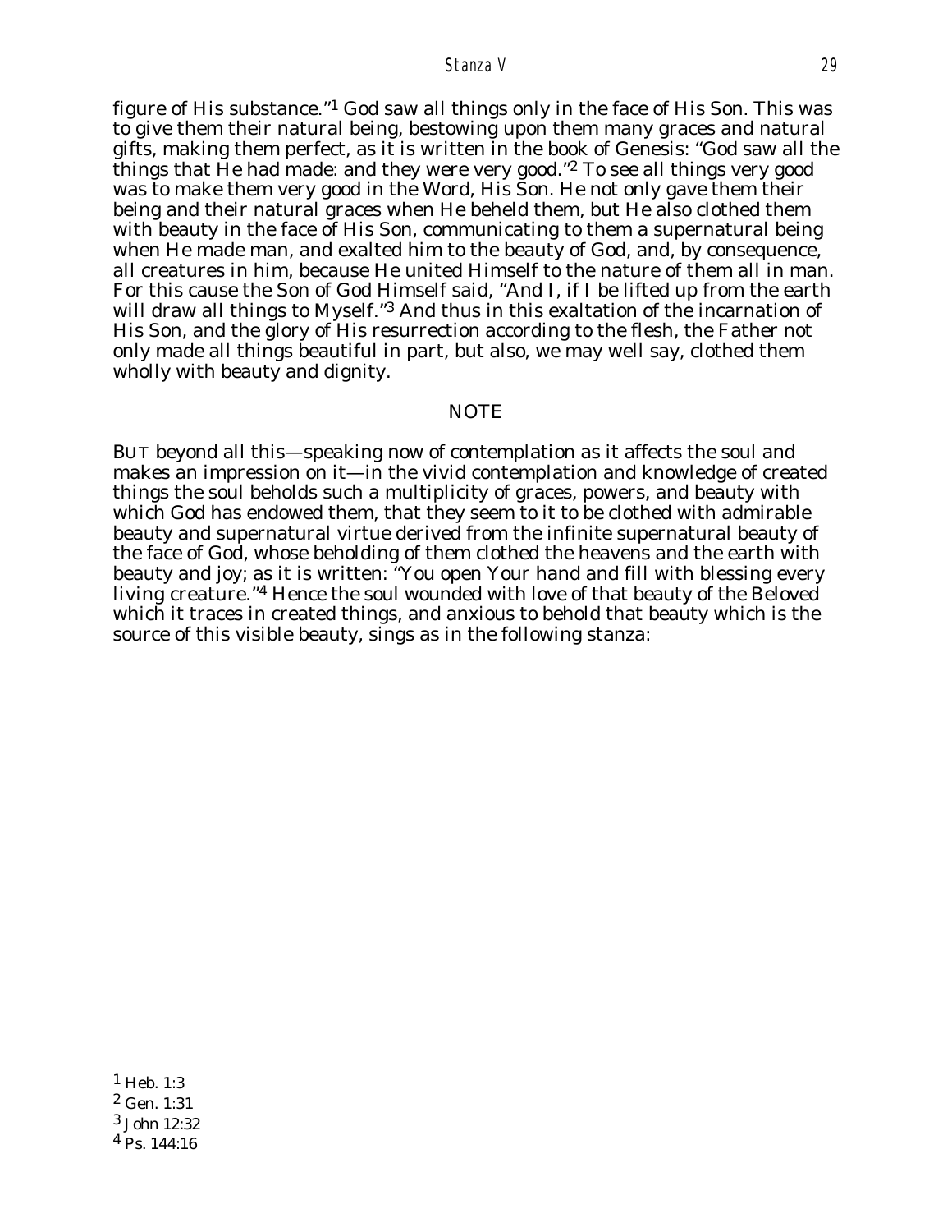figure of His substance."[1] God saw all things only in the face of His Son. This was to give them their natural being, bestowing upon them many graces and natural gifts, making them perfect, as it is written in the book of Genesis: "God saw all the things that He had made: and they were very good."[2] To see all things very good was to make them very good in the Word, His Son. He not only gave them their being and their natural graces when He beheld them, but He also clothed them with beauty in the face of His Son, communicating to them a supernatural being when He made man, and exalted him to the beauty of God, and, by consequence, all creatures in him, because He united Himself to the nature of them all in man. For this cause the Son of God Himself said, "And I, if I be lifted up from the earth will draw all things to Myself."[3] And thus in this exaltation of the incarnation of His Son, and the glory of His resurrection according to the flesh, the Father not only made all things beautiful in part, but also, we may well say, clothed them wholly with beauty and dignity.

## NOTE

BUT beyond all this—speaking now of contemplation as it affects the soul and makes an impression on it—in the vivid contemplation and knowledge of created things the soul beholds such a multiplicity of graces, powers, and beauty with which God has endowed them, that they seem to it to be clothed with admirable beauty and supernatural virtue derived from the infinite supernatural beauty of the face of God, whose beholding of them clothed the heavens and the earth with beauty and joy; as it is written: "You open Your hand and fill with blessing every living creature."[4] Hence the soul wounded with love of that beauty of the Beloved which it traces in created things, and anxious to behold that beauty which is the source of this visible beauty, sings as in the following stanza:

---

[1] Heb. 1:3

[2] Gen. 1:31

[3] John 12:32

[4] Ps. 144:16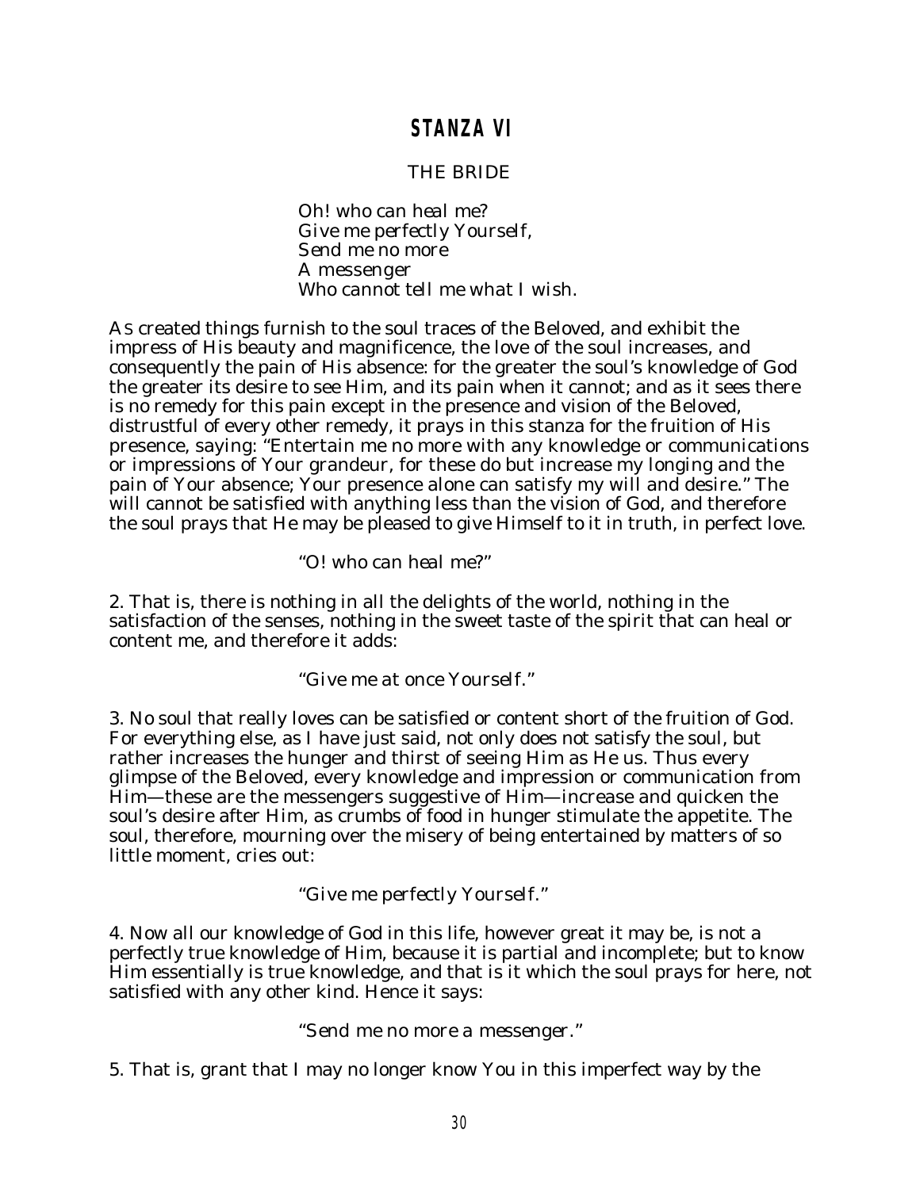## STANZA VI

### THE BRIDE

*Oh! who can heal me?*
*Give me perfectly Yourself,*
*Send me no more*
*A messenger*
*Who cannot tell me what I wish.*

AS created things furnish to the soul traces of the Beloved, and exhibit the impress of His beauty and magnificence, the love of the soul increases, and consequently the pain of His absence: for the greater the soul's knowledge of God the greater its desire to see Him, and its pain when it cannot; and as it sees there is no remedy for this pain except in the presence and vision of the Beloved, distrustful of every other remedy, it prays in this stanza for the fruition of His presence, saying: "Entertain me no more with any knowledge or communications or impressions of Your grandeur, for these do but increase my longing and the pain of Your absence; Your presence alone can satisfy my will and desire." The will cannot be satisfied with anything less than the vision of God, and therefore the soul prays that He may be pleased to give Himself to it in truth, in perfect love.

*"O! who can heal me?"*

2. That is, there is nothing in all the delights of the world, nothing in the satisfaction of the senses, nothing in the sweet taste of the spirit that can heal or content me, and therefore it adds:

*"Give me at once Yourself."*

3. No soul that really loves can be satisfied or content short of the fruition of God. For everything else, as I have just said, not only does not satisfy the soul, but rather increases the hunger and thirst of seeing Him as He us. Thus every glimpse of the Beloved, every knowledge and impression or communication from Him—these are the messengers suggestive of Him—increase and quicken the soul's desire after Him, as crumbs of food in hunger stimulate the appetite. The soul, therefore, mourning over the misery of being entertained by matters of so little moment, cries out:

*"Give me perfectly Yourself."*

4. Now all our knowledge of God in this life, however great it may be, is not a perfectly true knowledge of Him, because it is partial and incomplete; but to know Him essentially is true knowledge, and that is it which the soul prays for here, not satisfied with any other kind. Hence it says:

*"Send me no more a messenger."*

5. That is, grant that I may no longer know You in this imperfect way by the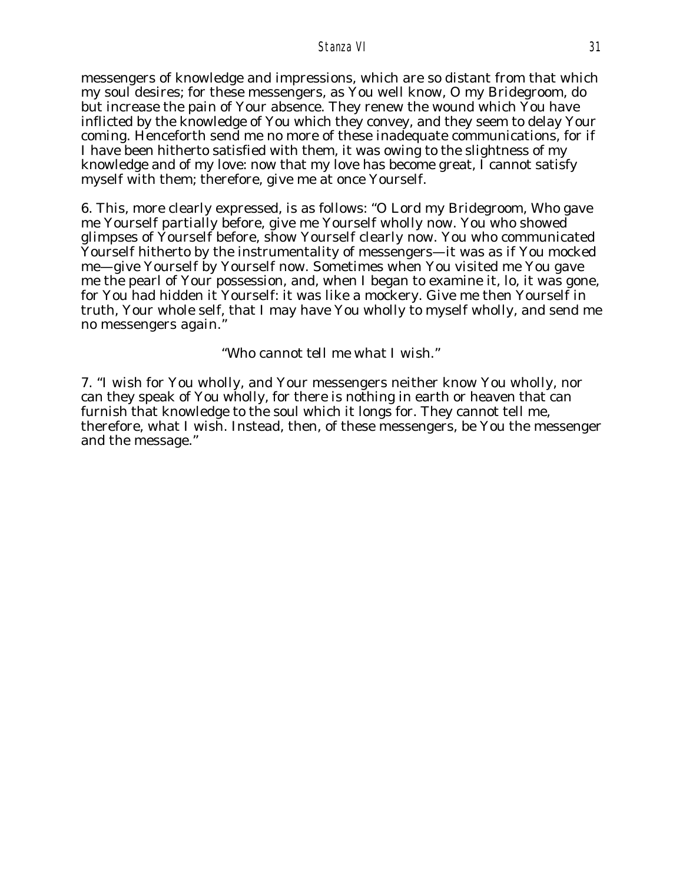messengers of knowledge and impressions, which are so distant from that which my soul desires; for these messengers, as You well know, O my Bridegroom, do but increase the pain of Your absence. They renew the wound which You have inflicted by the knowledge of You which they convey, and they seem to delay Your coming. Henceforth send me no more of these inadequate communications, for if I have been hitherto satisfied with them, it was owing to the slightness of my knowledge and of my love: now that my love has become great, I cannot satisfy myself with them; therefore, give me at once Yourself.

6. This, more clearly expressed, is as follows: "O Lord my Bridegroom, Who gave me Yourself partially before, give me Yourself wholly now. You who showed glimpses of Yourself before, show Yourself clearly now. You who communicated Yourself hitherto by the instrumentality of messengers—it was as if You mocked me—give Yourself by Yourself now. Sometimes when You visited me You gave me the pearl of Your possession, and, when I began to examine it, lo, it was gone, for You had hidden it Yourself: it was like a mockery. Give me then Yourself in truth, Your whole self, that I may have You wholly to myself wholly, and send me no messengers again."

*"Who cannot tell me what I wish."*

7. "I wish for You wholly, and Your messengers neither know You wholly, nor can they speak of You wholly, for there is nothing in earth or heaven that can furnish that knowledge to the soul which it longs for. They cannot tell me, therefore, what I wish. Instead, then, of these messengers, be You the messenger and the message."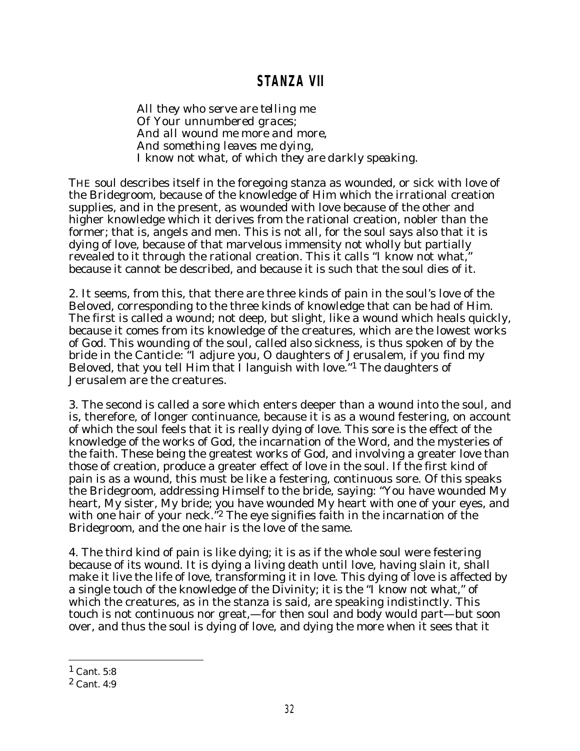## STANZA VII

*All they who serve are telling me*
*Of Your unnumbered graces;*
*And all wound me more and more,*
*And something leaves me dying,*
*I know not what, of which they are darkly speaking.*

THE soul describes itself in the foregoing stanza as wounded, or sick with love of the Bridegroom, because of the knowledge of Him which the irrational creation supplies, and in the present, as wounded with love because of the other and higher knowledge which it derives from the rational creation, nobler than the former; that is, angels and men. This is not all, for the soul says also that it is dying of love, because of that marvelous immensity not wholly but partially revealed to it through the rational creation. This it calls "I know not what," because it cannot be described, and because it is such that the soul dies of it.

2. It seems, from this, that there are three kinds of pain in the soul's love of the Beloved, corresponding to the three kinds of knowledge that can be had of Him. The first is called a wound; not deep, but slight, like a wound which heals quickly, because it comes from its knowledge of the creatures, which are the lowest works of God. This wounding of the soul, called also sickness, is thus spoken of by the bride in the Canticle: "I adjure you, O daughters of Jerusalem, if you find my Beloved, that you tell Him that I languish with love."[1] The daughters of Jerusalem are the creatures.

3. The second is called a sore which enters deeper than a wound into the soul, and is, therefore, of longer continuance, because it is as a wound festering, on account of which the soul feels that it is really dying of love. This sore is the effect of the knowledge of the works of God, the incarnation of the Word, and the mysteries of the faith. These being the greatest works of God, and involving a greater love than those of creation, produce a greater effect of love in the soul. If the first kind of pain is as a wound, this must be like a festering, continuous sore. Of this speaks the Bridegroom, addressing Himself to the bride, saying: "You have wounded My heart, My sister, My bride; you have wounded My heart with one of your eyes, and with one hair of your neck."[2] The eye signifies faith in the incarnation of the Bridegroom, and the one hair is the love of the same.

4. The third kind of pain is like dying; it is as if the whole soul were festering because of its wound. It is dying a living death until love, having slain it, shall make it live the life of love, transforming it in love. This dying of love is affected by a single touch of the knowledge of the Divinity; it is the "I know not what," of which the creatures, as in the stanza is said, are speaking indistinctly. This touch is not continuous nor great,—for then soul and body would part—but soon over, and thus the soul is dying of love, and dying the more when it sees that it

---

[1] Cant. 5:8

[2] Cant. 4:9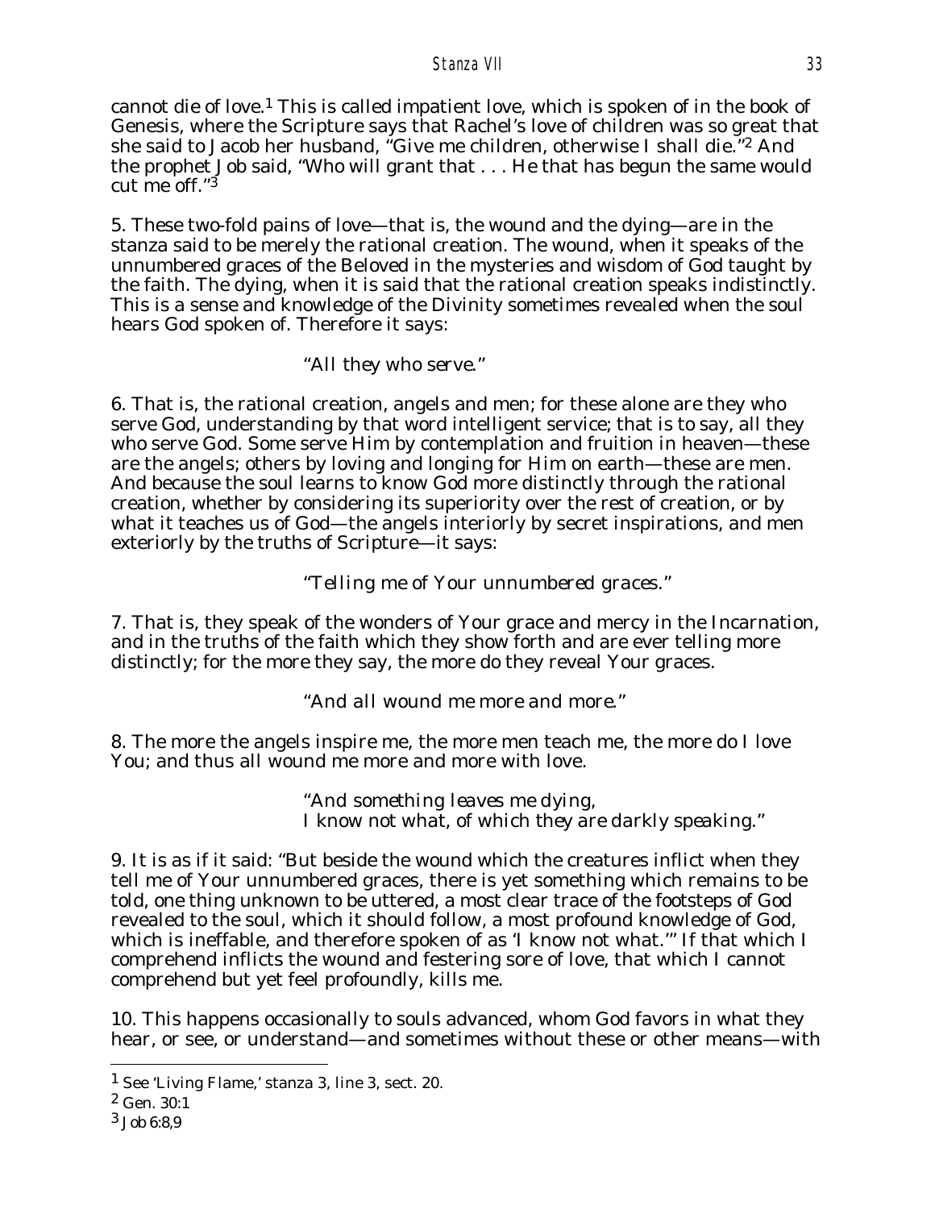cannot die of love.[1] This is called impatient love, which is spoken of in the book of Genesis, where the Scripture says that Rachel's love of children was so great that she said to Jacob her husband, "Give me children, otherwise I shall die."[2] And the prophet Job said, "Who will grant that . . . He that has begun the same would cut me off."[3]

5. These two-fold pains of love—that is, the wound and the dying—are in the stanza said to be merely the rational creation. The wound, when it speaks of the unnumbered graces of the Beloved in the mysteries and wisdom of God taught by the faith. The dying, when it is said that the rational creation speaks indistinctly. This is a sense and knowledge of the Divinity sometimes revealed when the soul hears God spoken of. Therefore it says:

*"All they who serve."*

6. That is, the rational creation, angels and men; for these alone are they who serve God, understanding by that word intelligent service; that is to say, all they who serve God. Some serve Him by contemplation and fruition in heaven—these are the angels; others by loving and longing for Him on earth—these are men. And because the soul learns to know God more distinctly through the rational creation, whether by considering its superiority over the rest of creation, or by what it teaches us of God—the angels interiorly by secret inspirations, and men exteriorly by the truths of Scripture—it says:

*"Telling me of Your unnumbered graces."*

7. That is, they speak of the wonders of Your grace and mercy in the Incarnation, and in the truths of the faith which they show forth and are ever telling more distinctly; for the more they say, the more do they reveal Your graces.

*"And all wound me more and more."*

8. The more the angels inspire me, the more men teach me, the more do I love You; and thus all wound me more and more with love.

*"And something leaves me dying,*
*I know not what, of which they are darkly speaking."*

9. It is as if it said: "But beside the wound which the creatures inflict when they tell me of Your unnumbered graces, there is yet something which remains to be told, one thing unknown to be uttered, a most clear trace of the footsteps of God revealed to the soul, which it should follow, a most profound knowledge of God, which is ineffable, and therefore spoken of as 'I know not what.'" If that which I comprehend inflicts the wound and festering sore of love, that which I cannot comprehend but yet feel profoundly, kills me.

10. This happens occasionally to souls advanced, whom God favors in what they hear, or see, or understand—and sometimes without these or other means—with

---

[1] See 'Living Flame,' stanza 3, line 3, sect. 20.

[2] Gen. 30:1

[3] Job 6:8,9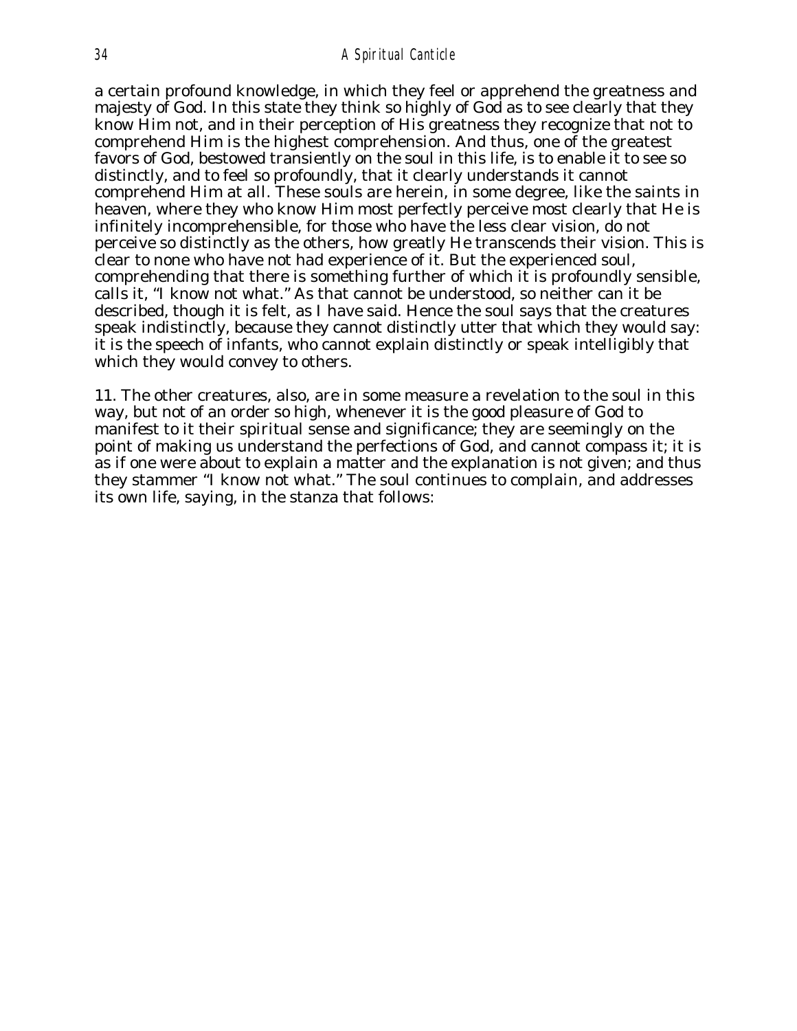a certain profound knowledge, in which they feel or apprehend the greatness and majesty of God. In this state they think so highly of God as to see clearly that they know Him not, and in their perception of His greatness they recognize that not to comprehend Him is the highest comprehension. And thus, one of the greatest favors of God, bestowed transiently on the soul in this life, is to enable it to see so distinctly, and to feel so profoundly, that it clearly understands it cannot comprehend Him at all. These souls are herein, in some degree, like the saints in heaven, where they who know Him most perfectly perceive most clearly that He is infinitely incomprehensible, for those who have the less clear vision, do not perceive so distinctly as the others, how greatly He transcends their vision. This is clear to none who have not had experience of it. But the experienced soul, comprehending that there is something further of which it is profoundly sensible, calls it, "I know not what." As that cannot be understood, so neither can it be described, though it is felt, as I have said. Hence the soul says that the creatures speak indistinctly, because they cannot distinctly utter that which they would say: it is the speech of infants, who cannot explain distinctly or speak intelligibly that which they would convey to others.

11. The other creatures, also, are in some measure a revelation to the soul in this way, but not of an order so high, whenever it is the good pleasure of God to manifest to it their spiritual sense and significance; they are seemingly on the point of making us understand the perfections of God, and cannot compass it; it is as if one were about to explain a matter and the explanation is not given; and thus they stammer "I know not what." The soul continues to complain, and addresses its own life, saying, in the stanza that follows: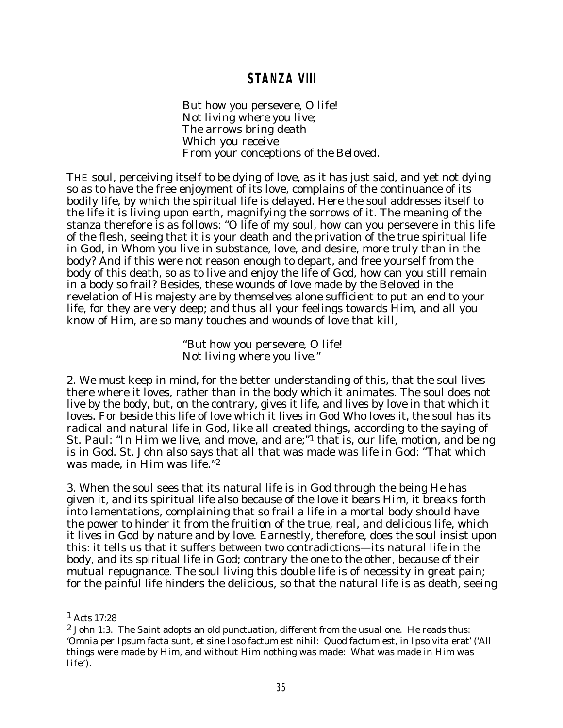## STANZA VIII

*But how you persevere, O life!*
*Not living where you live;*
*The arrows bring death*
*Which you receive*
*From your conceptions of the Beloved.*

THE soul, perceiving itself to be dying of love, as it has just said, and yet not dying so as to have the free enjoyment of its love, complains of the continuance of its bodily life, by which the spiritual life is delayed. Here the soul addresses itself to the life it is living upon earth, magnifying the sorrows of it. The meaning of the stanza therefore is as follows: "O life of my soul, how can you persevere in this life of the flesh, seeing that it is your death and the privation of the true spiritual life in God, in Whom you live in substance, love, and desire, more truly than in the body? And if this were not reason enough to depart, and free yourself from the body of this death, so as to live and enjoy the life of God, how can you still remain in a body so frail? Besides, these wounds of love made by the Beloved in the revelation of His majesty are by themselves alone sufficient to put an end to your life, for they are very deep; and thus all your feelings towards Him, and all you know of Him, are so many touches and wounds of love that kill,

*"But how you persevere, O life!*
*Not living where you live."*

2. We must keep in mind, for the better understanding of this, that the soul lives there where it loves, rather than in the body which it animates. The soul does not live by the body, but, on the contrary, gives it life, and lives by love in that which it loves. For beside this life of love which it lives in God Who loves it, the soul has its radical and natural life in God, like all created things, according to the saying of St. Paul: "In Him we live, and move, and are;"[1] that is, our life, motion, and being is in God. St. John also says that all that was made was life in God: "That which was made, in Him was life."[2]

3. When the soul sees that its natural life is in God through the being He has given it, and its spiritual life also because of the love it bears Him, it breaks forth into lamentations, complaining that so frail a life in a mortal body should have the power to hinder it from the fruition of the true, real, and delicious life, which it lives in God by nature and by love. Earnestly, therefore, does the soul insist upon this: it tells us that it suffers between two contradictions—its natural life in the body, and its spiritual life in God; contrary the one to the other, because of their mutual repugnance. The soul living this double life is of necessity in great pain; for the painful life hinders the delicious, so that the natural life is as death, seeing

---

[1] Acts 17:28

[2] John 1:3. The Saint adopts an old punctuation, different from the usual one. He reads thus: 'Omnia per Ipsum facta sunt, et sine Ipso factum est nihil: Quod factum est, in Ipso vita erat' ('All things were made by Him, and without Him nothing was made: What was made in Him was life').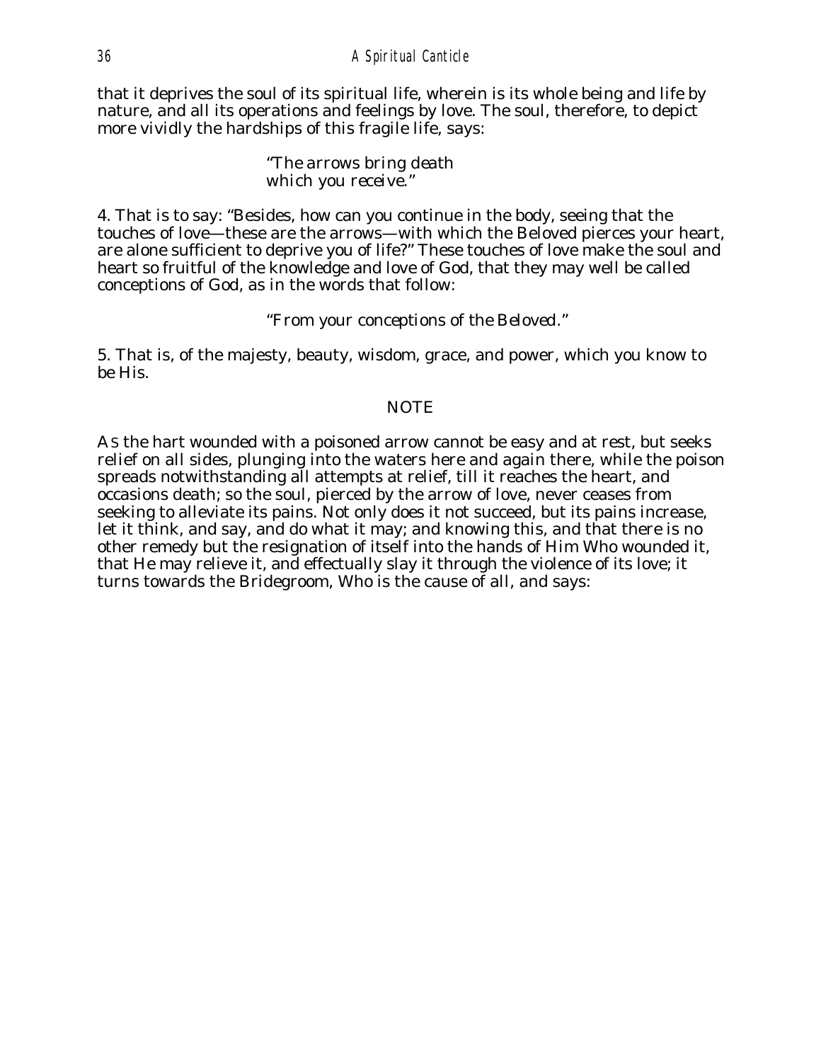that it deprives the soul of its spiritual life, wherein is its whole being and life by nature, and all its operations and feelings by love. The soul, therefore, to depict more vividly the hardships of this fragile life, says:

> *"The arrows bring death*
> *which you receive."*

4. That is to say: "Besides, how can you continue in the body, seeing that the touches of love—these are the arrows—with which the Beloved pierces your heart, are alone sufficient to deprive you of life?" These touches of love make the soul and heart so fruitful of the knowledge and love of God, that they may well be called conceptions of God, as in the words that follow:

> *"From your conceptions of the Beloved."*

5. That is, of the majesty, beauty, wisdom, grace, and power, which you know to be His.

## NOTE

As the hart wounded with a poisoned arrow cannot be easy and at rest, but seeks relief on all sides, plunging into the waters here and again there, while the poison spreads notwithstanding all attempts at relief, till it reaches the heart, and occasions death; so the soul, pierced by the arrow of love, never ceases from seeking to alleviate its pains. Not only does it not succeed, but its pains increase, let it think, and say, and do what it may; and knowing this, and that there is no other remedy but the resignation of itself into the hands of Him Who wounded it, that He may relieve it, and effectually slay it through the violence of its love; it turns towards the Bridegroom, Who is the cause of all, and says: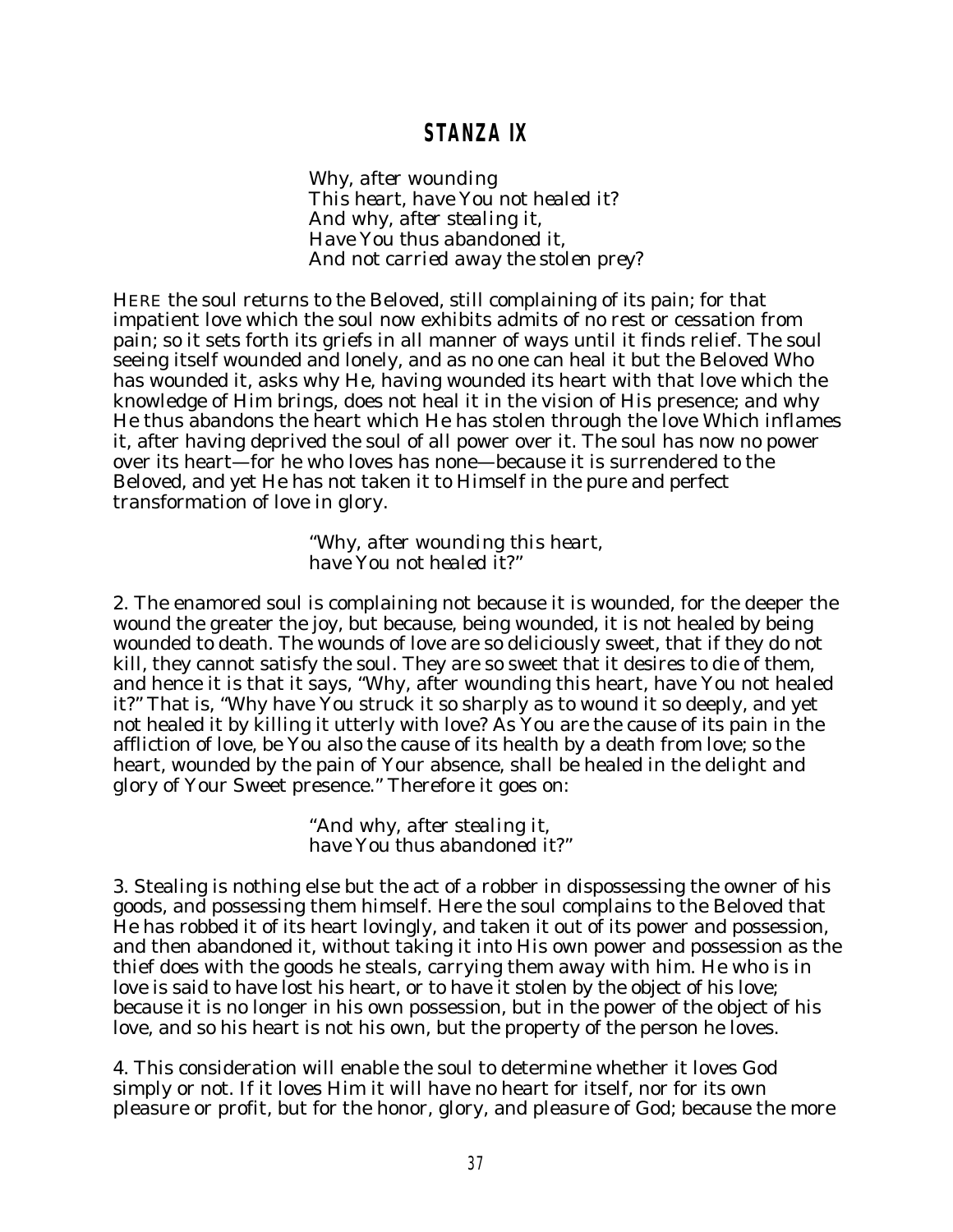## STANZA IX

*Why, after wounding*
*This heart, have You not healed it?*
*And why, after stealing it,*
*Have You thus abandoned it,*
*And not carried away the stolen prey?*

HERE the soul returns to the Beloved, still complaining of its pain; for that impatient love which the soul now exhibits admits of no rest or cessation from pain; so it sets forth its griefs in all manner of ways until it finds relief. The soul seeing itself wounded and lonely, and as no one can heal it but the Beloved Who has wounded it, asks why He, having wounded its heart with that love which the knowledge of Him brings, does not heal it in the vision of His presence; and why He thus abandons the heart which He has stolen through the love Which inflames it, after having deprived the soul of all power over it. The soul has now no power over its heart—for he who loves has none—because it is surrendered to the Beloved, and yet He has not taken it to Himself in the pure and perfect transformation of love in glory.

*"Why, after wounding this heart,*
*have You not healed it?"*

2. The enamored soul is complaining not because it is wounded, for the deeper the wound the greater the joy, but because, being wounded, it is not healed by being wounded to death. The wounds of love are so deliciously sweet, that if they do not kill, they cannot satisfy the soul. They are so sweet that it desires to die of them, and hence it is that it says, "Why, after wounding this heart, have You not healed it?" That is, "Why have You struck it so sharply as to wound it so deeply, and yet not healed it by killing it utterly with love? As You are the cause of its pain in the affliction of love, be You also the cause of its health by a death from love; so the heart, wounded by the pain of Your absence, shall be healed in the delight and glory of Your Sweet presence." Therefore it goes on:

*"And why, after stealing it,*
*have You thus abandoned it?"*

3. Stealing is nothing else but the act of a robber in dispossessing the owner of his goods, and possessing them himself. Here the soul complains to the Beloved that He has robbed it of its heart lovingly, and taken it out of its power and possession, and then abandoned it, without taking it into His own power and possession as the thief does with the goods he steals, carrying them away with him. He who is in love is said to have lost his heart, or to have it stolen by the object of his love; because it is no longer in his own possession, but in the power of the object of his love, and so his heart is not his own, but the property of the person he loves.

4. This consideration will enable the soul to determine whether it loves God simply or not. If it loves Him it will have no heart for itself, nor for its own pleasure or profit, but for the honor, glory, and pleasure of God; because the more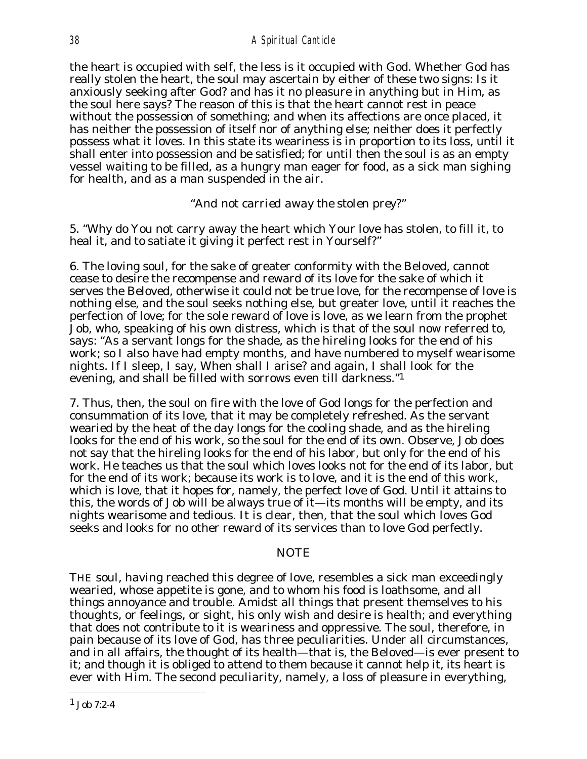the heart is occupied with self, the less is it occupied with God. Whether God has really stolen the heart, the soul may ascertain by either of these two signs: Is it anxiously seeking after God? and has it no pleasure in anything but in Him, as the soul here says? The reason of this is that the heart cannot rest in peace without the possession of something; and when its affections are once placed, it has neither the possession of itself nor of anything else; neither does it perfectly possess what it loves. In this state its weariness is in proportion to its loss, until it shall enter into possession and be satisfied; for until then the soul is as an empty vessel waiting to be filled, as a hungry man eager for food, as a sick man sighing for health, and as a man suspended in the air.

*"And not carried away the stolen prey?"*

5. "Why do You not carry away the heart which Your love has stolen, to fill it, to heal it, and to satiate it giving it perfect rest in Yourself?"

6. The loving soul, for the sake of greater conformity with the Beloved, cannot cease to desire the recompense and reward of its love for the sake of which it serves the Beloved, otherwise it could not be true love, for the recompense of love is nothing else, and the soul seeks nothing else, but greater love, until it reaches the perfection of love; for the sole reward of love is love, as we learn from the prophet Job, who, speaking of his own distress, which is that of the soul now referred to, says: "As a servant longs for the shade, as the hireling looks for the end of his work; so I also have had empty months, and have numbered to myself wearisome nights. If I sleep, I say, When shall I arise? and again, I shall look for the evening, and shall be filled with sorrows even till darkness."[1]

7. Thus, then, the soul on fire with the love of God longs for the perfection and consummation of its love, that it may be completely refreshed. As the servant wearied by the heat of the day longs for the cooling shade, and as the hireling looks for the end of his work, so the soul for the end of its own. Observe, Job does not say that the hireling looks for the end of his labor, but only for the end of his work. He teaches us that the soul which loves looks not for the end of its labor, but for the end of its work; because its work is to love, and it is the end of this work, which is love, that it hopes for, namely, the perfect love of God. Until it attains to this, the words of Job will be always true of it—its months will be empty, and its nights wearisome and tedious. It is clear, then, that the soul which loves God seeks and looks for no other reward of its services than to love God perfectly.

## NOTE

THE soul, having reached this degree of love, resembles a sick man exceedingly wearied, whose appetite is gone, and to whom his food is loathsome, and all things annoyance and trouble. Amidst all things that present themselves to his thoughts, or feelings, or sight, his only wish and desire is health; and everything that does not contribute to it is weariness and oppressive. The soul, therefore, in pain because of its love of God, has three peculiarities. Under all circumstances, and in all affairs, the thought of its health—that is, the Beloved—is ever present to it; and though it is obliged to attend to them because it cannot help it, its heart is ever with Him. The second peculiarity, namely, a loss of pleasure in everything,

[1] Job 7:2-4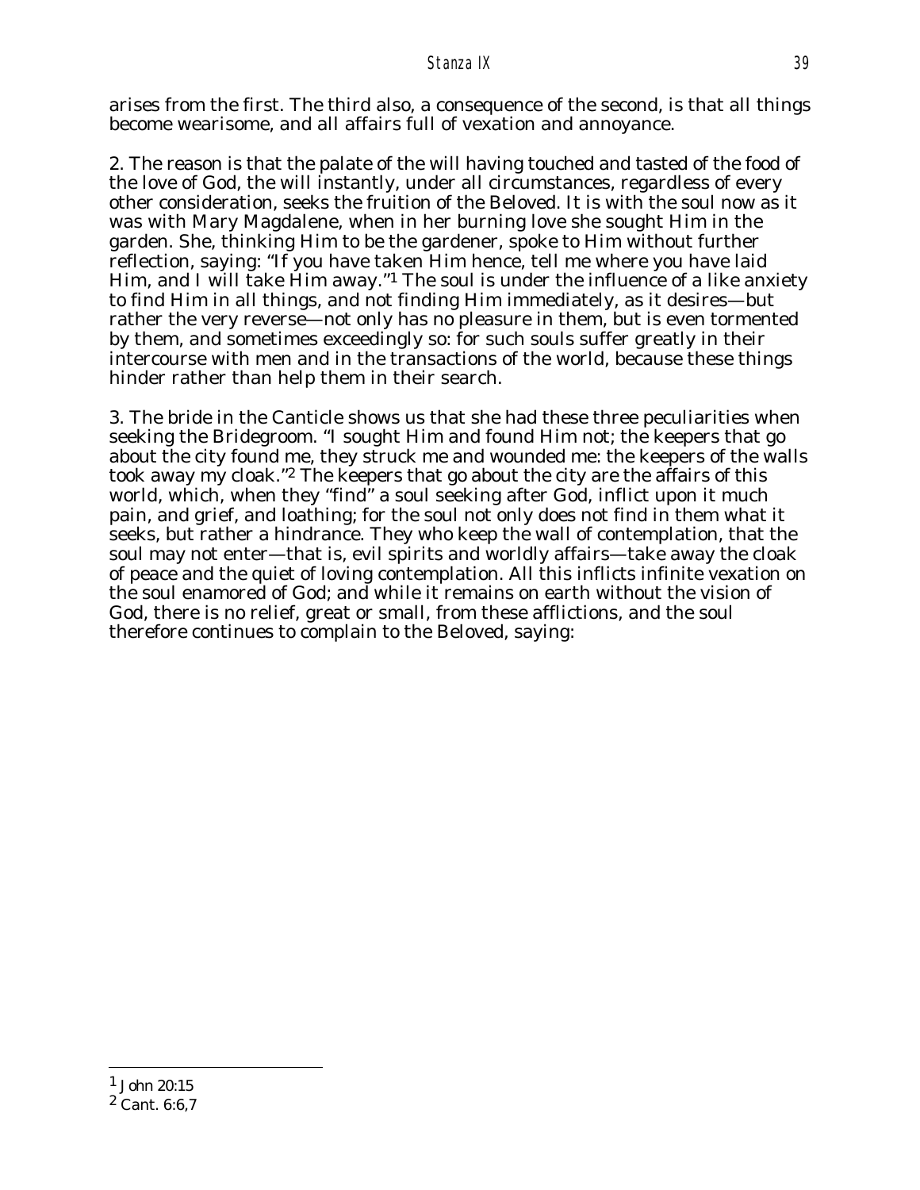arises from the first. The third also, a consequence of the second, is that all things become wearisome, and all affairs full of vexation and annoyance.

2. The reason is that the palate of the will having touched and tasted of the food of the love of God, the will instantly, under all circumstances, regardless of every other consideration, seeks the fruition of the Beloved. It is with the soul now as it was with Mary Magdalene, when in her burning love she sought Him in the garden. She, thinking Him to be the gardener, spoke to Him without further reflection, saying: "If you have taken Him hence, tell me where you have laid Him, and I will take Him away."[1] The soul is under the influence of a like anxiety to find Him in all things, and not finding Him immediately, as it desires—but rather the very reverse—not only has no pleasure in them, but is even tormented by them, and sometimes exceedingly so: for such souls suffer greatly in their intercourse with men and in the transactions of the world, because these things hinder rather than help them in their search.

3. The bride in the Canticle shows us that she had these three peculiarities when seeking the Bridegroom. "I sought Him and found Him not; the keepers that go about the city found me, they struck me and wounded me: the keepers of the walls took away my cloak."[2] The keepers that go about the city are the affairs of this world, which, when they "find" a soul seeking after God, inflict upon it much pain, and grief, and loathing; for the soul not only does not find in them what it seeks, but rather a hindrance. They who keep the wall of contemplation, that the soul may not enter—that is, evil spirits and worldly affairs—take away the cloak of peace and the quiet of loving contemplation. All this inflicts infinite vexation on the soul enamored of God; and while it remains on earth without the vision of God, there is no relief, great or small, from these afflictions, and the soul therefore continues to complain to the Beloved, saying:

---

[1] John 20:15

[2] Cant. 6:6,7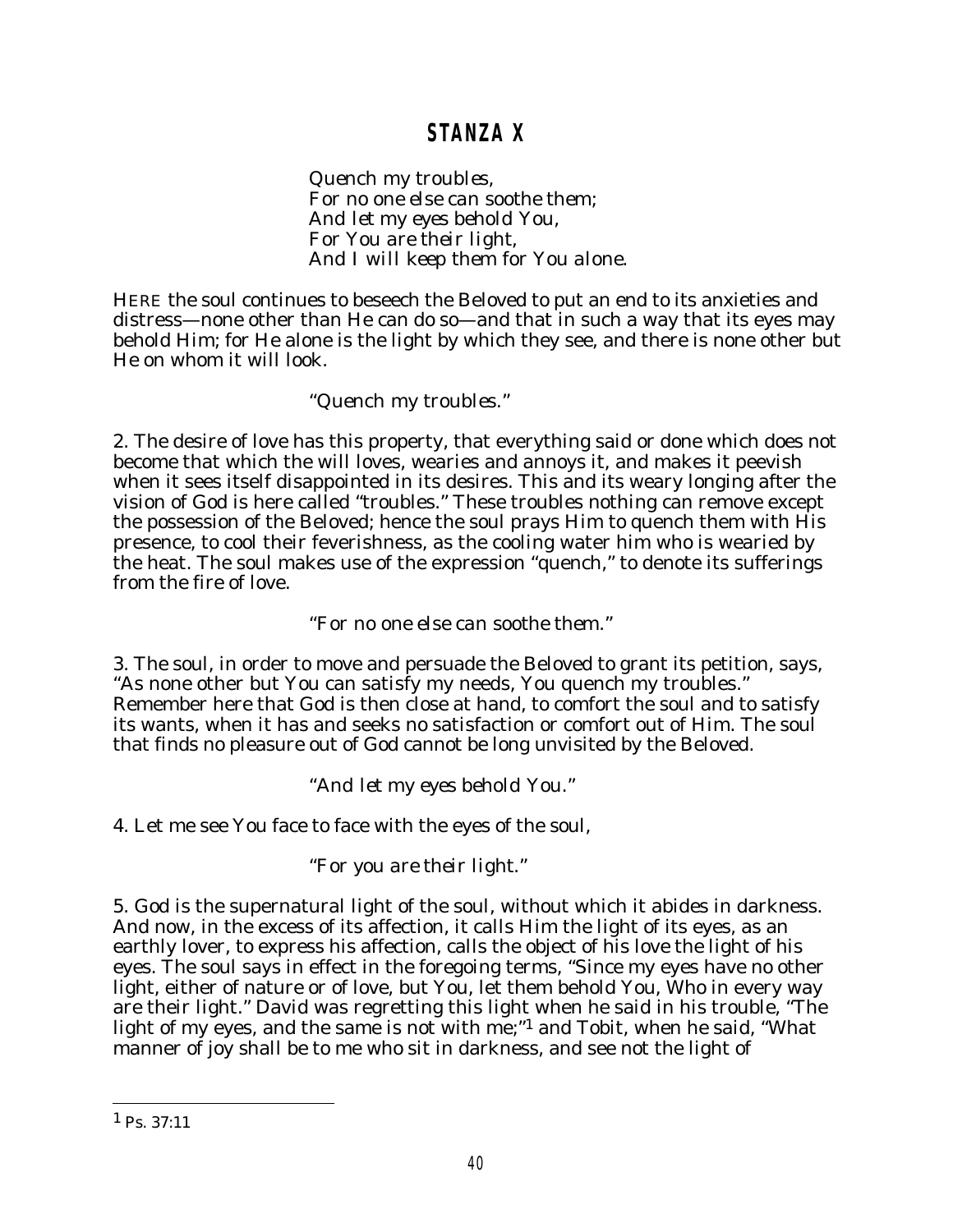## STANZA X

*Quench my troubles,*
*For no one else can soothe them;*
*And let my eyes behold You,*
*For You are their light,*
*And I will keep them for You alone.*

HERE the soul continues to beseech the Beloved to put an end to its anxieties and distress—none other than He can do so—and that in such a way that its eyes may behold Him; for He alone is the light by which they see, and there is none other but He on whom it will look.

*"Quench my troubles."*

2. The desire of love has this property, that everything said or done which does not become that which the will loves, wearies and annoys it, and makes it peevish when it sees itself disappointed in its desires. This and its weary longing after the vision of God is here called "troubles." These troubles nothing can remove except the possession of the Beloved; hence the soul prays Him to quench them with His presence, to cool their feverishness, as the cooling water him who is wearied by the heat. The soul makes use of the expression "quench," to denote its sufferings from the fire of love.

*"For no one else can soothe them."*

3. The soul, in order to move and persuade the Beloved to grant its petition, says, "As none other but You can satisfy my needs, You quench my troubles." Remember here that God is then close at hand, to comfort the soul and to satisfy its wants, when it has and seeks no satisfaction or comfort out of Him. The soul that finds no pleasure out of God cannot be long unvisited by the Beloved.

*"And let my eyes behold You."*

4. Let me see You face to face with the eyes of the soul,

*"For you are their light."*

5. God is the supernatural light of the soul, without which it abides in darkness. And now, in the excess of its affection, it calls Him the light of its eyes, as an earthly lover, to express his affection, calls the object of his love the light of his eyes. The soul says in effect in the foregoing terms, "Since my eyes have no other light, either of nature or of love, but You, let them behold You, Who in every way are their light." David was regretting this light when he said in his trouble, "The light of my eyes, and the same is not with me;"[1] and Tobit, when he said, "What manner of joy shall be to me who sit in darkness, and see not the light of

---

[1] Ps. 37:11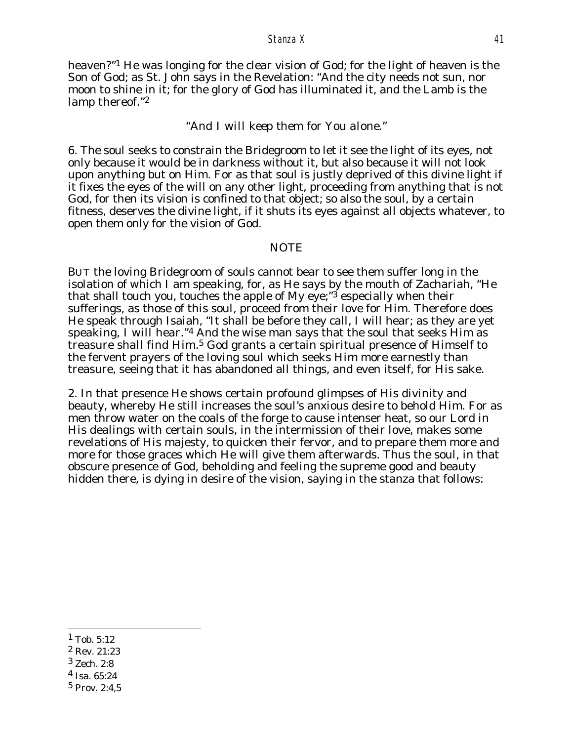heaven?"[1] He was longing for the clear vision of God; for the light of heaven is the Son of God; as St. John says in the Revelation: "And the city needs not sun, nor moon to shine in it; for the glory of God has illuminated it, and the Lamb is the lamp thereof."[2]

*"And I will keep them for You alone."*

6. The soul seeks to constrain the Bridegroom to let it see the light of its eyes, not only because it would be in darkness without it, but also because it will not look upon anything but on Him. For as that soul is justly deprived of this divine light if it fixes the eyes of the will on any other light, proceeding from anything that is not God, for then its vision is confined to that object; so also the soul, by a certain fitness, deserves the divine light, if it shuts its eyes against all objects whatever, to open them only for the vision of God.

## NOTE

BUT the loving Bridegroom of souls cannot bear to see them suffer long in the isolation of which I am speaking, for, as He says by the mouth of Zachariah, "He that shall touch you, touches the apple of My eye;"[3] especially when their sufferings, as those of this soul, proceed from their love for Him. Therefore does He speak through Isaiah, "It shall be before they call, I will hear; as they are yet speaking, I will hear."[4] And the wise man says that the soul that seeks Him as treasure shall find Him.[5] God grants a certain spiritual presence of Himself to the fervent prayers of the loving soul which seeks Him more earnestly than treasure, seeing that it has abandoned all things, and even itself, for His sake.

2. In that presence He shows certain profound glimpses of His divinity and beauty, whereby He still increases the soul's anxious desire to behold Him. For as men throw water on the coals of the forge to cause intenser heat, so our Lord in His dealings with certain souls, in the intermission of their love, makes some revelations of His majesty, to quicken their fervor, and to prepare them more and more for those graces which He will give them afterwards. Thus the soul, in that obscure presence of God, beholding and feeling the supreme good and beauty hidden there, is dying in desire of the vision, saying in the stanza that follows:

---

[1] Tob. 5:12

[2] Rev. 21:23

[3] Zech. 2:8

[4] Isa. 65:24

[5] Prov. 2:4,5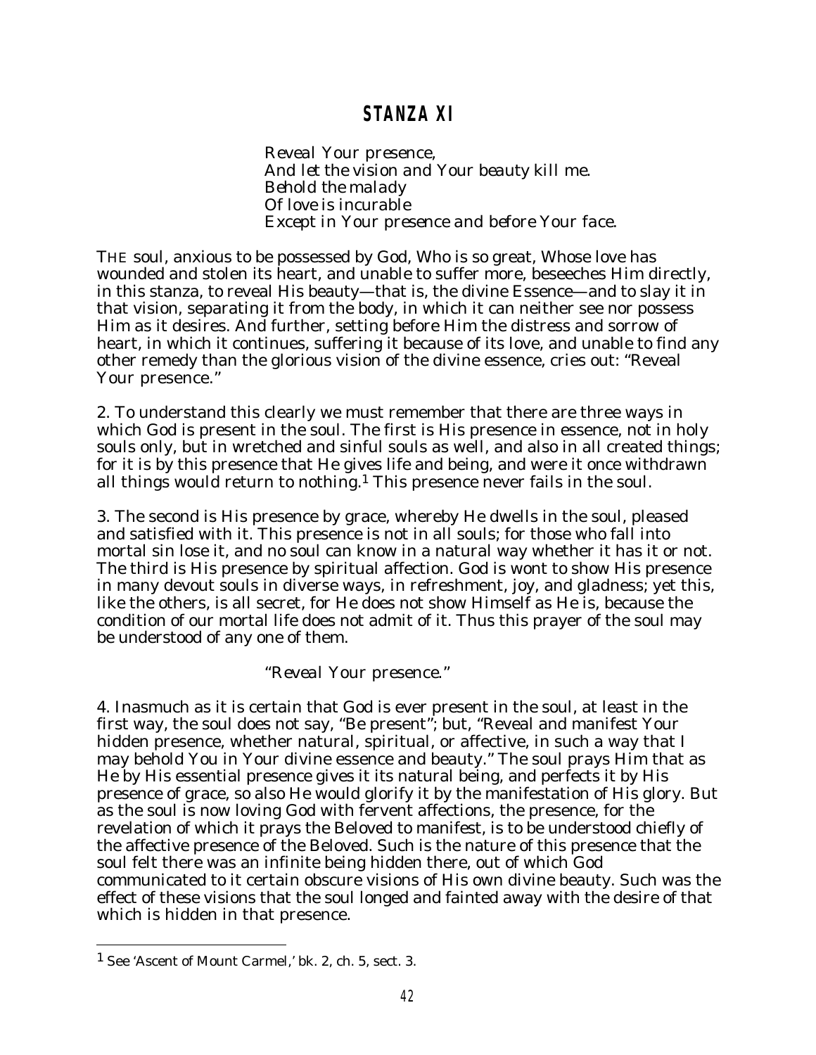## STANZA XI

*Reveal Your presence,*
*And let the vision and Your beauty kill me.*
*Behold the malady*
*Of love is incurable*
*Except in Your presence and before Your face.*

THE soul, anxious to be possessed by God, Who is so great, Whose love has wounded and stolen its heart, and unable to suffer more, beseeches Him directly, in this stanza, to reveal His beauty—that is, the divine Essence—and to slay it in that vision, separating it from the body, in which it can neither see nor possess Him as it desires. And further, setting before Him the distress and sorrow of heart, in which it continues, suffering it because of its love, and unable to find any other remedy than the glorious vision of the divine essence, cries out: "Reveal Your presence."

2. To understand this clearly we must remember that there are three ways in which God is present in the soul. The first is His presence in essence, not in holy souls only, but in wretched and sinful souls as well, and also in all created things; for it is by this presence that He gives life and being, and were it once withdrawn all things would return to nothing.[1] This presence never fails in the soul.

3. The second is His presence by grace, whereby He dwells in the soul, pleased and satisfied with it. This presence is not in all souls; for those who fall into mortal sin lose it, and no soul can know in a natural way whether it has it or not. The third is His presence by spiritual affection. God is wont to show His presence in many devout souls in diverse ways, in refreshment, joy, and gladness; yet this, like the others, is all secret, for He does not show Himself as He is, because the condition of our mortal life does not admit of it. Thus this prayer of the soul may be understood of any one of them.

*"Reveal Your presence."*

4. Inasmuch as it is certain that God is ever present in the soul, at least in the first way, the soul does not say, "Be present"; but, "Reveal and manifest Your hidden presence, whether natural, spiritual, or affective, in such a way that I may behold You in Your divine essence and beauty." The soul prays Him that as He by His essential presence gives it its natural being, and perfects it by His presence of grace, so also He would glorify it by the manifestation of His glory. But as the soul is now loving God with fervent affections, the presence, for the revelation of which it prays the Beloved to manifest, is to be understood chiefly of the affective presence of the Beloved. Such is the nature of this presence that the soul felt there was an infinite being hidden there, out of which God communicated to it certain obscure visions of His own divine beauty. Such was the effect of these visions that the soul longed and fainted away with the desire of that which is hidden in that presence.

[1] See 'Ascent of Mount Carmel,' bk. 2, ch. 5, sect. 3.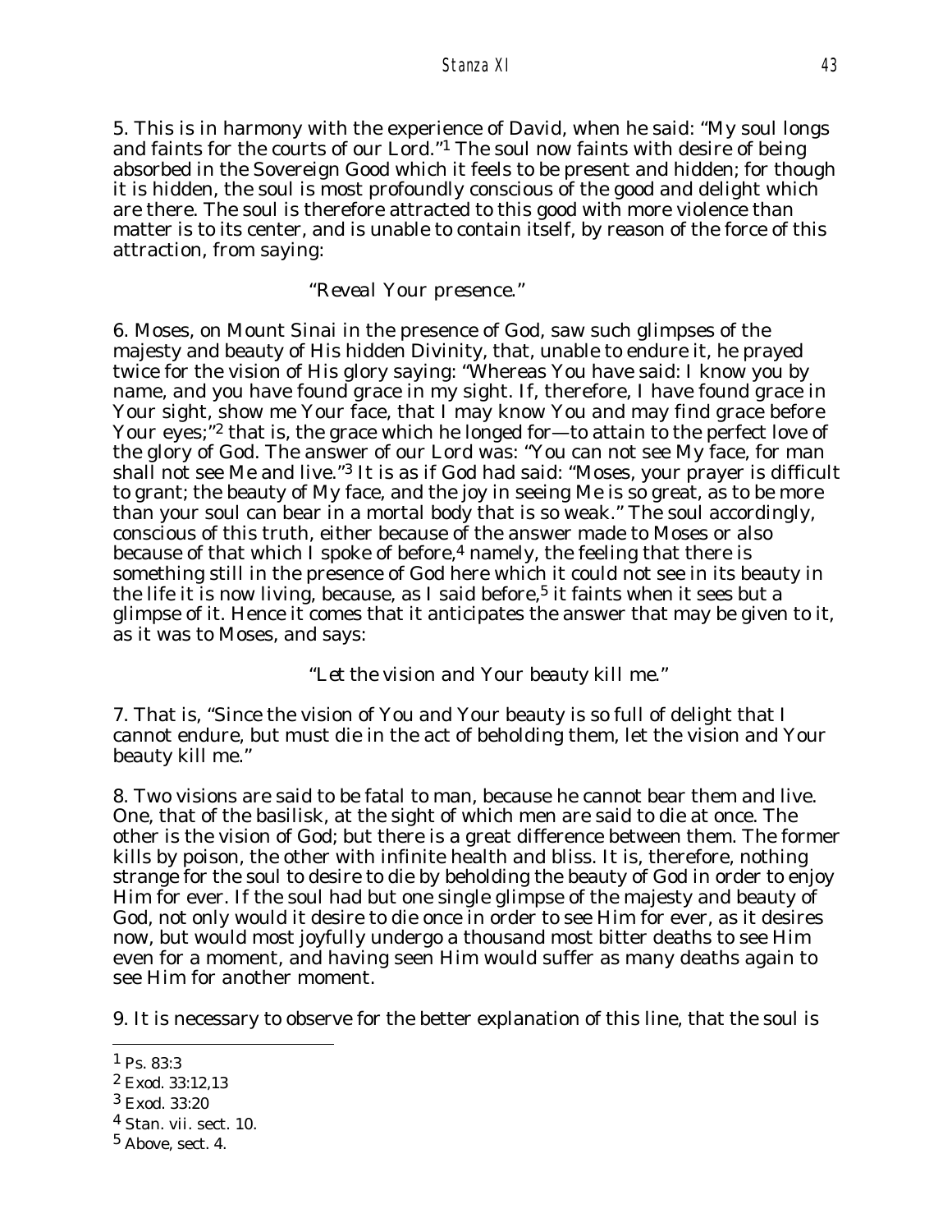5. This is in harmony with the experience of David, when he said: "My soul longs and faints for the courts of our Lord."[1] The soul now faints with desire of being absorbed in the Sovereign Good which it feels to be present and hidden; for though it is hidden, the soul is most profoundly conscious of the good and delight which are there. The soul is therefore attracted to this good with more violence than matter is to its center, and is unable to contain itself, by reason of the force of this attraction, from saying:

*"Reveal Your presence."*

6. Moses, on Mount Sinai in the presence of God, saw such glimpses of the majesty and beauty of His hidden Divinity, that, unable to endure it, he prayed twice for the vision of His glory saying: "Whereas You have said: I know you by name, and you have found grace in my sight. If, therefore, I have found grace in Your sight, show me Your face, that I may know You and may find grace before Your eyes;"[2] that is, the grace which he longed for—to attain to the perfect love of the glory of God. The answer of our Lord was: "You can not see My face, for man shall not see Me and live."[3] It is as if God had said: "Moses, your prayer is difficult to grant; the beauty of My face, and the joy in seeing Me is so great, as to be more than your soul can bear in a mortal body that is so weak." The soul accordingly, conscious of this truth, either because of the answer made to Moses or also because of that which I spoke of before,[4] namely, the feeling that there is something still in the presence of God here which it could not see in its beauty in the life it is now living, because, as I said before,[5] it faints when it sees but a glimpse of it. Hence it comes that it anticipates the answer that may be given to it, as it was to Moses, and says:

*"Let the vision and Your beauty kill me."*

7. That is, "Since the vision of You and Your beauty is so full of delight that I cannot endure, but must die in the act of beholding them, let the vision and Your beauty kill me."

8. Two visions are said to be fatal to man, because he cannot bear them and live. One, that of the basilisk, at the sight of which men are said to die at once. The other is the vision of God; but there is a great difference between them. The former kills by poison, the other with infinite health and bliss. It is, therefore, nothing strange for the soul to desire to die by beholding the beauty of God in order to enjoy Him for ever. If the soul had but one single glimpse of the majesty and beauty of God, not only would it desire to die once in order to see Him for ever, as it desires now, but would most joyfully undergo a thousand most bitter deaths to see Him even for a moment, and having seen Him would suffer as many deaths again to see Him for another moment.

9. It is necessary to observe for the better explanation of this line, that the soul is

---

[1] Ps. 83:3

[2] Exod. 33:12,13

[3] Exod. 33:20

[4] Stan. vii. sect. 10.

[5] Above, sect. 4.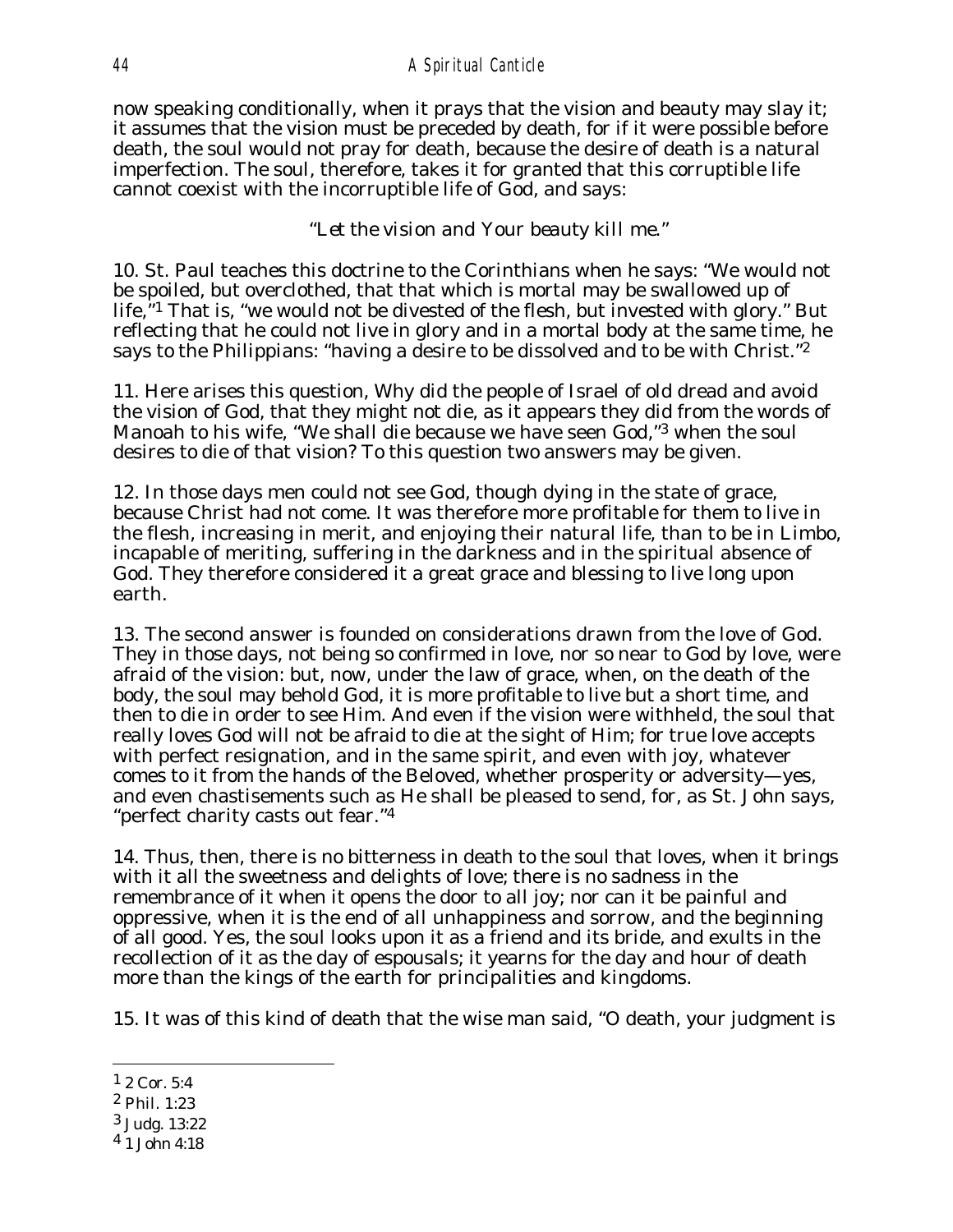now speaking conditionally, when it prays that the vision and beauty may slay it; it assumes that the vision must be preceded by death, for if it were possible before death, the soul would not pray for death, because the desire of death is a natural imperfection. The soul, therefore, takes it for granted that this corruptible life cannot coexist with the incorruptible life of God, and says:

*"Let the vision and Your beauty kill me."*

10. St. Paul teaches this doctrine to the Corinthians when he says: "We would not be spoiled, but overclothed, that that which is mortal may be swallowed up of life,"[1] That is, "we would not be divested of the flesh, but invested with glory." But reflecting that he could not live in glory and in a mortal body at the same time, he says to the Philippians: "having a desire to be dissolved and to be with Christ."[2]

11. Here arises this question, Why did the people of Israel of old dread and avoid the vision of God, that they might not die, as it appears they did from the words of Manoah to his wife, "We shall die because we have seen God,"[3] when the soul desires to die of that vision? To this question two answers may be given.

12. In those days men could not see God, though dying in the state of grace, because Christ had not come. It was therefore more profitable for them to live in the flesh, increasing in merit, and enjoying their natural life, than to be in Limbo, incapable of meriting, suffering in the darkness and in the spiritual absence of God. They therefore considered it a great grace and blessing to live long upon earth.

13. The second answer is founded on considerations drawn from the love of God. They in those days, not being so confirmed in love, nor so near to God by love, were afraid of the vision: but, now, under the law of grace, when, on the death of the body, the soul may behold God, it is more profitable to live but a short time, and then to die in order to see Him. And even if the vision were withheld, the soul that really loves God will not be afraid to die at the sight of Him; for true love accepts with perfect resignation, and in the same spirit, and even with joy, whatever comes to it from the hands of the Beloved, whether prosperity or adversity—yes, and even chastisements such as He shall be pleased to send, for, as St. John says, "perfect charity casts out fear."[4]

14. Thus, then, there is no bitterness in death to the soul that loves, when it brings with it all the sweetness and delights of love; there is no sadness in the remembrance of it when it opens the door to all joy; nor can it be painful and oppressive, when it is the end of all unhappiness and sorrow, and the beginning of all good. Yes, the soul looks upon it as a friend and its bride, and exults in the recollection of it as the day of espousals; it yearns for the day and hour of death more than the kings of the earth for principalities and kingdoms.

15. It was of this kind of death that the wise man said, "O death, your judgment is

---

[1] 2 Cor. 5:4

[2] Phil. 1:23

[3] Judg. 13:22

[4] 1 John 4:18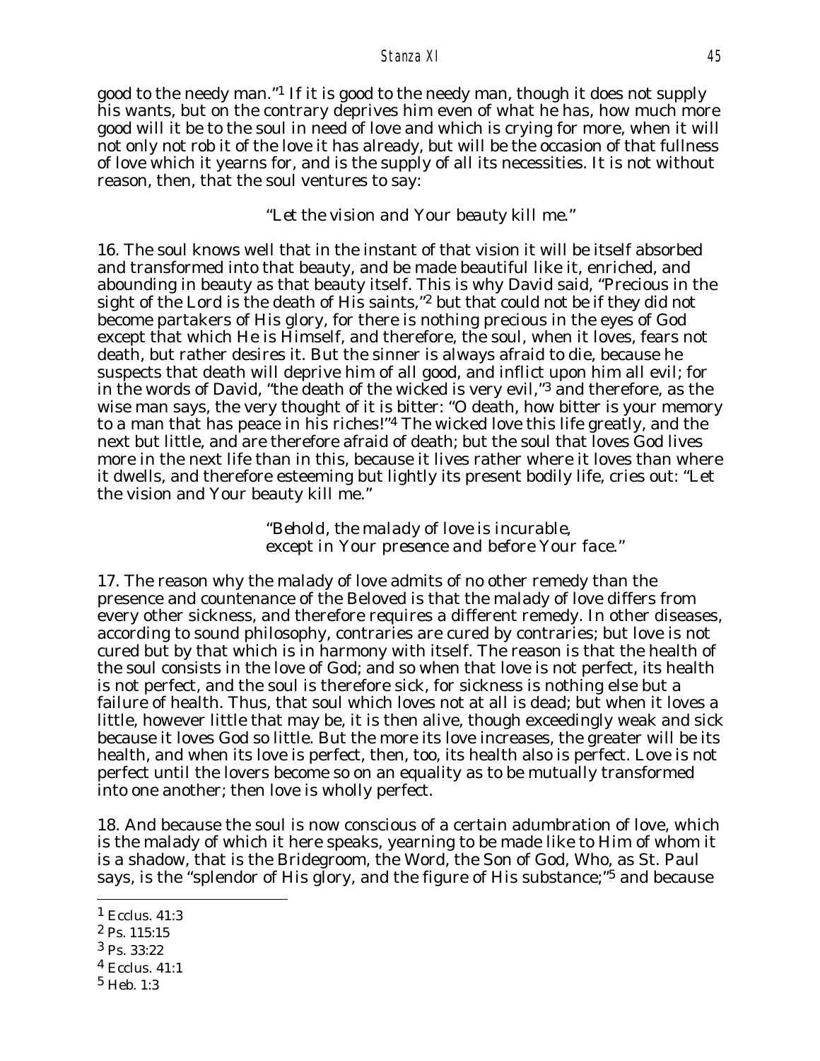good to the needy man."[1] If it is good to the needy man, though it does not supply his wants, but on the contrary deprives him even of what he has, how much more good will it be to the soul in need of love and which is crying for more, when it will not only not rob it of the love it has already, but will be the occasion of that fullness of love which it yearns for, and is the supply of all its necessities. It is not without reason, then, that the soul ventures to say:

*"Let the vision and Your beauty kill me."*

16. The soul knows well that in the instant of that vision it will be itself absorbed and transformed into that beauty, and be made beautiful like it, enriched, and abounding in beauty as that beauty itself. This is why David said, "Precious in the sight of the Lord is the death of His saints,"[2] but that could not be if they did not become partakers of His glory, for there is nothing precious in the eyes of God except that which He is Himself, and therefore, the soul, when it loves, fears not death, but rather desires it. But the sinner is always afraid to die, because he suspects that death will deprive him of all good, and inflict upon him all evil; for in the words of David, "the death of the wicked is very evil,"[3] and therefore, as the wise man says, the very thought of it is bitter: "O death, how bitter is your memory to a man that has peace in his riches!"[4] The wicked love this life greatly, and the next but little, and are therefore afraid of death; but the soul that loves God lives more in the next life than in this, because it lives rather where it loves than where it dwells, and therefore esteeming but lightly its present bodily life, cries out: "Let the vision and Your beauty kill me."

*"Behold, the malady of love is incurable,*
*except in Your presence and before Your face."*

17. The reason why the malady of love admits of no other remedy than the presence and countenance of the Beloved is that the malady of love differs from every other sickness, and therefore requires a different remedy. In other diseases, according to sound philosophy, contraries are cured by contraries; but love is not cured but by that which is in harmony with itself. The reason is that the health of the soul consists in the love of God; and so when that love is not perfect, its health is not perfect, and the soul is therefore sick, for sickness is nothing else but a failure of health. Thus, that soul which loves not at all is dead; but when it loves a little, however little that may be, it is then alive, though exceedingly weak and sick because it loves God so little. But the more its love increases, the greater will be its health, and when its love is perfect, then, too, its health also is perfect. Love is not perfect until the lovers become so on an equality as to be mutually transformed into one another; then love is wholly perfect.

18. And because the soul is now conscious of a certain adumbration of love, which is the malady of which it here speaks, yearning to be made like to Him of whom it is a shadow, that is the Bridegroom, the Word, the Son of God, Who, as St. Paul says, is the "splendor of His glory, and the figure of His substance;"[5] and because

---

[1] Ecclus. 41:3
[2] Ps. 115:15
[3] Ps. 33:22
[4] Ecclus. 41:1
[5] Heb. 1:3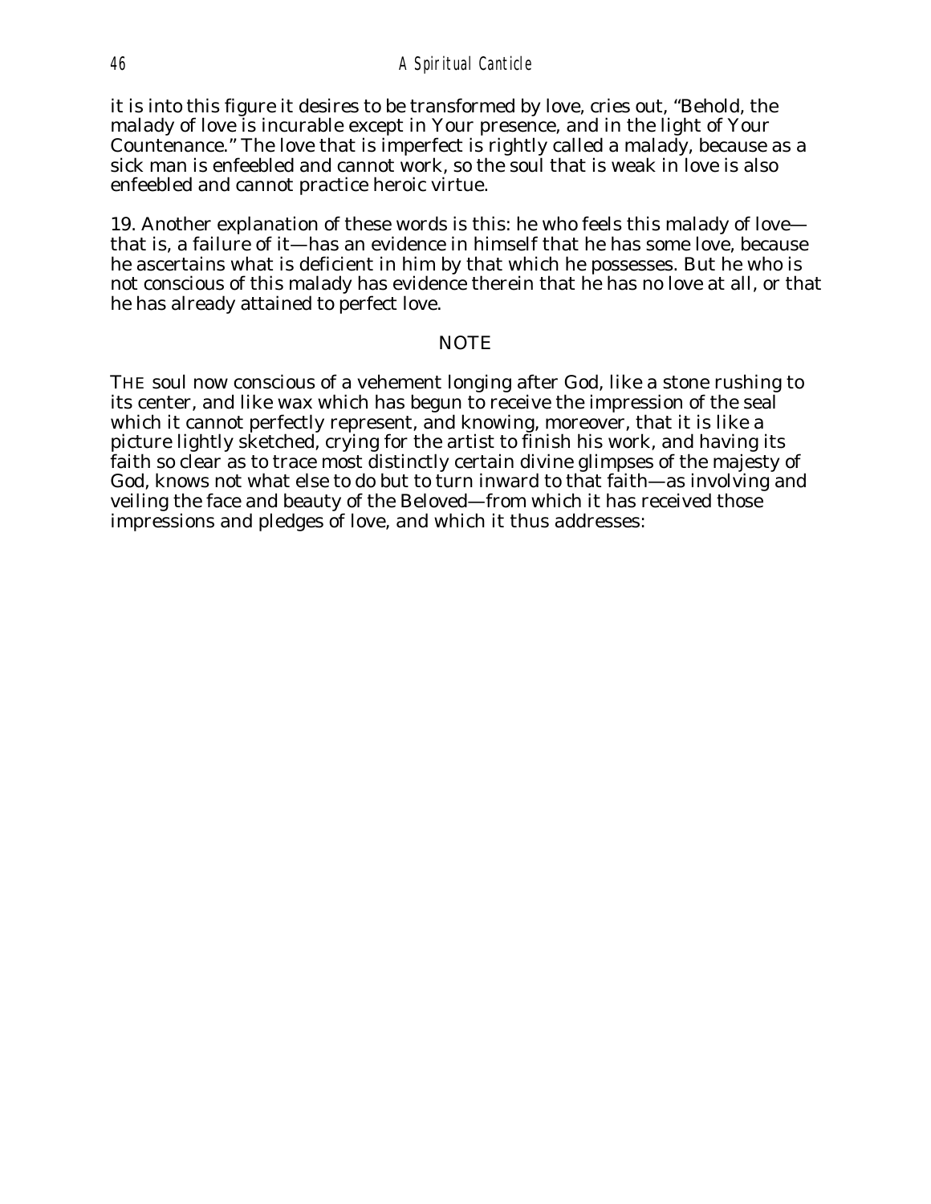it is into this figure it desires to be transformed by love, cries out, “Behold, the malady of love is incurable except in Your presence, and in the light of Your Countenance.” The love that is imperfect is rightly called a malady, because as a sick man is enfeebled and cannot work, so the soul that is weak in love is also enfeebled and cannot practice heroic virtue.

19. Another explanation of these words is this: he who feels this malady of love—that is, a failure of it—has an evidence in himself that he has some love, because he ascertains what is deficient in him by that which he possesses. But he who is not conscious of this malady has evidence therein that he has no love at all, or that he has already attained to perfect love.

## NOTE

THE soul now conscious of a vehement longing after God, like a stone rushing to its center, and like wax which has begun to receive the impression of the seal which it cannot perfectly represent, and knowing, moreover, that it is like a picture lightly sketched, crying for the artist to finish his work, and having its faith so clear as to trace most distinctly certain divine glimpses of the majesty of God, knows not what else to do but to turn inward to that faith—as involving and veiling the face and beauty of the Beloved—from which it has received those impressions and pledges of love, and which it thus addresses: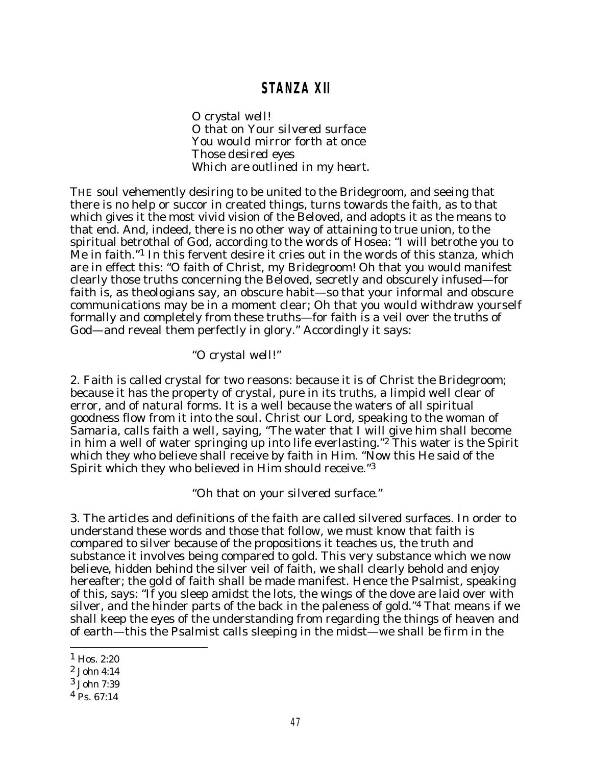## STANZA XII

*O crystal well!*
*O that on Your silvered surface*
*You would mirror forth at once*
*Those desired eyes*
*Which are outlined in my heart.*

THE soul vehemently desiring to be united to the Bridegroom, and seeing that there is no help or succor in created things, turns towards the faith, as to that which gives it the most vivid vision of the Beloved, and adopts it as the means to that end. And, indeed, there is no other way of attaining to true union, to the spiritual betrothal of God, according to the words of Hosea: "I will betrothe you to Me in faith."[1] In this fervent desire it cries out in the words of this stanza, which are in effect this: "O faith of Christ, my Bridegroom! Oh that you would manifest clearly those truths concerning the Beloved, secretly and obscurely infused—for faith is, as theologians say, an obscure habit—so that your informal and obscure communications may be in a moment clear; Oh that you would withdraw yourself formally and completely from these truths—for faith is a veil over the truths of God—and reveal them perfectly in glory." Accordingly it says:

*"O crystal well!"*

2. Faith is called crystal for two reasons: because it is of Christ the Bridegroom; because it has the property of crystal, pure in its truths, a limpid well clear of error, and of natural forms. It is a well because the waters of all spiritual goodness flow from it into the soul. Christ our Lord, speaking to the woman of Samaria, calls faith a well, saying, "The water that I will give him shall become in him a well of water springing up into life everlasting."[2] This water is the Spirit which they who believe shall receive by faith in Him. "Now this He said of the Spirit which they who believed in Him should receive."[3]

*"Oh that on your silvered surface."*

3. The articles and definitions of the faith are called silvered surfaces. In order to understand these words and those that follow, we must know that faith is compared to silver because of the propositions it teaches us, the truth and substance it involves being compared to gold. This very substance which we now believe, hidden behind the silver veil of faith, we shall clearly behold and enjoy hereafter; the gold of faith shall be made manifest. Hence the Psalmist, speaking of this, says: "If you sleep amidst the lots, the wings of the dove are laid over with silver, and the hinder parts of the back in the paleness of gold."[4] That means if we shall keep the eyes of the understanding from regarding the things of heaven and of earth—this the Psalmist calls sleeping in the midst—we shall be firm in the

---

[1] Hos. 2:20
[2] John 4:14
[3] John 7:39
[4] Ps. 67:14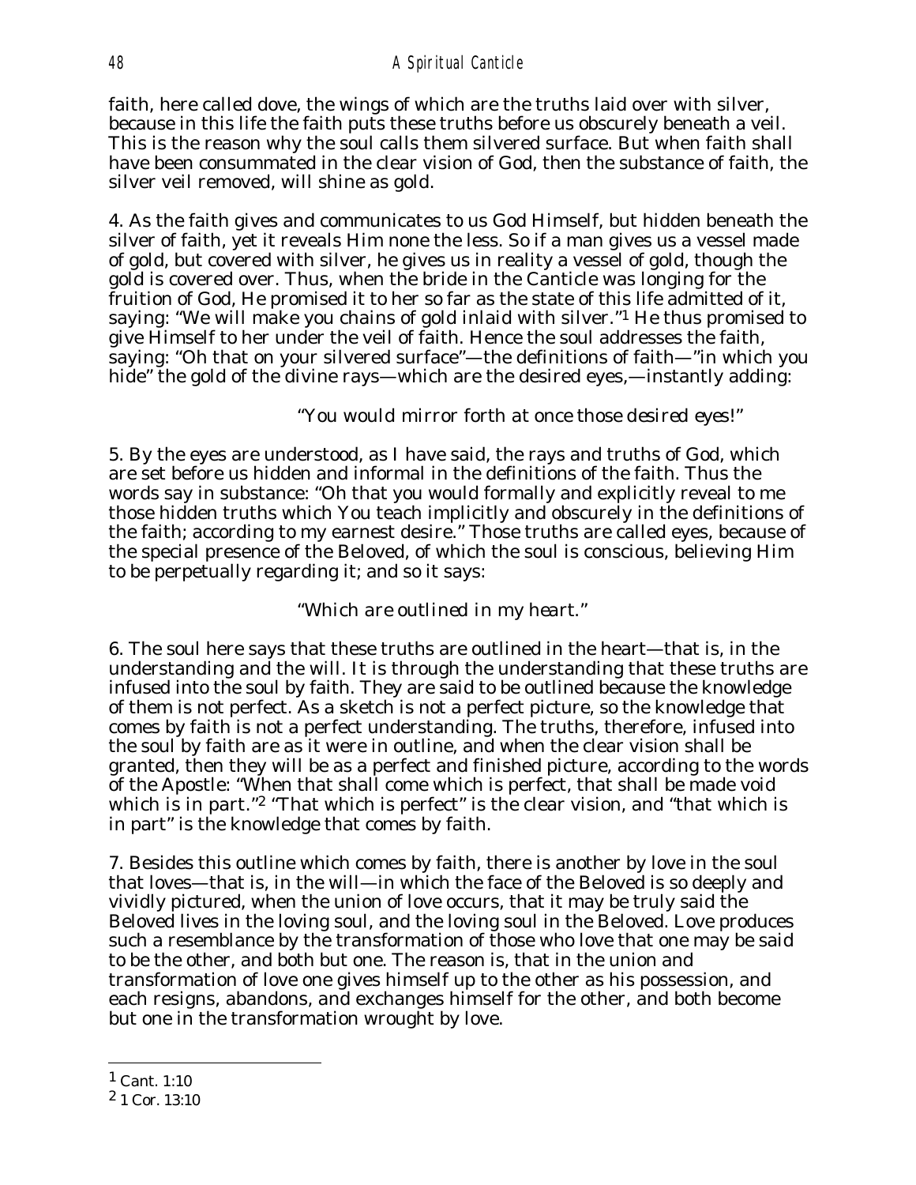faith, here called dove, the wings of which are the truths laid over with silver, because in this life the faith puts these truths before us obscurely beneath a veil. This is the reason why the soul calls them silvered surface. But when faith shall have been consummated in the clear vision of God, then the substance of faith, the silver veil removed, will shine as gold.

4. As the faith gives and communicates to us God Himself, but hidden beneath the silver of faith, yet it reveals Him none the less. So if a man gives us a vessel made of gold, but covered with silver, he gives us in reality a vessel of gold, though the gold is covered over. Thus, when the bride in the Canticle was longing for the fruition of God, He promised it to her so far as the state of this life admitted of it, saying: "We will make you chains of gold inlaid with silver."[1] He thus promised to give Himself to her under the veil of faith. Hence the soul addresses the faith, saying: "Oh that on your silvered surface"—the definitions of faith—"in which you hide" the gold of the divine rays—which are the desired eyes,—instantly adding:

*"You would mirror forth at once those desired eyes!"*

5. By the eyes are understood, as I have said, the rays and truths of God, which are set before us hidden and informal in the definitions of the faith. Thus the words say in substance: "Oh that you would formally and explicitly reveal to me those hidden truths which You teach implicitly and obscurely in the definitions of the faith; according to my earnest desire." Those truths are called eyes, because of the special presence of the Beloved, of which the soul is conscious, believing Him to be perpetually regarding it; and so it says:

*"Which are outlined in my heart."*

6. The soul here says that these truths are outlined in the heart—that is, in the understanding and the will. It is through the understanding that these truths are infused into the soul by faith. They are said to be outlined because the knowledge of them is not perfect. As a sketch is not a perfect picture, so the knowledge that comes by faith is not a perfect understanding. The truths, therefore, infused into the soul by faith are as it were in outline, and when the clear vision shall be granted, then they will be as a perfect and finished picture, according to the words of the Apostle: "When that shall come which is perfect, that shall be made void which is in part."[2] "That which is perfect" is the clear vision, and "that which is in part" is the knowledge that comes by faith.

7. Besides this outline which comes by faith, there is another by love in the soul that loves—that is, in the will—in which the face of the Beloved is so deeply and vividly pictured, when the union of love occurs, that it may be truly said the Beloved lives in the loving soul, and the loving soul in the Beloved. Love produces such a resemblance by the transformation of those who love that one may be said to be the other, and both but one. The reason is, that in the union and transformation of love one gives himself up to the other as his possession, and each resigns, abandons, and exchanges himself for the other, and both become but one in the transformation wrought by love.

---

[1] Cant. 1:10

[2] 1 Cor. 13:10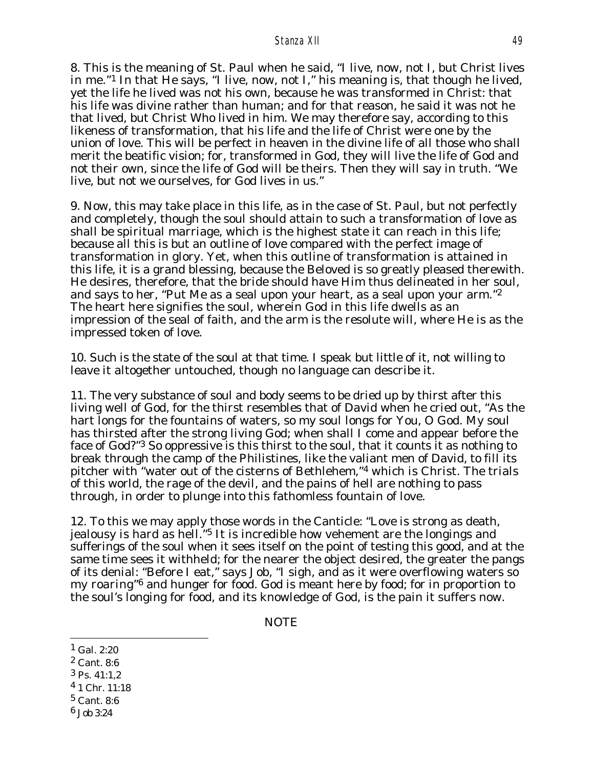8. This is the meaning of St. Paul when he said, "I live, now, not I, but Christ lives in me."[1] In that He says, "I live, now, not I," his meaning is, that though he lived, yet the life he lived was not his own, because he was transformed in Christ: that his life was divine rather than human; and for that reason, he said it was not he that lived, but Christ Who lived in him. We may therefore say, according to this likeness of transformation, that his life and the life of Christ were one by the union of love. This will be perfect in heaven in the divine life of all those who shall merit the beatific vision; for, transformed in God, they will live the life of God and not their own, since the life of God will be theirs. Then they will say in truth. "We live, but not we ourselves, for God lives in us."

9. Now, this may take place in this life, as in the case of St. Paul, but not perfectly and completely, though the soul should attain to such a transformation of love as shall be spiritual marriage, which is the highest state it can reach in this life; because all this is but an outline of love compared with the perfect image of transformation in glory. Yet, when this outline of transformation is attained in this life, it is a grand blessing, because the Beloved is so greatly pleased therewith. He desires, therefore, that the bride should have Him thus delineated in her soul, and says to her, "Put Me as a seal upon your heart, as a seal upon your arm."[2] The heart here signifies the soul, wherein God in this life dwells as an impression of the seal of faith, and the arm is the resolute will, where He is as the impressed token of love.

10. Such is the state of the soul at that time. I speak but little of it, not willing to leave it altogether untouched, though no language can describe it.

11. The very substance of soul and body seems to be dried up by thirst after this living well of God, for the thirst resembles that of David when he cried out, "As the hart longs for the fountains of waters, so my soul longs for You, O God. My soul has thirsted after the strong living God; when shall I come and appear before the face of God?"[3] So oppressive is this thirst to the soul, that it counts it as nothing to break through the camp of the Philistines, like the valiant men of David, to fill its pitcher with "water out of the cisterns of Bethlehem,"[4] which is Christ. The trials of this world, the rage of the devil, and the pains of hell are nothing to pass through, in order to plunge into this fathomless fountain of love.

12. To this we may apply those words in the Canticle: "Love is strong as death, jealousy is hard as hell."[5] It is incredible how vehement are the longings and sufferings of the soul when it sees itself on the point of testing this good, and at the same time sees it withheld; for the nearer the object desired, the greater the pangs of its denial: "Before I eat," says Job, "I sigh, and as it were overflowing waters so my roaring"[6] and hunger for food. God is meant here by food; for in proportion to the soul's longing for food, and its knowledge of God, is the pain it suffers now.

NOTE

---

[1] Gal. 2:20

[2] Cant. 8:6

[3] Ps. 41:1,2

[4] 1 Chr. 11:18

[5] Cant. 8:6

[6] Job 3:24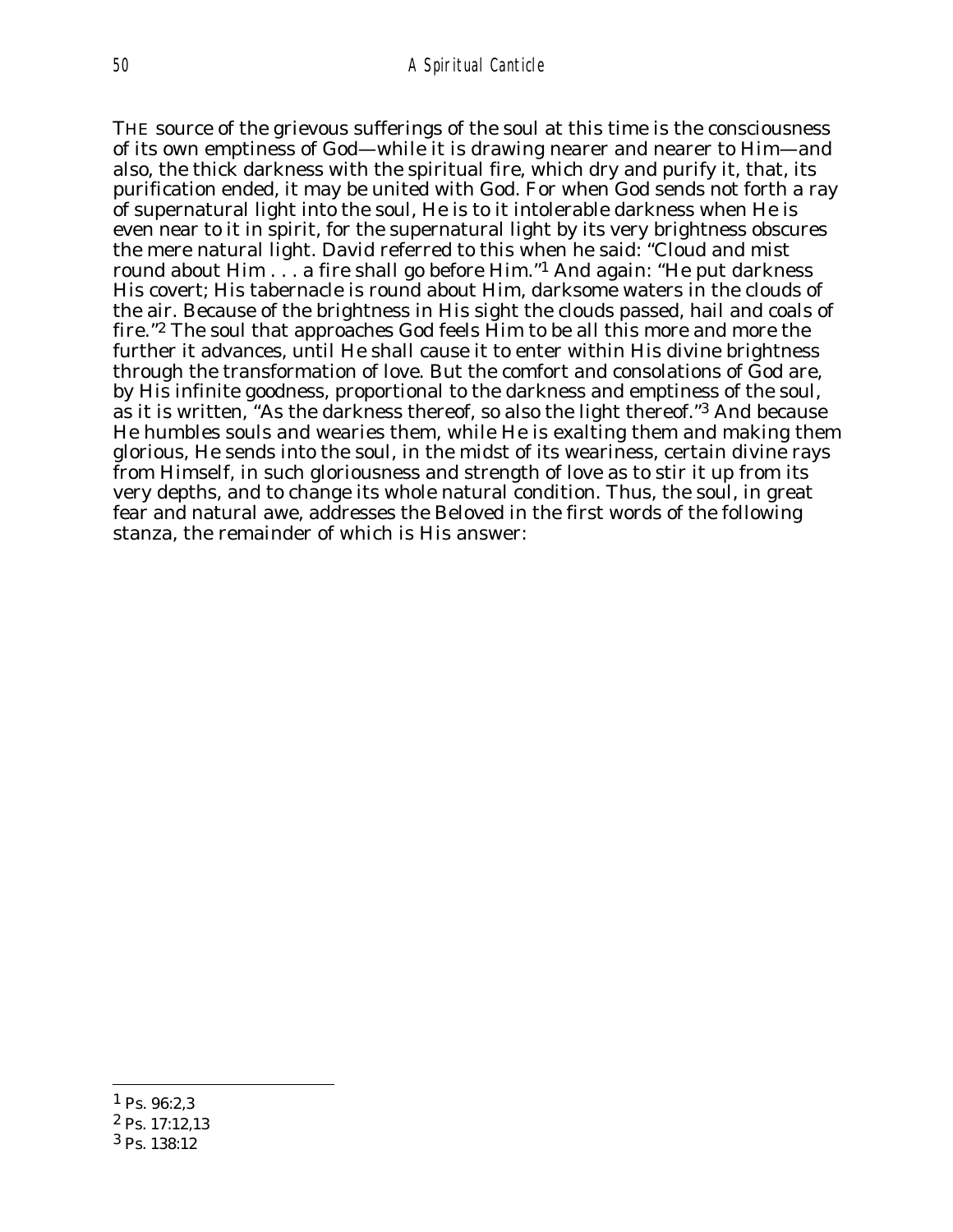THE source of the grievous sufferings of the soul at this time is the consciousness of its own emptiness of God—while it is drawing nearer and nearer to Him—and also, the thick darkness with the spiritual fire, which dry and purify it, that, its purification ended, it may be united with God. For when God sends not forth a ray of supernatural light into the soul, He is to it intolerable darkness when He is even near to it in spirit, for the supernatural light by its very brightness obscures the mere natural light. David referred to this when he said: "Cloud and mist round about Him . . . a fire shall go before Him."[1] And again: "He put darkness His covert; His tabernacle is round about Him, darksome waters in the clouds of the air. Because of the brightness in His sight the clouds passed, hail and coals of fire."[2] The soul that approaches God feels Him to be all this more and more the further it advances, until He shall cause it to enter within His divine brightness through the transformation of love. But the comfort and consolations of God are, by His infinite goodness, proportional to the darkness and emptiness of the soul, as it is written, "As the darkness thereof, so also the light thereof."[3] And because He humbles souls and wearies them, while He is exalting them and making them glorious, He sends into the soul, in the midst of its weariness, certain divine rays from Himself, in such gloriousness and strength of love as to stir it up from its very depths, and to change its whole natural condition. Thus, the soul, in great fear and natural awe, addresses the Beloved in the first words of the following stanza, the remainder of which is His answer:

[1] Ps. 96:2,3

[2] Ps. 17:12,13

[3] Ps. 138:12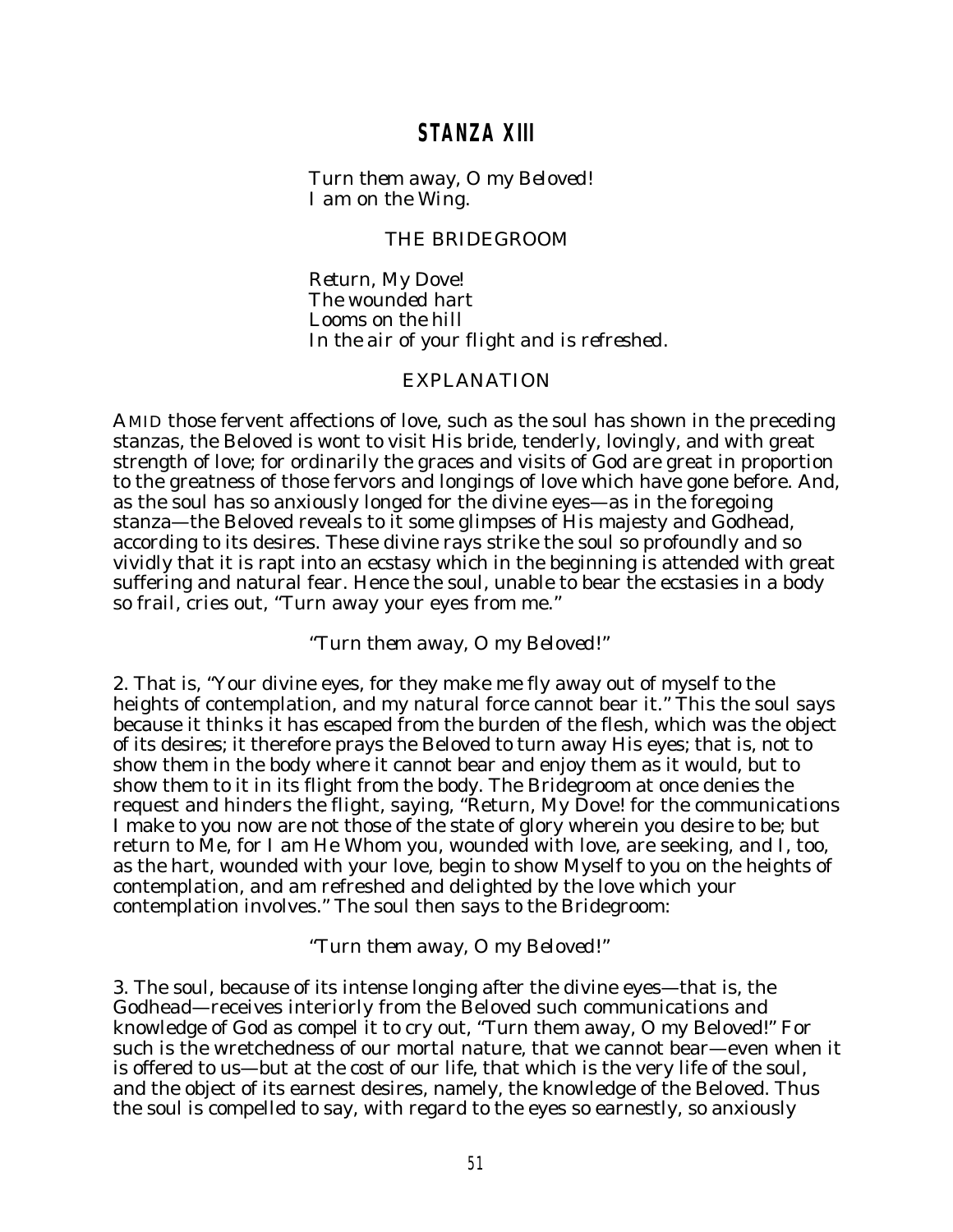## STANZA XIII

*Turn them away, O my Beloved!*  
*I am on the Wing.*

THE BRIDEGROOM

*Return, My Dove!*  
*The wounded hart*  
*Looms on the hill*  
*In the air of your flight and is refreshed.*

EXPLANATION

AMID those fervent affections of love, such as the soul has shown in the preceding stanzas, the Beloved is wont to visit His bride, tenderly, lovingly, and with great strength of love; for ordinarily the graces and visits of God are great in proportion to the greatness of those fervors and longings of love which have gone before. And, as the soul has so anxiously longed for the divine eyes—as in the foregoing stanza—the Beloved reveals to it some glimpses of His majesty and Godhead, according to its desires. These divine rays strike the soul so profoundly and so vividly that it is rapt into an ecstasy which in the beginning is attended with great suffering and natural fear. Hence the soul, unable to bear the ecstasies in a body so frail, cries out, "Turn away your eyes from me."

*"Turn them away, O my Beloved!"*

2. That is, "Your divine eyes, for they make me fly away out of myself to the heights of contemplation, and my natural force cannot bear it." This the soul says because it thinks it has escaped from the burden of the flesh, which was the object of its desires; it therefore prays the Beloved to turn away His eyes; that is, not to show them in the body where it cannot bear and enjoy them as it would, but to show them to it in its flight from the body. The Bridegroom at once denies the request and hinders the flight, saying, "Return, My Dove! for the communications I make to you now are not those of the state of glory wherein you desire to be; but return to Me, for I am He Whom you, wounded with love, are seeking, and I, too, as the hart, wounded with your love, begin to show Myself to you on the heights of contemplation, and am refreshed and delighted by the love which your contemplation involves." The soul then says to the Bridegroom:

*"Turn them away, O my Beloved!"*

3. The soul, because of its intense longing after the divine eyes—that is, the Godhead—receives interiorly from the Beloved such communications and knowledge of God as compel it to cry out, "Turn them away, O my Beloved!" For such is the wretchedness of our mortal nature, that we cannot bear—even when it is offered to us—but at the cost of our life, that which is the very life of the soul, and the object of its earnest desires, namely, the knowledge of the Beloved. Thus the soul is compelled to say, with regard to the eyes so earnestly, so anxiously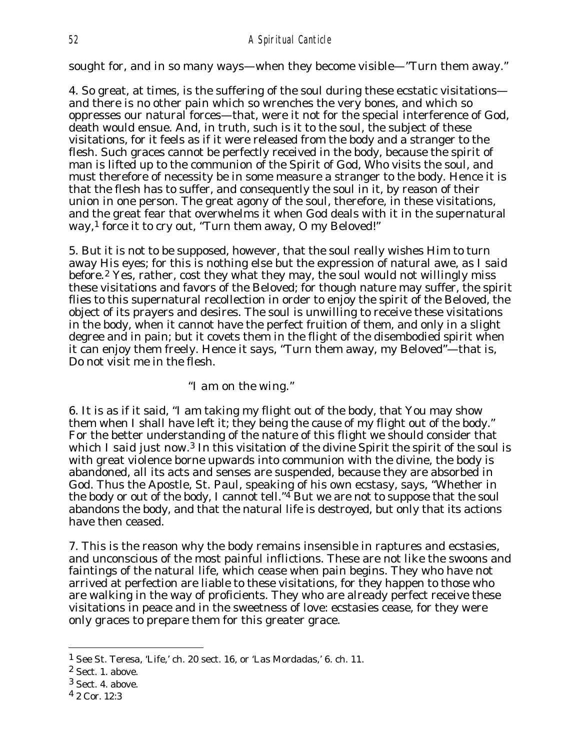sought for, and in so many ways—when they become visible—"Turn them away."

4. So great, at times, is the suffering of the soul during these ecstatic visitations—and there is no other pain which so wrenches the very bones, and which so oppresses our natural forces—that, were it not for the special interference of God, death would ensue. And, in truth, such is it to the soul, the subject of these visitations, for it feels as if it were released from the body and a stranger to the flesh. Such graces cannot be perfectly received in the body, because the spirit of man is lifted up to the communion of the Spirit of God, Who visits the soul, and must therefore of necessity be in some measure a stranger to the body. Hence it is that the flesh has to suffer, and consequently the soul in it, by reason of their union in one person. The great agony of the soul, therefore, in these visitations, and the great fear that overwhelms it when God deals with it in the supernatural way,[1] force it to cry out, "Turn them away, O my Beloved!"

5. But it is not to be supposed, however, that the soul really wishes Him to turn away His eyes; for this is nothing else but the expression of natural awe, as I said before.[2] Yes, rather, cost they what they may, the soul would not willingly miss these visitations and favors of the Beloved; for though nature may suffer, the spirit flies to this supernatural recollection in order to enjoy the spirit of the Beloved, the object of its prayers and desires. The soul is unwilling to receive these visitations in the body, when it cannot have the perfect fruition of them, and only in a slight degree and in pain; but it covets them in the flight of the disembodied spirit when it can enjoy them freely. Hence it says, "Turn them away, my Beloved"—that is, Do not visit me in the flesh.

*"I am on the wing."*

6. It is as if it said, "I am taking my flight out of the body, that You may show them when I shall have left it; they being the cause of my flight out of the body." For the better understanding of the nature of this flight we should consider that which I said just now.[3] In this visitation of the divine Spirit the spirit of the soul is with great violence borne upwards into communion with the divine, the body is abandoned, all its acts and senses are suspended, because they are absorbed in God. Thus the Apostle, St. Paul, speaking of his own ecstasy, says, "Whether in the body or out of the body, I cannot tell."[4] But we are not to suppose that the soul abandons the body, and that the natural life is destroyed, but only that its actions have then ceased.

7. This is the reason why the body remains insensible in raptures and ecstasies, and unconscious of the most painful inflictions. These are not like the swoons and faintings of the natural life, which cease when pain begins. They who have not arrived at perfection are liable to these visitations, for they happen to those who are walking in the way of proficients. They who are already perfect receive these visitations in peace and in the sweetness of love: ecstasies cease, for they were only graces to prepare them for this greater grace.

---

[1] See St. Teresa, 'Life,' ch. 20 sect. 16, or 'Las Mordadas,' 6. ch. 11.

[2] Sect. 1. above.

[3] Sect. 4. above.

[4] 2 Cor. 12:3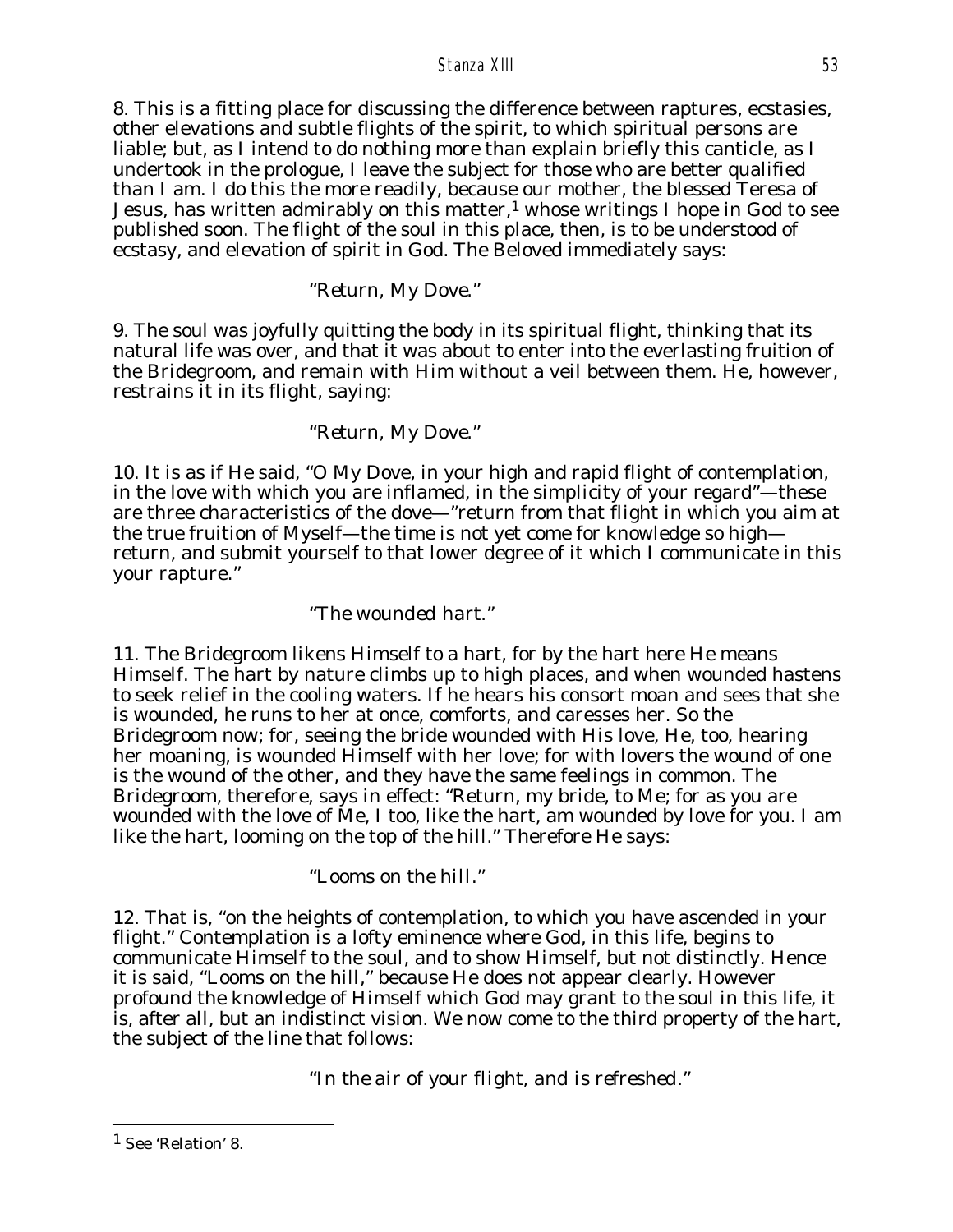8. This is a fitting place for discussing the difference between raptures, ecstasies, other elevations and subtle flights of the spirit, to which spiritual persons are liable; but, as I intend to do nothing more than explain briefly this canticle, as I undertook in the prologue, I leave the subject for those who are better qualified than I am. I do this the more readily, because our mother, the blessed Teresa of Jesus, has written admirably on this matter,[1] whose writings I hope in God to see published soon. The flight of the soul in this place, then, is to be understood of ecstasy, and elevation of spirit in God. The Beloved immediately says:

*"Return, My Dove."*

9. The soul was joyfully quitting the body in its spiritual flight, thinking that its natural life was over, and that it was about to enter into the everlasting fruition of the Bridegroom, and remain with Him without a veil between them. He, however, restrains it in its flight, saying:

*"Return, My Dove."*

10. It is as if He said, "O My Dove, in your high and rapid flight of contemplation, in the love with which you are inflamed, in the simplicity of your regard"—these are three characteristics of the dove—"return from that flight in which you aim at the true fruition of Myself—the time is not yet come for knowledge so high—return, and submit yourself to that lower degree of it which I communicate in this your rapture."

*"The wounded hart."*

11. The Bridegroom likens Himself to a hart, for by the hart here He means Himself. The hart by nature climbs up to high places, and when wounded hastens to seek relief in the cooling waters. If he hears his consort moan and sees that she is wounded, he runs to her at once, comforts, and caresses her. So the Bridegroom now; for, seeing the bride wounded with His love, He, too, hearing her moaning, is wounded Himself with her love; for with lovers the wound of one is the wound of the other, and they have the same feelings in common. The Bridegroom, therefore, says in effect: "Return, my bride, to Me; for as you are wounded with the love of Me, I too, like the hart, am wounded by love for you. I am like the hart, looming on the top of the hill." Therefore He says:

*"Looms on the hill."*

12. That is, "on the heights of contemplation, to which you have ascended in your flight." Contemplation is a lofty eminence where God, in this life, begins to communicate Himself to the soul, and to show Himself, but not distinctly. Hence it is said, "Looms on the hill," because He does not appear clearly. However profound the knowledge of Himself which God may grant to the soul in this life, it is, after all, but an indistinct vision. We now come to the third property of the hart, the subject of the line that follows:

*"In the air of your flight, and is refreshed."*

---

[1] See 'Relation' 8.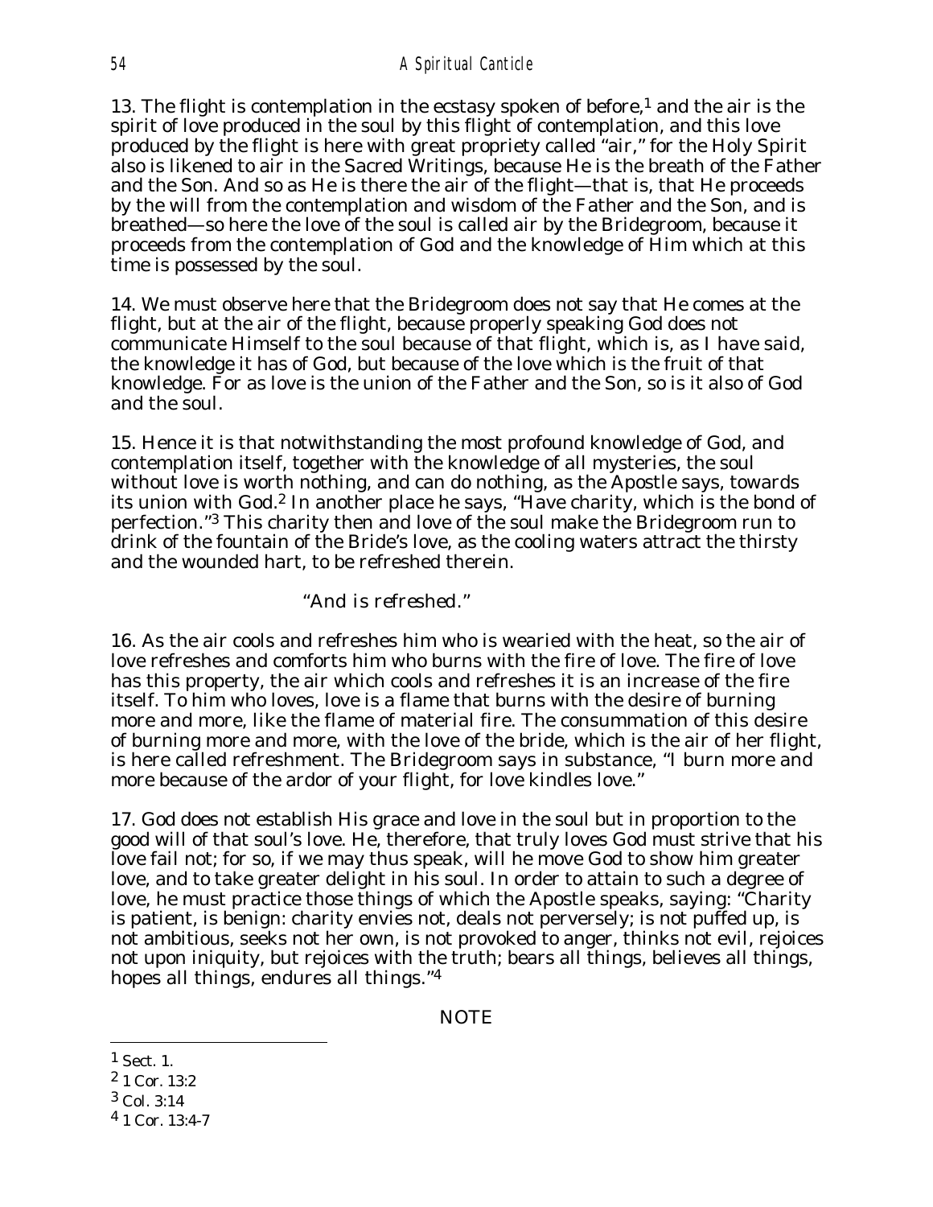13. The flight is contemplation in the ecstasy spoken of before,[1] and the air is the spirit of love produced in the soul by this flight of contemplation, and this love produced by the flight is here with great propriety called "air," for the Holy Spirit also is likened to air in the Sacred Writings, because He is the breath of the Father and the Son. And so as He is there the air of the flight—that is, that He proceeds by the will from the contemplation and wisdom of the Father and the Son, and is breathed—so here the love of the soul is called air by the Bridegroom, because it proceeds from the contemplation of God and the knowledge of Him which at this time is possessed by the soul.

14. We must observe here that the Bridegroom does not say that He comes at the flight, but at the air of the flight, because properly speaking God does not communicate Himself to the soul because of that flight, which is, as I have said, the knowledge it has of God, but because of the love which is the fruit of that knowledge. For as love is the union of the Father and the Son, so is it also of God and the soul.

15. Hence it is that notwithstanding the most profound knowledge of God, and contemplation itself, together with the knowledge of all mysteries, the soul without love is worth nothing, and can do nothing, as the Apostle says, towards its union with God.[2] In another place he says, "Have charity, which is the bond of perfection."[3] This charity then and love of the soul make the Bridegroom run to drink of the fountain of the Bride's love, as the cooling waters attract the thirsty and the wounded hart, to be refreshed therein.

*"And is refreshed."*

16. As the air cools and refreshes him who is wearied with the heat, so the air of love refreshes and comforts him who burns with the fire of love. The fire of love has this property, the air which cools and refreshes it is an increase of the fire itself. To him who loves, love is a flame that burns with the desire of burning more and more, like the flame of material fire. The consummation of this desire of burning more and more, with the love of the bride, which is the air of her flight, is here called refreshment. The Bridegroom says in substance, "I burn more and more because of the ardor of your flight, for love kindles love."

17. God does not establish His grace and love in the soul but in proportion to the good will of that soul's love. He, therefore, that truly loves God must strive that his love fail not; for so, if we may thus speak, will he move God to show him greater love, and to take greater delight in his soul. In order to attain to such a degree of love, he must practice those things of which the Apostle speaks, saying: "Charity is patient, is benign: charity envies not, deals not perversely; is not puffed up, is not ambitious, seeks not her own, is not provoked to anger, thinks not evil, rejoices not upon iniquity, but rejoices with the truth; bears all things, believes all things, hopes all things, endures all things."[4]

NOTE

---

[1] Sect. 1.

[2] 1 Cor. 13:2

[3] Col. 3:14

[4] 1 Cor. 13:4-7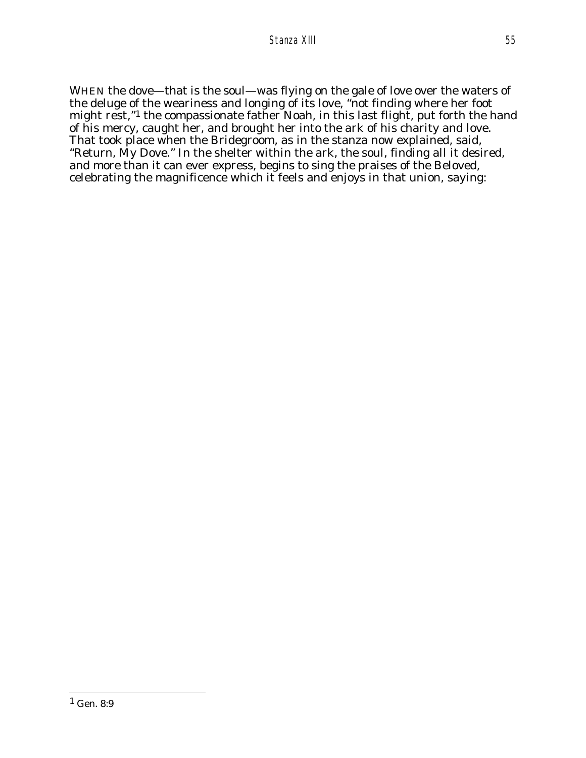WHEN the dove—that is the soul—was flying on the gale of love over the waters of the deluge of the weariness and longing of its love, "not finding where her foot might rest,"[1] the compassionate father Noah, in this last flight, put forth the hand of his mercy, caught her, and brought her into the ark of his charity and love. That took place when the Bridegroom, as in the stanza now explained, said, "Return, My Dove." In the shelter within the ark, the soul, finding all it desired, and more than it can ever express, begins to sing the praises of the Beloved, celebrating the magnificence which it feels and enjoys in that union, saying:

---

[1] Gen. 8:9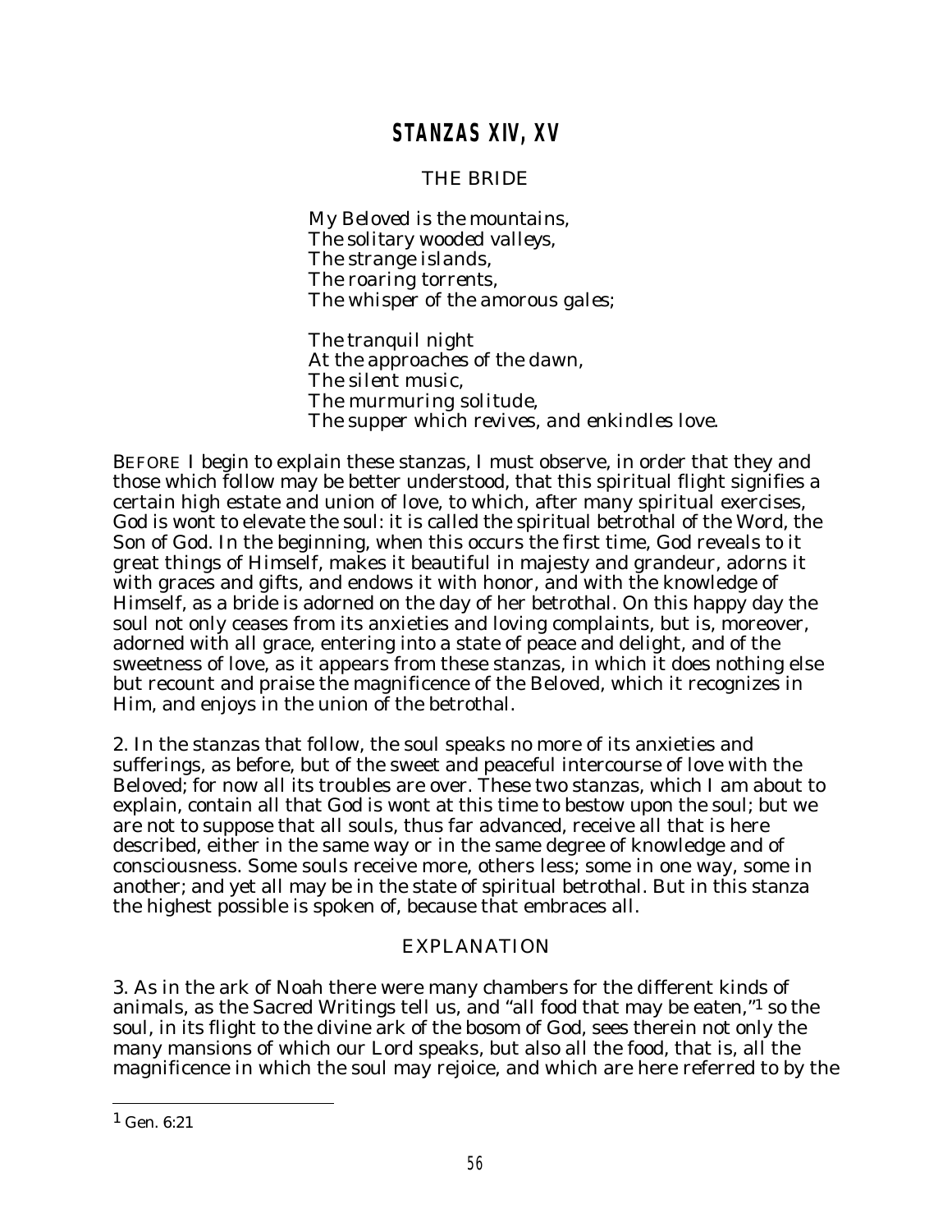## STANZAS XIV, XV

### THE BRIDE

*My Beloved is the mountains,*
*The solitary wooded valleys,*
*The strange islands,*
*The roaring torrents,*
*The whisper of the amorous gales;*

*The tranquil night*
*At the approaches of the dawn,*
*The silent music,*
*The murmuring solitude,*
*The supper which revives, and enkindles love.*

BEFORE I begin to explain these stanzas, I must observe, in order that they and those which follow may be better understood, that this spiritual flight signifies a certain high estate and union of love, to which, after many spiritual exercises, God is wont to elevate the soul: it is called the spiritual betrothal of the Word, the Son of God. In the beginning, when this occurs the first time, God reveals to it great things of Himself, makes it beautiful in majesty and grandeur, adorns it with graces and gifts, and endows it with honor, and with the knowledge of Himself, as a bride is adorned on the day of her betrothal. On this happy day the soul not only ceases from its anxieties and loving complaints, but is, moreover, adorned with all grace, entering into a state of peace and delight, and of the sweetness of love, as it appears from these stanzas, in which it does nothing else but recount and praise the magnificence of the Beloved, which it recognizes in Him, and enjoys in the union of the betrothal.

2. In the stanzas that follow, the soul speaks no more of its anxieties and sufferings, as before, but of the sweet and peaceful intercourse of love with the Beloved; for now all its troubles are over. These two stanzas, which I am about to explain, contain all that God is wont at this time to bestow upon the soul; but we are not to suppose that all souls, thus far advanced, receive all that is here described, either in the same way or in the same degree of knowledge and of consciousness. Some souls receive more, others less; some in one way, some in another; and yet all may be in the state of spiritual betrothal. But in this stanza the highest possible is spoken of, because that embraces all.

### EXPLANATION

3. As in the ark of Noah there were many chambers for the different kinds of animals, as the Sacred Writings tell us, and "all food that may be eaten,"[1] so the soul, in its flight to the divine ark of the bosom of God, sees therein not only the many mansions of which our Lord speaks, but also all the food, that is, all the magnificence in which the soul may rejoice, and which are here referred to by the

[1] Gen. 6:21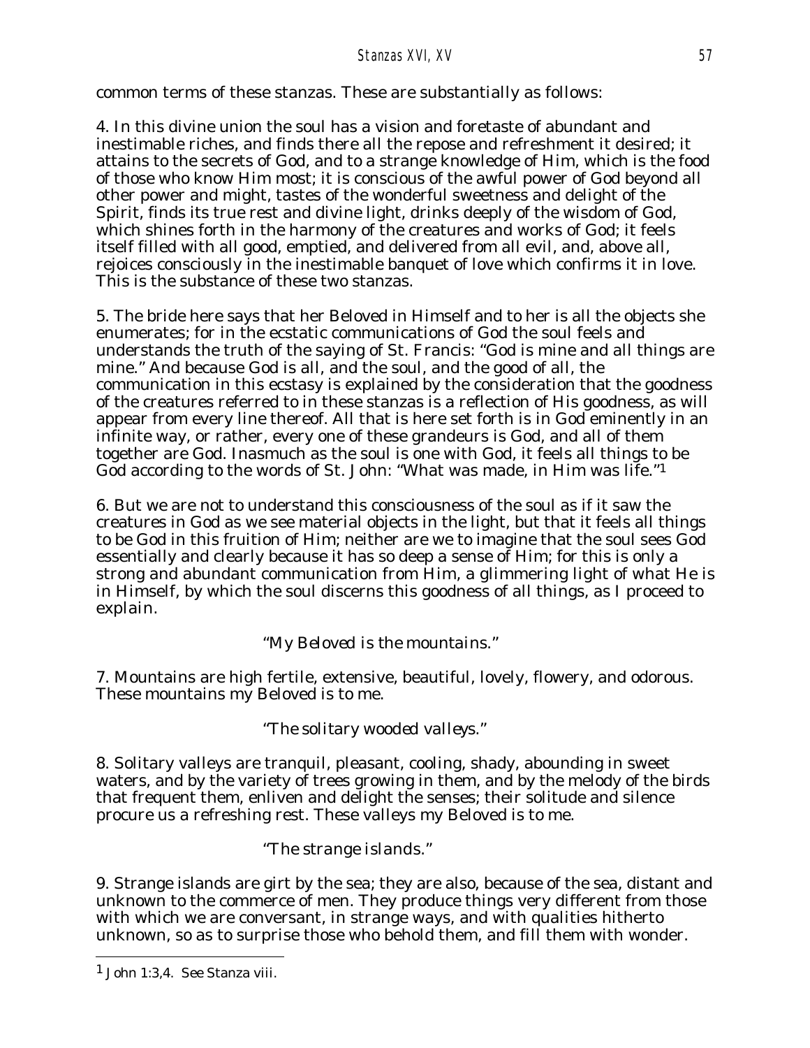common terms of these stanzas. These are substantially as follows:

4. In this divine union the soul has a vision and foretaste of abundant and inestimable riches, and finds there all the repose and refreshment it desired; it attains to the secrets of God, and to a strange knowledge of Him, which is the food of those who know Him most; it is conscious of the awful power of God beyond all other power and might, tastes of the wonderful sweetness and delight of the Spirit, finds its true rest and divine light, drinks deeply of the wisdom of God, which shines forth in the harmony of the creatures and works of God; it feels itself filled with all good, emptied, and delivered from all evil, and, above all, rejoices consciously in the inestimable banquet of love which confirms it in love. This is the substance of these two stanzas.

5. The bride here says that her Beloved in Himself and to her is all the objects she enumerates; for in the ecstatic communications of God the soul feels and understands the truth of the saying of St. Francis: "God is mine and all things are mine." And because God is all, and the soul, and the good of all, the communication in this ecstasy is explained by the consideration that the goodness of the creatures referred to in these stanzas is a reflection of His goodness, as will appear from every line thereof. All that is here set forth is in God eminently in an infinite way, or rather, every one of these grandeurs is God, and all of them together are God. Inasmuch as the soul is one with God, it feels all things to be God according to the words of St. John: "What was made, in Him was life."[1]

6. But we are not to understand this consciousness of the soul as if it saw the creatures in God as we see material objects in the light, but that it feels all things to be God in this fruition of Him; neither are we to imagine that the soul sees God essentially and clearly because it has so deep a sense of Him; for this is only a strong and abundant communication from Him, a glimmering light of what He is in Himself, by which the soul discerns this goodness of all things, as I proceed to explain.

*"My Beloved is the mountains."*

7. Mountains are high fertile, extensive, beautiful, lovely, flowery, and odorous. These mountains my Beloved is to me.

*"The solitary wooded valleys."*

8. Solitary valleys are tranquil, pleasant, cooling, shady, abounding in sweet waters, and by the variety of trees growing in them, and by the melody of the birds that frequent them, enliven and delight the senses; their solitude and silence procure us a refreshing rest. These valleys my Beloved is to me.

*"The strange islands."*

9. Strange islands are girt by the sea; they are also, because of the sea, distant and unknown to the commerce of men. They produce things very different from those with which we are conversant, in strange ways, and with qualities hitherto unknown, so as to surprise those who behold them, and fill them with wonder.

---

[1] John 1:3,4. See Stanza viii.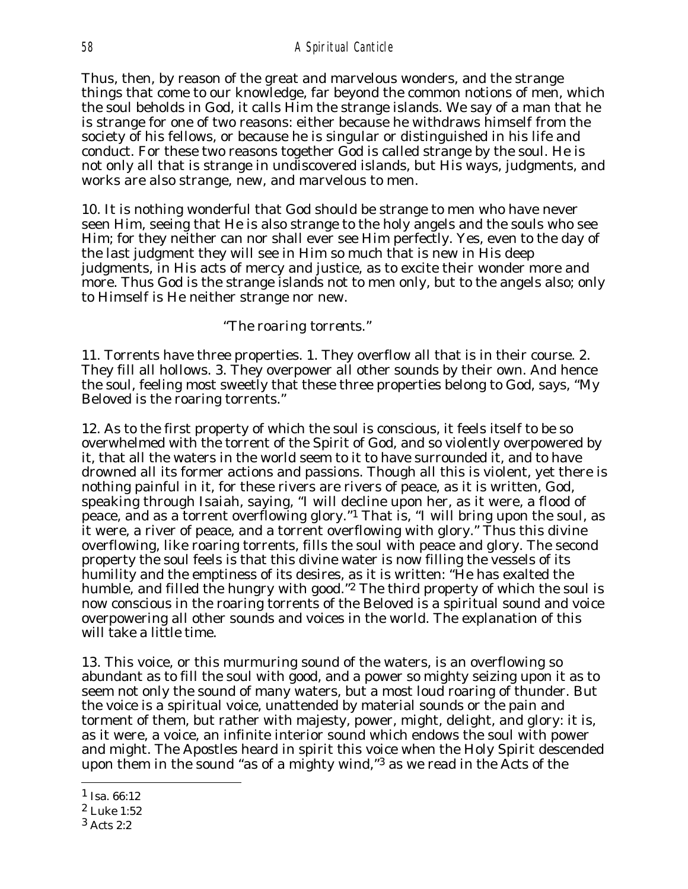Thus, then, by reason of the great and marvelous wonders, and the strange things that come to our knowledge, far beyond the common notions of men, which the soul beholds in God, it calls Him the strange islands. We say of a man that he is strange for one of two reasons: either because he withdraws himself from the society of his fellows, or because he is singular or distinguished in his life and conduct. For these two reasons together God is called strange by the soul. He is not only all that is strange in undiscovered islands, but His ways, judgments, and works are also strange, new, and marvelous to men.

10. It is nothing wonderful that God should be strange to men who have never seen Him, seeing that He is also strange to the holy angels and the souls who see Him; for they neither can nor shall ever see Him perfectly. Yes, even to the day of the last judgment they will see in Him so much that is new in His deep judgments, in His acts of mercy and justice, as to excite their wonder more and more. Thus God is the strange islands not to men only, but to the angels also; only to Himself is He neither strange nor new.

"The roaring torrents."

11. Torrents have three properties. 1. They overflow all that is in their course. 2. They fill all hollows. 3. They overpower all other sounds by their own. And hence the soul, feeling most sweetly that these three properties belong to God, says, "My Beloved is the roaring torrents."

12. As to the first property of which the soul is conscious, it feels itself to be so overwhelmed with the torrent of the Spirit of God, and so violently overpowered by it, that all the waters in the world seem to it to have surrounded it, and to have drowned all its former actions and passions. Though all this is violent, yet there is nothing painful in it, for these rivers are rivers of peace, as it is written, God, speaking through Isaiah, saying, "I will decline upon her, as it were, a flood of peace, and as a torrent overflowing glory."[1] That is, "I will bring upon the soul, as it were, a river of peace, and a torrent overflowing with glory." Thus this divine overflowing, like roaring torrents, fills the soul with peace and glory. The second property the soul feels is that this divine water is now filling the vessels of its humility and the emptiness of its desires, as it is written: "He has exalted the humble, and filled the hungry with good."[2] The third property of which the soul is now conscious in the roaring torrents of the Beloved is a spiritual sound and voice overpowering all other sounds and voices in the world. The explanation of this will take a little time.

13. This voice, or this murmuring sound of the waters, is an overflowing so abundant as to fill the soul with good, and a power so mighty seizing upon it as to seem not only the sound of many waters, but a most loud roaring of thunder. But the voice is a spiritual voice, unattended by material sounds or the pain and torment of them, but rather with majesty, power, might, delight, and glory: it is, as it were, a voice, an infinite interior sound which endows the soul with power and might. The Apostles heard in spirit this voice when the Holy Spirit descended upon them in the sound "as of a mighty wind,"[3] as we read in the Acts of the

[1] Isa. 66:12

[2] Luke 1:52

[3] Acts 2:2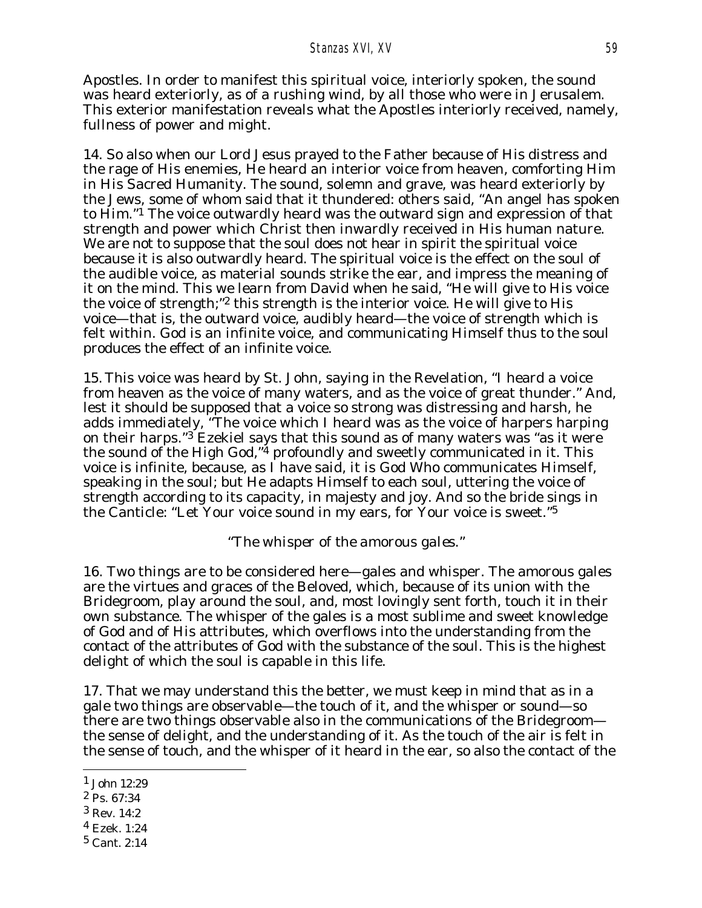Apostles. In order to manifest this spiritual voice, interiorly spoken, the sound was heard exteriorly, as of a rushing wind, by all those who were in Jerusalem. This exterior manifestation reveals what the Apostles interiorly received, namely, fullness of power and might.

14. So also when our Lord Jesus prayed to the Father because of His distress and the rage of His enemies, He heard an interior voice from heaven, comforting Him in His Sacred Humanity. The sound, solemn and grave, was heard exteriorly by the Jews, some of whom said that it thundered: others said, "An angel has spoken to Him."[1] The voice outwardly heard was the outward sign and expression of that strength and power which Christ then inwardly received in His human nature. We are not to suppose that the soul does not hear in spirit the spiritual voice because it is also outwardly heard. The spiritual voice is the effect on the soul of the audible voice, as material sounds strike the ear, and impress the meaning of it on the mind. This we learn from David when he said, "He will give to His voice the voice of strength;"[2] this strength is the interior voice. He will give to His voice—that is, the outward voice, audibly heard—the voice of strength which is felt within. God is an infinite voice, and communicating Himself thus to the soul produces the effect of an infinite voice.

15. This voice was heard by St. John, saying in the Revelation, "I heard a voice from heaven as the voice of many waters, and as the voice of great thunder." And, lest it should be supposed that a voice so strong was distressing and harsh, he adds immediately, "The voice which I heard was as the voice of harpers harping on their harps."[3] Ezekiel says that this sound as of many waters was "as it were the sound of the High God,"[4] profoundly and sweetly communicated in it. This voice is infinite, because, as I have said, it is God Who communicates Himself, speaking in the soul; but He adapts Himself to each soul, uttering the voice of strength according to its capacity, in majesty and joy. And so the bride sings in the Canticle: "Let Your voice sound in my ears, for Your voice is sweet."[5]

*"The whisper of the amorous gales."*

16. Two things are to be considered here—gales and whisper. The amorous gales are the virtues and graces of the Beloved, which, because of its union with the Bridegroom, play around the soul, and, most lovingly sent forth, touch it in their own substance. The whisper of the gales is a most sublime and sweet knowledge of God and of His attributes, which overflows into the understanding from the contact of the attributes of God with the substance of the soul. This is the highest delight of which the soul is capable in this life.

17. That we may understand this the better, we must keep in mind that as in a gale two things are observable—the touch of it, and the whisper or sound—so there are two things observable also in the communications of the Bridegroom—the sense of delight, and the understanding of it. As the touch of the air is felt in the sense of touch, and the whisper of it heard in the ear, so also the contact of the

---

[1] John 12:29

[2] Ps. 67:34

[3] Rev. 14:2

[4] Ezek. 1:24

[5] Cant. 2:14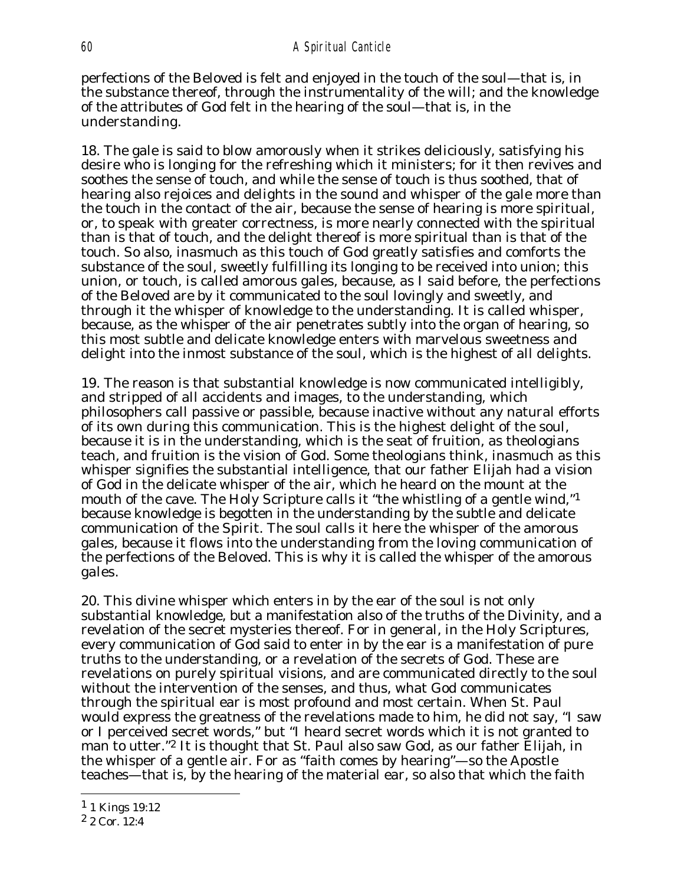perfections of the Beloved is felt and enjoyed in the touch of the soul—that is, in the substance thereof, through the instrumentality of the will; and the knowledge of the attributes of God felt in the hearing of the soul—that is, in the understanding.

18. The gale is said to blow amorously when it strikes deliciously, satisfying his desire who is longing for the refreshing which it ministers; for it then revives and soothes the sense of touch, and while the sense of touch is thus soothed, that of hearing also rejoices and delights in the sound and whisper of the gale more than the touch in the contact of the air, because the sense of hearing is more spiritual, or, to speak with greater correctness, is more nearly connected with the spiritual than is that of touch, and the delight thereof is more spiritual than is that of the touch. So also, inasmuch as this touch of God greatly satisfies and comforts the substance of the soul, sweetly fulfilling its longing to be received into union; this union, or touch, is called amorous gales, because, as I said before, the perfections of the Beloved are by it communicated to the soul lovingly and sweetly, and through it the whisper of knowledge to the understanding. It is called whisper, because, as the whisper of the air penetrates subtly into the organ of hearing, so this most subtle and delicate knowledge enters with marvelous sweetness and delight into the inmost substance of the soul, which is the highest of all delights.

19. The reason is that substantial knowledge is now communicated intelligibly, and stripped of all accidents and images, to the understanding, which philosophers call passive or passible, because inactive without any natural efforts of its own during this communication. This is the highest delight of the soul, because it is in the understanding, which is the seat of fruition, as theologians teach, and fruition is the vision of God. Some theologians think, inasmuch as this whisper signifies the substantial intelligence, that our father Elijah had a vision of God in the delicate whisper of the air, which he heard on the mount at the mouth of the cave. The Holy Scripture calls it "the whistling of a gentle wind,"[1] because knowledge is begotten in the understanding by the subtle and delicate communication of the Spirit. The soul calls it here the whisper of the amorous gales, because it flows into the understanding from the loving communication of the perfections of the Beloved. This is why it is called the whisper of the amorous gales.

20. This divine whisper which enters in by the ear of the soul is not only substantial knowledge, but a manifestation also of the truths of the Divinity, and a revelation of the secret mysteries thereof. For in general, in the Holy Scriptures, every communication of God said to enter in by the ear is a manifestation of pure truths to the understanding, or a revelation of the secrets of God. These are revelations on purely spiritual visions, and are communicated directly to the soul without the intervention of the senses, and thus, what God communicates through the spiritual ear is most profound and most certain. When St. Paul would express the greatness of the revelations made to him, he did not say, "I saw or I perceived secret words," but "I heard secret words which it is not granted to man to utter."[2] It is thought that St. Paul also saw God, as our father Elijah, in the whisper of a gentle air. For as "faith comes by hearing"—so the Apostle teaches—that is, by the hearing of the material ear, so also that which the faith

---

[1] 1 Kings 19:12

[2] 2 Cor. 12:4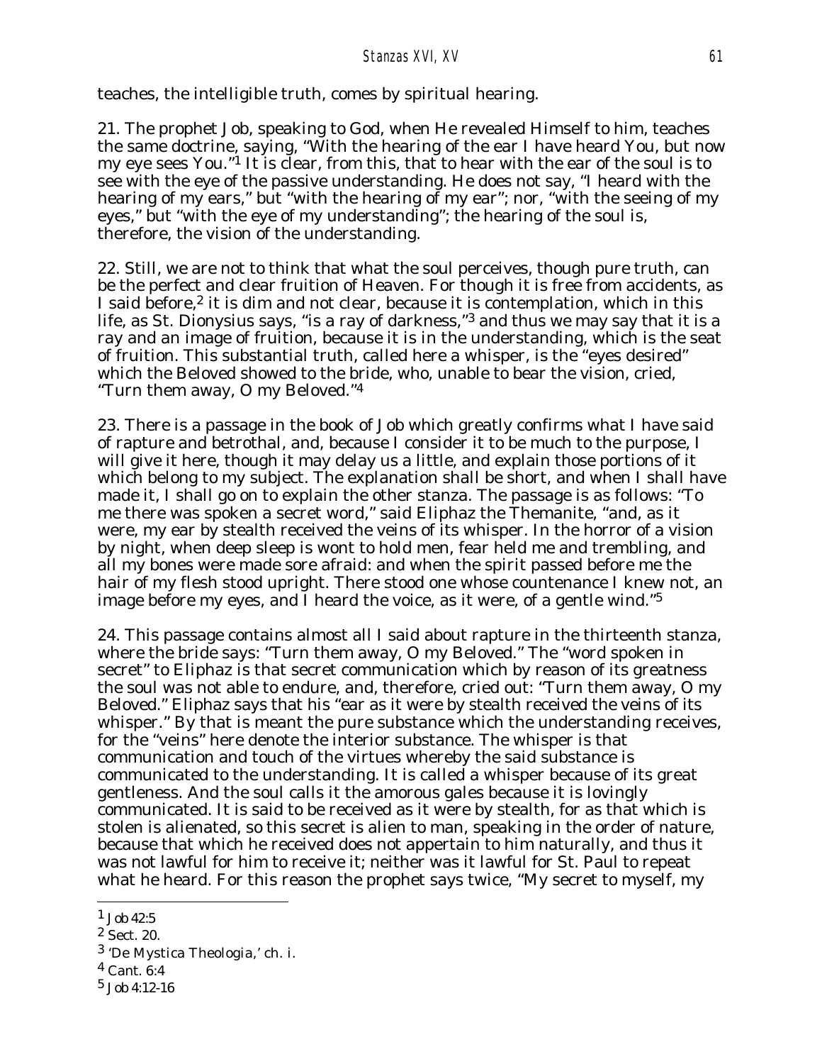teaches, the intelligible truth, comes by spiritual hearing.

21. The prophet Job, speaking to God, when He revealed Himself to him, teaches the same doctrine, saying, "With the hearing of the ear I have heard You, but now my eye sees You."[1] It is clear, from this, that to hear with the ear of the soul is to see with the eye of the passive understanding. He does not say, "I heard with the hearing of my ears," but "with the hearing of my ear"; nor, "with the seeing of my eyes," but "with the eye of my understanding"; the hearing of the soul is, therefore, the vision of the understanding.

22. Still, we are not to think that what the soul perceives, though pure truth, can be the perfect and clear fruition of Heaven. For though it is free from accidents, as I said before,[2] it is dim and not clear, because it is contemplation, which in this life, as St. Dionysius says, "is a ray of darkness,"[3] and thus we may say that it is a ray and an image of fruition, because it is in the understanding, which is the seat of fruition. This substantial truth, called here a whisper, is the "eyes desired" which the Beloved showed to the bride, who, unable to bear the vision, cried, "Turn them away, O my Beloved."[4]

23. There is a passage in the book of Job which greatly confirms what I have said of rapture and betrothal, and, because I consider it to be much to the purpose, I will give it here, though it may delay us a little, and explain those portions of it which belong to my subject. The explanation shall be short, and when I shall have made it, I shall go on to explain the other stanza. The passage is as follows: "To me there was spoken a secret word," said Eliphaz the Themanite, "and, as it were, my ear by stealth received the veins of its whisper. In the horror of a vision by night, when deep sleep is wont to hold men, fear held me and trembling, and all my bones were made sore afraid: and when the spirit passed before me the hair of my flesh stood upright. There stood one whose countenance I knew not, an image before my eyes, and I heard the voice, as it were, of a gentle wind."[5]

24. This passage contains almost all I said about rapture in the thirteenth stanza, where the bride says: "Turn them away, O my Beloved." The "word spoken in secret" to Eliphaz is that secret communication which by reason of its greatness the soul was not able to endure, and, therefore, cried out: "Turn them away, O my Beloved." Eliphaz says that his "ear as it were by stealth received the veins of its whisper." By that is meant the pure substance which the understanding receives, for the "veins" here denote the interior substance. The whisper is that communication and touch of the virtues whereby the said substance is communicated to the understanding. It is called a whisper because of its great gentleness. And the soul calls it the amorous gales because it is lovingly communicated. It is said to be received as it were by stealth, for as that which is stolen is alienated, so this secret is alien to man, speaking in the order of nature, because that which he received does not appertain to him naturally, and thus it was not lawful for him to receive it; neither was it lawful for St. Paul to repeat what he heard. For this reason the prophet says twice, "My secret to myself, my

---

[1] Job 42:5

[2] Sect. 20.

[3] 'De Mystica Theologia,' ch. i.

[4] Cant. 6:4

[5] Job 4:12-16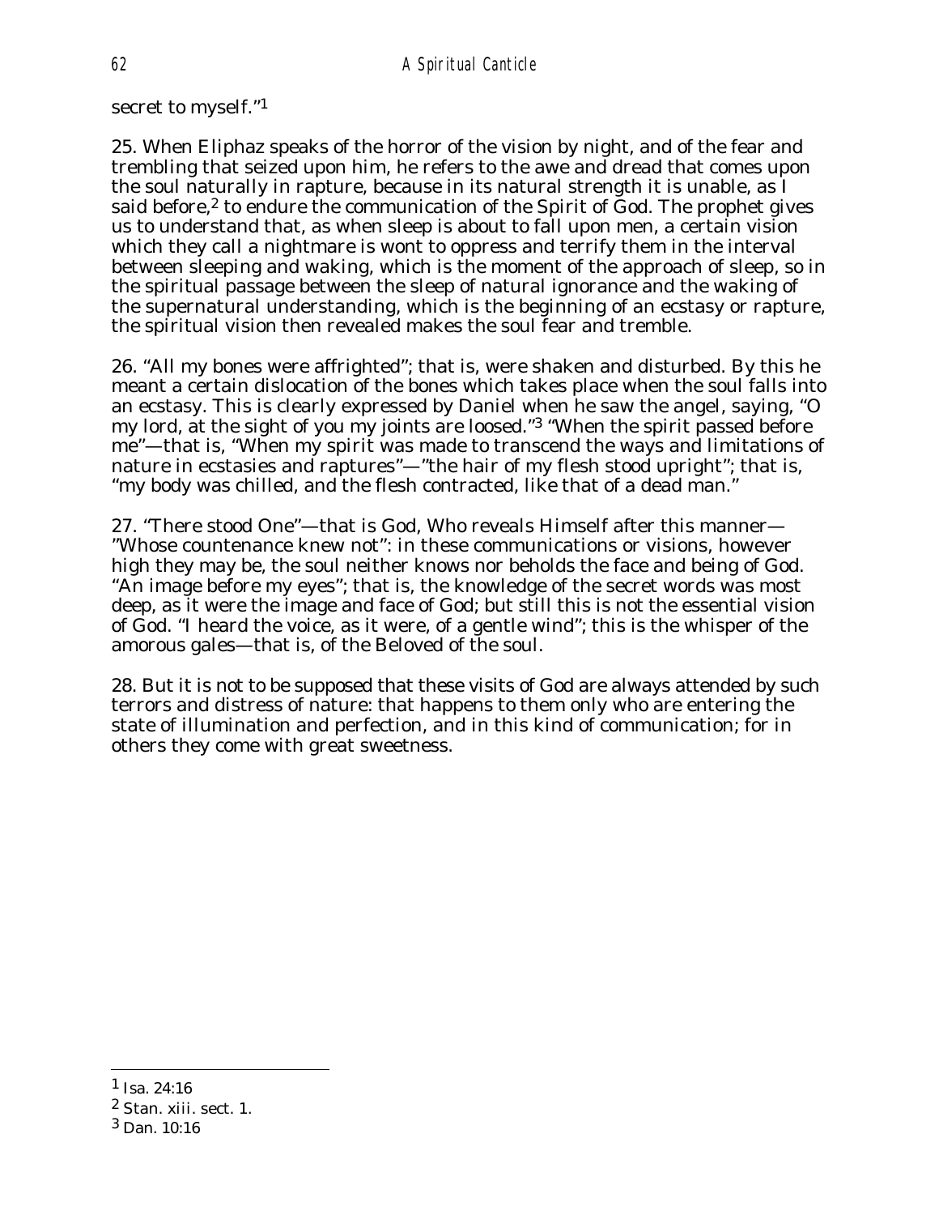secret to myself."[1]

25. When Eliphaz speaks of the horror of the vision by night, and of the fear and trembling that seized upon him, he refers to the awe and dread that comes upon the soul naturally in rapture, because in its natural strength it is unable, as I said before,[2] to endure the communication of the Spirit of God. The prophet gives us to understand that, as when sleep is about to fall upon men, a certain vision which they call a nightmare is wont to oppress and terrify them in the interval between sleeping and waking, which is the moment of the approach of sleep, so in the spiritual passage between the sleep of natural ignorance and the waking of the supernatural understanding, which is the beginning of an ecstasy or rapture, the spiritual vision then revealed makes the soul fear and tremble.

26. "All my bones were affrighted"; that is, were shaken and disturbed. By this he meant a certain dislocation of the bones which takes place when the soul falls into an ecstasy. This is clearly expressed by Daniel when he saw the angel, saying, "O my lord, at the sight of you my joints are loosed."[3] "When the spirit passed before me"—that is, "When my spirit was made to transcend the ways and limitations of nature in ecstasies and raptures"—"the hair of my flesh stood upright"; that is, "my body was chilled, and the flesh contracted, like that of a dead man."

27. "There stood One"—that is God, Who reveals Himself after this manner—"Whose countenance knew not": in these communications or visions, however high they may be, the soul neither knows nor beholds the face and being of God. "An image before my eyes"; that is, the knowledge of the secret words was most deep, as it were the image and face of God; but still this is not the essential vision of God. "I heard the voice, as it were, of a gentle wind"; this is the whisper of the amorous gales—that is, of the Beloved of the soul.

28. But it is not to be supposed that these visits of God are always attended by such terrors and distress of nature: that happens to them only who are entering the state of illumination and perfection, and in this kind of communication; for in others they come with great sweetness.

---

[1] Isa. 24:16

[2] Stan. xiii. sect. 1.

[3] Dan. 10:16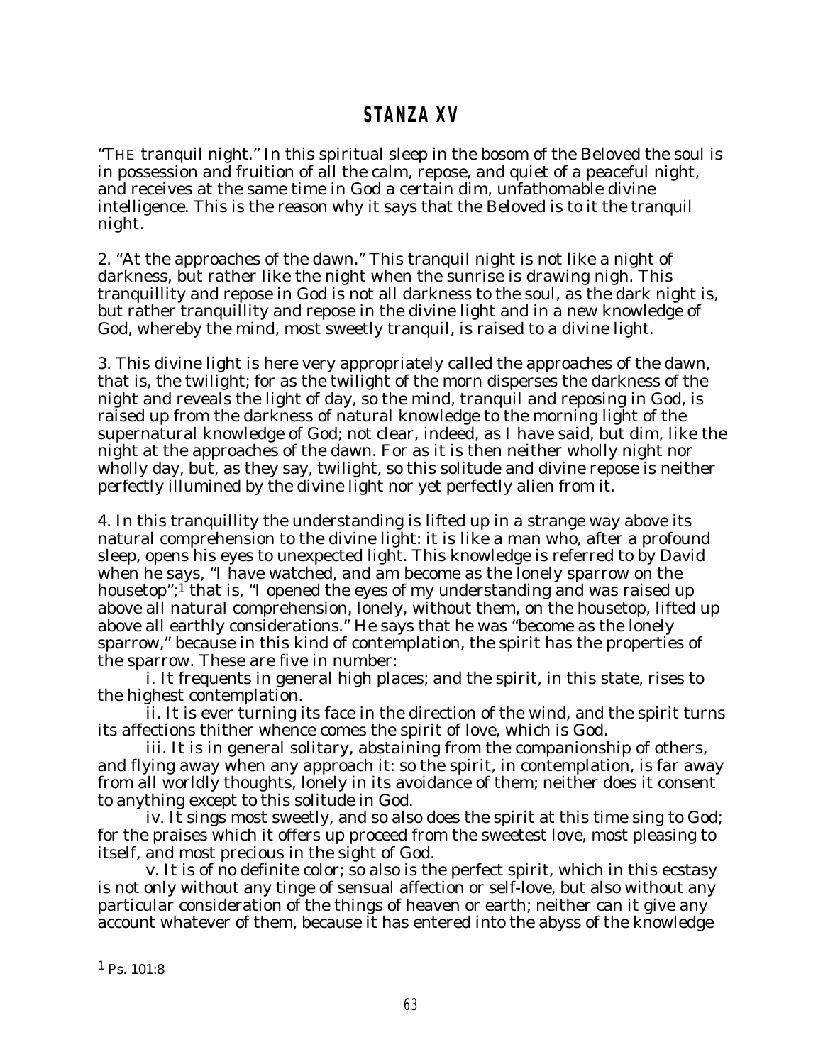## STANZA XV

"THE tranquil night." In this spiritual sleep in the bosom of the Beloved the soul is in possession and fruition of all the calm, repose, and quiet of a peaceful night, and receives at the same time in God a certain dim, unfathomable divine intelligence. This is the reason why it says that the Beloved is to it the tranquil night.

2. "At the approaches of the dawn." This tranquil night is not like a night of darkness, but rather like the night when the sunrise is drawing nigh. This tranquillity and repose in God is not all darkness to the soul, as the dark night is, but rather tranquillity and repose in the divine light and in a new knowledge of God, whereby the mind, most sweetly tranquil, is raised to a divine light.

3. This divine light is here very appropriately called the approaches of the dawn, that is, the twilight; for as the twilight of the morn disperses the darkness of the night and reveals the light of day, so the mind, tranquil and reposing in God, is raised up from the darkness of natural knowledge to the morning light of the supernatural knowledge of God; not clear, indeed, as I have said, but dim, like the night at the approaches of the dawn. For as it is then neither wholly night nor wholly day, but, as they say, twilight, so this solitude and divine repose is neither perfectly illumined by the divine light nor yet perfectly alien from it.

4. In this tranquillity the understanding is lifted up in a strange way above its natural comprehension to the divine light: it is like a man who, after a profound sleep, opens his eyes to unexpected light. This knowledge is referred to by David when he says, "I have watched, and am become as the lonely sparrow on the housetop";[1] that is, "I opened the eyes of my understanding and was raised up above all natural comprehension, lonely, without them, on the housetop, lifted up above all earthly considerations." He says that he was "become as the lonely sparrow," because in this kind of contemplation, the spirit has the properties of the sparrow. These are five in number:

i. It frequents in general high places; and the spirit, in this state, rises to the highest contemplation.

ii. It is ever turning its face in the direction of the wind, and the spirit turns its affections thither whence comes the spirit of love, which is God.

iii. It is in general solitary, abstaining from the companionship of others, and flying away when any approach it: so the spirit, in contemplation, is far away from all worldly thoughts, lonely in its avoidance of them; neither does it consent to anything except to this solitude in God.

iv. It sings most sweetly, and so also does the spirit at this time sing to God; for the praises which it offers up proceed from the sweetest love, most pleasing to itself, and most precious in the sight of God.

v. It is of no definite color; so also is the perfect spirit, which in this ecstasy is not only without any tinge of sensual affection or self-love, but also without any particular consideration of the things of heaven or earth; neither can it give any account whatever of them, because it has entered into the abyss of the knowledge

---

[1] Ps. 101:8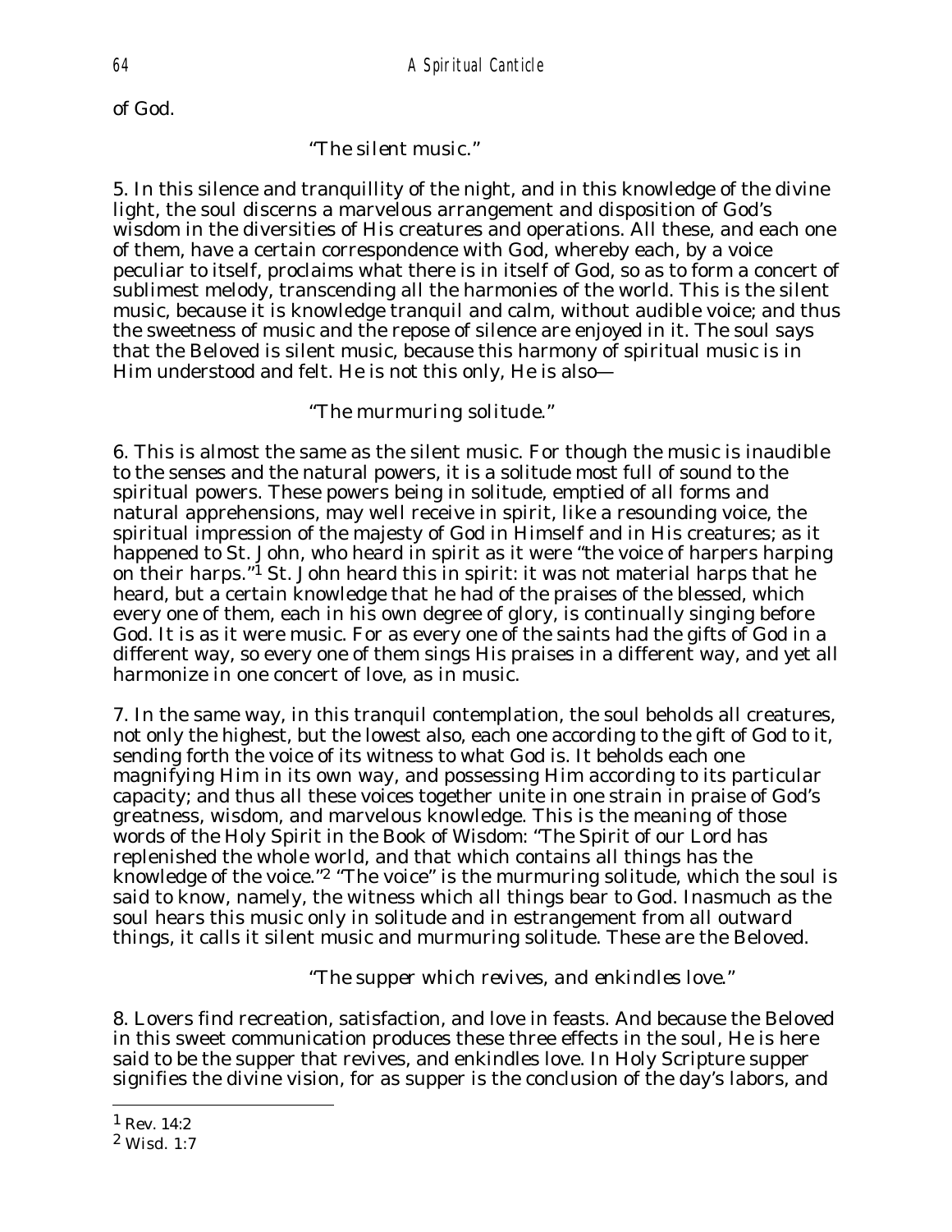of God.

*"The silent music."*

5. In this silence and tranquillity of the night, and in this knowledge of the divine light, the soul discerns a marvelous arrangement and disposition of God's wisdom in the diversities of His creatures and operations. All these, and each one of them, have a certain correspondence with God, whereby each, by a voice peculiar to itself, proclaims what there is in itself of God, so as to form a concert of sublimest melody, transcending all the harmonies of the world. This is the silent music, because it is knowledge tranquil and calm, without audible voice; and thus the sweetness of music and the repose of silence are enjoyed in it. The soul says that the Beloved is silent music, because this harmony of spiritual music is in Him understood and felt. He is not this only, He is also—

*"The murmuring solitude."*

6. This is almost the same as the silent music. For though the music is inaudible to the senses and the natural powers, it is a solitude most full of sound to the spiritual powers. These powers being in solitude, emptied of all forms and natural apprehensions, may well receive in spirit, like a resounding voice, the spiritual impression of the majesty of God in Himself and in His creatures; as it happened to St. John, who heard in spirit as it were "the voice of harpers harping on their harps."[1] St. John heard this in spirit: it was not material harps that he heard, but a certain knowledge that he had of the praises of the blessed, which every one of them, each in his own degree of glory, is continually singing before God. It is as it were music. For as every one of the saints had the gifts of God in a different way, so every one of them sings His praises in a different way, and yet all harmonize in one concert of love, as in music.

7. In the same way, in this tranquil contemplation, the soul beholds all creatures, not only the highest, but the lowest also, each one according to the gift of God to it, sending forth the voice of its witness to what God is. It beholds each one magnifying Him in its own way, and possessing Him according to its particular capacity; and thus all these voices together unite in one strain in praise of God's greatness, wisdom, and marvelous knowledge. This is the meaning of those words of the Holy Spirit in the Book of Wisdom: "The Spirit of our Lord has replenished the whole world, and that which contains all things has the knowledge of the voice."[2] "The voice" is the murmuring solitude, which the soul is said to know, namely, the witness which all things bear to God. Inasmuch as the soul hears this music only in solitude and in estrangement from all outward things, it calls it silent music and murmuring solitude. These are the Beloved.

*"The supper which revives, and enkindles love."*

8. Lovers find recreation, satisfaction, and love in feasts. And because the Beloved in this sweet communication produces these three effects in the soul, He is here said to be the supper that revives, and enkindles love. In Holy Scripture supper signifies the divine vision, for as supper is the conclusion of the day's labors, and

---

[1] Rev. 14:2

[2] Wisd. 1:7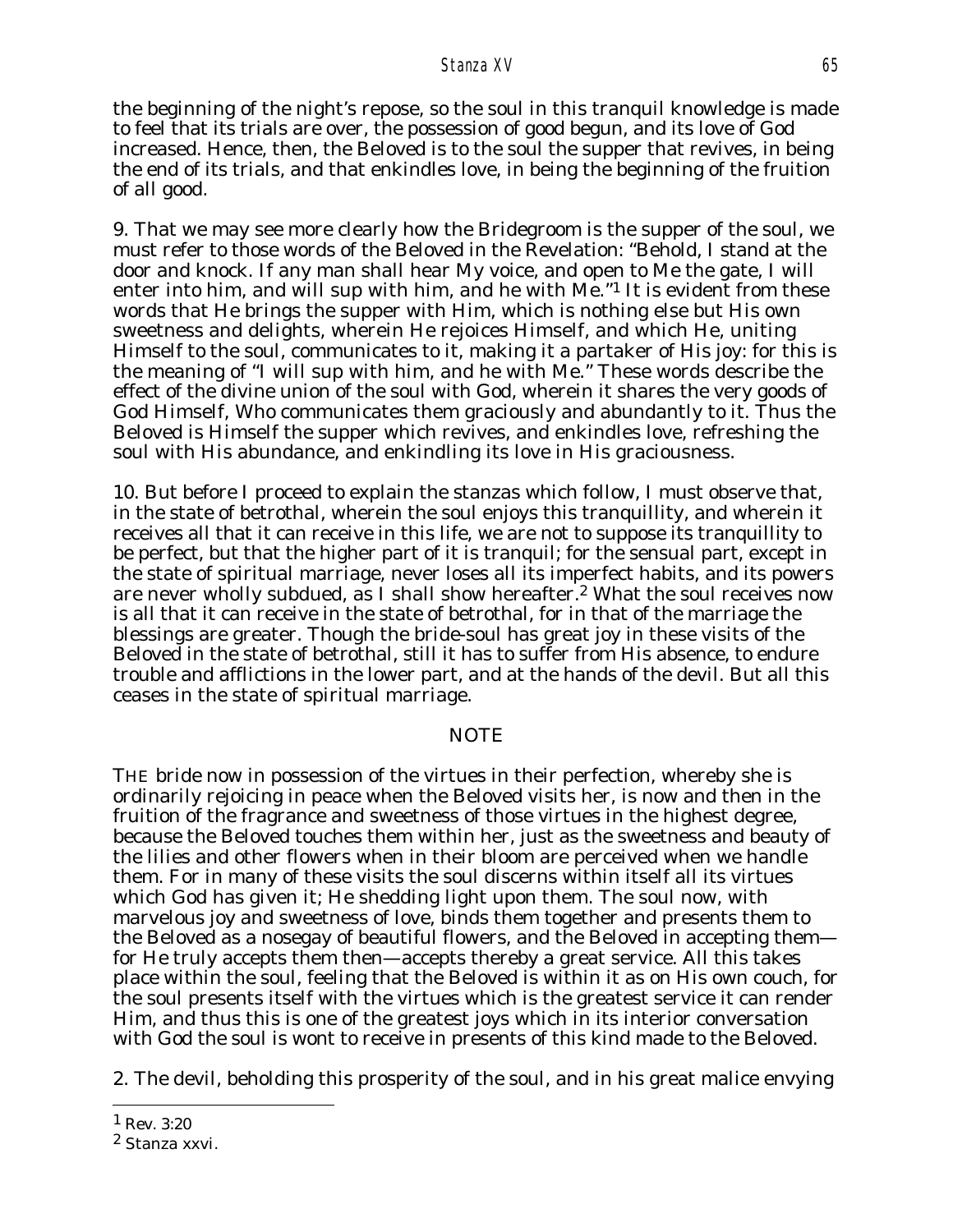the beginning of the night's repose, so the soul in this tranquil knowledge is made to feel that its trials are over, the possession of good begun, and its love of God increased. Hence, then, the Beloved is to the soul the supper that revives, in being the end of its trials, and that enkindles love, in being the beginning of the fruition of all good.

9. That we may see more clearly how the Bridegroom is the supper of the soul, we must refer to those words of the Beloved in the Revelation: "Behold, I stand at the door and knock. If any man shall hear My voice, and open to Me the gate, I will enter into him, and will sup with him, and he with Me."[1] It is evident from these words that He brings the supper with Him, which is nothing else but His own sweetness and delights, wherein He rejoices Himself, and which He, uniting Himself to the soul, communicates to it, making it a partaker of His joy: for this is the meaning of "I will sup with him, and he with Me." These words describe the effect of the divine union of the soul with God, wherein it shares the very goods of God Himself, Who communicates them graciously and abundantly to it. Thus the Beloved is Himself the supper which revives, and enkindles love, refreshing the soul with His abundance, and enkindling its love in His graciousness.

10. But before I proceed to explain the stanzas which follow, I must observe that, in the state of betrothal, wherein the soul enjoys this tranquillity, and wherein it receives all that it can receive in this life, we are not to suppose its tranquillity to be perfect, but that the higher part of it is tranquil; for the sensual part, except in the state of spiritual marriage, never loses all its imperfect habits, and its powers are never wholly subdued, as I shall show hereafter.[2] What the soul receives now is all that it can receive in the state of betrothal, for in that of the marriage the blessings are greater. Though the bride-soul has great joy in these visits of the Beloved in the state of betrothal, still it has to suffer from His absence, to endure trouble and afflictions in the lower part, and at the hands of the devil. But all this ceases in the state of spiritual marriage.

## NOTE

THE bride now in possession of the virtues in their perfection, whereby she is ordinarily rejoicing in peace when the Beloved visits her, is now and then in the fruition of the fragrance and sweetness of those virtues in the highest degree, because the Beloved touches them within her, just as the sweetness and beauty of the lilies and other flowers when in their bloom are perceived when we handle them. For in many of these visits the soul discerns within itself all its virtues which God has given it; He shedding light upon them. The soul now, with marvelous joy and sweetness of love, binds them together and presents them to the Beloved as a nosegay of beautiful flowers, and the Beloved in accepting them—for He truly accepts them then—accepts thereby a great service. All this takes place within the soul, feeling that the Beloved is within it as on His own couch, for the soul presents itself with the virtues which is the greatest service it can render Him, and thus this is one of the greatest joys which in its interior conversation with God the soul is wont to receive in presents of this kind made to the Beloved.

2. The devil, beholding this prosperity of the soul, and in his great malice envying

---

[1] Rev. 3:20

[2] Stanza xxvi.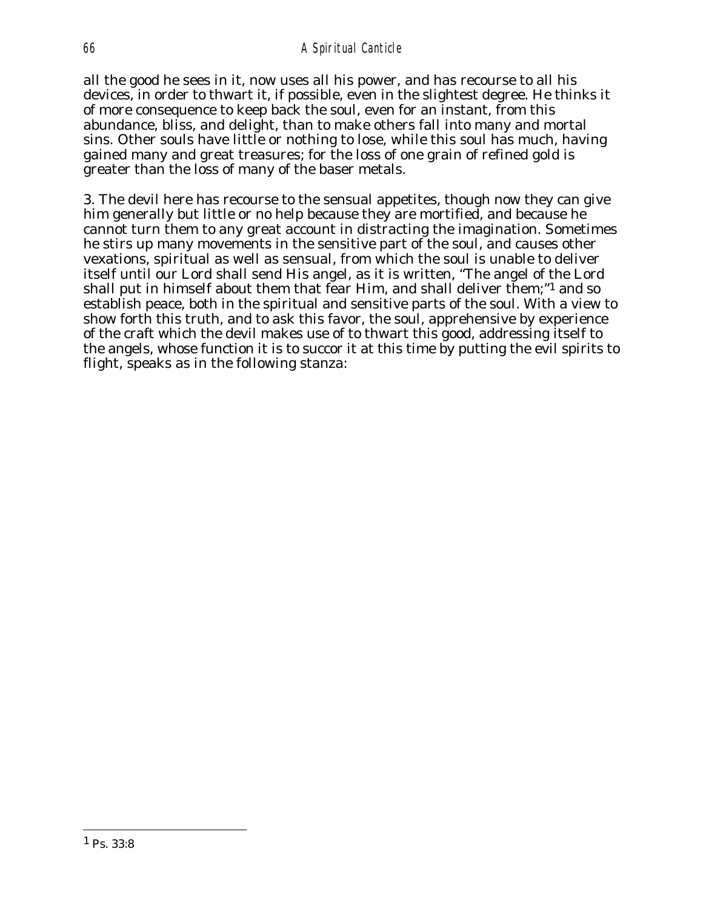all the good he sees in it, now uses all his power, and has recourse to all his devices, in order to thwart it, if possible, even in the slightest degree. He thinks it of more consequence to keep back the soul, even for an instant, from this abundance, bliss, and delight, than to make others fall into many and mortal sins. Other souls have little or nothing to lose, while this soul has much, having gained many and great treasures; for the loss of one grain of refined gold is greater than the loss of many of the baser metals.

3. The devil here has recourse to the sensual appetites, though now they can give him generally but little or no help because they are mortified, and because he cannot turn them to any great account in distracting the imagination. Sometimes he stirs up many movements in the sensitive part of the soul, and causes other vexations, spiritual as well as sensual, from which the soul is unable to deliver itself until our Lord shall send His angel, as it is written, "The angel of the Lord shall put in himself about them that fear Him, and shall deliver them;"[1] and so establish peace, both in the spiritual and sensitive parts of the soul. With a view to show forth this truth, and to ask this favor, the soul, apprehensive by experience of the craft which the devil makes use of to thwart this good, addressing itself to the angels, whose function it is to succor it at this time by putting the evil spirits to flight, speaks as in the following stanza:

---

[1] Ps. 33:8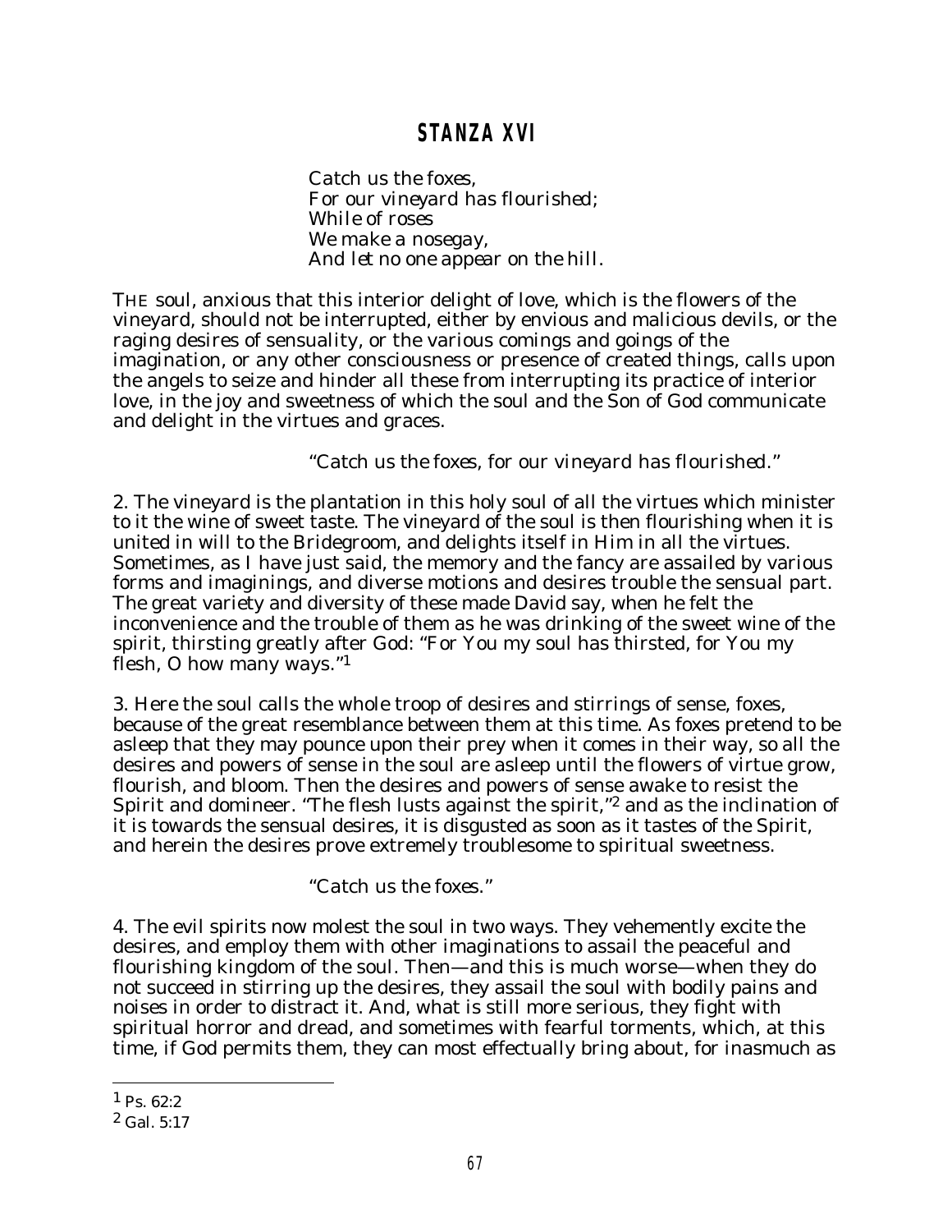## STANZA XVI

*Catch us the foxes,*
*For our vineyard has flourished;*
*While of roses*
*We make a nosegay,*
*And let no one appear on the hill.*

THE soul, anxious that this interior delight of love, which is the flowers of the vineyard, should not be interrupted, either by envious and malicious devils, or the raging desires of sensuality, or the various comings and goings of the imagination, or any other consciousness or presence of created things, calls upon the angels to seize and hinder all these from interrupting its practice of interior love, in the joy and sweetness of which the soul and the Son of God communicate and delight in the virtues and graces.

"*Catch us the foxes, for our vineyard has flourished.*"

2. The vineyard is the plantation in this holy soul of all the virtues which minister to it the wine of sweet taste. The vineyard of the soul is then flourishing when it is united in will to the Bridegroom, and delights itself in Him in all the virtues. Sometimes, as I have just said, the memory and the fancy are assailed by various forms and imaginings, and diverse motions and desires trouble the sensual part. The great variety and diversity of these made David say, when he felt the inconvenience and the trouble of them as he was drinking of the sweet wine of the spirit, thirsting greatly after God: "For You my soul has thirsted, for You my flesh, O how many ways."[1]

3. Here the soul calls the whole troop of desires and stirrings of sense, foxes, because of the great resemblance between them at this time. As foxes pretend to be asleep that they may pounce upon their prey when it comes in their way, so all the desires and powers of sense in the soul are asleep until the flowers of virtue grow, flourish, and bloom. Then the desires and powers of sense awake to resist the Spirit and domineer. "The flesh lusts against the spirit,"[2] and as the inclination of it is towards the sensual desires, it is disgusted as soon as it tastes of the Spirit, and herein the desires prove extremely troublesome to spiritual sweetness.

"*Catch us the foxes.*"

4. The evil spirits now molest the soul in two ways. They vehemently excite the desires, and employ them with other imaginations to assail the peaceful and flourishing kingdom of the soul. Then—and this is much worse—when they do not succeed in stirring up the desires, they assail the soul with bodily pains and noises in order to distract it. And, what is still more serious, they fight with spiritual horror and dread, and sometimes with fearful torments, which, at this time, if God permits them, they can most effectually bring about, for inasmuch as

---

[1] Ps. 62:2
[2] Gal. 5:17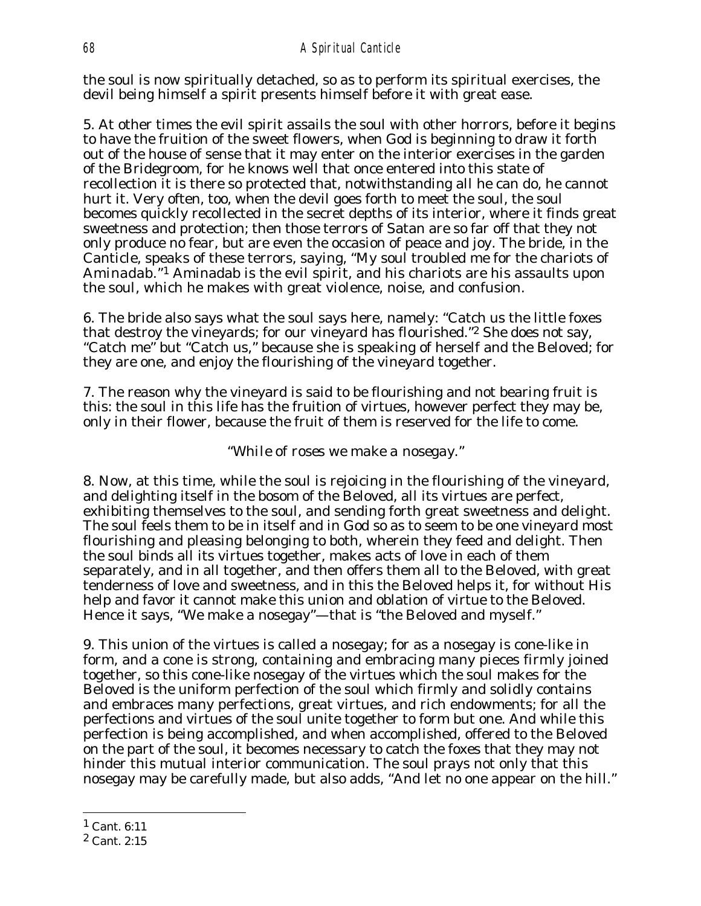the soul is now spiritually detached, so as to perform its spiritual exercises, the devil being himself a spirit presents himself before it with great ease.

5. At other times the evil spirit assails the soul with other horrors, before it begins to have the fruition of the sweet flowers, when God is beginning to draw it forth out of the house of sense that it may enter on the interior exercises in the garden of the Bridegroom, for he knows well that once entered into this state of recollection it is there so protected that, notwithstanding all he can do, he cannot hurt it. Very often, too, when the devil goes forth to meet the soul, the soul becomes quickly recollected in the secret depths of its interior, where it finds great sweetness and protection; then those terrors of Satan are so far off that they not only produce no fear, but are even the occasion of peace and joy. The bride, in the Canticle, speaks of these terrors, saying, "My soul troubled me for the chariots of Aminadab."[1] Aminadab is the evil spirit, and his chariots are his assaults upon the soul, which he makes with great violence, noise, and confusion.

6. The bride also says what the soul says here, namely: "Catch us the little foxes that destroy the vineyards; for our vineyard has flourished."[2] She does not say, "Catch me" but "Catch us," because she is speaking of herself and the Beloved; for they are one, and enjoy the flourishing of the vineyard together.

7. The reason why the vineyard is said to be flourishing and not bearing fruit is this: the soul in this life has the fruition of virtues, however perfect they may be, only in their flower, because the fruit of them is reserved for the life to come.

"While of roses we make a nosegay."

8. Now, at this time, while the soul is rejoicing in the flourishing of the vineyard, and delighting itself in the bosom of the Beloved, all its virtues are perfect, exhibiting themselves to the soul, and sending forth great sweetness and delight. The soul feels them to be in itself and in God so as to seem to be one vineyard most flourishing and pleasing belonging to both, wherein they feed and delight. Then the soul binds all its virtues together, makes acts of love in each of them separately, and in all together, and then offers them all to the Beloved, with great tenderness of love and sweetness, and in this the Beloved helps it, for without His help and favor it cannot make this union and oblation of virtue to the Beloved. Hence it says, "We make a nosegay"—that is "the Beloved and myself."

9. This union of the virtues is called a nosegay; for as a nosegay is cone-like in form, and a cone is strong, containing and embracing many pieces firmly joined together, so this cone-like nosegay of the virtues which the soul makes for the Beloved is the uniform perfection of the soul which firmly and solidly contains and embraces many perfections, great virtues, and rich endowments; for all the perfections and virtues of the soul unite together to form but one. And while this perfection is being accomplished, and when accomplished, offered to the Beloved on the part of the soul, it becomes necessary to catch the foxes that they may not hinder this mutual interior communication. The soul prays not only that this nosegay may be carefully made, but also adds, "And let no one appear on the hill."

---

[1] Cant. 6:11

[2] Cant. 2:15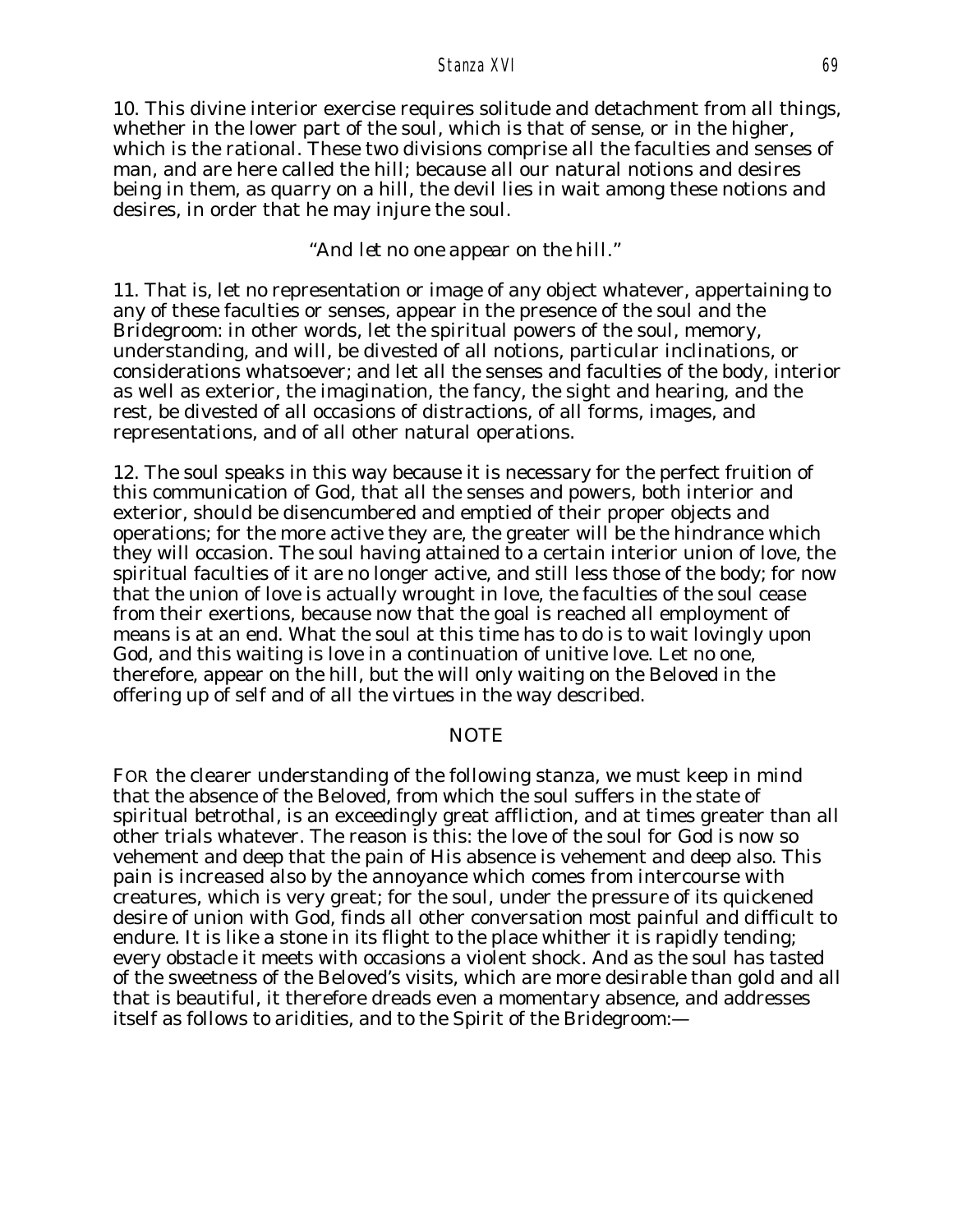10. This divine interior exercise requires solitude and detachment from all things, whether in the lower part of the soul, which is that of sense, or in the higher, which is the rational. These two divisions comprise all the faculties and senses of man, and are here called the hill; because all our natural notions and desires being in them, as quarry on a hill, the devil lies in wait among these notions and desires, in order that he may injure the soul.

*"And let no one appear on the hill."*

11. That is, let no representation or image of any object whatever, appertaining to any of these faculties or senses, appear in the presence of the soul and the Bridegroom: in other words, let the spiritual powers of the soul, memory, understanding, and will, be divested of all notions, particular inclinations, or considerations whatsoever; and let all the senses and faculties of the body, interior as well as exterior, the imagination, the fancy, the sight and hearing, and the rest, be divested of all occasions of distractions, of all forms, images, and representations, and of all other natural operations.

12. The soul speaks in this way because it is necessary for the perfect fruition of this communication of God, that all the senses and powers, both interior and exterior, should be disencumbered and emptied of their proper objects and operations; for the more active they are, the greater will be the hindrance which they will occasion. The soul having attained to a certain interior union of love, the spiritual faculties of it are no longer active, and still less those of the body; for now that the union of love is actually wrought in love, the faculties of the soul cease from their exertions, because now that the goal is reached all employment of means is at an end. What the soul at this time has to do is to wait lovingly upon God, and this waiting is love in a continuation of unitive love. Let no one, therefore, appear on the hill, but the will only waiting on the Beloved in the offering up of self and of all the virtues in the way described.

## NOTE

FOR the clearer understanding of the following stanza, we must keep in mind that the absence of the Beloved, from which the soul suffers in the state of spiritual betrothal, is an exceedingly great affliction, and at times greater than all other trials whatever. The reason is this: the love of the soul for God is now so vehement and deep that the pain of His absence is vehement and deep also. This pain is increased also by the annoyance which comes from intercourse with creatures, which is very great; for the soul, under the pressure of its quickened desire of union with God, finds all other conversation most painful and difficult to endure. It is like a stone in its flight to the place whither it is rapidly tending; every obstacle it meets with occasions a violent shock. And as the soul has tasted of the sweetness of the Beloved's visits, which are more desirable than gold and all that is beautiful, it therefore dreads even a momentary absence, and addresses itself as follows to aridities, and to the Spirit of the Bridegroom:—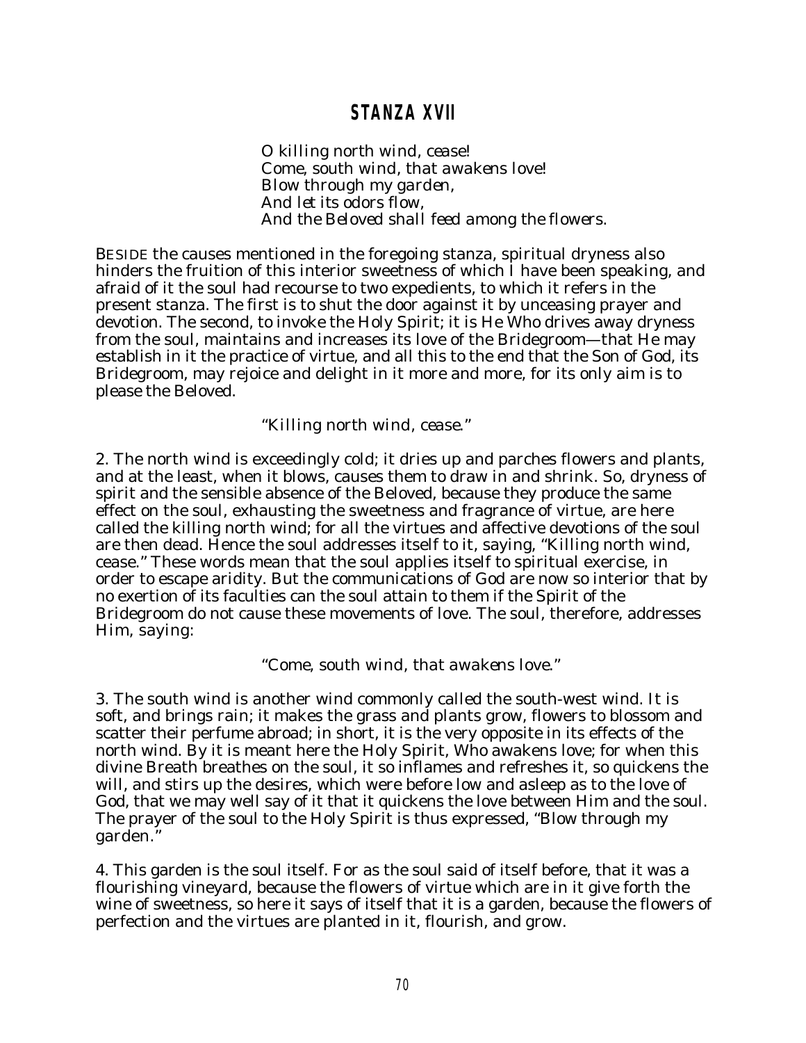## STANZA XVII

*O killing north wind, cease!*
*Come, south wind, that awakens love!*
*Blow through my garden,*
*And let its odors flow,*
*And the Beloved shall feed among the flowers.*

BESIDE the causes mentioned in the foregoing stanza, spiritual dryness also hinders the fruition of this interior sweetness of which I have been speaking, and afraid of it the soul had recourse to two expedients, to which it refers in the present stanza. The first is to shut the door against it by unceasing prayer and devotion. The second, to invoke the Holy Spirit; it is He Who drives away dryness from the soul, maintains and increases its love of the Bridegroom—that He may establish in it the practice of virtue, and all this to the end that the Son of God, its Bridegroom, may rejoice and delight in it more and more, for its only aim is to please the Beloved.

*"Killing north wind, cease."*

2. The north wind is exceedingly cold; it dries up and parches flowers and plants, and at the least, when it blows, causes them to draw in and shrink. So, dryness of spirit and the sensible absence of the Beloved, because they produce the same effect on the soul, exhausting the sweetness and fragrance of virtue, are here called the killing north wind; for all the virtues and affective devotions of the soul are then dead. Hence the soul addresses itself to it, saying, "Killing north wind, cease." These words mean that the soul applies itself to spiritual exercise, in order to escape aridity. But the communications of God are now so interior that by no exertion of its faculties can the soul attain to them if the Spirit of the Bridegroom do not cause these movements of love. The soul, therefore, addresses Him, saying:

*"Come, south wind, that awakens love."*

3. The south wind is another wind commonly called the south-west wind. It is soft, and brings rain; it makes the grass and plants grow, flowers to blossom and scatter their perfume abroad; in short, it is the very opposite in its effects of the north wind. By it is meant here the Holy Spirit, Who awakens love; for when this divine Breath breathes on the soul, it so inflames and refreshes it, so quickens the will, and stirs up the desires, which were before low and asleep as to the love of God, that we may well say of it that it quickens the love between Him and the soul. The prayer of the soul to the Holy Spirit is thus expressed, "Blow through my garden."

4. This garden is the soul itself. For as the soul said of itself before, that it was a flourishing vineyard, because the flowers of virtue which are in it give forth the wine of sweetness, so here it says of itself that it is a garden, because the flowers of perfection and the virtues are planted in it, flourish, and grow.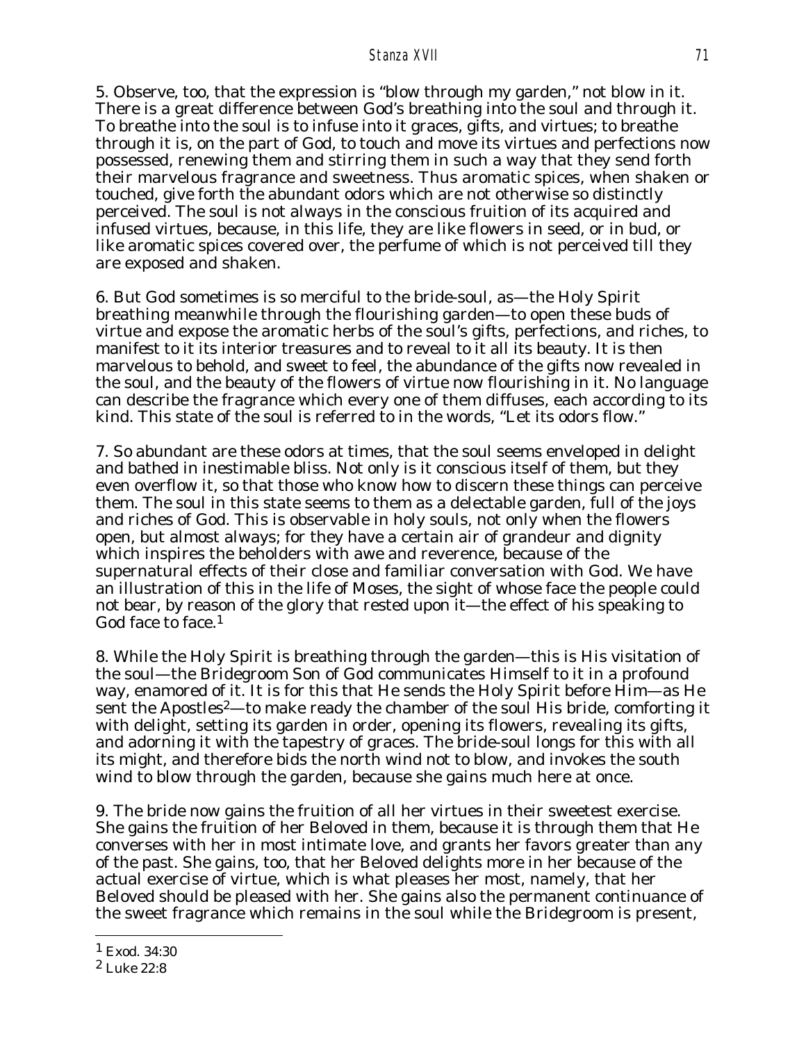5. Observe, too, that the expression is "blow through my garden," not blow in it. There is a great difference between God's breathing into the soul and through it. To breathe into the soul is to infuse into it graces, gifts, and virtues; to breathe through it is, on the part of God, to touch and move its virtues and perfections now possessed, renewing them and stirring them in such a way that they send forth their marvelous fragrance and sweetness. Thus aromatic spices, when shaken or touched, give forth the abundant odors which are not otherwise so distinctly perceived. The soul is not always in the conscious fruition of its acquired and infused virtues, because, in this life, they are like flowers in seed, or in bud, or like aromatic spices covered over, the perfume of which is not perceived till they are exposed and shaken.

6. But God sometimes is so merciful to the bride-soul, as—the Holy Spirit breathing meanwhile through the flourishing garden—to open these buds of virtue and expose the aromatic herbs of the soul's gifts, perfections, and riches, to manifest to it its interior treasures and to reveal to it all its beauty. It is then marvelous to behold, and sweet to feel, the abundance of the gifts now revealed in the soul, and the beauty of the flowers of virtue now flourishing in it. No language can describe the fragrance which every one of them diffuses, each according to its kind. This state of the soul is referred to in the words, "Let its odors flow."

7. So abundant are these odors at times, that the soul seems enveloped in delight and bathed in inestimable bliss. Not only is it conscious itself of them, but they even overflow it, so that those who know how to discern these things can perceive them. The soul in this state seems to them as a delectable garden, full of the joys and riches of God. This is observable in holy souls, not only when the flowers open, but almost always; for they have a certain air of grandeur and dignity which inspires the beholders with awe and reverence, because of the supernatural effects of their close and familiar conversation with God. We have an illustration of this in the life of Moses, the sight of whose face the people could not bear, by reason of the glory that rested upon it—the effect of his speaking to God face to face.[1]

8. While the Holy Spirit is breathing through the garden—this is His visitation of the soul—the Bridegroom Son of God communicates Himself to it in a profound way, enamored of it. It is for this that He sends the Holy Spirit before Him—as He sent the Apostles[2]—to make ready the chamber of the soul His bride, comforting it with delight, setting its garden in order, opening its flowers, revealing its gifts, and adorning it with the tapestry of graces. The bride-soul longs for this with all its might, and therefore bids the north wind not to blow, and invokes the south wind to blow through the garden, because she gains much here at once.

9. The bride now gains the fruition of all her virtues in their sweetest exercise. She gains the fruition of her Beloved in them, because it is through them that He converses with her in most intimate love, and grants her favors greater than any of the past. She gains, too, that her Beloved delights more in her because of the actual exercise of virtue, which is what pleases her most, namely, that her Beloved should be pleased with her. She gains also the permanent continuance of the sweet fragrance which remains in the soul while the Bridegroom is present,

---

[1] Exod. 34:30

[2] Luke 22:8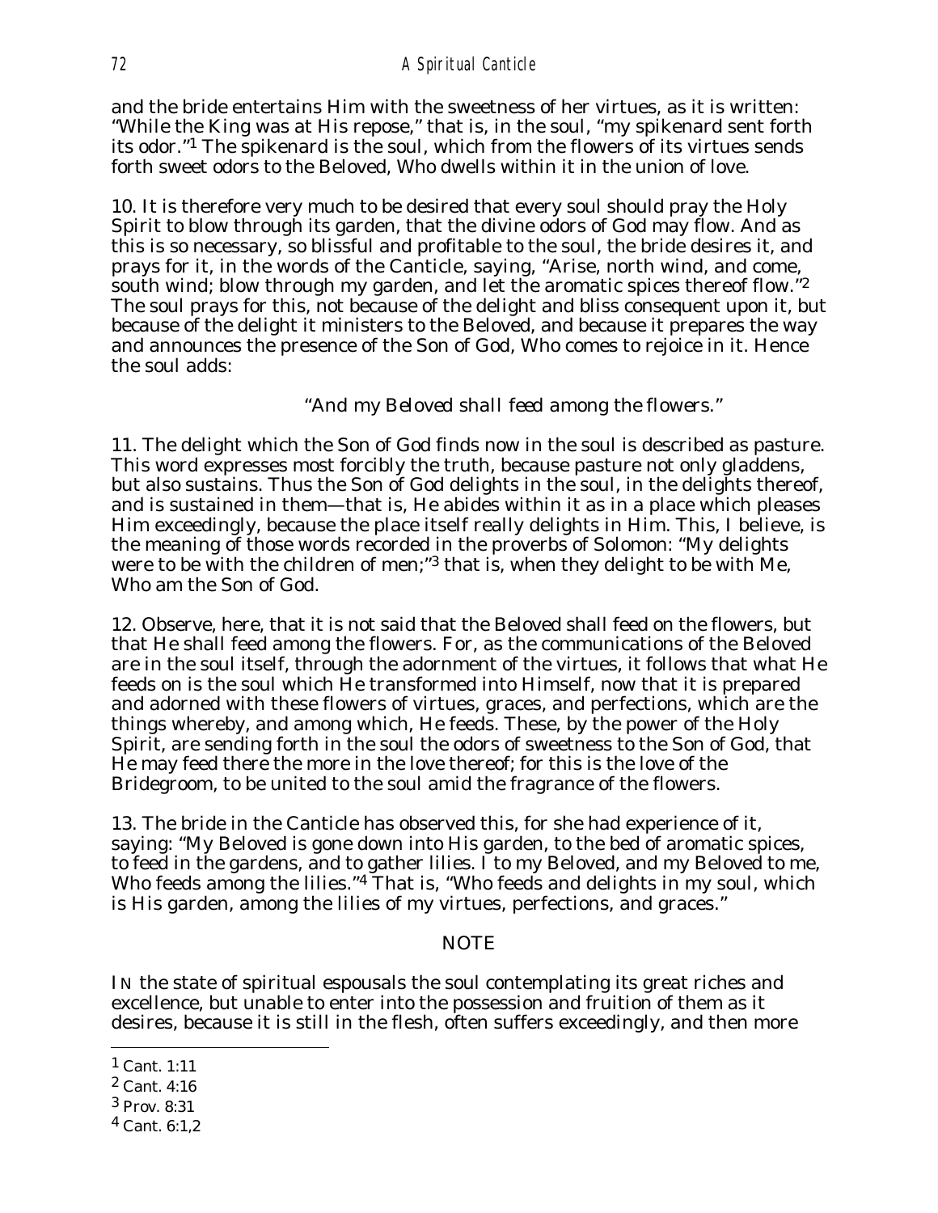and the bride entertains Him with the sweetness of her virtues, as it is written: "While the King was at His repose," that is, in the soul, "my spikenard sent forth its odor."[1] The spikenard is the soul, which from the flowers of its virtues sends forth sweet odors to the Beloved, Who dwells within it in the union of love.

10. It is therefore very much to be desired that every soul should pray the Holy Spirit to blow through its garden, that the divine odors of God may flow. And as this is so necessary, so blissful and profitable to the soul, the bride desires it, and prays for it, in the words of the Canticle, saying, "Arise, north wind, and come, south wind; blow through my garden, and let the aromatic spices thereof flow."[2] The soul prays for this, not because of the delight and bliss consequent upon it, but because of the delight it ministers to the Beloved, and because it prepares the way and announces the presence of the Son of God, Who comes to rejoice in it. Hence the soul adds:

*"And my Beloved shall feed among the flowers."*

11. The delight which the Son of God finds now in the soul is described as pasture. This word expresses most forcibly the truth, because pasture not only gladdens, but also sustains. Thus the Son of God delights in the soul, in the delights thereof, and is sustained in them—that is, He abides within it as in a place which pleases Him exceedingly, because the place itself really delights in Him. This, I believe, is the meaning of those words recorded in the proverbs of Solomon: "My delights were to be with the children of men;"[3] that is, when they delight to be with Me, Who am the Son of God.

12. Observe, here, that it is not said that the Beloved shall feed on the flowers, but that He shall feed among the flowers. For, as the communications of the Beloved are in the soul itself, through the adornment of the virtues, it follows that what He feeds on is the soul which He transformed into Himself, now that it is prepared and adorned with these flowers of virtues, graces, and perfections, which are the things whereby, and among which, He feeds. These, by the power of the Holy Spirit, are sending forth in the soul the odors of sweetness to the Son of God, that He may feed there the more in the love thereof; for this is the love of the Bridegroom, to be united to the soul amid the fragrance of the flowers.

13. The bride in the Canticle has observed this, for she had experience of it, saying: "My Beloved is gone down into His garden, to the bed of aromatic spices, to feed in the gardens, and to gather lilies. I to my Beloved, and my Beloved to me, Who feeds among the lilies."[4] That is, "Who feeds and delights in my soul, which is His garden, among the lilies of my virtues, perfections, and graces."

## NOTE

IN the state of spiritual espousals the soul contemplating its great riches and excellence, but unable to enter into the possession and fruition of them as it desires, because it is still in the flesh, often suffers exceedingly, and then more

---

[1] Cant. 1:11

[2] Cant. 4:16

[3] Prov. 8:31

[4] Cant. 6:1,2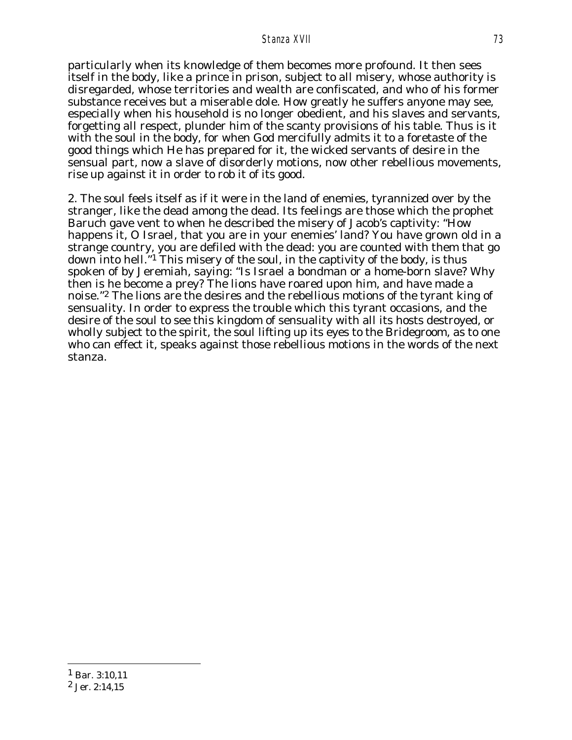particularly when its knowledge of them becomes more profound. It then sees itself in the body, like a prince in prison, subject to all misery, whose authority is disregarded, whose territories and wealth are confiscated, and who of his former substance receives but a miserable dole. How greatly he suffers anyone may see, especially when his household is no longer obedient, and his slaves and servants, forgetting all respect, plunder him of the scanty provisions of his table. Thus is it with the soul in the body, for when God mercifully admits it to a foretaste of the good things which He has prepared for it, the wicked servants of desire in the sensual part, now a slave of disorderly motions, now other rebellious movements, rise up against it in order to rob it of its good.

2. The soul feels itself as if it were in the land of enemies, tyrannized over by the stranger, like the dead among the dead. Its feelings are those which the prophet Baruch gave vent to when he described the misery of Jacob's captivity: "How happens it, O Israel, that you are in your enemies' land? You have grown old in a strange country, you are defiled with the dead: you are counted with them that go down into hell."[1] This misery of the soul, in the captivity of the body, is thus spoken of by Jeremiah, saying: "Is Israel a bondman or a home-born slave? Why then is he become a prey? The lions have roared upon him, and have made a noise."[2] The lions are the desires and the rebellious motions of the tyrant king of sensuality. In order to express the trouble which this tyrant occasions, and the desire of the soul to see this kingdom of sensuality with all its hosts destroyed, or wholly subject to the spirit, the soul lifting up its eyes to the Bridegroom, as to one who can effect it, speaks against those rebellious motions in the words of the next stanza.

---

[1] Bar. 3:10,11

[2] Jer. 2:14,15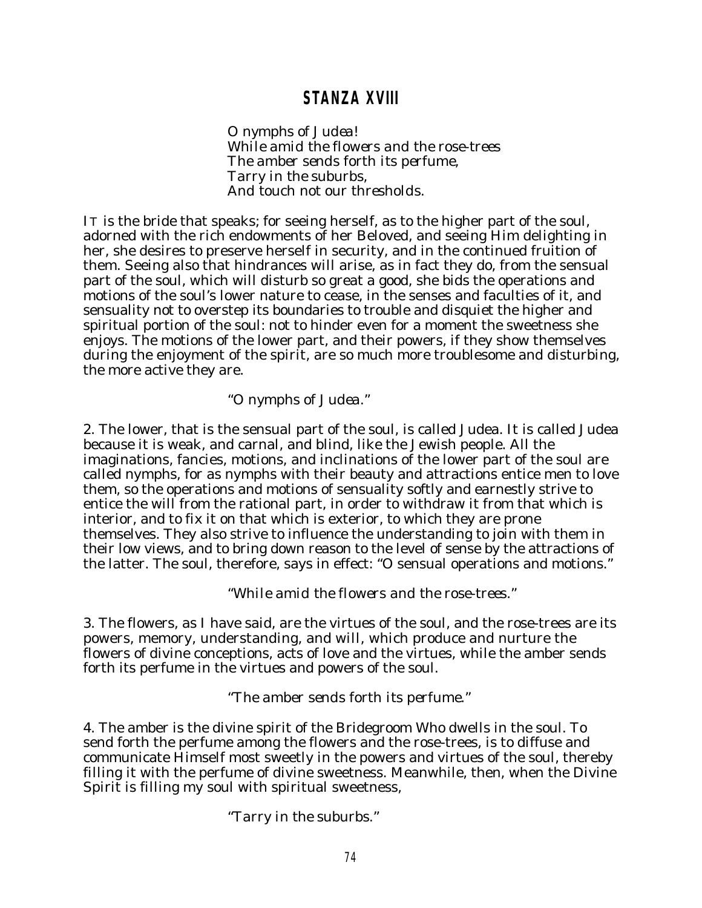## STANZA XVIII

*O nymphs of Judea!*
*While amid the flowers and the rose-trees*
*The amber sends forth its perfume,*
*Tarry in the suburbs,*
*And touch not our thresholds.*

IT is the bride that speaks; for seeing herself, as to the higher part of the soul, adorned with the rich endowments of her Beloved, and seeing Him delighting in her, she desires to preserve herself in security, and in the continued fruition of them. Seeing also that hindrances will arise, as in fact they do, from the sensual part of the soul, which will disturb so great a good, she bids the operations and motions of the soul's lower nature to cease, in the senses and faculties of it, and sensuality not to overstep its boundaries to trouble and disquiet the higher and spiritual portion of the soul: not to hinder even for a moment the sweetness she enjoys. The motions of the lower part, and their powers, if they show themselves during the enjoyment of the spirit, are so much more troublesome and disturbing, the more active they are.

*"O nymphs of Judea."*

2. The lower, that is the sensual part of the soul, is called Judea. It is called Judea because it is weak, and carnal, and blind, like the Jewish people. All the imaginations, fancies, motions, and inclinations of the lower part of the soul are called nymphs, for as nymphs with their beauty and attractions entice men to love them, so the operations and motions of sensuality softly and earnestly strive to entice the will from the rational part, in order to withdraw it from that which is interior, and to fix it on that which is exterior, to which they are prone themselves. They also strive to influence the understanding to join with them in their low views, and to bring down reason to the level of sense by the attractions of the latter. The soul, therefore, says in effect: "O sensual operations and motions."

*"While amid the flowers and the rose-trees."*

3. The flowers, as I have said, are the virtues of the soul, and the rose-trees are its powers, memory, understanding, and will, which produce and nurture the flowers of divine conceptions, acts of love and the virtues, while the amber sends forth its perfume in the virtues and powers of the soul.

*"The amber sends forth its perfume."*

4. The amber is the divine spirit of the Bridegroom Who dwells in the soul. To send forth the perfume among the flowers and the rose-trees, is to diffuse and communicate Himself most sweetly in the powers and virtues of the soul, thereby filling it with the perfume of divine sweetness. Meanwhile, then, when the Divine Spirit is filling my soul with spiritual sweetness,

*"Tarry in the suburbs."*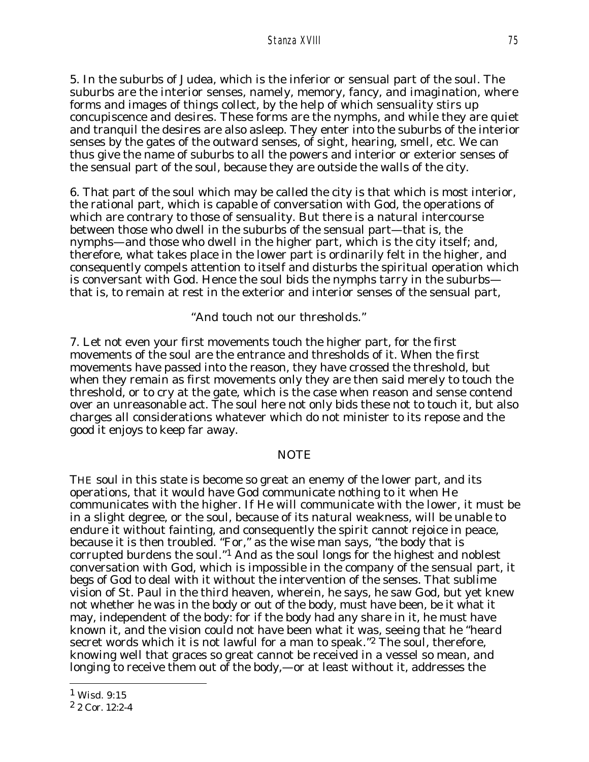5. In the suburbs of Judea, which is the inferior or sensual part of the soul. The suburbs are the interior senses, namely, memory, fancy, and imagination, where forms and images of things collect, by the help of which sensuality stirs up concupiscence and desires. These forms are the nymphs, and while they are quiet and tranquil the desires are also asleep. They enter into the suburbs of the interior senses by the gates of the outward senses, of sight, hearing, smell, etc. We can thus give the name of suburbs to all the powers and interior or exterior senses of the sensual part of the soul, because they are outside the walls of the city.

6. That part of the soul which may be called the city is that which is most interior, the rational part, which is capable of conversation with God, the operations of which are contrary to those of sensuality. But there is a natural intercourse between those who dwell in the suburbs of the sensual part—that is, the nymphs—and those who dwell in the higher part, which is the city itself; and, therefore, what takes place in the lower part is ordinarily felt in the higher, and consequently compels attention to itself and disturbs the spiritual operation which is conversant with God. Hence the soul bids the nymphs tarry in the suburbs—that is, to remain at rest in the exterior and interior senses of the sensual part,

*"And touch not our thresholds."*

7. Let not even your first movements touch the higher part, for the first movements of the soul are the entrance and thresholds of it. When the first movements have passed into the reason, they have crossed the threshold, but when they remain as first movements only they are then said merely to touch the threshold, or to cry at the gate, which is the case when reason and sense contend over an unreasonable act. The soul here not only bids these not to touch it, but also charges all considerations whatever which do not minister to its repose and the good it enjoys to keep far away.

NOTE

THE soul in this state is become so great an enemy of the lower part, and its operations, that it would have God communicate nothing to it when He communicates with the higher. If He will communicate with the lower, it must be in a slight degree, or the soul, because of its natural weakness, will be unable to endure it without fainting, and consequently the spirit cannot rejoice in peace, because it is then troubled. "For," as the wise man says, "the body that is corrupted burdens the soul."[1] And as the soul longs for the highest and noblest conversation with God, which is impossible in the company of the sensual part, it begs of God to deal with it without the intervention of the senses. That sublime vision of St. Paul in the third heaven, wherein, he says, he saw God, but yet knew not whether he was in the body or out of the body, must have been, be it what it may, independent of the body: for if the body had any share in it, he must have known it, and the vision could not have been what it was, seeing that he "heard secret words which it is not lawful for a man to speak."[2] The soul, therefore, knowing well that graces so great cannot be received in a vessel so mean, and longing to receive them out of the body,—or at least without it, addresses the

---

[1] Wisd. 9:15

[2] 2 Cor. 12:2-4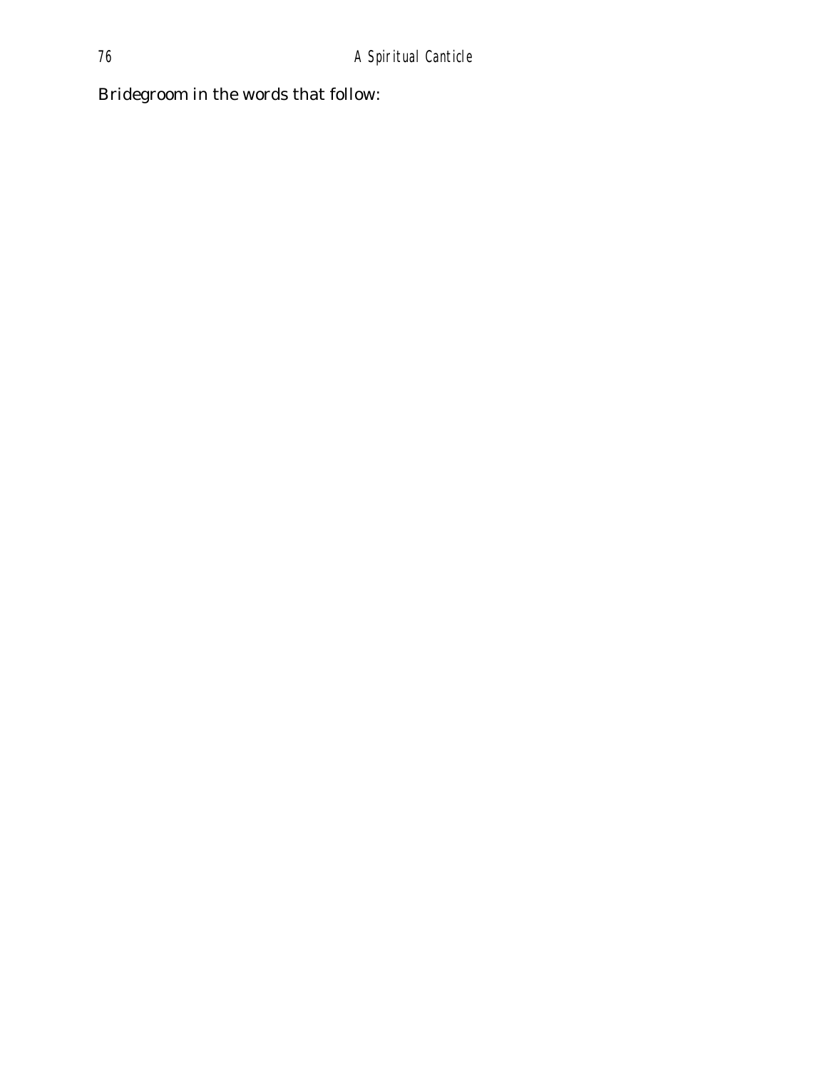Bridegroom in the words that follow: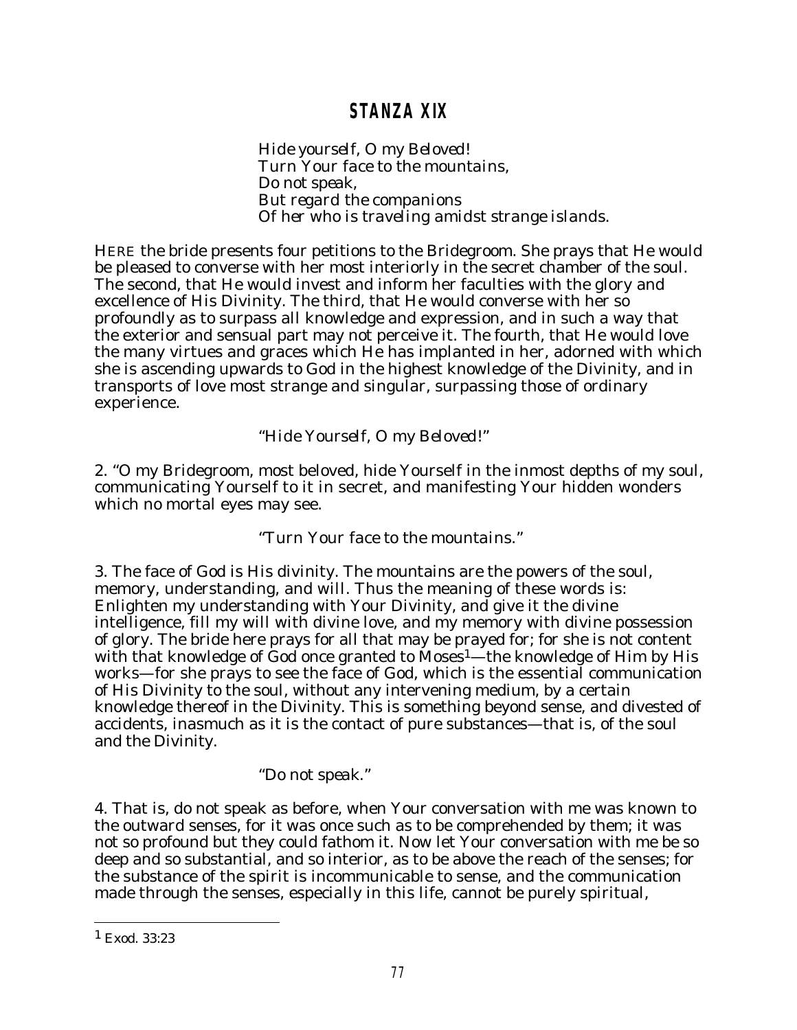## STANZA XIX

*Hide yourself, O my Beloved!*
*Turn Your face to the mountains,*
*Do not speak,*
*But regard the companions*
*Of her who is traveling amidst strange islands.*

HERE the bride presents four petitions to the Bridegroom. She prays that He would be pleased to converse with her most interiorly in the secret chamber of the soul. The second, that He would invest and inform her faculties with the glory and excellence of His Divinity. The third, that He would converse with her so profoundly as to surpass all knowledge and expression, and in such a way that the exterior and sensual part may not perceive it. The fourth, that He would love the many virtues and graces which He has implanted in her, adorned with which she is ascending upwards to God in the highest knowledge of the Divinity, and in transports of love most strange and singular, surpassing those of ordinary experience.

*"Hide Yourself, O my Beloved!"*

2. "O my Bridegroom, most beloved, hide Yourself in the inmost depths of my soul, communicating Yourself to it in secret, and manifesting Your hidden wonders which no mortal eyes may see.

*"Turn Your face to the mountains."*

3. The face of God is His divinity. The mountains are the powers of the soul, memory, understanding, and will. Thus the meaning of these words is: Enlighten my understanding with Your Divinity, and give it the divine intelligence, fill my will with divine love, and my memory with divine possession of glory. The bride here prays for all that may be prayed for; for she is not content with that knowledge of God once granted to Moses[1]—the knowledge of Him by His works—for she prays to see the face of God, which is the essential communication of His Divinity to the soul, without any intervening medium, by a certain knowledge thereof in the Divinity. This is something beyond sense, and divested of accidents, inasmuch as it is the contact of pure substances—that is, of the soul and the Divinity.

*"Do not speak."*

4. That is, do not speak as before, when Your conversation with me was known to the outward senses, for it was once such as to be comprehended by them; it was not so profound but they could fathom it. Now let Your conversation with me be so deep and so substantial, and so interior, as to be above the reach of the senses; for the substance of the spirit is incommunicable to sense, and the communication made through the senses, especially in this life, cannot be purely spiritual,

[1] Exod. 33:23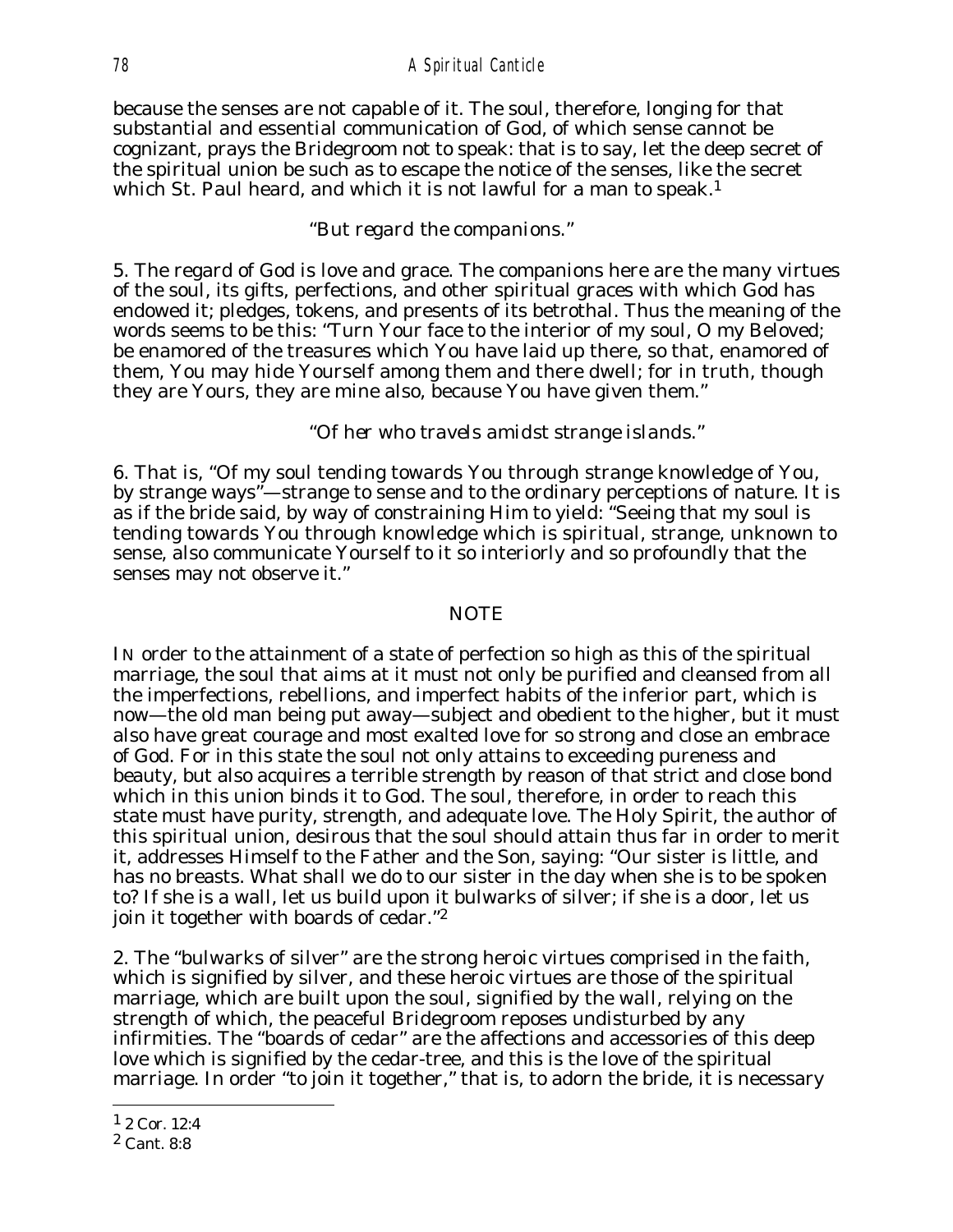because the senses are not capable of it. The soul, therefore, longing for that substantial and essential communication of God, of which sense cannot be cognizant, prays the Bridegroom not to speak: that is to say, let the deep secret of the spiritual union be such as to escape the notice of the senses, like the secret which St. Paul heard, and which it is not lawful for a man to speak.[1]

*"But regard the companions."*

5. The regard of God is love and grace. The companions here are the many virtues of the soul, its gifts, perfections, and other spiritual graces with which God has endowed it; pledges, tokens, and presents of its betrothal. Thus the meaning of the words seems to be this: "Turn Your face to the interior of my soul, O my Beloved; be enamored of the treasures which You have laid up there, so that, enamored of them, You may hide Yourself among them and there dwell; for in truth, though they are Yours, they are mine also, because You have given them."

*"Of her who travels amidst strange islands."*

6. That is, "Of my soul tending towards You through strange knowledge of You, by strange ways"—strange to sense and to the ordinary perceptions of nature. It is as if the bride said, by way of constraining Him to yield: "Seeing that my soul is tending towards You through knowledge which is spiritual, strange, unknown to sense, also communicate Yourself to it so interiorly and so profoundly that the senses may not observe it."

## NOTE

IN order to the attainment of a state of perfection so high as this of the spiritual marriage, the soul that aims at it must not only be purified and cleansed from all the imperfections, rebellions, and imperfect habits of the inferior part, which is now—the old man being put away—subject and obedient to the higher, but it must also have great courage and most exalted love for so strong and close an embrace of God. For in this state the soul not only attains to exceeding pureness and beauty, but also acquires a terrible strength by reason of that strict and close bond which in this union binds it to God. The soul, therefore, in order to reach this state must have purity, strength, and adequate love. The Holy Spirit, the author of this spiritual union, desirous that the soul should attain thus far in order to merit it, addresses Himself to the Father and the Son, saying: "Our sister is little, and has no breasts. What shall we do to our sister in the day when she is to be spoken to? If she is a wall, let us build upon it bulwarks of silver; if she is a door, let us join it together with boards of cedar."[2]

2. The "bulwarks of silver" are the strong heroic virtues comprised in the faith, which is signified by silver, and these heroic virtues are those of the spiritual marriage, which are built upon the soul, signified by the wall, relying on the strength of which, the peaceful Bridegroom reposes undisturbed by any infirmities. The "boards of cedar" are the affections and accessories of this deep love which is signified by the cedar-tree, and this is the love of the spiritual marriage. In order "to join it together," that is, to adorn the bride, it is necessary

[1] 2 Cor. 12:4

[2] Cant. 8:8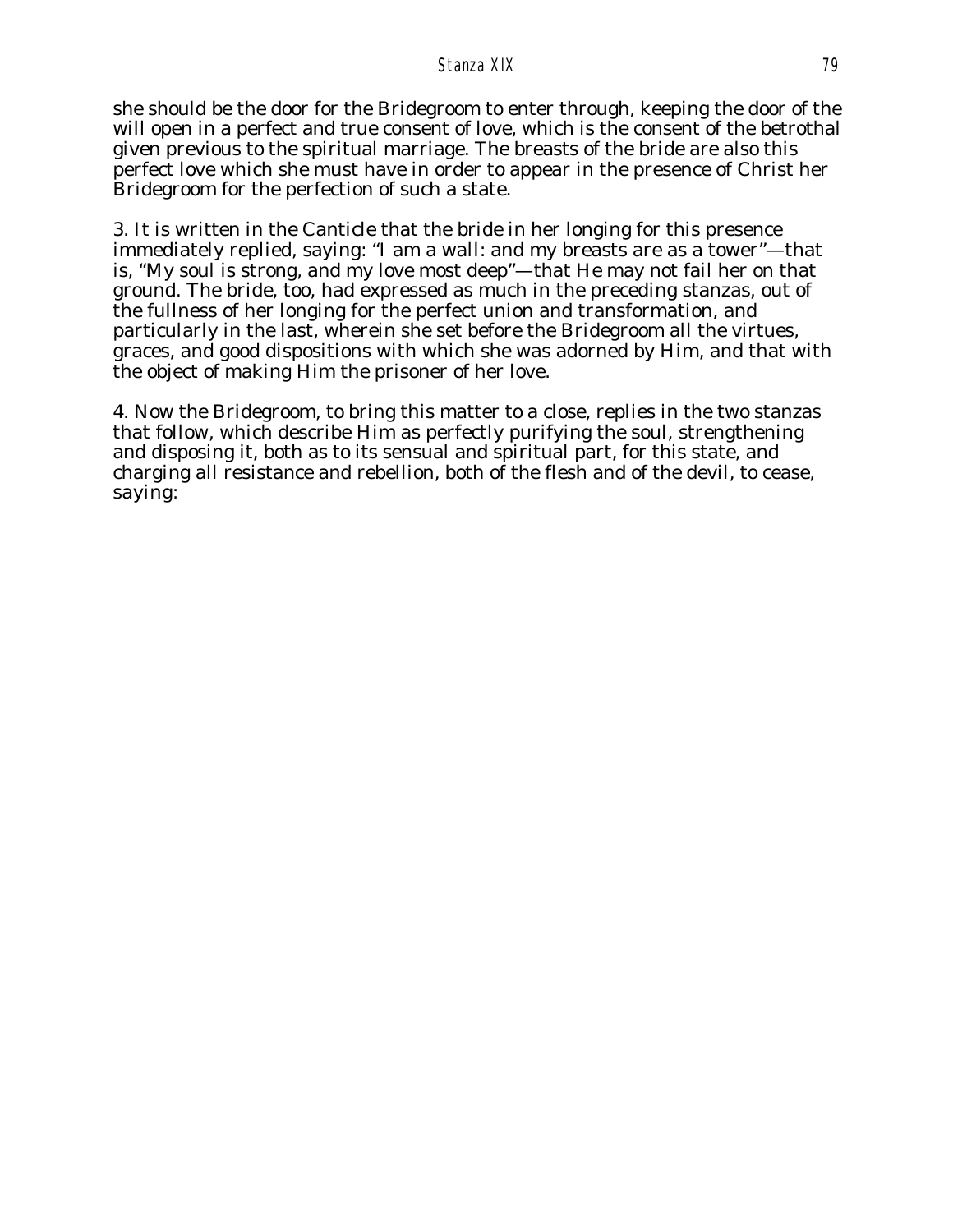she should be the door for the Bridegroom to enter through, keeping the door of the will open in a perfect and true consent of love, which is the consent of the betrothal given previous to the spiritual marriage. The breasts of the bride are also this perfect love which she must have in order to appear in the presence of Christ her Bridegroom for the perfection of such a state.

3. It is written in the Canticle that the bride in her longing for this presence immediately replied, saying: "I am a wall: and my breasts are as a tower"—that is, "My soul is strong, and my love most deep"—that He may not fail her on that ground. The bride, too, had expressed as much in the preceding stanzas, out of the fullness of her longing for the perfect union and transformation, and particularly in the last, wherein she set before the Bridegroom all the virtues, graces, and good dispositions with which she was adorned by Him, and that with the object of making Him the prisoner of her love.

4. Now the Bridegroom, to bring this matter to a close, replies in the two stanzas that follow, which describe Him as perfectly purifying the soul, strengthening and disposing it, both as to its sensual and spiritual part, for this state, and charging all resistance and rebellion, both of the flesh and of the devil, to cease, saying: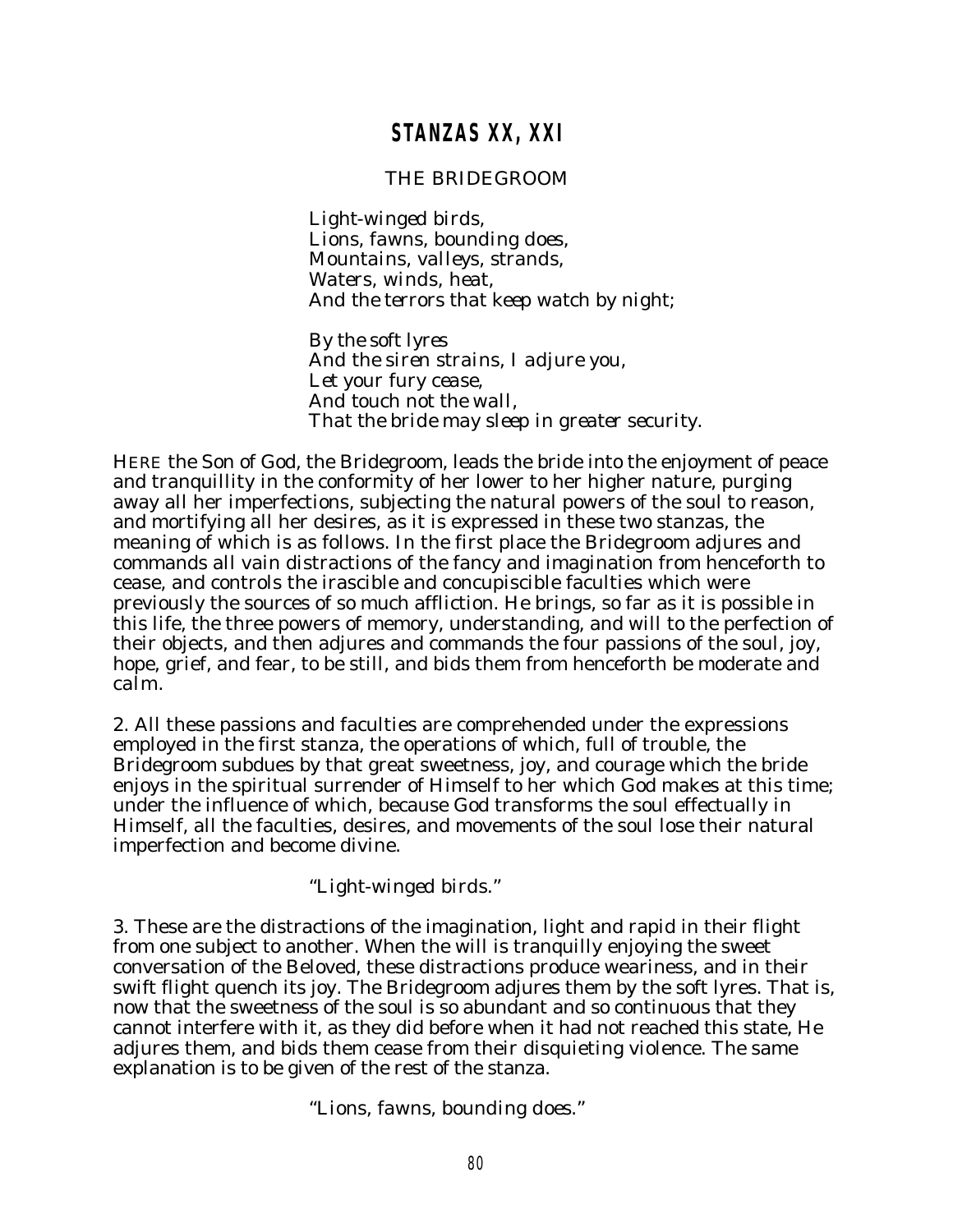## STANZAS XX, XXI

THE BRIDEGROOM

*Light-winged birds,*  
*Lions, fawns, bounding does,*  
*Mountains, valleys, strands,*  
*Waters, winds, heat,*  
*And the terrors that keep watch by night;*

*By the soft lyres*  
*And the siren strains, I adjure you,*  
*Let your fury cease,*  
*And touch not the wall,*  
*That the bride may sleep in greater security.*

HERE the Son of God, the Bridegroom, leads the bride into the enjoyment of peace and tranquillity in the conformity of her lower to her higher nature, purging away all her imperfections, subjecting the natural powers of the soul to reason, and mortifying all her desires, as it is expressed in these two stanzas, the meaning of which is as follows. In the first place the Bridegroom adjures and commands all vain distractions of the fancy and imagination from henceforth to cease, and controls the irascible and concupiscible faculties which were previously the sources of so much affliction. He brings, so far as it is possible in this life, the three powers of memory, understanding, and will to the perfection of their objects, and then adjures and commands the four passions of the soul, joy, hope, grief, and fear, to be still, and bids them from henceforth be moderate and calm.

2. All these passions and faculties are comprehended under the expressions employed in the first stanza, the operations of which, full of trouble, the Bridegroom subdues by that great sweetness, joy, and courage which the bride enjoys in the spiritual surrender of Himself to her which God makes at this time; under the influence of which, because God transforms the soul effectually in Himself, all the faculties, desires, and movements of the soul lose their natural imperfection and become divine.

*"Light-winged birds."*

3. These are the distractions of the imagination, light and rapid in their flight from one subject to another. When the will is tranquilly enjoying the sweet conversation of the Beloved, these distractions produce weariness, and in their swift flight quench its joy. The Bridegroom adjures them by the soft lyres. That is, now that the sweetness of the soul is so abundant and so continuous that they cannot interfere with it, as they did before when it had not reached this state, He adjures them, and bids them cease from their disquieting violence. The same explanation is to be given of the rest of the stanza.

*"Lions, fawns, bounding does."*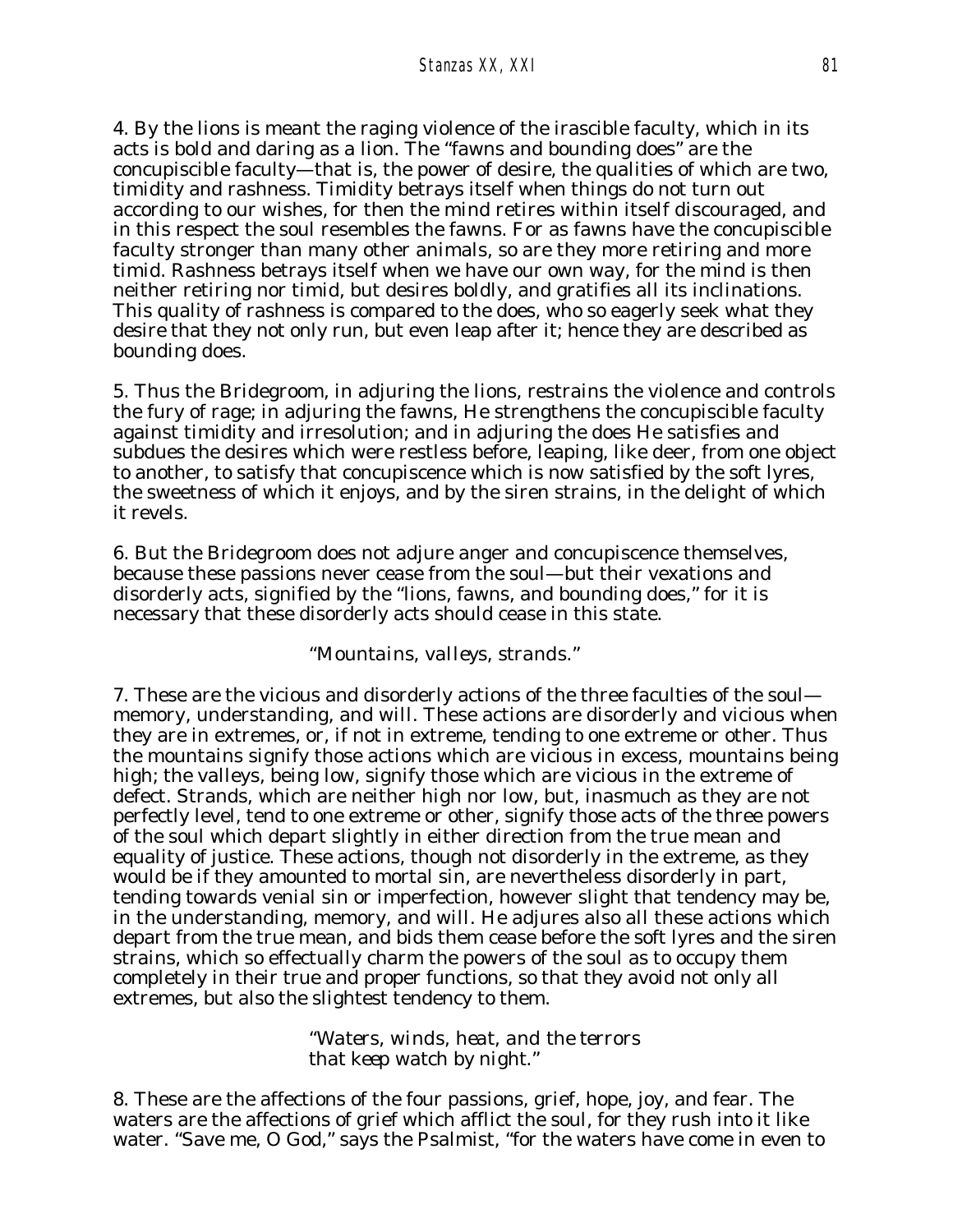4. By the lions is meant the raging violence of the irascible faculty, which in its acts is bold and daring as a lion. The "fawns and bounding does" are the concupiscible faculty—that is, the power of desire, the qualities of which are two, timidity and rashness. Timidity betrays itself when things do not turn out according to our wishes, for then the mind retires within itself discouraged, and in this respect the soul resembles the fawns. For as fawns have the concupiscible faculty stronger than many other animals, so are they more retiring and more timid. Rashness betrays itself when we have our own way, for the mind is then neither retiring nor timid, but desires boldly, and gratifies all its inclinations. This quality of rashness is compared to the does, who so eagerly seek what they desire that they not only run, but even leap after it; hence they are described as bounding does.

5. Thus the Bridegroom, in adjuring the lions, restrains the violence and controls the fury of rage; in adjuring the fawns, He strengthens the concupiscible faculty against timidity and irresolution; and in adjuring the does He satisfies and subdues the desires which were restless before, leaping, like deer, from one object to another, to satisfy that concupiscence which is now satisfied by the soft lyres, the sweetness of which it enjoys, and by the siren strains, in the delight of which it revels.

6. But the Bridegroom does not adjure anger and concupiscence themselves, because these passions never cease from the soul—but their vexations and disorderly acts, signified by the "lions, fawns, and bounding does," for it is necessary that these disorderly acts should cease in this state.

*"Mountains, valleys, strands."*

7. These are the vicious and disorderly actions of the three faculties of the soul—memory, understanding, and will. These actions are disorderly and vicious when they are in extremes, or, if not in extreme, tending to one extreme or other. Thus the mountains signify those actions which are vicious in excess, mountains being high; the valleys, being low, signify those which are vicious in the extreme of defect. Strands, which are neither high nor low, but, inasmuch as they are not perfectly level, tend to one extreme or other, signify those acts of the three powers of the soul which depart slightly in either direction from the true mean and equality of justice. These actions, though not disorderly in the extreme, as they would be if they amounted to mortal sin, are nevertheless disorderly in part, tending towards venial sin or imperfection, however slight that tendency may be, in the understanding, memory, and will. He adjures also all these actions which depart from the true mean, and bids them cease before the soft lyres and the siren strains, which so effectually charm the powers of the soul as to occupy them completely in their true and proper functions, so that they avoid not only all extremes, but also the slightest tendency to them.

*"Waters, winds, heat, and the terrors*
*that keep watch by night."*

8. These are the affections of the four passions, grief, hope, joy, and fear. The waters are the affections of grief which afflict the soul, for they rush into it like water. "Save me, O God," says the Psalmist, "for the waters have come in even to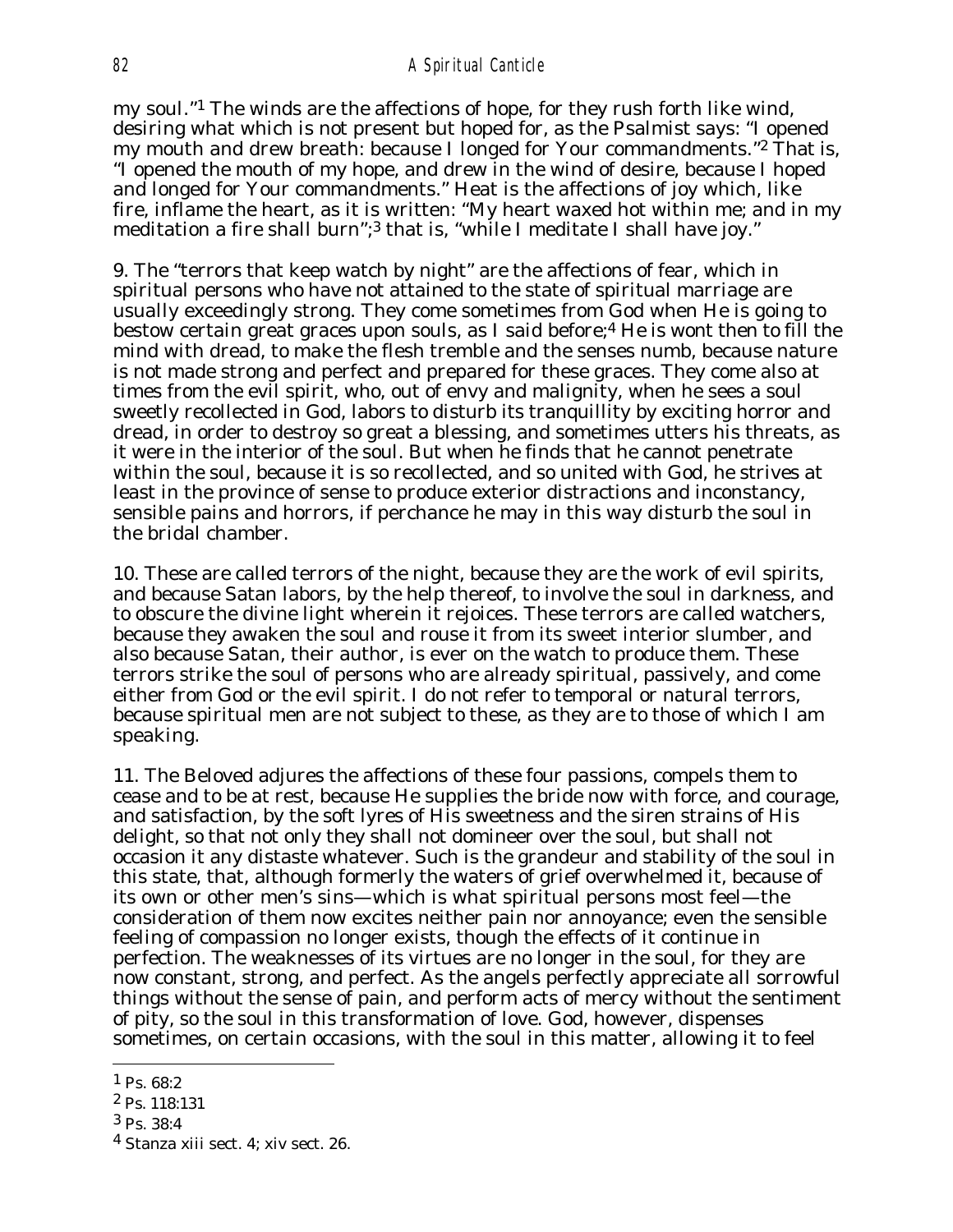my soul."[1] The winds are the affections of hope, for they rush forth like wind, desiring what which is not present but hoped for, as the Psalmist says: "I opened my mouth and drew breath: because I longed for Your commandments."[2] That is, "I opened the mouth of my hope, and drew in the wind of desire, because I hoped and longed for Your commandments." Heat is the affections of joy which, like fire, inflame the heart, as it is written: "My heart waxed hot within me; and in my meditation a fire shall burn";[3] that is, "while I meditate I shall have joy."

9. The "terrors that keep watch by night" are the affections of fear, which in spiritual persons who have not attained to the state of spiritual marriage are usually exceedingly strong. They come sometimes from God when He is going to bestow certain great graces upon souls, as I said before;[4] He is wont then to fill the mind with dread, to make the flesh tremble and the senses numb, because nature is not made strong and perfect and prepared for these graces. They come also at times from the evil spirit, who, out of envy and malignity, when he sees a soul sweetly recollected in God, labors to disturb its tranquillity by exciting horror and dread, in order to destroy so great a blessing, and sometimes utters his threats, as it were in the interior of the soul. But when he finds that he cannot penetrate within the soul, because it is so recollected, and so united with God, he strives at least in the province of sense to produce exterior distractions and inconstancy, sensible pains and horrors, if perchance he may in this way disturb the soul in the bridal chamber.

10. These are called terrors of the night, because they are the work of evil spirits, and because Satan labors, by the help thereof, to involve the soul in darkness, and to obscure the divine light wherein it rejoices. These terrors are called watchers, because they awaken the soul and rouse it from its sweet interior slumber, and also because Satan, their author, is ever on the watch to produce them. These terrors strike the soul of persons who are already spiritual, passively, and come either from God or the evil spirit. I do not refer to temporal or natural terrors, because spiritual men are not subject to these, as they are to those of which I am speaking.

11. The Beloved adjures the affections of these four passions, compels them to cease and to be at rest, because He supplies the bride now with force, and courage, and satisfaction, by the soft lyres of His sweetness and the siren strains of His delight, so that not only they shall not domineer over the soul, but shall not occasion it any distaste whatever. Such is the grandeur and stability of the soul in this state, that, although formerly the waters of grief overwhelmed it, because of its own or other men's sins—which is what spiritual persons most feel—the consideration of them now excites neither pain nor annoyance; even the sensible feeling of compassion no longer exists, though the effects of it continue in perfection. The weaknesses of its virtues are no longer in the soul, for they are now constant, strong, and perfect. As the angels perfectly appreciate all sorrowful things without the sense of pain, and perform acts of mercy without the sentiment of pity, so the soul in this transformation of love. God, however, dispenses sometimes, on certain occasions, with the soul in this matter, allowing it to feel

---

[1] Ps. 68:2

[2] Ps. 118:131

[3] Ps. 38:4

[4] Stanza xiii sect. 4; xiv sect. 26.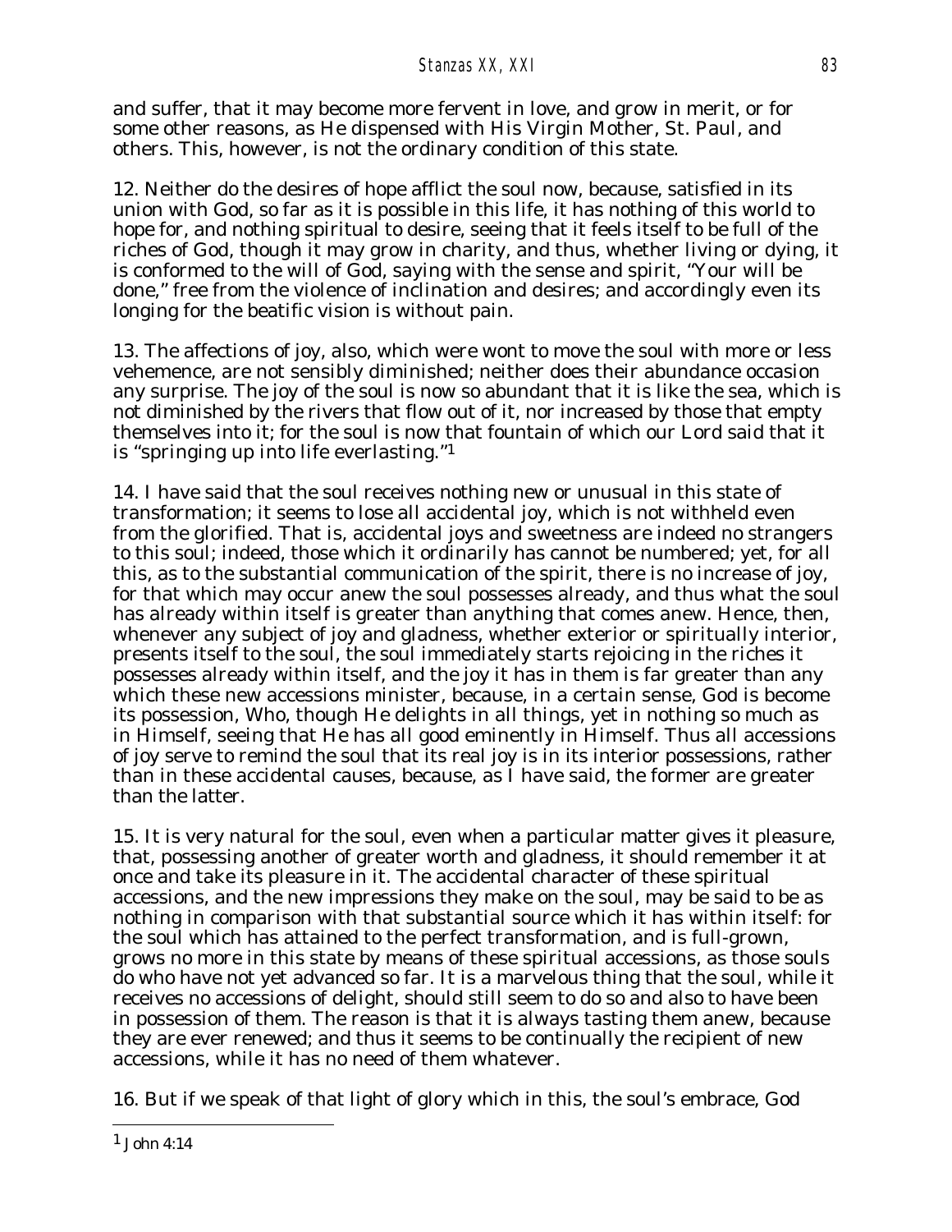and suffer, that it may become more fervent in love, and grow in merit, or for some other reasons, as He dispensed with His Virgin Mother, St. Paul, and others. This, however, is not the ordinary condition of this state.

12. Neither do the desires of hope afflict the soul now, because, satisfied in its union with God, so far as it is possible in this life, it has nothing of this world to hope for, and nothing spiritual to desire, seeing that it feels itself to be full of the riches of God, though it may grow in charity, and thus, whether living or dying, it is conformed to the will of God, saying with the sense and spirit, "Your will be done," free from the violence of inclination and desires; and accordingly even its longing for the beatific vision is without pain.

13. The affections of joy, also, which were wont to move the soul with more or less vehemence, are not sensibly diminished; neither does their abundance occasion any surprise. The joy of the soul is now so abundant that it is like the sea, which is not diminished by the rivers that flow out of it, nor increased by those that empty themselves into it; for the soul is now that fountain of which our Lord said that it is "springing up into life everlasting."[1]

14. I have said that the soul receives nothing new or unusual in this state of transformation; it seems to lose all accidental joy, which is not withheld even from the glorified. That is, accidental joys and sweetness are indeed no strangers to this soul; indeed, those which it ordinarily has cannot be numbered; yet, for all this, as to the substantial communication of the spirit, there is no increase of joy, for that which may occur anew the soul possesses already, and thus what the soul has already within itself is greater than anything that comes anew. Hence, then, whenever any subject of joy and gladness, whether exterior or spiritually interior, presents itself to the soul, the soul immediately starts rejoicing in the riches it possesses already within itself, and the joy it has in them is far greater than any which these new accessions minister, because, in a certain sense, God is become its possession, Who, though He delights in all things, yet in nothing so much as in Himself, seeing that He has all good eminently in Himself. Thus all accessions of joy serve to remind the soul that its real joy is in its interior possessions, rather than in these accidental causes, because, as I have said, the former are greater than the latter.

15. It is very natural for the soul, even when a particular matter gives it pleasure, that, possessing another of greater worth and gladness, it should remember it at once and take its pleasure in it. The accidental character of these spiritual accessions, and the new impressions they make on the soul, may be said to be as nothing in comparison with that substantial source which it has within itself: for the soul which has attained to the perfect transformation, and is full-grown, grows no more in this state by means of these spiritual accessions, as those souls do who have not yet advanced so far. It is a marvelous thing that the soul, while it receives no accessions of delight, should still seem to do so and also to have been in possession of them. The reason is that it is always tasting them anew, because they are ever renewed; and thus it seems to be continually the recipient of new accessions, while it has no need of them whatever.

16. But if we speak of that light of glory which in this, the soul's embrace, God

---

[1] John 4:14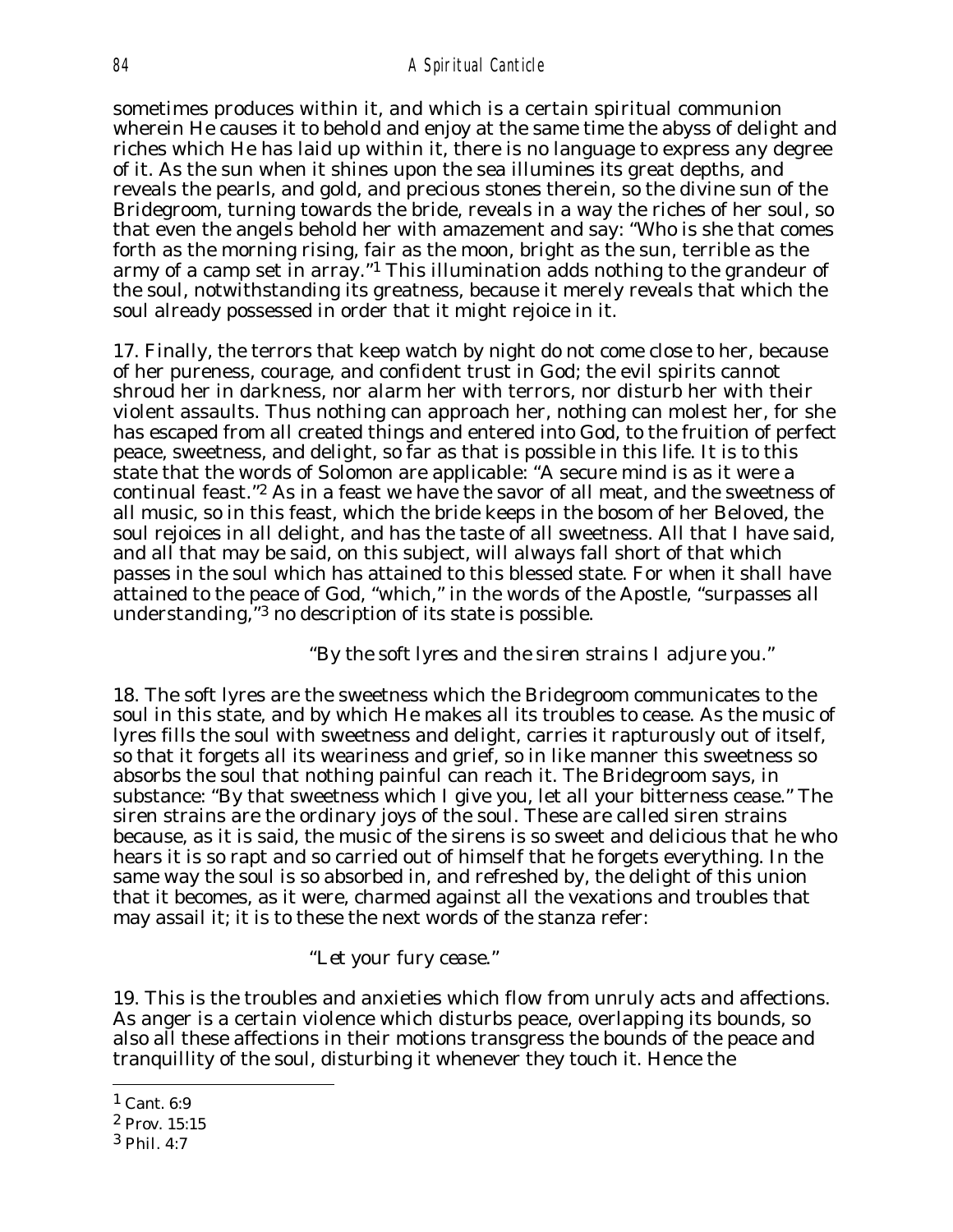sometimes produces within it, and which is a certain spiritual communion wherein He causes it to behold and enjoy at the same time the abyss of delight and riches which He has laid up within it, there is no language to express any degree of it. As the sun when it shines upon the sea illumines its great depths, and reveals the pearls, and gold, and precious stones therein, so the divine sun of the Bridegroom, turning towards the bride, reveals in a way the riches of her soul, so that even the angels behold her with amazement and say: "Who is she that comes forth as the morning rising, fair as the moon, bright as the sun, terrible as the army of a camp set in array."[1] This illumination adds nothing to the grandeur of the soul, notwithstanding its greatness, because it merely reveals that which the soul already possessed in order that it might rejoice in it.

17. Finally, the terrors that keep watch by night do not come close to her, because of her pureness, courage, and confident trust in God; the evil spirits cannot shroud her in darkness, nor alarm her with terrors, nor disturb her with their violent assaults. Thus nothing can approach her, nothing can molest her, for she has escaped from all created things and entered into God, to the fruition of perfect peace, sweetness, and delight, so far as that is possible in this life. It is to this state that the words of Solomon are applicable: "A secure mind is as it were a continual feast."[2] As in a feast we have the savor of all meat, and the sweetness of all music, so in this feast, which the bride keeps in the bosom of her Beloved, the soul rejoices in all delight, and has the taste of all sweetness. All that I have said, and all that may be said, on this subject, will always fall short of that which passes in the soul which has attained to this blessed state. For when it shall have attained to the peace of God, "which," in the words of the Apostle, "surpasses all understanding,"[3] no description of its state is possible.

*"By the soft lyres and the siren strains I adjure you."*

18. The soft lyres are the sweetness which the Bridegroom communicates to the soul in this state, and by which He makes all its troubles to cease. As the music of lyres fills the soul with sweetness and delight, carries it rapturously out of itself, so that it forgets all its weariness and grief, so in like manner this sweetness so absorbs the soul that nothing painful can reach it. The Bridegroom says, in substance: "By that sweetness which I give you, let all your bitterness cease." The siren strains are the ordinary joys of the soul. These are called siren strains because, as it is said, the music of the sirens is so sweet and delicious that he who hears it is so rapt and so carried out of himself that he forgets everything. In the same way the soul is so absorbed in, and refreshed by, the delight of this union that it becomes, as it were, charmed against all the vexations and troubles that may assail it; it is to these the next words of the stanza refer:

*"Let your fury cease."*

19. This is the troubles and anxieties which flow from unruly acts and affections. As anger is a certain violence which disturbs peace, overlapping its bounds, so also all these affections in their motions transgress the bounds of the peace and tranquillity of the soul, disturbing it whenever they touch it. Hence the

---

[1] Cant. 6:9

[2] Prov. 15:15

[3] Phil. 4:7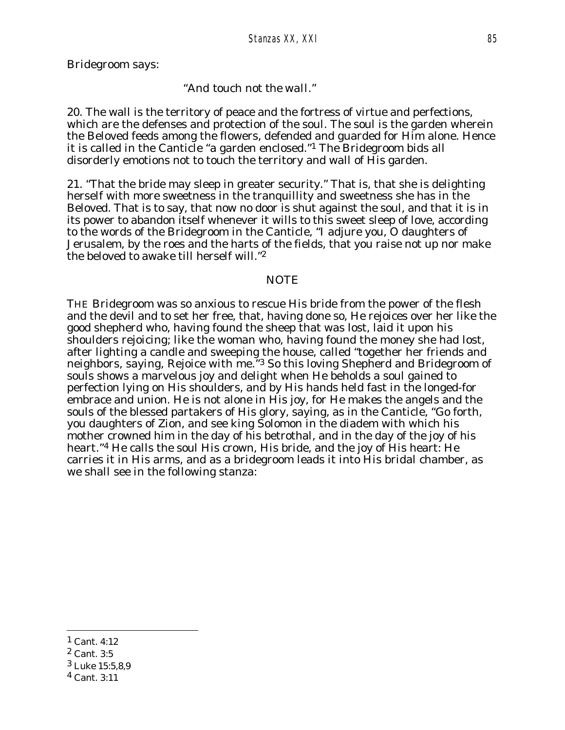Bridegroom says:

"And touch not the wall."

20. The wall is the territory of peace and the fortress of virtue and perfections, which are the defenses and protection of the soul. The soul is the garden wherein the Beloved feeds among the flowers, defended and guarded for Him alone. Hence it is called in the Canticle "a garden enclosed."[1] The Bridegroom bids all disorderly emotions not to touch the territory and wall of His garden.

21. "That the bride may sleep in greater security." That is, that she is delighting herself with more sweetness in the tranquillity and sweetness she has in the Beloved. That is to say, that now no door is shut against the soul, and that it is in its power to abandon itself whenever it wills to this sweet sleep of love, according to the words of the Bridegroom in the Canticle, "I adjure you, O daughters of Jerusalem, by the roes and the harts of the fields, that you raise not up nor make the beloved to awake till herself will."[2]

## NOTE

THE Bridegroom was so anxious to rescue His bride from the power of the flesh and the devil and to set her free, that, having done so, He rejoices over her like the good shepherd who, having found the sheep that was lost, laid it upon his shoulders rejoicing; like the woman who, having found the money she had lost, after lighting a candle and sweeping the house, called "together her friends and neighbors, saying, Rejoice with me."[3] So this loving Shepherd and Bridegroom of souls shows a marvelous joy and delight when He beholds a soul gained to perfection lying on His shoulders, and by His hands held fast in the longed-for embrace and union. He is not alone in His joy, for He makes the angels and the souls of the blessed partakers of His glory, saying, as in the Canticle, "Go forth, you daughters of Zion, and see king Solomon in the diadem with which his mother crowned him in the day of his betrothal, and in the day of the joy of his heart."[4] He calls the soul His crown, His bride, and the joy of His heart: He carries it in His arms, and as a bridegroom leads it into His bridal chamber, as we shall see in the following stanza:

---

[1] Cant. 4:12

[2] Cant. 3:5

[3] Luke 15:5,8,9

[4] Cant. 3:11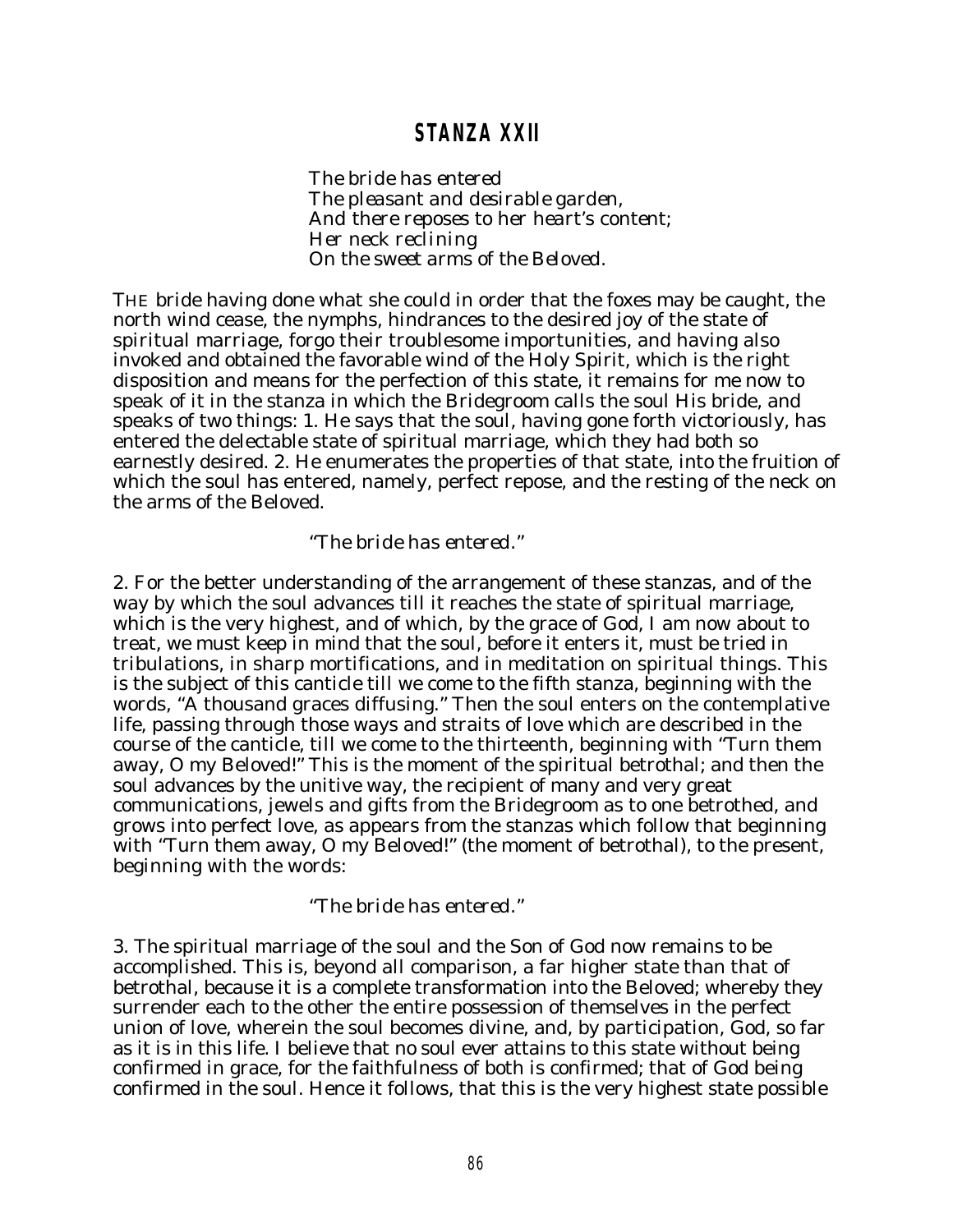## STANZA XXII

*The bride has entered*
*The pleasant and desirable garden,*
*And there reposes to her heart's content;*
*Her neck reclining*
*On the sweet arms of the Beloved.*

THE bride having done what she could in order that the foxes may be caught, the north wind cease, the nymphs, hindrances to the desired joy of the state of spiritual marriage, forgo their troublesome importunities, and having also invoked and obtained the favorable wind of the Holy Spirit, which is the right disposition and means for the perfection of this state, it remains for me now to speak of it in the stanza in which the Bridegroom calls the soul His bride, and speaks of two things: 1. He says that the soul, having gone forth victoriously, has entered the delectable state of spiritual marriage, which they had both so earnestly desired. 2. He enumerates the properties of that state, into the fruition of which the soul has entered, namely, perfect repose, and the resting of the neck on the arms of the Beloved.

*"The bride has entered."*

2. For the better understanding of the arrangement of these stanzas, and of the way by which the soul advances till it reaches the state of spiritual marriage, which is the very highest, and of which, by the grace of God, I am now about to treat, we must keep in mind that the soul, before it enters it, must be tried in tribulations, in sharp mortifications, and in meditation on spiritual things. This is the subject of this canticle till we come to the fifth stanza, beginning with the words, "A thousand graces diffusing." Then the soul enters on the contemplative life, passing through those ways and straits of love which are described in the course of the canticle, till we come to the thirteenth, beginning with "Turn them away, O my Beloved!" This is the moment of the spiritual betrothal; and then the soul advances by the unitive way, the recipient of many and very great communications, jewels and gifts from the Bridegroom as to one betrothed, and grows into perfect love, as appears from the stanzas which follow that beginning with "Turn them away, O my Beloved!" (the moment of betrothal), to the present, beginning with the words:

*"The bride has entered."*

3. The spiritual marriage of the soul and the Son of God now remains to be accomplished. This is, beyond all comparison, a far higher state than that of betrothal, because it is a complete transformation into the Beloved; whereby they surrender each to the other the entire possession of themselves in the perfect union of love, wherein the soul becomes divine, and, by participation, God, so far as it is in this life. I believe that no soul ever attains to this state without being confirmed in grace, for the faithfulness of both is confirmed; that of God being confirmed in the soul. Hence it follows, that this is the very highest state possible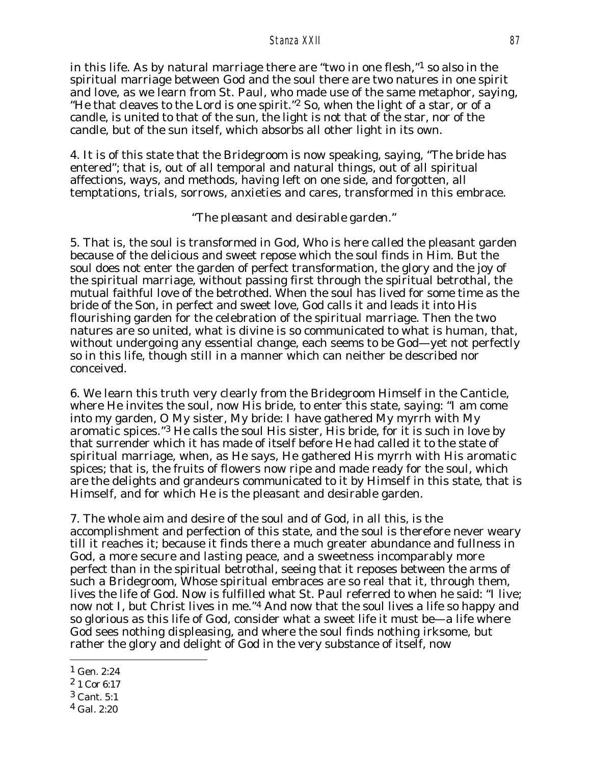in this life. As by natural marriage there are "two in one flesh,"[1] so also in the spiritual marriage between God and the soul there are two natures in one spirit and love, as we learn from St. Paul, who made use of the same metaphor, saying, "He that cleaves to the Lord is one spirit."[2] So, when the light of a star, or of a candle, is united to that of the sun, the light is not that of the star, nor of the candle, but of the sun itself, which absorbs all other light in its own.

4. It is of this state that the Bridegroom is now speaking, saying, "The bride has entered"; that is, out of all temporal and natural things, out of all spiritual affections, ways, and methods, having left on one side, and forgotten, all temptations, trials, sorrows, anxieties and cares, transformed in this embrace.

*"The pleasant and desirable garden."*

5. That is, the soul is transformed in God, Who is here called the pleasant garden because of the delicious and sweet repose which the soul finds in Him. But the soul does not enter the garden of perfect transformation, the glory and the joy of the spiritual marriage, without passing first through the spiritual betrothal, the mutual faithful love of the betrothed. When the soul has lived for some time as the bride of the Son, in perfect and sweet love, God calls it and leads it into His flourishing garden for the celebration of the spiritual marriage. Then the two natures are so united, what is divine is so communicated to what is human, that, without undergoing any essential change, each seems to be God—yet not perfectly so in this life, though still in a manner which can neither be described nor conceived.

6. We learn this truth very clearly from the Bridegroom Himself in the Canticle, where He invites the soul, now His bride, to enter this state, saying: "I am come into my garden, O My sister, My bride: I have gathered My myrrh with My aromatic spices."[3] He calls the soul His sister, His bride, for it is such in love by that surrender which it has made of itself before He had called it to the state of spiritual marriage, when, as He says, He gathered His myrrh with His aromatic spices; that is, the fruits of flowers now ripe and made ready for the soul, which are the delights and grandeurs communicated to it by Himself in this state, that is Himself, and for which He is the pleasant and desirable garden.

7. The whole aim and desire of the soul and of God, in all this, is the accomplishment and perfection of this state, and the soul is therefore never weary till it reaches it; because it finds there a much greater abundance and fullness in God, a more secure and lasting peace, and a sweetness incomparably more perfect than in the spiritual betrothal, seeing that it reposes between the arms of such a Bridegroom, Whose spiritual embraces are so real that it, through them, lives the life of God. Now is fulfilled what St. Paul referred to when he said: "I live; now not I, but Christ lives in me."[4] And now that the soul lives a life so happy and so glorious as this life of God, consider what a sweet life it must be—a life where God sees nothing displeasing, and where the soul finds nothing irksome, but rather the glory and delight of God in the very substance of itself, now

---

[1] Gen. 2:24

[2] 1 Cor 6:17

[3] Cant. 5:1

[4] Gal. 2:20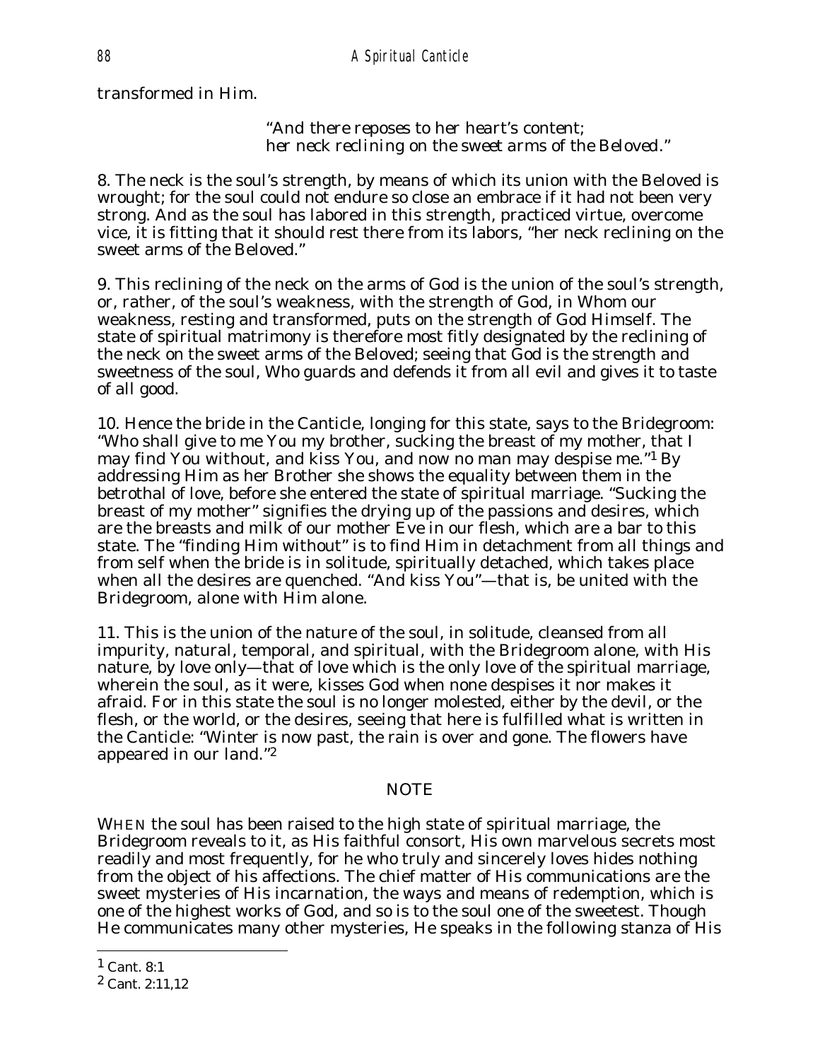transformed in Him.

> *"And there reposes to her heart's content;*
> *her neck reclining on the sweet arms of the Beloved."*

8. The neck is the soul's strength, by means of which its union with the Beloved is wrought; for the soul could not endure so close an embrace if it had not been very strong. And as the soul has labored in this strength, practiced virtue, overcome vice, it is fitting that it should rest there from its labors, "her neck reclining on the sweet arms of the Beloved."

9. This reclining of the neck on the arms of God is the union of the soul's strength, or, rather, of the soul's weakness, with the strength of God, in Whom our weakness, resting and transformed, puts on the strength of God Himself. The state of spiritual matrimony is therefore most fitly designated by the reclining of the neck on the sweet arms of the Beloved; seeing that God is the strength and sweetness of the soul, Who guards and defends it from all evil and gives it to taste of all good.

10. Hence the bride in the Canticle, longing for this state, says to the Bridegroom: "Who shall give to me You my brother, sucking the breast of my mother, that I may find You without, and kiss You, and now no man may despise me."[1] By addressing Him as her Brother she shows the equality between them in the betrothal of love, before she entered the state of spiritual marriage. "Sucking the breast of my mother" signifies the drying up of the passions and desires, which are the breasts and milk of our mother Eve in our flesh, which are a bar to this state. The "finding Him without" is to find Him in detachment from all things and from self when the bride is in solitude, spiritually detached, which takes place when all the desires are quenched. "And kiss You"—that is, be united with the Bridegroom, alone with Him alone.

11. This is the union of the nature of the soul, in solitude, cleansed from all impurity, natural, temporal, and spiritual, with the Bridegroom alone, with His nature, by love only—that of love which is the only love of the spiritual marriage, wherein the soul, as it were, kisses God when none despises it nor makes it afraid. For in this state the soul is no longer molested, either by the devil, or the flesh, or the world, or the desires, seeing that here is fulfilled what is written in the Canticle: "Winter is now past, the rain is over and gone. The flowers have appeared in our land."[2]

## NOTE

WHEN the soul has been raised to the high state of spiritual marriage, the Bridegroom reveals to it, as His faithful consort, His own marvelous secrets most readily and most frequently, for he who truly and sincerely loves hides nothing from the object of his affections. The chief matter of His communications are the sweet mysteries of His incarnation, the ways and means of redemption, which is one of the highest works of God, and so is to the soul one of the sweetest. Though He communicates many other mysteries, He speaks in the following stanza of His

---

[1] Cant. 8:1

[2] Cant. 2:11,12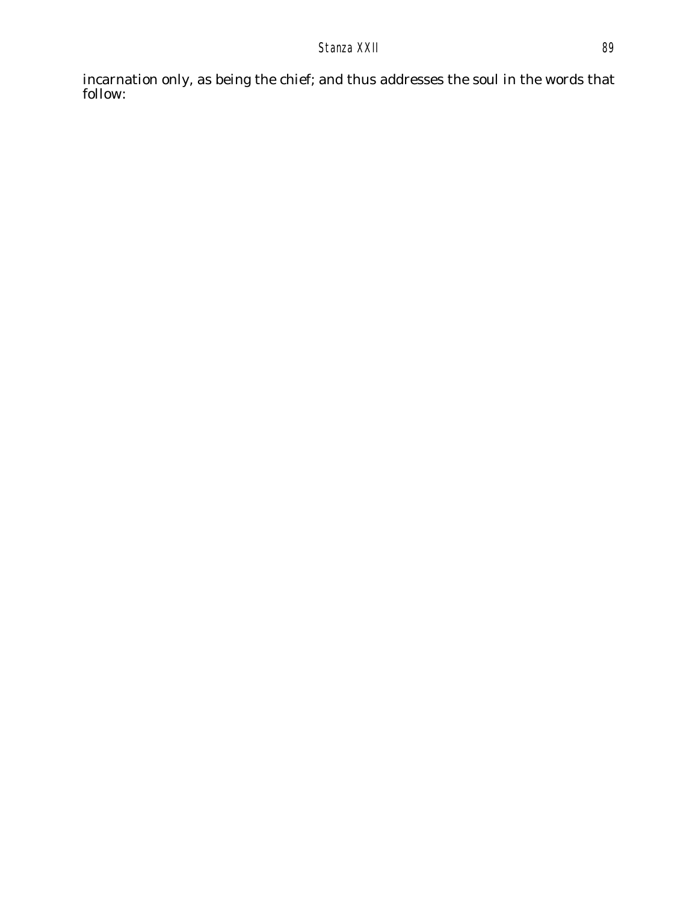incarnation only, as being the chief; and thus addresses the soul in the words that follow: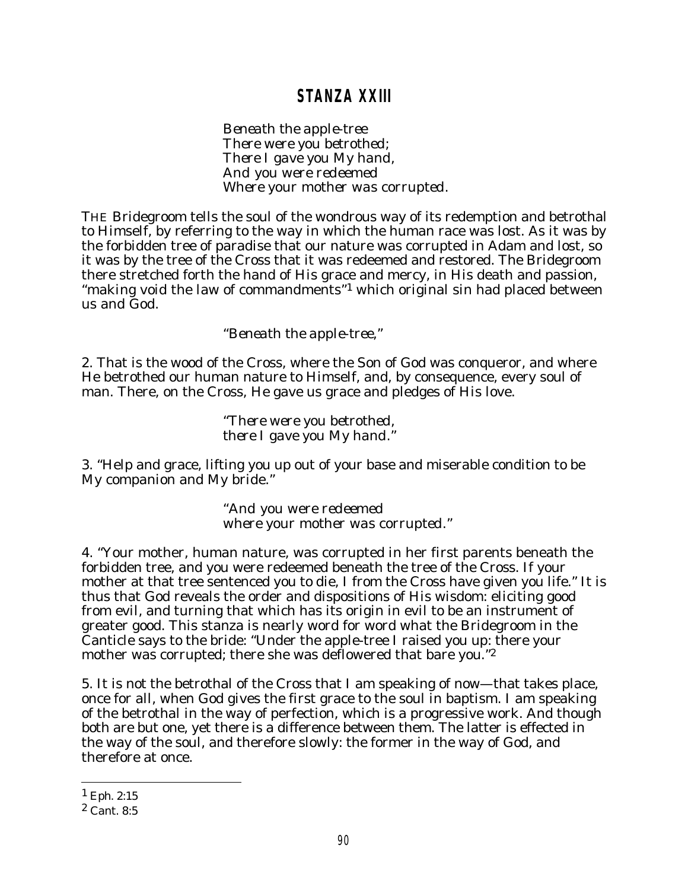## STANZA XXIII

*Beneath the apple-tree*
*There were you betrothed;*
*There I gave you My hand,*
*And you were redeemed*
*Where your mother was corrupted.*

THE Bridegroom tells the soul of the wondrous way of its redemption and betrothal to Himself, by referring to the way in which the human race was lost. As it was by the forbidden tree of paradise that our nature was corrupted in Adam and lost, so it was by the tree of the Cross that it was redeemed and restored. The Bridegroom there stretched forth the hand of His grace and mercy, in His death and passion, "making void the law of commandments"[1] which original sin had placed between us and God.

*"Beneath the apple-tree,"*

2. That is the wood of the Cross, where the Son of God was conqueror, and where He betrothed our human nature to Himself, and, by consequence, every soul of man. There, on the Cross, He gave us grace and pledges of His love.

*"There were you betrothed,*
*there I gave you My hand."*

3. "Help and grace, lifting you up out of your base and miserable condition to be My companion and My bride."

*"And you were redeemed*
*where your mother was corrupted."*

4. "Your mother, human nature, was corrupted in her first parents beneath the forbidden tree, and you were redeemed beneath the tree of the Cross. If your mother at that tree sentenced you to die, I from the Cross have given you life." It is thus that God reveals the order and dispositions of His wisdom: eliciting good from evil, and turning that which has its origin in evil to be an instrument of greater good. This stanza is nearly word for word what the Bridegroom in the Canticle says to the bride: "Under the apple-tree I raised you up: there your mother was corrupted; there she was deflowered that bare you."[2]

5. It is not the betrothal of the Cross that I am speaking of now—that takes place, once for all, when God gives the first grace to the soul in baptism. I am speaking of the betrothal in the way of perfection, which is a progressive work. And though both are but one, yet there is a difference between them. The latter is effected in the way of the soul, and therefore slowly: the former in the way of God, and therefore at once.

---

[1] Eph. 2:15

[2] Cant. 8:5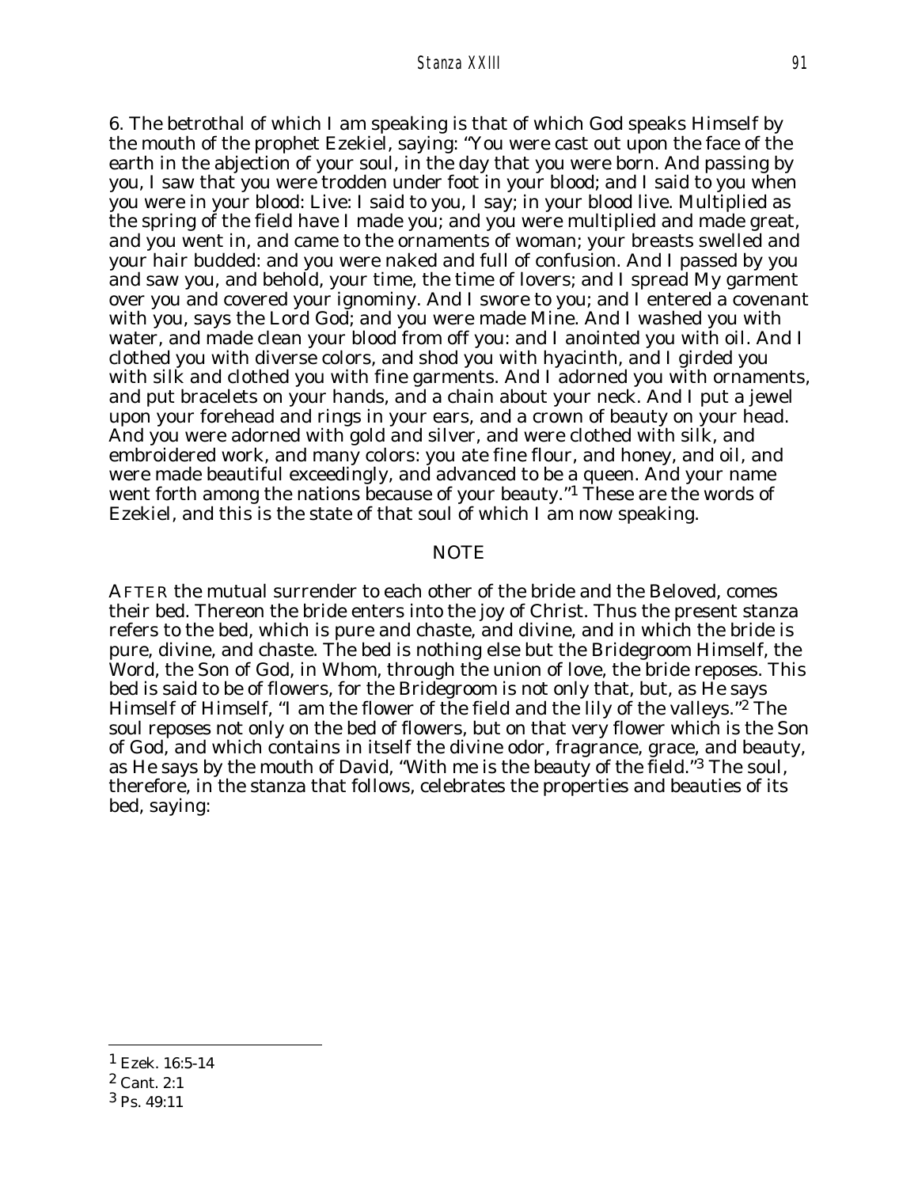6. The betrothal of which I am speaking is that of which God speaks Himself by the mouth of the prophet Ezekiel, saying: "You were cast out upon the face of the earth in the abjection of your soul, in the day that you were born. And passing by you, I saw that you were trodden under foot in your blood; and I said to you when you were in your blood: Live: I said to you, I say; in your blood live. Multiplied as the spring of the field have I made you; and you were multiplied and made great, and you went in, and came to the ornaments of woman; your breasts swelled and your hair budded: and you were naked and full of confusion. And I passed by you and saw you, and behold, your time, the time of lovers; and I spread My garment over you and covered your ignominy. And I swore to you; and I entered a covenant with you, says the Lord God; and you were made Mine. And I washed you with water, and made clean your blood from off you: and I anointed you with oil. And I clothed you with diverse colors, and shod you with hyacinth, and I girded you with silk and clothed you with fine garments. And I adorned you with ornaments, and put bracelets on your hands, and a chain about your neck. And I put a jewel upon your forehead and rings in your ears, and a crown of beauty on your head. And you were adorned with gold and silver, and were clothed with silk, and embroidered work, and many colors: you ate fine flour, and honey, and oil, and were made beautiful exceedingly, and advanced to be a queen. And your name went forth among the nations because of your beauty."[1] These are the words of Ezekiel, and this is the state of that soul of which I am now speaking.

## NOTE

AFTER the mutual surrender to each other of the bride and the Beloved, comes their bed. Thereon the bride enters into the joy of Christ. Thus the present stanza refers to the bed, which is pure and chaste, and divine, and in which the bride is pure, divine, and chaste. The bed is nothing else but the Bridegroom Himself, the Word, the Son of God, in Whom, through the union of love, the bride reposes. This bed is said to be of flowers, for the Bridegroom is not only that, but, as He says Himself of Himself, "I am the flower of the field and the lily of the valleys."[2] The soul reposes not only on the bed of flowers, but on that very flower which is the Son of God, and which contains in itself the divine odor, fragrance, grace, and beauty, as He says by the mouth of David, "With me is the beauty of the field."[3] The soul, therefore, in the stanza that follows, celebrates the properties and beauties of its bed, saying:

---

[1] Ezek. 16:5-14

[2] Cant. 2:1

[3] Ps. 49:11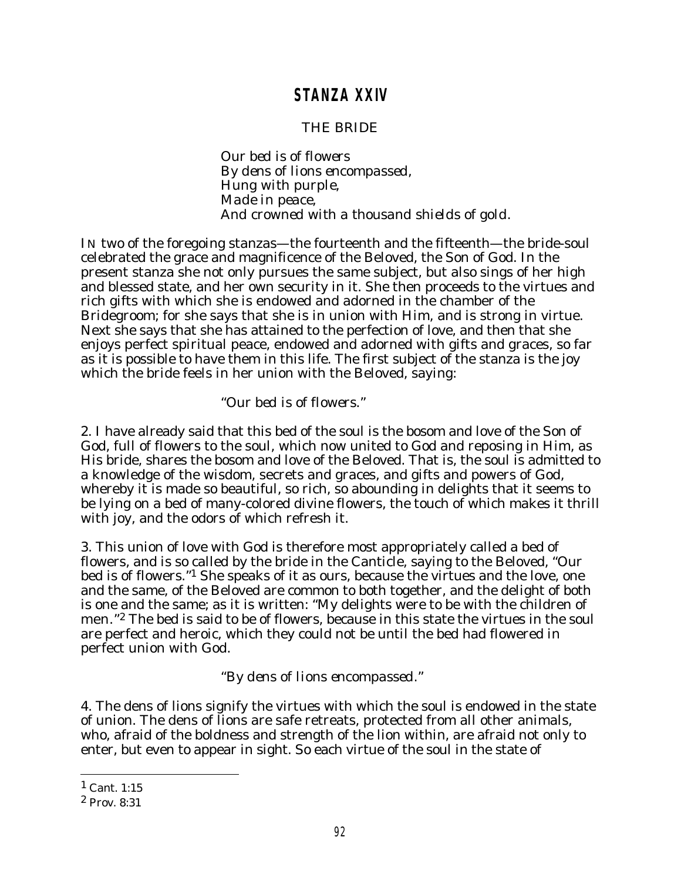# STANZA XXIV

THE BRIDE

*Our bed is of flowers*
*By dens of lions encompassed,*
*Hung with purple,*
*Made in peace,*
*And crowned with a thousand shields of gold.*

IN two of the foregoing stanzas—the fourteenth and the fifteenth—the bride-soul celebrated the grace and magnificence of the Beloved, the Son of God. In the present stanza she not only pursues the same subject, but also sings of her high and blessed state, and her own security in it. She then proceeds to the virtues and rich gifts with which she is endowed and adorned in the chamber of the Bridegroom; for she says that she is in union with Him, and is strong in virtue. Next she says that she has attained to the perfection of love, and then that she enjoys perfect spiritual peace, endowed and adorned with gifts and graces, so far as it is possible to have them in this life. The first subject of the stanza is the joy which the bride feels in her union with the Beloved, saying:

*"Our bed is of flowers."*

2. I have already said that this bed of the soul is the bosom and love of the Son of God, full of flowers to the soul, which now united to God and reposing in Him, as His bride, shares the bosom and love of the Beloved. That is, the soul is admitted to a knowledge of the wisdom, secrets and graces, and gifts and powers of God, whereby it is made so beautiful, so rich, so abounding in delights that it seems to be lying on a bed of many-colored divine flowers, the touch of which makes it thrill with joy, and the odors of which refresh it.

3. This union of love with God is therefore most appropriately called a bed of flowers, and is so called by the bride in the Canticle, saying to the Beloved, "Our bed is of flowers."[1] She speaks of it as ours, because the virtues and the love, one and the same, of the Beloved are common to both together, and the delight of both is one and the same; as it is written: "My delights were to be with the children of men."[2] The bed is said to be of flowers, because in this state the virtues in the soul are perfect and heroic, which they could not be until the bed had flowered in perfect union with God.

*"By dens of lions encompassed."*

4. The dens of lions signify the virtues with which the soul is endowed in the state of union. The dens of lions are safe retreats, protected from all other animals, who, afraid of the boldness and strength of the lion within, are afraid not only to enter, but even to appear in sight. So each virtue of the soul in the state of

[1] Cant. 1:15

[2] Prov. 8:31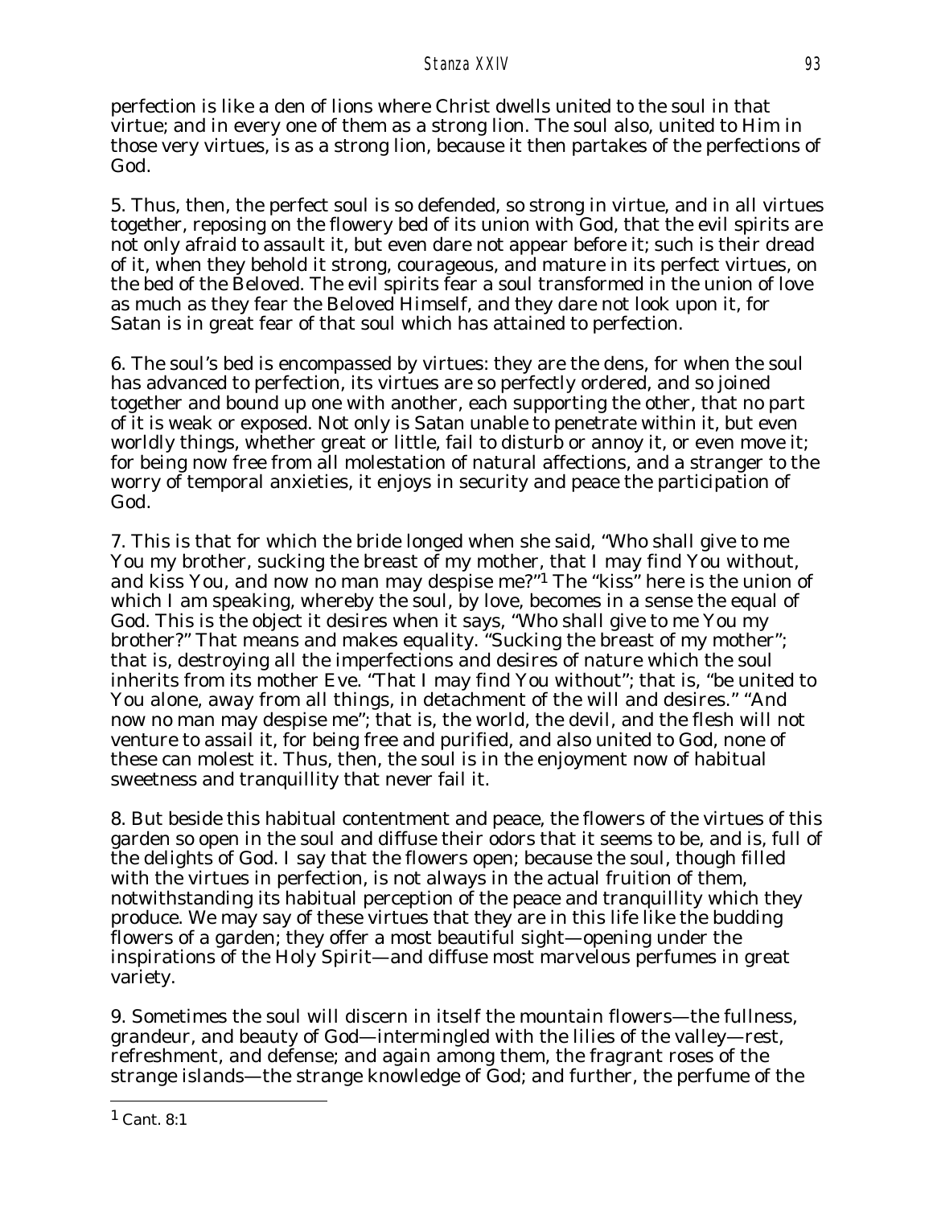perfection is like a den of lions where Christ dwells united to the soul in that virtue; and in every one of them as a strong lion. The soul also, united to Him in those very virtues, is as a strong lion, because it then partakes of the perfections of God.

5. Thus, then, the perfect soul is so defended, so strong in virtue, and in all virtues together, reposing on the flowery bed of its union with God, that the evil spirits are not only afraid to assault it, but even dare not appear before it; such is their dread of it, when they behold it strong, courageous, and mature in its perfect virtues, on the bed of the Beloved. The evil spirits fear a soul transformed in the union of love as much as they fear the Beloved Himself, and they dare not look upon it, for Satan is in great fear of that soul which has attained to perfection.

6. The soul's bed is encompassed by virtues: they are the dens, for when the soul has advanced to perfection, its virtues are so perfectly ordered, and so joined together and bound up one with another, each supporting the other, that no part of it is weak or exposed. Not only is Satan unable to penetrate within it, but even worldly things, whether great or little, fail to disturb or annoy it, or even move it; for being now free from all molestation of natural affections, and a stranger to the worry of temporal anxieties, it enjoys in security and peace the participation of God.

7. This is that for which the bride longed when she said, "Who shall give to me You my brother, sucking the breast of my mother, that I may find You without, and kiss You, and now no man may despise me?"[1] The "kiss" here is the union of which I am speaking, whereby the soul, by love, becomes in a sense the equal of God. This is the object it desires when it says, "Who shall give to me You my brother?" That means and makes equality. "Sucking the breast of my mother"; that is, destroying all the imperfections and desires of nature which the soul inherits from its mother Eve. "That I may find You without"; that is, "be united to You alone, away from all things, in detachment of the will and desires." "And now no man may despise me"; that is, the world, the devil, and the flesh will not venture to assail it, for being free and purified, and also united to God, none of these can molest it. Thus, then, the soul is in the enjoyment now of habitual sweetness and tranquillity that never fail it.

8. But beside this habitual contentment and peace, the flowers of the virtues of this garden so open in the soul and diffuse their odors that it seems to be, and is, full of the delights of God. I say that the flowers open; because the soul, though filled with the virtues in perfection, is not always in the actual fruition of them, notwithstanding its habitual perception of the peace and tranquillity which they produce. We may say of these virtues that they are in this life like the budding flowers of a garden; they offer a most beautiful sight—opening under the inspirations of the Holy Spirit—and diffuse most marvelous perfumes in great variety.

9. Sometimes the soul will discern in itself the mountain flowers—the fullness, grandeur, and beauty of God—intermingled with the lilies of the valley—rest, refreshment, and defense; and again among them, the fragrant roses of the strange islands—the strange knowledge of God; and further, the perfume of the

---

[1] Cant. 8:1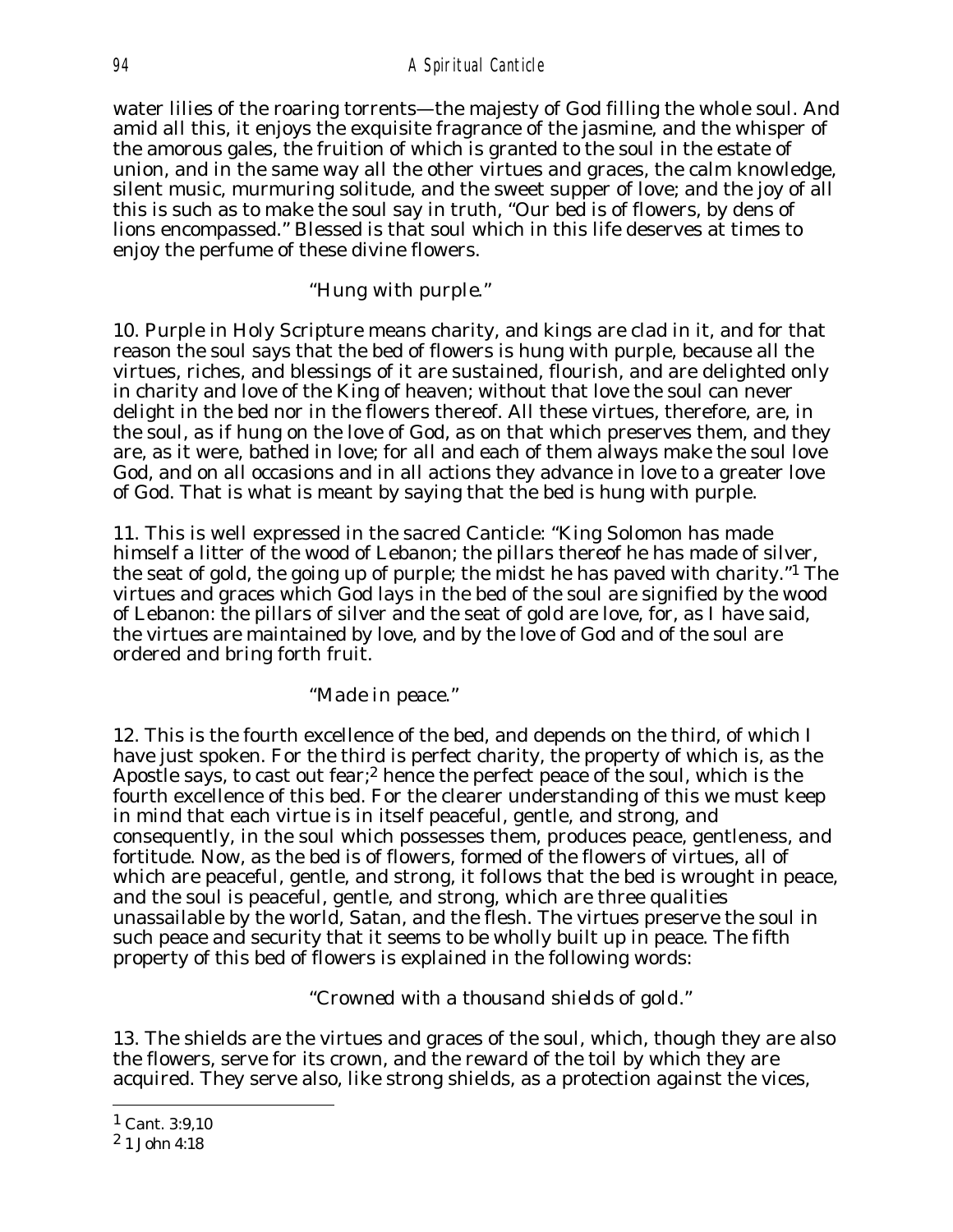water lilies of the roaring torrents—the majesty of God filling the whole soul. And amid all this, it enjoys the exquisite fragrance of the jasmine, and the whisper of the amorous gales, the fruition of which is granted to the soul in the estate of union, and in the same way all the other virtues and graces, the calm knowledge, silent music, murmuring solitude, and the sweet supper of love; and the joy of all this is such as to make the soul say in truth, "Our bed is of flowers, by dens of lions encompassed." Blessed is that soul which in this life deserves at times to enjoy the perfume of these divine flowers.

"*Hung with purple.*"

10. Purple in Holy Scripture means charity, and kings are clad in it, and for that reason the soul says that the bed of flowers is hung with purple, because all the virtues, riches, and blessings of it are sustained, flourish, and are delighted only in charity and love of the King of heaven; without that love the soul can never delight in the bed nor in the flowers thereof. All these virtues, therefore, are, in the soul, as if hung on the love of God, as on that which preserves them, and they are, as it were, bathed in love; for all and each of them always make the soul love God, and on all occasions and in all actions they advance in love to a greater love of God. That is what is meant by saying that the bed is hung with purple.

11. This is well expressed in the sacred Canticle: "King Solomon has made himself a litter of the wood of Lebanon; the pillars thereof he has made of silver, the seat of gold, the going up of purple; the midst he has paved with charity."[1] The virtues and graces which God lays in the bed of the soul are signified by the wood of Lebanon: the pillars of silver and the seat of gold are love, for, as I have said, the virtues are maintained by love, and by the love of God and of the soul are ordered and bring forth fruit.

"*Made in peace.*"

12. This is the fourth excellence of the bed, and depends on the third, of which I have just spoken. For the third is perfect charity, the property of which is, as the Apostle says, to cast out fear;[2] hence the perfect peace of the soul, which is the fourth excellence of this bed. For the clearer understanding of this we must keep in mind that each virtue is in itself peaceful, gentle, and strong, and consequently, in the soul which possesses them, produces peace, gentleness, and fortitude. Now, as the bed is of flowers, formed of the flowers of virtues, all of which are peaceful, gentle, and strong, it follows that the bed is wrought in peace, and the soul is peaceful, gentle, and strong, which are three qualities unassailable by the world, Satan, and the flesh. The virtues preserve the soul in such peace and security that it seems to be wholly built up in peace. The fifth property of this bed of flowers is explained in the following words:

"*Crowned with a thousand shields of gold.*"

13. The shields are the virtues and graces of the soul, which, though they are also the flowers, serve for its crown, and the reward of the toil by which they are acquired. They serve also, like strong shields, as a protection against the vices,

---

[1] Cant. 3:9,10

[2] 1 John 4:18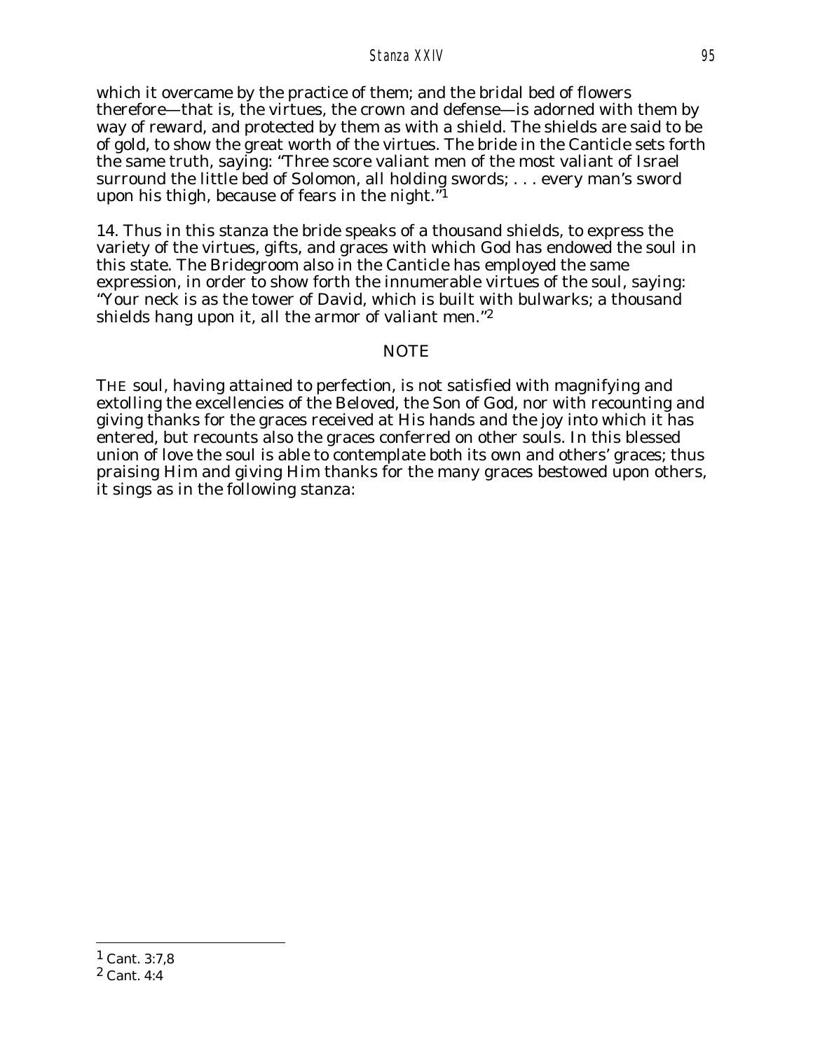which it overcame by the practice of them; and the bridal bed of flowers therefore—that is, the virtues, the crown and defense—is adorned with them by way of reward, and protected by them as with a shield. The shields are said to be of gold, to show the great worth of the virtues. The bride in the Canticle sets forth the same truth, saying: "Three score valiant men of the most valiant of Israel surround the little bed of Solomon, all holding swords; . . . every man's sword upon his thigh, because of fears in the night."[1]

14. Thus in this stanza the bride speaks of a thousand shields, to express the variety of the virtues, gifts, and graces with which God has endowed the soul in this state. The Bridegroom also in the Canticle has employed the same expression, in order to show forth the innumerable virtues of the soul, saying: "Your neck is as the tower of David, which is built with bulwarks; a thousand shields hang upon it, all the armor of valiant men."[2]

## NOTE

THE soul, having attained to perfection, is not satisfied with magnifying and extolling the excellencies of the Beloved, the Son of God, nor with recounting and giving thanks for the graces received at His hands and the joy into which it has entered, but recounts also the graces conferred on other souls. In this blessed union of love the soul is able to contemplate both its own and others' graces; thus praising Him and giving Him thanks for the many graces bestowed upon others, it sings as in the following stanza:

---

[1] Cant. 3:7,8

[2] Cant. 4:4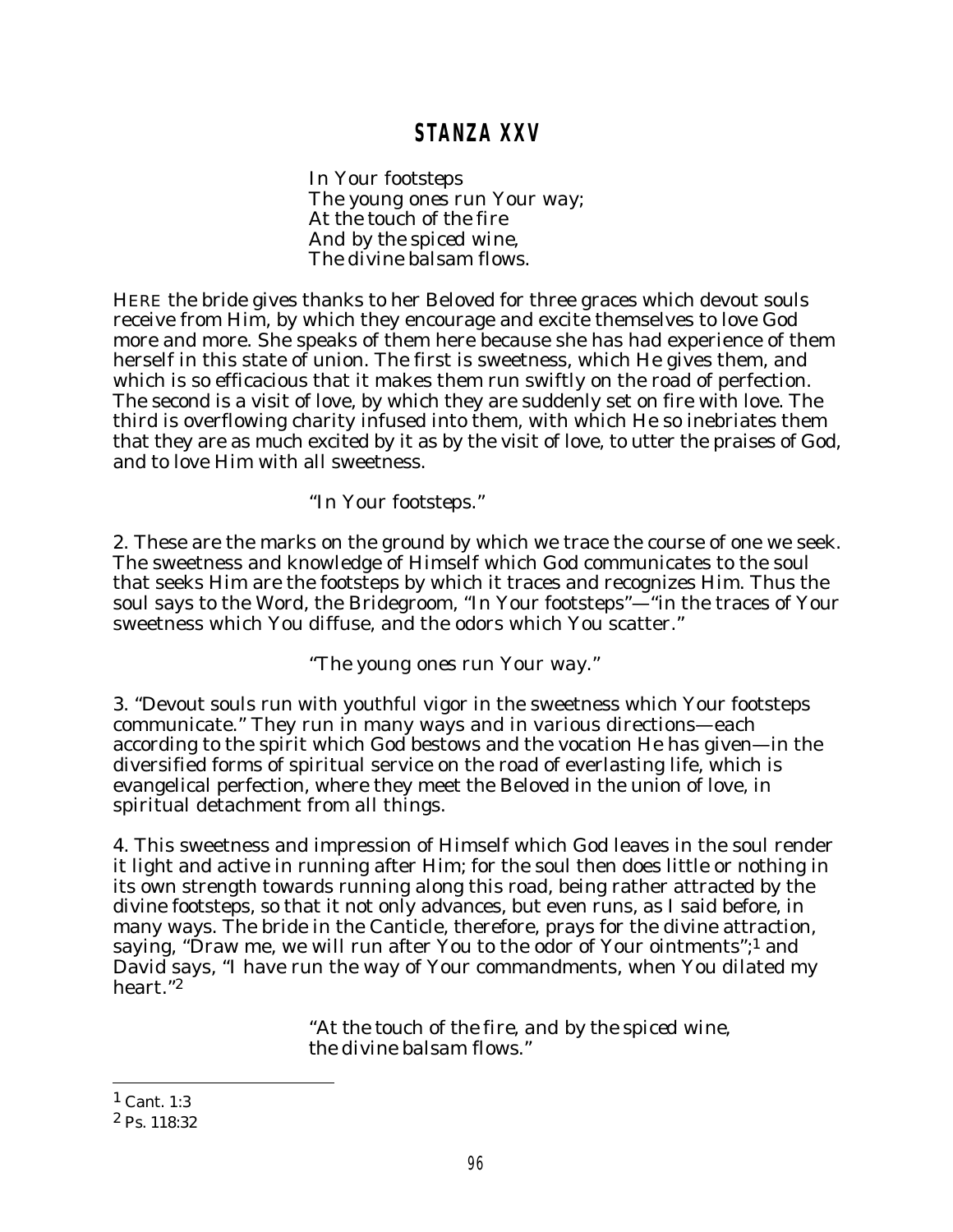## STANZA XXV

*In Your footsteps*
*The young ones run Your way;*
*At the touch of the fire*
*And by the spiced wine,*
*The divine balsam flows.*

HERE the bride gives thanks to her Beloved for three graces which devout souls receive from Him, by which they encourage and excite themselves to love God more and more. She speaks of them here because she has had experience of them herself in this state of union. The first is sweetness, which He gives them, and which is so efficacious that it makes them run swiftly on the road of perfection. The second is a visit of love, by which they are suddenly set on fire with love. The third is overflowing charity infused into them, with which He so inebriates them that they are as much excited by it as by the visit of love, to utter the praises of God, and to love Him with all sweetness.

*"In Your footsteps."*

2. These are the marks on the ground by which we trace the course of one we seek. The sweetness and knowledge of Himself which God communicates to the soul that seeks Him are the footsteps by which it traces and recognizes Him. Thus the soul says to the Word, the Bridegroom, "In Your footsteps"—"in the traces of Your sweetness which You diffuse, and the odors which You scatter."

*"The young ones run Your way."*

3. "Devout souls run with youthful vigor in the sweetness which Your footsteps communicate." They run in many ways and in various directions—each according to the spirit which God bestows and the vocation He has given—in the diversified forms of spiritual service on the road of everlasting life, which is evangelical perfection, where they meet the Beloved in the union of love, in spiritual detachment from all things.

4. This sweetness and impression of Himself which God leaves in the soul render it light and active in running after Him; for the soul then does little or nothing in its own strength towards running along this road, being rather attracted by the divine footsteps, so that it not only advances, but even runs, as I said before, in many ways. The bride in the Canticle, therefore, prays for the divine attraction, saying, "Draw me, we will run after You to the odor of Your ointments";[1] and David says, "I have run the way of Your commandments, when You dilated my heart."[2]

*"At the touch of the fire, and by the spiced wine, the divine balsam flows."*

[1] Cant. 1:3

[2] Ps. 118:32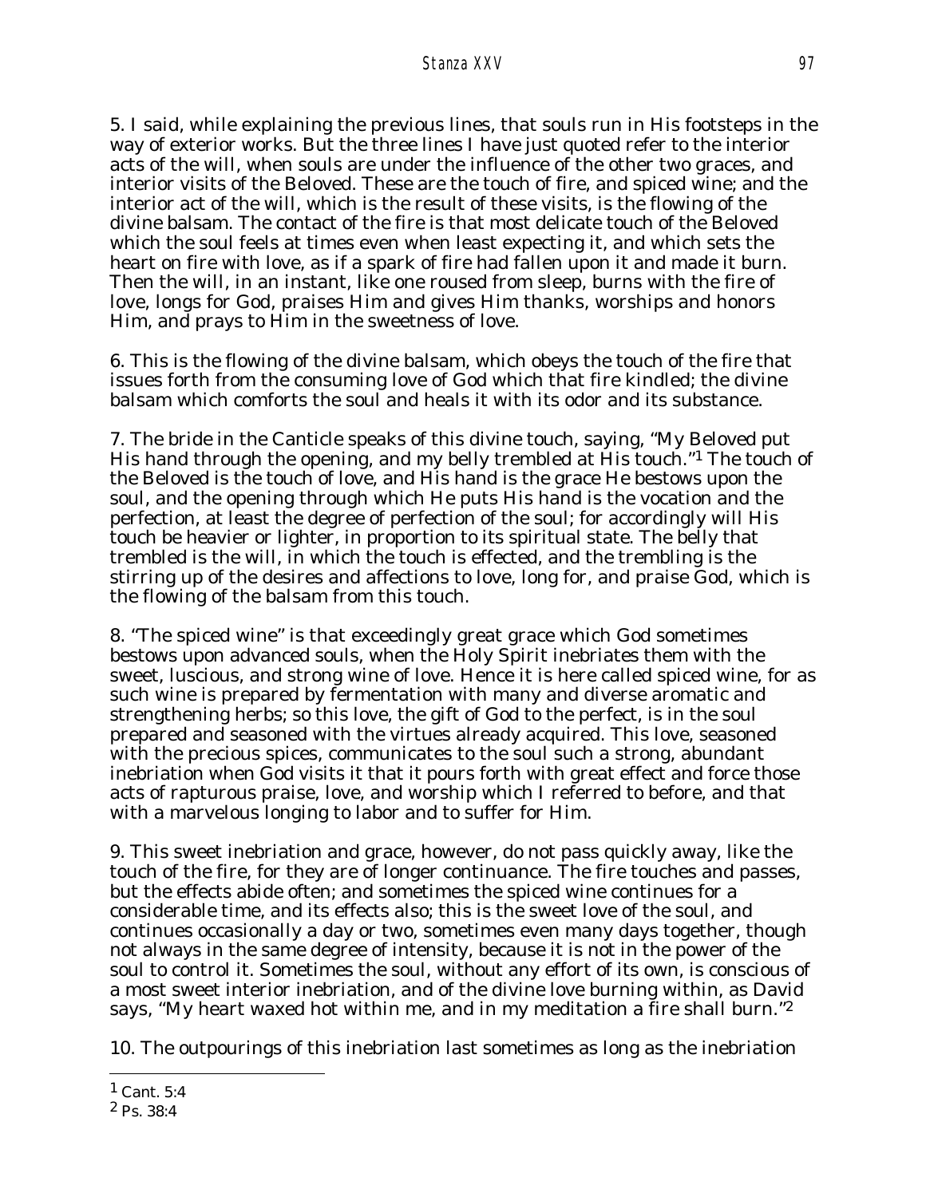5. I said, while explaining the previous lines, that souls run in His footsteps in the way of exterior works. But the three lines I have just quoted refer to the interior acts of the will, when souls are under the influence of the other two graces, and interior visits of the Beloved. These are the touch of fire, and spiced wine; and the interior act of the will, which is the result of these visits, is the flowing of the divine balsam. The contact of the fire is that most delicate touch of the Beloved which the soul feels at times even when least expecting it, and which sets the heart on fire with love, as if a spark of fire had fallen upon it and made it burn. Then the will, in an instant, like one roused from sleep, burns with the fire of love, longs for God, praises Him and gives Him thanks, worships and honors Him, and prays to Him in the sweetness of love.

6. This is the flowing of the divine balsam, which obeys the touch of the fire that issues forth from the consuming love of God which that fire kindled; the divine balsam which comforts the soul and heals it with its odor and its substance.

7. The bride in the Canticle speaks of this divine touch, saying, "My Beloved put His hand through the opening, and my belly trembled at His touch."[1] The touch of the Beloved is the touch of love, and His hand is the grace He bestows upon the soul, and the opening through which He puts His hand is the vocation and the perfection, at least the degree of perfection of the soul; for accordingly will His touch be heavier or lighter, in proportion to its spiritual state. The belly that trembled is the will, in which the touch is effected, and the trembling is the stirring up of the desires and affections to love, long for, and praise God, which is the flowing of the balsam from this touch.

8. "The spiced wine" is that exceedingly great grace which God sometimes bestows upon advanced souls, when the Holy Spirit inebriates them with the sweet, luscious, and strong wine of love. Hence it is here called spiced wine, for as such wine is prepared by fermentation with many and diverse aromatic and strengthening herbs; so this love, the gift of God to the perfect, is in the soul prepared and seasoned with the virtues already acquired. This love, seasoned with the precious spices, communicates to the soul such a strong, abundant inebriation when God visits it that it pours forth with great effect and force those acts of rapturous praise, love, and worship which I referred to before, and that with a marvelous longing to labor and to suffer for Him.

9. This sweet inebriation and grace, however, do not pass quickly away, like the touch of the fire, for they are of longer continuance. The fire touches and passes, but the effects abide often; and sometimes the spiced wine continues for a considerable time, and its effects also; this is the sweet love of the soul, and continues occasionally a day or two, sometimes even many days together, though not always in the same degree of intensity, because it is not in the power of the soul to control it. Sometimes the soul, without any effort of its own, is conscious of a most sweet interior inebriation, and of the divine love burning within, as David says, "My heart waxed hot within me, and in my meditation a fire shall burn."[2]

10. The outpourings of this inebriation last sometimes as long as the inebriation

---

[1] Cant. 5:4

[2] Ps. 38:4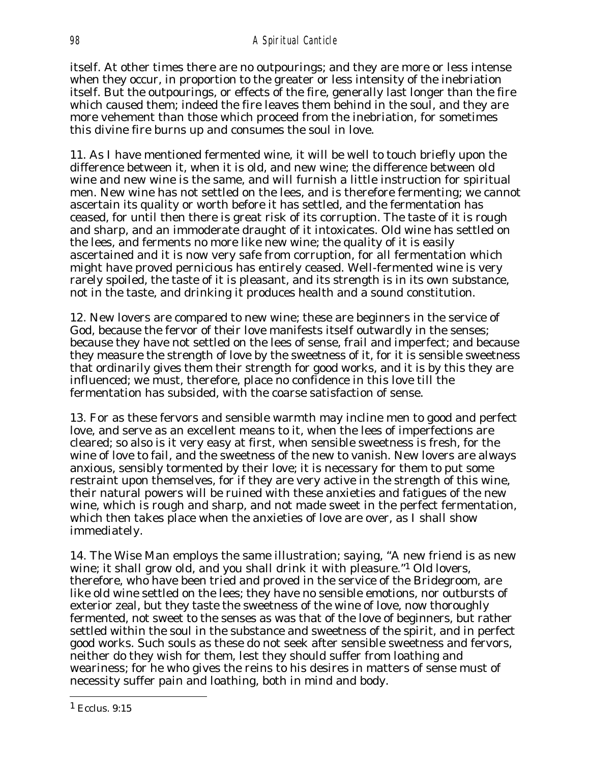itself. At other times there are no outpourings; and they are more or less intense when they occur, in proportion to the greater or less intensity of the inebriation itself. But the outpourings, or effects of the fire, generally last longer than the fire which caused them; indeed the fire leaves them behind in the soul, and they are more vehement than those which proceed from the inebriation, for sometimes this divine fire burns up and consumes the soul in love.

11. As I have mentioned fermented wine, it will be well to touch briefly upon the difference between it, when it is old, and new wine; the difference between old wine and new wine is the same, and will furnish a little instruction for spiritual men. New wine has not settled on the lees, and is therefore fermenting; we cannot ascertain its quality or worth before it has settled, and the fermentation has ceased, for until then there is great risk of its corruption. The taste of it is rough and sharp, and an immoderate draught of it intoxicates. Old wine has settled on the lees, and ferments no more like new wine; the quality of it is easily ascertained and it is now very safe from corruption, for all fermentation which might have proved pernicious has entirely ceased. Well-fermented wine is very rarely spoiled, the taste of it is pleasant, and its strength is in its own substance, not in the taste, and drinking it produces health and a sound constitution.

12. New lovers are compared to new wine; these are beginners in the service of God, because the fervor of their love manifests itself outwardly in the senses; because they have not settled on the lees of sense, frail and imperfect; and because they measure the strength of love by the sweetness of it, for it is sensible sweetness that ordinarily gives them their strength for good works, and it is by this they are influenced; we must, therefore, place no confidence in this love till the fermentation has subsided, with the coarse satisfaction of sense.

13. For as these fervors and sensible warmth may incline men to good and perfect love, and serve as an excellent means to it, when the lees of imperfections are cleared; so also is it very easy at first, when sensible sweetness is fresh, for the wine of love to fail, and the sweetness of the new to vanish. New lovers are always anxious, sensibly tormented by their love; it is necessary for them to put some restraint upon themselves, for if they are very active in the strength of this wine, their natural powers will be ruined with these anxieties and fatigues of the new wine, which is rough and sharp, and not made sweet in the perfect fermentation, which then takes place when the anxieties of love are over, as I shall show immediately.

14. The Wise Man employs the same illustration; saying, "A new friend is as new wine; it shall grow old, and you shall drink it with pleasure."[1] Old lovers, therefore, who have been tried and proved in the service of the Bridegroom, are like old wine settled on the lees; they have no sensible emotions, nor outbursts of exterior zeal, but they taste the sweetness of the wine of love, now thoroughly fermented, not sweet to the senses as was that of the love of beginners, but rather settled within the soul in the substance and sweetness of the spirit, and in perfect good works. Such souls as these do not seek after sensible sweetness and fervors, neither do they wish for them, lest they should suffer from loathing and weariness; for he who gives the reins to his desires in matters of sense must of necessity suffer pain and loathing, both in mind and body.

---

[1] Ecclus. 9:15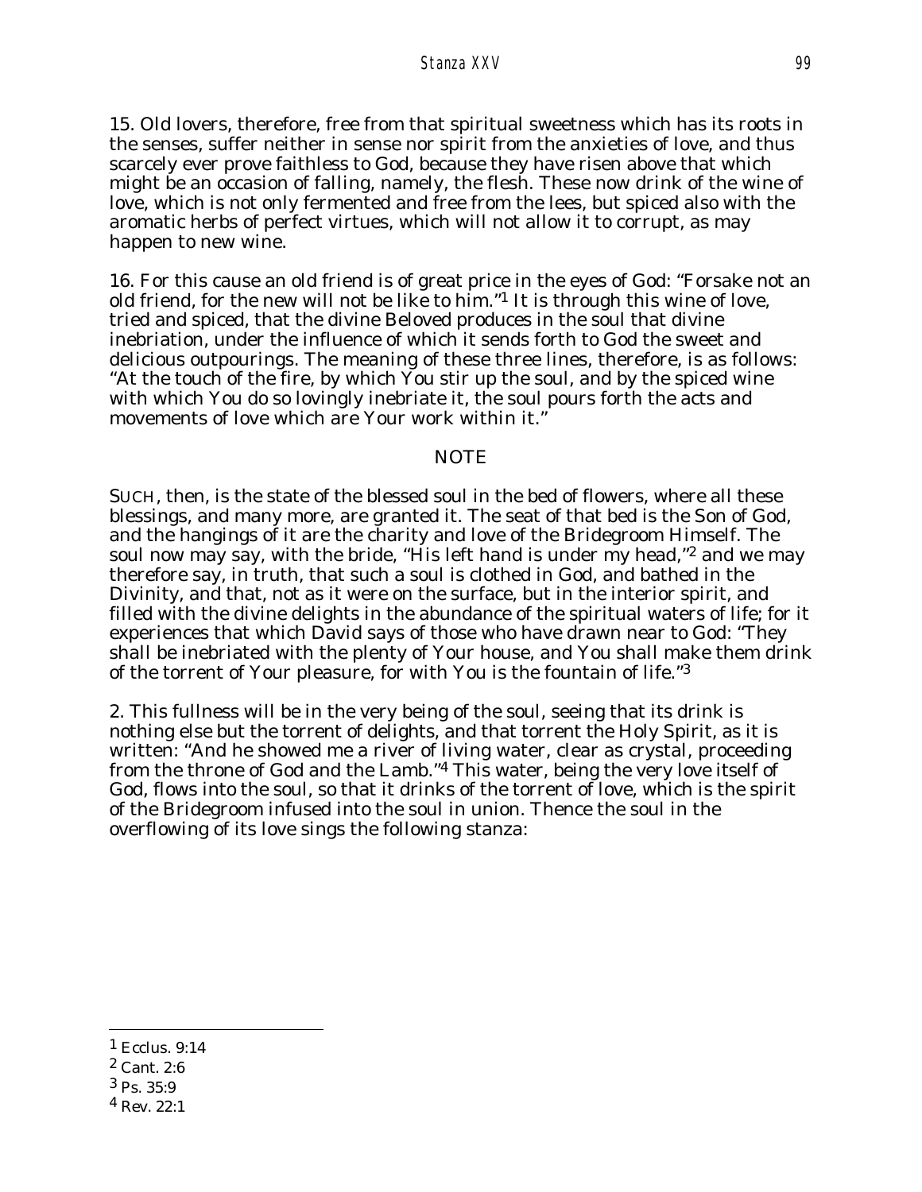15. Old lovers, therefore, free from that spiritual sweetness which has its roots in the senses, suffer neither in sense nor spirit from the anxieties of love, and thus scarcely ever prove faithless to God, because they have risen above that which might be an occasion of falling, namely, the flesh. These now drink of the wine of love, which is not only fermented and free from the lees, but spiced also with the aromatic herbs of perfect virtues, which will not allow it to corrupt, as may happen to new wine.

16. For this cause an old friend is of great price in the eyes of God: "Forsake not an old friend, for the new will not be like to him."[1] It is through this wine of love, tried and spiced, that the divine Beloved produces in the soul that divine inebriation, under the influence of which it sends forth to God the sweet and delicious outpourings. The meaning of these three lines, therefore, is as follows: "At the touch of the fire, by which You stir up the soul, and by the spiced wine with which You do so lovingly inebriate it, the soul pours forth the acts and movements of love which are Your work within it."

## NOTE

SUCH, then, is the state of the blessed soul in the bed of flowers, where all these blessings, and many more, are granted it. The seat of that bed is the Son of God, and the hangings of it are the charity and love of the Bridegroom Himself. The soul now may say, with the bride, "His left hand is under my head,"[2] and we may therefore say, in truth, that such a soul is clothed in God, and bathed in the Divinity, and that, not as it were on the surface, but in the interior spirit, and filled with the divine delights in the abundance of the spiritual waters of life; for it experiences that which David says of those who have drawn near to God: "They shall be inebriated with the plenty of Your house, and You shall make them drink of the torrent of Your pleasure, for with You is the fountain of life."[3]

2. This fullness will be in the very being of the soul, seeing that its drink is nothing else but the torrent of delights, and that torrent the Holy Spirit, as it is written: "And he showed me a river of living water, clear as crystal, proceeding from the throne of God and the Lamb."[4] This water, being the very love itself of God, flows into the soul, so that it drinks of the torrent of love, which is the spirit of the Bridegroom infused into the soul in union. Thence the soul in the overflowing of its love sings the following stanza:

---

[1] Ecclus. 9:14

[2] Cant. 2:6

[3] Ps. 35:9

[4] Rev. 22:1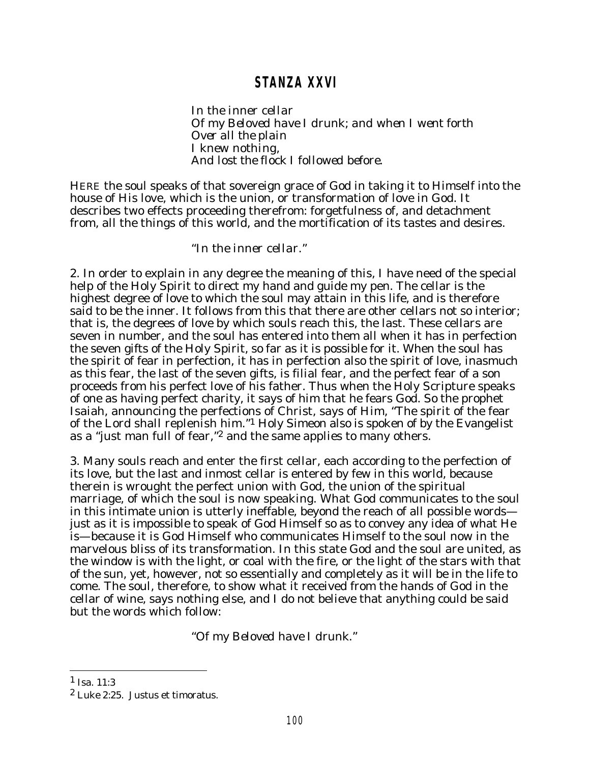## STANZA XXVI

*In the inner cellar*  
*Of my Beloved have I drunk; and when I went forth*  
*Over all the plain*  
*I knew nothing,*  
*And lost the flock I followed before.*

HERE the soul speaks of that sovereign grace of God in taking it to Himself into the house of His love, which is the union, or transformation of love in God. It describes two effects proceeding therefrom: forgetfulness of, and detachment from, all the things of this world, and the mortification of its tastes and desires.

*"In the inner cellar."*

2. In order to explain in any degree the meaning of this, I have need of the special help of the Holy Spirit to direct my hand and guide my pen. The cellar is the highest degree of love to which the soul may attain in this life, and is therefore said to be the inner. It follows from this that there are other cellars not so interior; that is, the degrees of love by which souls reach this, the last. These cellars are seven in number, and the soul has entered into them all when it has in perfection the seven gifts of the Holy Spirit, so far as it is possible for it. When the soul has the spirit of fear in perfection, it has in perfection also the spirit of love, inasmuch as this fear, the last of the seven gifts, is filial fear, and the perfect fear of a son proceeds from his perfect love of his father. Thus when the Holy Scripture speaks of one as having perfect charity, it says of him that he fears God. So the prophet Isaiah, announcing the perfections of Christ, says of Him, "The spirit of the fear of the Lord shall replenish him."[1] Holy Simeon also is spoken of by the Evangelist as a "just man full of fear,"[2] and the same applies to many others.

3. Many souls reach and enter the first cellar, each according to the perfection of its love, but the last and inmost cellar is entered by few in this world, because therein is wrought the perfect union with God, the union of the spiritual marriage, of which the soul is now speaking. What God communicates to the soul in this intimate union is utterly ineffable, beyond the reach of all possible words—just as it is impossible to speak of God Himself so as to convey any idea of what He is—because it is God Himself who communicates Himself to the soul now in the marvelous bliss of its transformation. In this state God and the soul are united, as the window is with the light, or coal with the fire, or the light of the stars with that of the sun, yet, however, not so essentially and completely as it will be in the life to come. The soul, therefore, to show what it received from the hands of God in the cellar of wine, says nothing else, and I do not believe that anything could be said but the words which follow:

*"Of my Beloved have I drunk."*

---

[1] Isa. 11:3

[2] Luke 2:25. *Justus et timoratus.*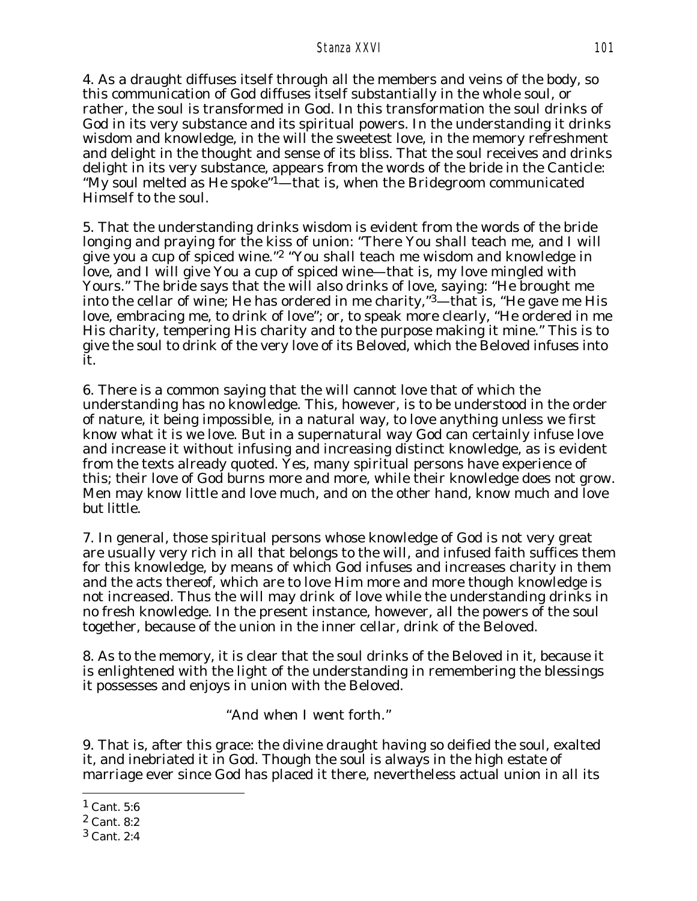4. As a draught diffuses itself through all the members and veins of the body, so this communication of God diffuses itself substantially in the whole soul, or rather, the soul is transformed in God. In this transformation the soul drinks of God in its very substance and its spiritual powers. In the understanding it drinks wisdom and knowledge, in the will the sweetest love, in the memory refreshment and delight in the thought and sense of its bliss. That the soul receives and drinks delight in its very substance, appears from the words of the bride in the Canticle: "My soul melted as He spoke"[1]—that is, when the Bridegroom communicated Himself to the soul.

5. That the understanding drinks wisdom is evident from the words of the bride longing and praying for the kiss of union: "There You shall teach me, and I will give you a cup of spiced wine."[2] "You shall teach me wisdom and knowledge in love, and I will give You a cup of spiced wine—that is, my love mingled with Yours." The bride says that the will also drinks of love, saying: "He brought me into the cellar of wine; He has ordered in me charity,"[3]—that is, "He gave me His love, embracing me, to drink of love"; or, to speak more clearly, "He ordered in me His charity, tempering His charity and to the purpose making it mine." This is to give the soul to drink of the very love of its Beloved, which the Beloved infuses into it.

6. There is a common saying that the will cannot love that of which the understanding has no knowledge. This, however, is to be understood in the order of nature, it being impossible, in a natural way, to love anything unless we first know what it is we love. But in a supernatural way God can certainly infuse love and increase it without infusing and increasing distinct knowledge, as is evident from the texts already quoted. Yes, many spiritual persons have experience of this; their love of God burns more and more, while their knowledge does not grow. Men may know little and love much, and on the other hand, know much and love but little.

7. In general, those spiritual persons whose knowledge of God is not very great are usually very rich in all that belongs to the will, and infused faith suffices them for this knowledge, by means of which God infuses and increases charity in them and the acts thereof, which are to love Him more and more though knowledge is not increased. Thus the will may drink of love while the understanding drinks in no fresh knowledge. In the present instance, however, all the powers of the soul together, because of the union in the inner cellar, drink of the Beloved.

8. As to the memory, it is clear that the soul drinks of the Beloved in it, because it is enlightened with the light of the understanding in remembering the blessings it possesses and enjoys in union with the Beloved.

"And when I went forth."

9. That is, after this grace: the divine draught having so deified the soul, exalted it, and inebriated it in God. Though the soul is always in the high estate of marriage ever since God has placed it there, nevertheless actual union in all its

---

[1] Cant. 5:6

[2] Cant. 8:2

[3] Cant. 2:4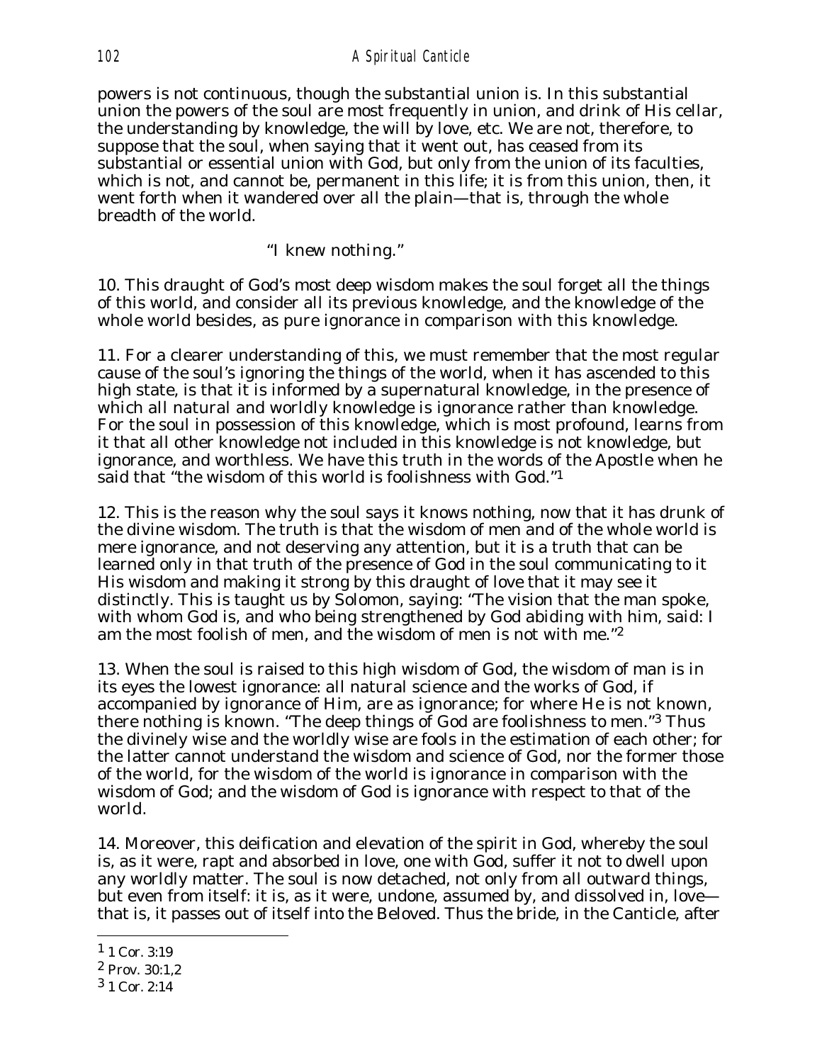powers is not continuous, though the substantial union is. In this substantial union the powers of the soul are most frequently in union, and drink of His cellar, the understanding by knowledge, the will by love, etc. We are not, therefore, to suppose that the soul, when saying that it went out, has ceased from its substantial or essential union with God, but only from the union of its faculties, which is not, and cannot be, permanent in this life; it is from this union, then, it went forth when it wandered over all the plain—that is, through the whole breadth of the world.

"I knew nothing."

10. This draught of God's most deep wisdom makes the soul forget all the things of this world, and consider all its previous knowledge, and the knowledge of the whole world besides, as pure ignorance in comparison with this knowledge.

11. For a clearer understanding of this, we must remember that the most regular cause of the soul's ignoring the things of the world, when it has ascended to this high state, is that it is informed by a supernatural knowledge, in the presence of which all natural and worldly knowledge is ignorance rather than knowledge. For the soul in possession of this knowledge, which is most profound, learns from it that all other knowledge not included in this knowledge is not knowledge, but ignorance, and worthless. We have this truth in the words of the Apostle when he said that "the wisdom of this world is foolishness with God."[1]

12. This is the reason why the soul says it knows nothing, now that it has drunk of the divine wisdom. The truth is that the wisdom of men and of the whole world is mere ignorance, and not deserving any attention, but it is a truth that can be learned only in that truth of the presence of God in the soul communicating to it His wisdom and making it strong by this draught of love that it may see it distinctly. This is taught us by Solomon, saying: "The vision that the man spoke, with whom God is, and who being strengthened by God abiding with him, said: I am the most foolish of men, and the wisdom of men is not with me."[2]

13. When the soul is raised to this high wisdom of God, the wisdom of man is in its eyes the lowest ignorance: all natural science and the works of God, if accompanied by ignorance of Him, are as ignorance; for where He is not known, there nothing is known. "The deep things of God are foolishness to men."[3] Thus the divinely wise and the worldly wise are fools in the estimation of each other; for the latter cannot understand the wisdom and science of God, nor the former those of the world, for the wisdom of the world is ignorance in comparison with the wisdom of God; and the wisdom of God is ignorance with respect to that of the world.

14. Moreover, this deification and elevation of the spirit in God, whereby the soul is, as it were, rapt and absorbed in love, one with God, suffer it not to dwell upon any worldly matter. The soul is now detached, not only from all outward things, but even from itself: it is, as it were, undone, assumed by, and dissolved in, love—that is, it passes out of itself into the Beloved. Thus the bride, in the Canticle, after

---

[1] 1 Cor. 3:19

[2] Prov. 30:1,2

[3] 1 Cor. 2:14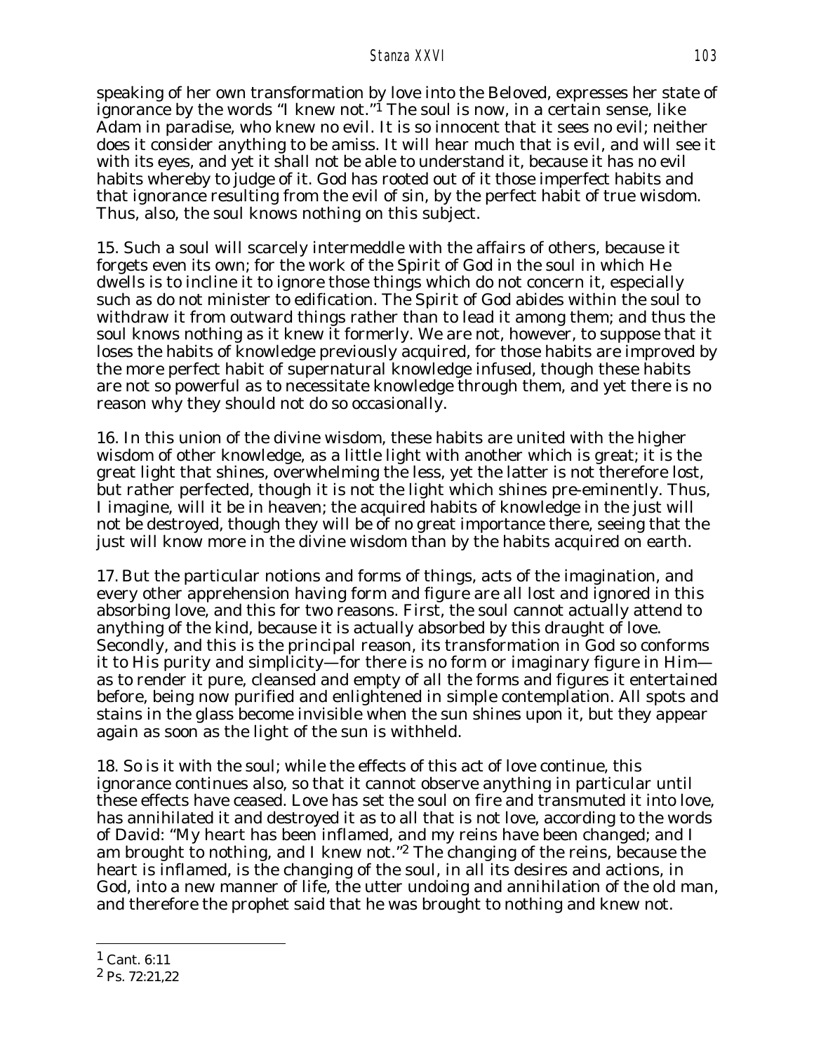speaking of her own transformation by love into the Beloved, expresses her state of ignorance by the words "I knew not."[1] The soul is now, in a certain sense, like Adam in paradise, who knew no evil. It is so innocent that it sees no evil; neither does it consider anything to be amiss. It will hear much that is evil, and will see it with its eyes, and yet it shall not be able to understand it, because it has no evil habits whereby to judge of it. God has rooted out of it those imperfect habits and that ignorance resulting from the evil of sin, by the perfect habit of true wisdom. Thus, also, the soul knows nothing on this subject.

15. Such a soul will scarcely intermeddle with the affairs of others, because it forgets even its own; for the work of the Spirit of God in the soul in which He dwells is to incline it to ignore those things which do not concern it, especially such as do not minister to edification. The Spirit of God abides within the soul to withdraw it from outward things rather than to lead it among them; and thus the soul knows nothing as it knew it formerly. We are not, however, to suppose that it loses the habits of knowledge previously acquired, for those habits are improved by the more perfect habit of supernatural knowledge infused, though these habits are not so powerful as to necessitate knowledge through them, and yet there is no reason why they should not do so occasionally.

16. In this union of the divine wisdom, these habits are united with the higher wisdom of other knowledge, as a little light with another which is great; it is the great light that shines, overwhelming the less, yet the latter is not therefore lost, but rather perfected, though it is not the light which shines pre-eminently. Thus, I imagine, will it be in heaven; the acquired habits of knowledge in the just will not be destroyed, though they will be of no great importance there, seeing that the just will know more in the divine wisdom than by the habits acquired on earth.

17. But the particular notions and forms of things, acts of the imagination, and every other apprehension having form and figure are all lost and ignored in this absorbing love, and this for two reasons. First, the soul cannot actually attend to anything of the kind, because it is actually absorbed by this draught of love. Secondly, and this is the principal reason, its transformation in God so conforms it to His purity and simplicity—for there is no form or imaginary figure in Him—as to render it pure, cleansed and empty of all the forms and figures it entertained before, being now purified and enlightened in simple contemplation. All spots and stains in the glass become invisible when the sun shines upon it, but they appear again as soon as the light of the sun is withheld.

18. So is it with the soul; while the effects of this act of love continue, this ignorance continues also, so that it cannot observe anything in particular until these effects have ceased. Love has set the soul on fire and transmuted it into love, has annihilated it and destroyed it as to all that is not love, according to the words of David: "My heart has been inflamed, and my reins have been changed; and I am brought to nothing, and I knew not."[2] The changing of the reins, because the heart is inflamed, is the changing of the soul, in all its desires and actions, in God, into a new manner of life, the utter undoing and annihilation of the old man, and therefore the prophet said that he was brought to nothing and knew not.

[1] Cant. 6:11

[2] Ps. 72:21,22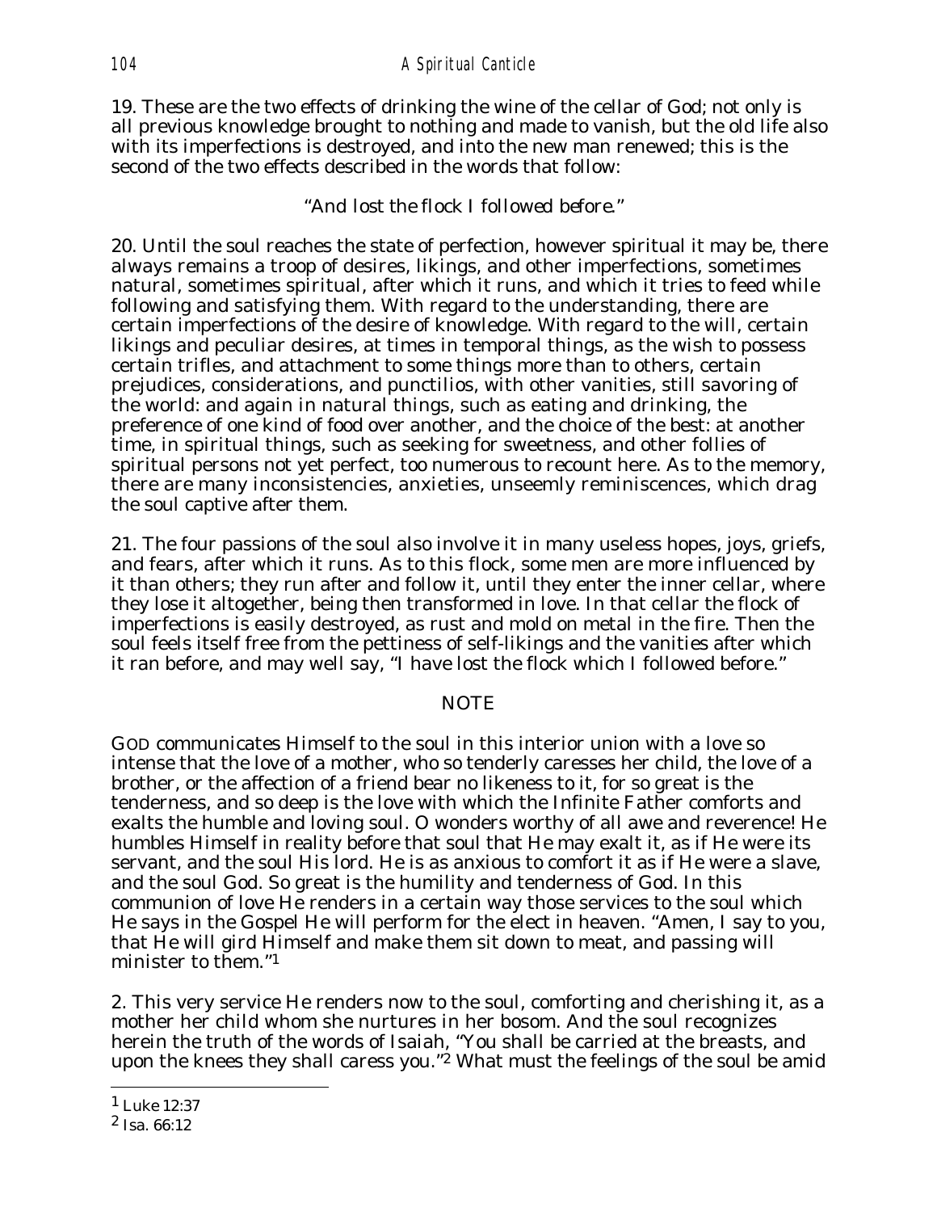19. These are the two effects of drinking the wine of the cellar of God; not only is all previous knowledge brought to nothing and made to vanish, but the old life also with its imperfections is destroyed, and into the new man renewed; this is the second of the two effects described in the words that follow:

"And lost the flock I followed before."

20. Until the soul reaches the state of perfection, however spiritual it may be, there always remains a troop of desires, likings, and other imperfections, sometimes natural, sometimes spiritual, after which it runs, and which it tries to feed while following and satisfying them. With regard to the understanding, there are certain imperfections of the desire of knowledge. With regard to the will, certain likings and peculiar desires, at times in temporal things, as the wish to possess certain trifles, and attachment to some things more than to others, certain prejudices, considerations, and punctilios, with other vanities, still savoring of the world: and again in natural things, such as eating and drinking, the preference of one kind of food over another, and the choice of the best: at another time, in spiritual things, such as seeking for sweetness, and other follies of spiritual persons not yet perfect, too numerous to recount here. As to the memory, there are many inconsistencies, anxieties, unseemly reminiscences, which drag the soul captive after them.

21. The four passions of the soul also involve it in many useless hopes, joys, griefs, and fears, after which it runs. As to this flock, some men are more influenced by it than others; they run after and follow it, until they enter the inner cellar, where they lose it altogether, being then transformed in love. In that cellar the flock of imperfections is easily destroyed, as rust and mold on metal in the fire. Then the soul feels itself free from the pettiness of self-likings and the vanities after which it ran before, and may well say, "I have lost the flock which I followed before."

## NOTE

GOD communicates Himself to the soul in this interior union with a love so intense that the love of a mother, who so tenderly caresses her child, the love of a brother, or the affection of a friend bear no likeness to it, for so great is the tenderness, and so deep is the love with which the Infinite Father comforts and exalts the humble and loving soul. O wonders worthy of all awe and reverence! He humbles Himself in reality before that soul that He may exalt it, as if He were its servant, and the soul His lord. He is as anxious to comfort it as if He were a slave, and the soul God. So great is the humility and tenderness of God. In this communion of love He renders in a certain way those services to the soul which He says in the Gospel He will perform for the elect in heaven. "Amen, I say to you, that He will gird Himself and make them sit down to meat, and passing will minister to them."[1]

2. This very service He renders now to the soul, comforting and cherishing it, as a mother her child whom she nurtures in her bosom. And the soul recognizes herein the truth of the words of Isaiah, "You shall be carried at the breasts, and upon the knees they shall caress you."[2] What must the feelings of the soul be amid

---

[1] Luke 12:37

[2] Isa. 66:12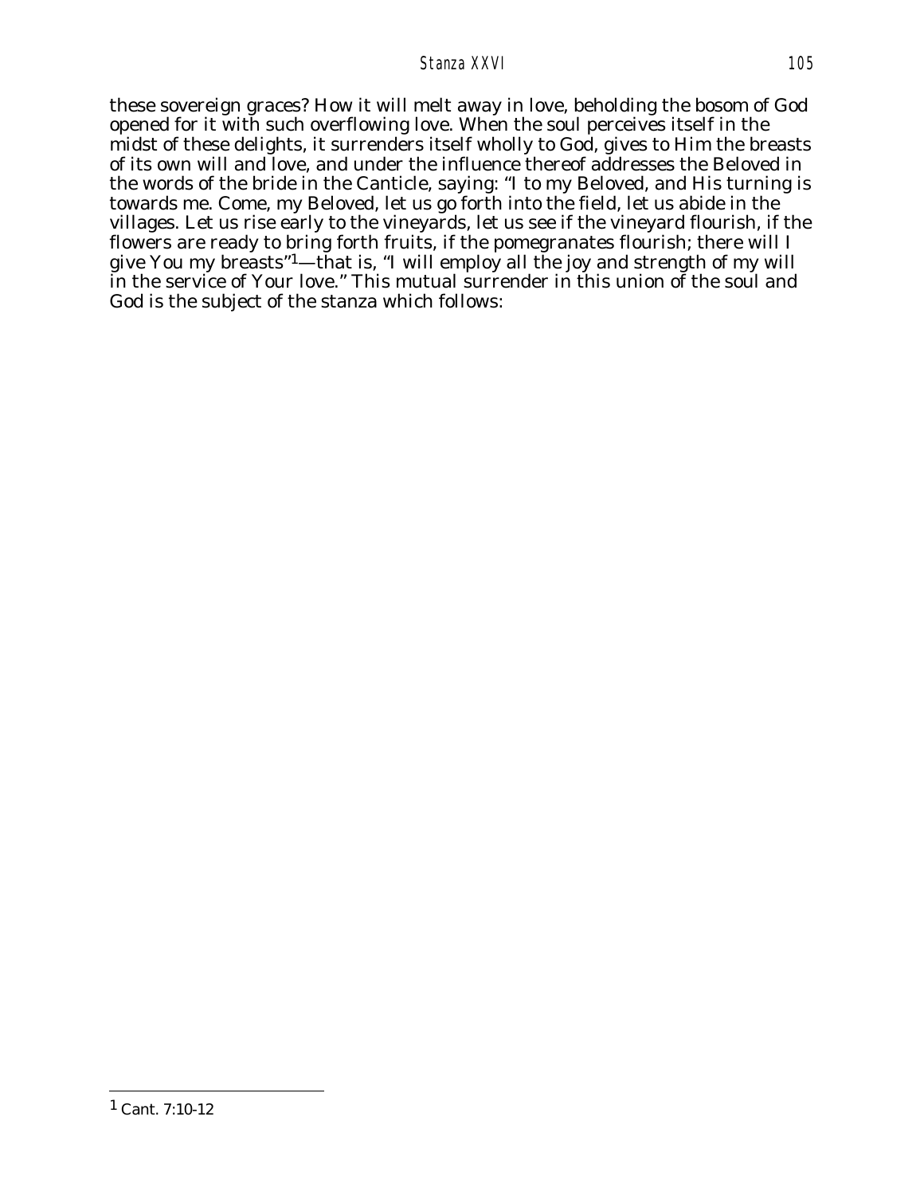these sovereign graces? How it will melt away in love, beholding the bosom of God opened for it with such overflowing love. When the soul perceives itself in the midst of these delights, it surrenders itself wholly to God, gives to Him the breasts of its own will and love, and under the influence thereof addresses the Beloved in the words of the bride in the Canticle, saying: "I to my Beloved, and His turning is towards me. Come, my Beloved, let us go forth into the field, let us abide in the villages. Let us rise early to the vineyards, let us see if the vineyard flourish, if the flowers are ready to bring forth fruits, if the pomegranates flourish; there will I give You my breasts"[1]—that is, "I will employ all the joy and strength of my will in the service of Your love." This mutual surrender in this union of the soul and God is the subject of the stanza which follows:

---

[1] Cant. 7:10-12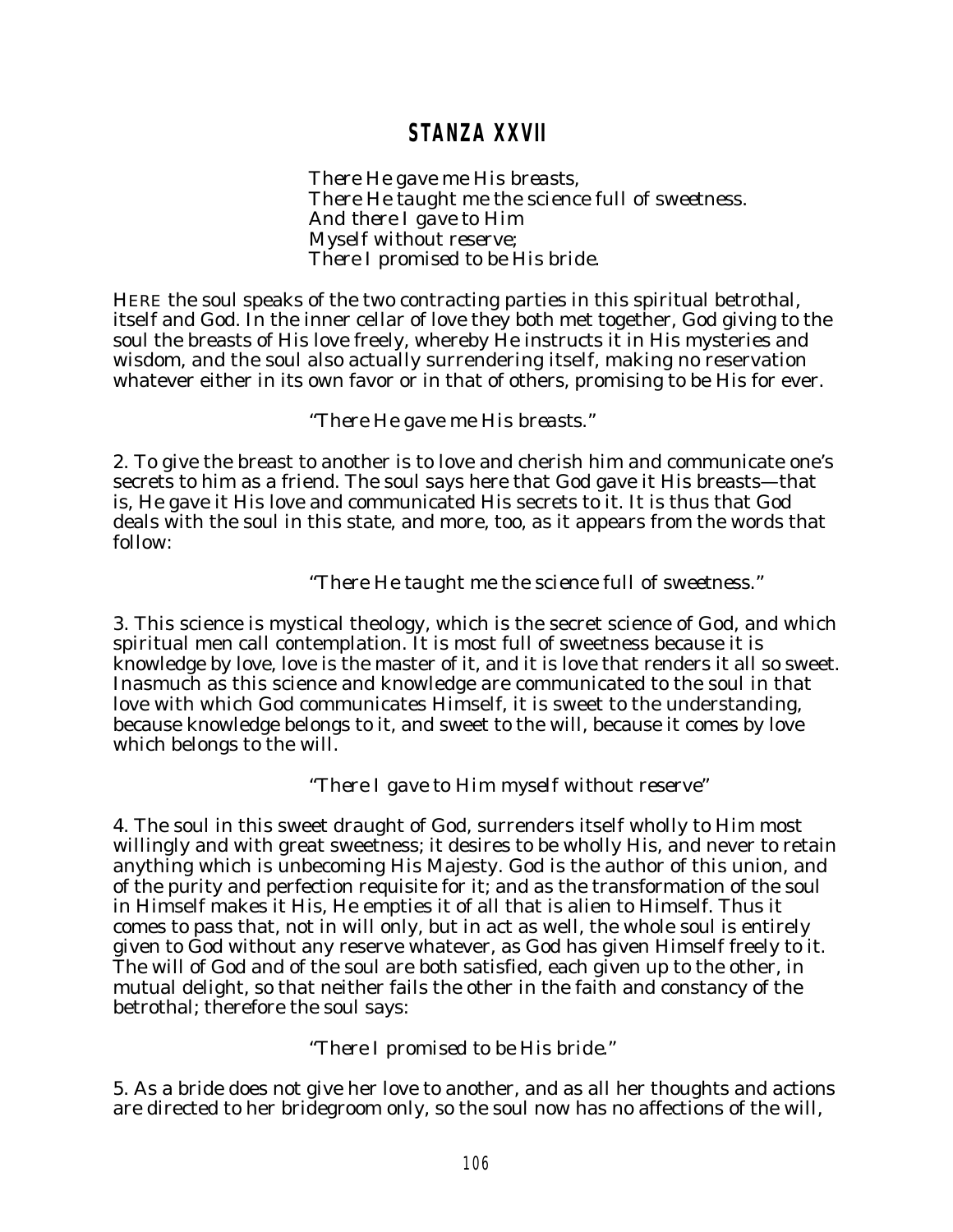## STANZA XXVII

*There He gave me His breasts,*
*There He taught me the science full of sweetness.*
*And there I gave to Him*
*Myself without reserve;*
*There I promised to be His bride.*

HERE the soul speaks of the two contracting parties in this spiritual betrothal, itself and God. In the inner cellar of love they both met together, God giving to the soul the breasts of His love freely, whereby He instructs it in His mysteries and wisdom, and the soul also actually surrendering itself, making no reservation whatever either in its own favor or in that of others, promising to be His for ever.

*"There He gave me His breasts."*

2. To give the breast to another is to love and cherish him and communicate one's secrets to him as a friend. The soul says here that God gave it His breasts—that is, He gave it His love and communicated His secrets to it. It is thus that God deals with the soul in this state, and more, too, as it appears from the words that follow:

*"There He taught me the science full of sweetness."*

3. This science is mystical theology, which is the secret science of God, and which spiritual men call contemplation. It is most full of sweetness because it is knowledge by love, love is the master of it, and it is love that renders it all so sweet. Inasmuch as this science and knowledge are communicated to the soul in that love with which God communicates Himself, it is sweet to the understanding, because knowledge belongs to it, and sweet to the will, because it comes by love which belongs to the will.

*"There I gave to Him myself without reserve"*

4. The soul in this sweet draught of God, surrenders itself wholly to Him most willingly and with great sweetness; it desires to be wholly His, and never to retain anything which is unbecoming His Majesty. God is the author of this union, and of the purity and perfection requisite for it; and as the transformation of the soul in Himself makes it His, He empties it of all that is alien to Himself. Thus it comes to pass that, not in will only, but in act as well, the whole soul is entirely given to God without any reserve whatever, as God has given Himself freely to it. The will of God and of the soul are both satisfied, each given up to the other, in mutual delight, so that neither fails the other in the faith and constancy of the betrothal; therefore the soul says:

*"There I promised to be His bride."*

5. As a bride does not give her love to another, and as all her thoughts and actions are directed to her bridegroom only, so the soul now has no affections of the will,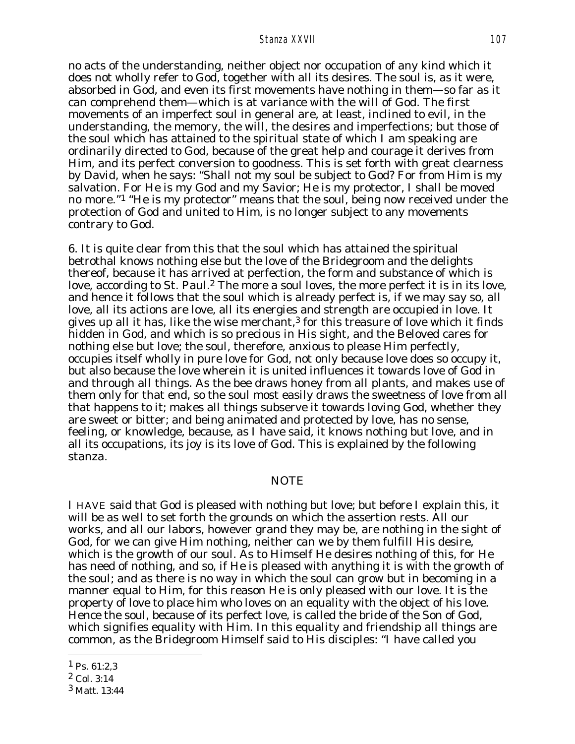no acts of the understanding, neither object nor occupation of any kind which it does not wholly refer to God, together with all its desires. The soul is, as it were, absorbed in God, and even its first movements have nothing in them—so far as it can comprehend them—which is at variance with the will of God. The first movements of an imperfect soul in general are, at least, inclined to evil, in the understanding, the memory, the will, the desires and imperfections; but those of the soul which has attained to the spiritual state of which I am speaking are ordinarily directed to God, because of the great help and courage it derives from Him, and its perfect conversion to goodness. This is set forth with great clearness by David, when he says: "Shall not my soul be subject to God? For from Him is my salvation. For He is my God and my Savior; He is my protector, I shall be moved no more."[1] "He is my protector" means that the soul, being now received under the protection of God and united to Him, is no longer subject to any movements contrary to God.

6. It is quite clear from this that the soul which has attained the spiritual betrothal knows nothing else but the love of the Bridegroom and the delights thereof, because it has arrived at perfection, the form and substance of which is love, according to St. Paul.[2] The more a soul loves, the more perfect it is in its love, and hence it follows that the soul which is already perfect is, if we may say so, all love, all its actions are love, all its energies and strength are occupied in love. It gives up all it has, like the wise merchant,[3] for this treasure of love which it finds hidden in God, and which is so precious in His sight, and the Beloved cares for nothing else but love; the soul, therefore, anxious to please Him perfectly, occupies itself wholly in pure love for God, not only because love does so occupy it, but also because the love wherein it is united influences it towards love of God in and through all things. As the bee draws honey from all plants, and makes use of them only for that end, so the soul most easily draws the sweetness of love from all that happens to it; makes all things subserve it towards loving God, whether they are sweet or bitter; and being animated and protected by love, has no sense, feeling, or knowledge, because, as I have said, it knows nothing but love, and in all its occupations, its joy is its love of God. This is explained by the following stanza.

## NOTE

I HAVE said that God is pleased with nothing but love; but before I explain this, it will be as well to set forth the grounds on which the assertion rests. All our works, and all our labors, however grand they may be, are nothing in the sight of God, for we can give Him nothing, neither can we by them fulfill His desire, which is the growth of our soul. As to Himself He desires nothing of this, for He has need of nothing, and so, if He is pleased with anything it is with the growth of the soul; and as there is no way in which the soul can grow but in becoming in a manner equal to Him, for this reason He is only pleased with our love. It is the property of love to place him who loves on an equality with the object of his love. Hence the soul, because of its perfect love, is called the bride of the Son of God, which signifies equality with Him. In this equality and friendship all things are common, as the Bridegroom Himself said to His disciples: "I have called you

[1] Ps. 61:2,3

[2] Col. 3:14

[3] Matt. 13:44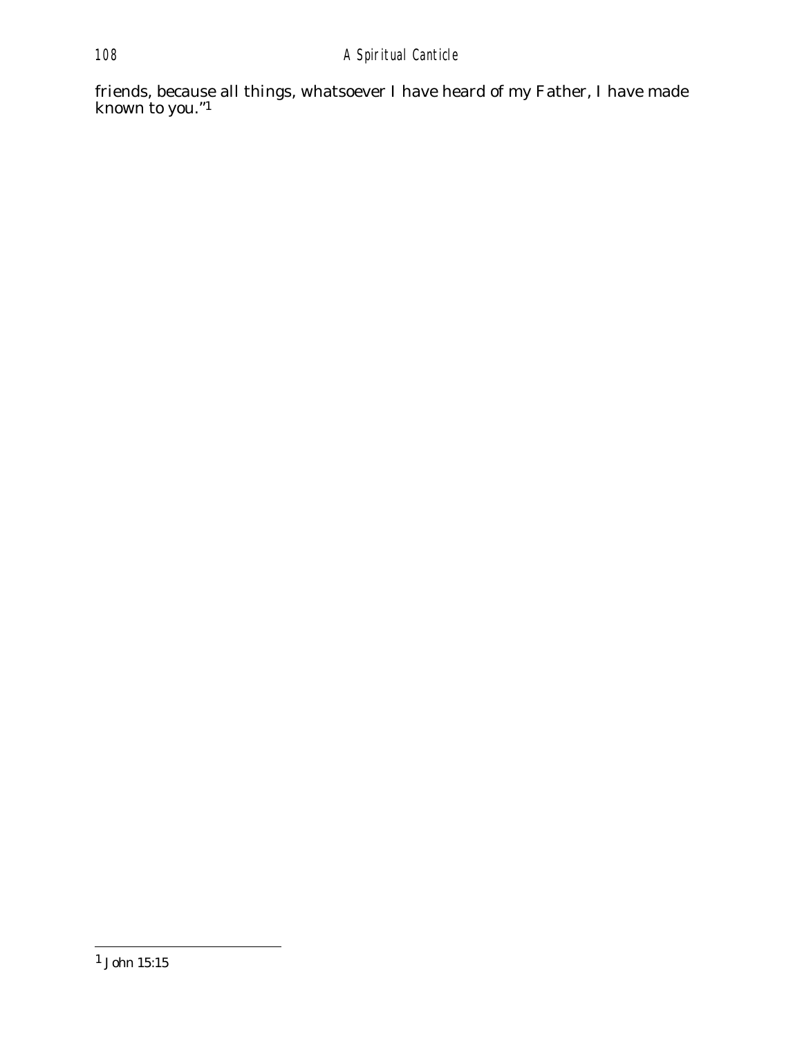friends, because all things, whatsoever I have heard of my Father, I have made known to you."[1]

---

[1] John 15:15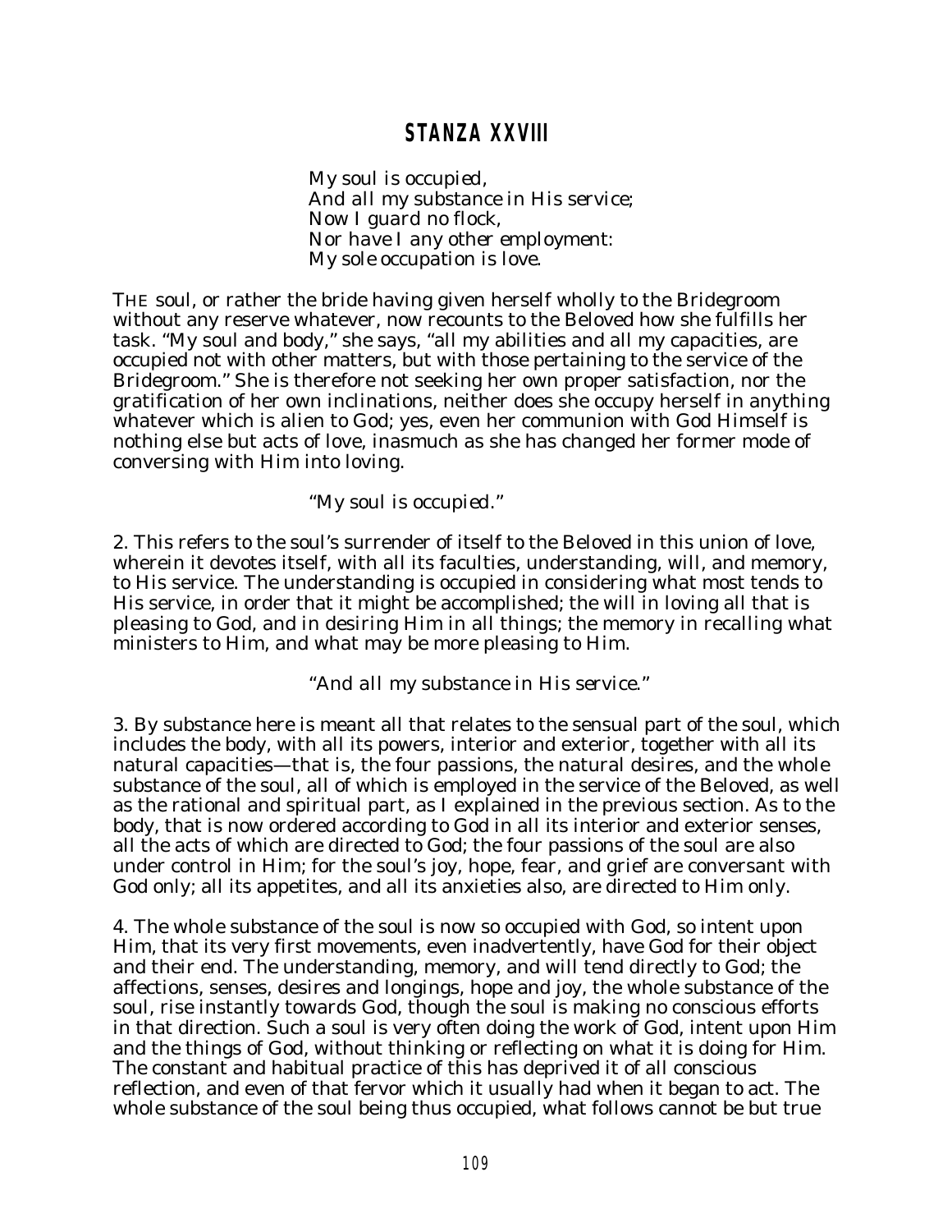## STANZA XXVIII

*My soul is occupied,*
*And all my substance in His service;*
*Now I guard no flock,*
*Nor have I any other employment:*
*My sole occupation is love.*

THE soul, or rather the bride having given herself wholly to the Bridegroom without any reserve whatever, now recounts to the Beloved how she fulfills her task. “My soul and body,” she says, “all my abilities and all my capacities, are occupied not with other matters, but with those pertaining to the service of the Bridegroom.” She is therefore not seeking her own proper satisfaction, nor the gratification of her own inclinations, neither does she occupy herself in anything whatever which is alien to God; yes, even her communion with God Himself is nothing else but acts of love, inasmuch as she has changed her former mode of conversing with Him into loving.

*“My soul is occupied.”*

2. This refers to the soul’s surrender of itself to the Beloved in this union of love, wherein it devotes itself, with all its faculties, understanding, will, and memory, to His service. The understanding is occupied in considering what most tends to His service, in order that it might be accomplished; the will in loving all that is pleasing to God, and in desiring Him in all things; the memory in recalling what ministers to Him, and what may be more pleasing to Him.

*“And all my substance in His service.”*

3. By substance here is meant all that relates to the sensual part of the soul, which includes the body, with all its powers, interior and exterior, together with all its natural capacities—that is, the four passions, the natural desires, and the whole substance of the soul, all of which is employed in the service of the Beloved, as well as the rational and spiritual part, as I explained in the previous section. As to the body, that is now ordered according to God in all its interior and exterior senses, all the acts of which are directed to God; the four passions of the soul are also under control in Him; for the soul’s joy, hope, fear, and grief are conversant with God only; all its appetites, and all its anxieties also, are directed to Him only.

4. The whole substance of the soul is now so occupied with God, so intent upon Him, that its very first movements, even inadvertently, have God for their object and their end. The understanding, memory, and will tend directly to God; the affections, senses, desires and longings, hope and joy, the whole substance of the soul, rise instantly towards God, though the soul is making no conscious efforts in that direction. Such a soul is very often doing the work of God, intent upon Him and the things of God, without thinking or reflecting on what it is doing for Him. The constant and habitual practice of this has deprived it of all conscious reflection, and even of that fervor which it usually had when it began to act. The whole substance of the soul being thus occupied, what follows cannot be but true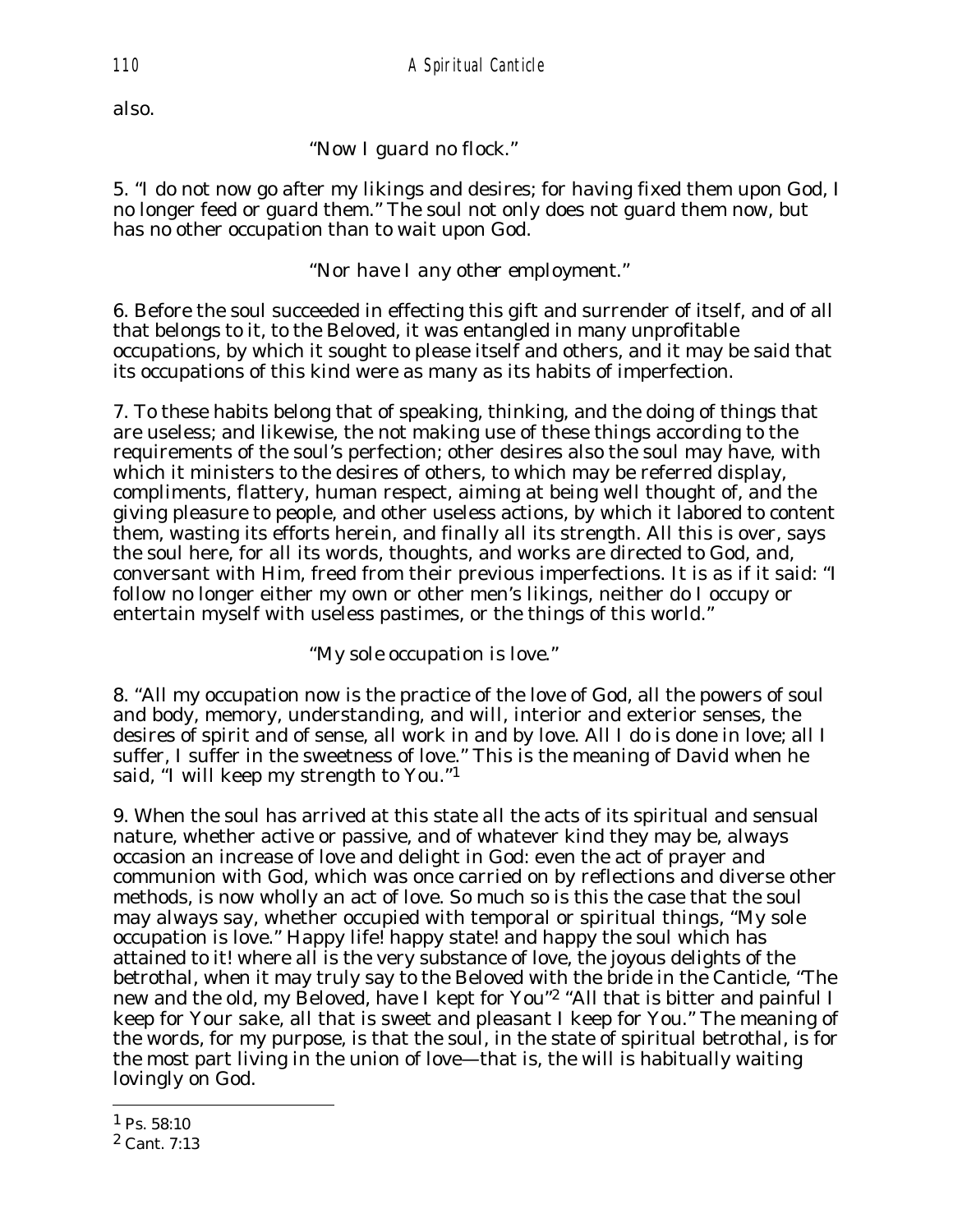also.

*"Now I guard no flock."*

5. "I do not now go after my likings and desires; for having fixed them upon God, I no longer feed or guard them." The soul not only does not guard them now, but has no other occupation than to wait upon God.

*"Nor have I any other employment."*

6. Before the soul succeeded in effecting this gift and surrender of itself, and of all that belongs to it, to the Beloved, it was entangled in many unprofitable occupations, by which it sought to please itself and others, and it may be said that its occupations of this kind were as many as its habits of imperfection.

7. To these habits belong that of speaking, thinking, and the doing of things that are useless; and likewise, the not making use of these things according to the requirements of the soul's perfection; other desires also the soul may have, with which it ministers to the desires of others, to which may be referred display, compliments, flattery, human respect, aiming at being well thought of, and the giving pleasure to people, and other useless actions, by which it labored to content them, wasting its efforts herein, and finally all its strength. All this is over, says the soul here, for all its words, thoughts, and works are directed to God, and, conversant with Him, freed from their previous imperfections. It is as if it said: "I follow no longer either my own or other men's likings, neither do I occupy or entertain myself with useless pastimes, or the things of this world."

*"My sole occupation is love."*

8. "All my occupation now is the practice of the love of God, all the powers of soul and body, memory, understanding, and will, interior and exterior senses, the desires of spirit and of sense, all work in and by love. All I do is done in love; all I suffer, I suffer in the sweetness of love." This is the meaning of David when he said, "I will keep my strength to You."[1]

9. When the soul has arrived at this state all the acts of its spiritual and sensual nature, whether active or passive, and of whatever kind they may be, always occasion an increase of love and delight in God: even the act of prayer and communion with God, which was once carried on by reflections and diverse other methods, is now wholly an act of love. So much so is this the case that the soul may always say, whether occupied with temporal or spiritual things, "My sole occupation is love." Happy life! happy state! and happy the soul which has attained to it! where all is the very substance of love, the joyous delights of the betrothal, when it may truly say to the Beloved with the bride in the Canticle, "The new and the old, my Beloved, have I kept for You"[2] "All that is bitter and painful I keep for Your sake, all that is sweet and pleasant I keep for You." The meaning of the words, for my purpose, is that the soul, in the state of spiritual betrothal, is for the most part living in the union of love—that is, the will is habitually waiting lovingly on God.

---

[1] Ps. 58:10

[2] Cant. 7:13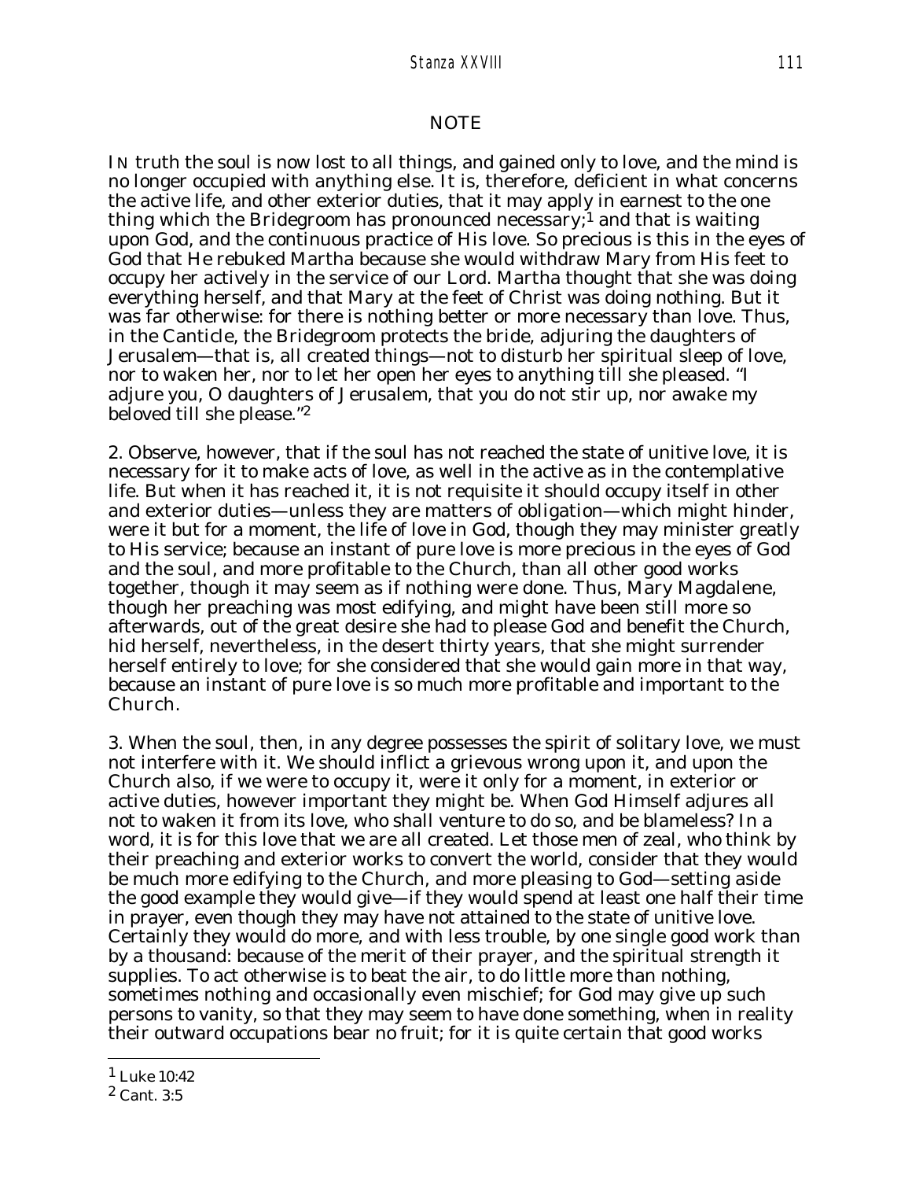## NOTE

IN truth the soul is now lost to all things, and gained only to love, and the mind is no longer occupied with anything else. It is, therefore, deficient in what concerns the active life, and other exterior duties, that it may apply in earnest to the one thing which the Bridegroom has pronounced necessary;[1] and that is waiting upon God, and the continuous practice of His love. So precious is this in the eyes of God that He rebuked Martha because she would withdraw Mary from His feet to occupy her actively in the service of our Lord. Martha thought that she was doing everything herself, and that Mary at the feet of Christ was doing nothing. But it was far otherwise: for there is nothing better or more necessary than love. Thus, in the Canticle, the Bridegroom protects the bride, adjuring the daughters of Jerusalem—that is, all created things—not to disturb her spiritual sleep of love, nor to waken her, nor to let her open her eyes to anything till she pleased. "I adjure you, O daughters of Jerusalem, that you do not stir up, nor awake my beloved till she please."[2]

2. Observe, however, that if the soul has not reached the state of unitive love, it is necessary for it to make acts of love, as well in the active as in the contemplative life. But when it has reached it, it is not requisite it should occupy itself in other and exterior duties—unless they are matters of obligation—which might hinder, were it but for a moment, the life of love in God, though they may minister greatly to His service; because an instant of pure love is more precious in the eyes of God and the soul, and more profitable to the Church, than all other good works together, though it may seem as if nothing were done. Thus, Mary Magdalene, though her preaching was most edifying, and might have been still more so afterwards, out of the great desire she had to please God and benefit the Church, hid herself, nevertheless, in the desert thirty years, that she might surrender herself entirely to love; for she considered that she would gain more in that way, because an instant of pure love is so much more profitable and important to the Church.

3. When the soul, then, in any degree possesses the spirit of solitary love, we must not interfere with it. We should inflict a grievous wrong upon it, and upon the Church also, if we were to occupy it, were it only for a moment, in exterior or active duties, however important they might be. When God Himself adjures all not to waken it from its love, who shall venture to do so, and be blameless? In a word, it is for this love that we are all created. Let those men of zeal, who think by their preaching and exterior works to convert the world, consider that they would be much more edifying to the Church, and more pleasing to God—setting aside the good example they would give—if they would spend at least one half their time in prayer, even though they may have not attained to the state of unitive love. Certainly they would do more, and with less trouble, by one single good work than by a thousand: because of the merit of their prayer, and the spiritual strength it supplies. To act otherwise is to beat the air, to do little more than nothing, sometimes nothing and occasionally even mischief; for God may give up such persons to vanity, so that they may seem to have done something, when in reality their outward occupations bear no fruit; for it is quite certain that good works

---

[1] Luke 10:42

[2] Cant. 3:5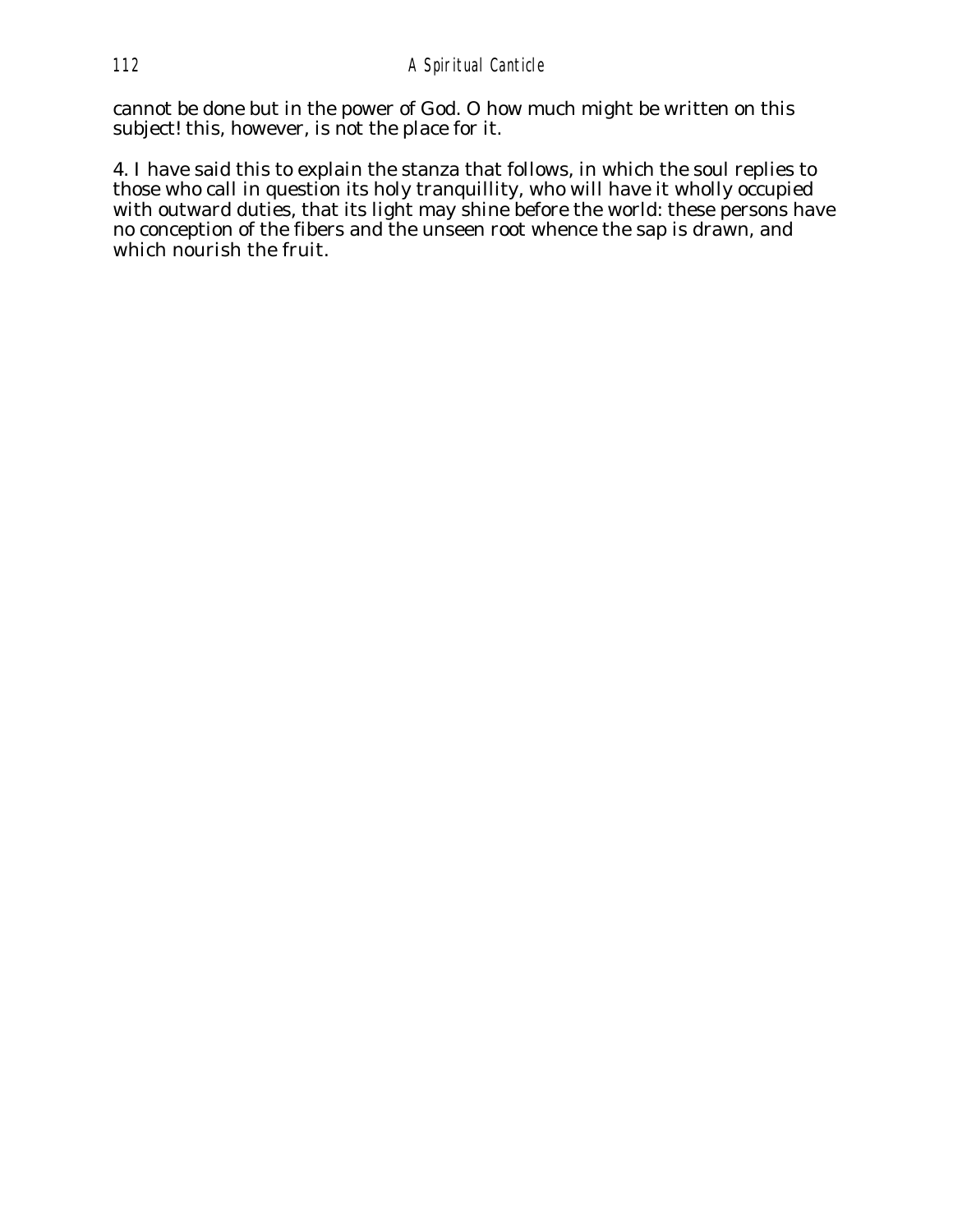cannot be done but in the power of God. O how much might be written on this subject! this, however, is not the place for it.

4. I have said this to explain the stanza that follows, in which the soul replies to those who call in question its holy tranquillity, who will have it wholly occupied with outward duties, that its light may shine before the world: these persons have no conception of the fibers and the unseen root whence the sap is drawn, and which nourish the fruit.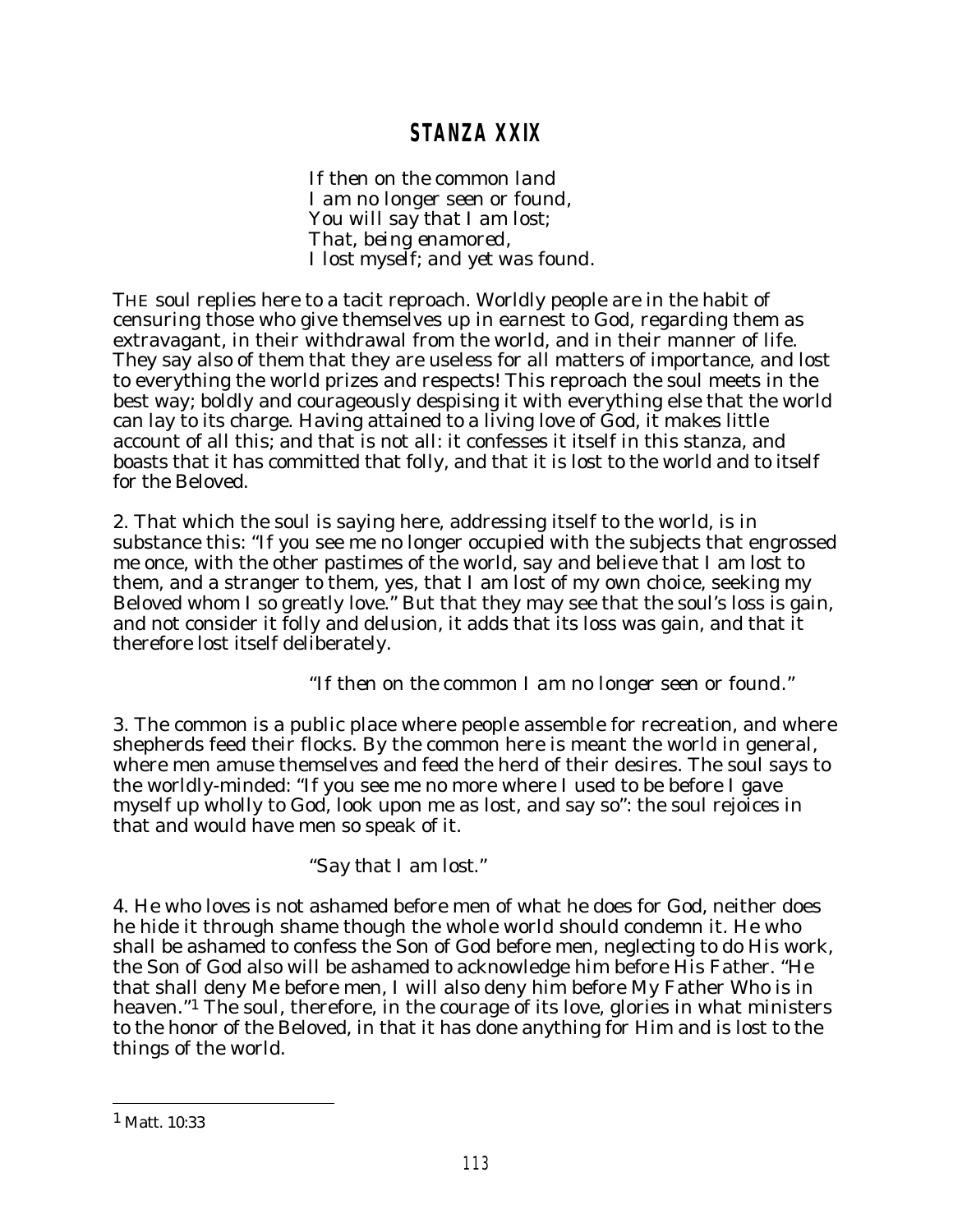## STANZA XXIX

*If then on the common land*
*I am no longer seen or found,*
*You will say that I am lost;*
*That, being enamored,*
*I lost myself; and yet was found.*

THE soul replies here to a tacit reproach. Worldly people are in the habit of censuring those who give themselves up in earnest to God, regarding them as extravagant, in their withdrawal from the world, and in their manner of life. They say also of them that they are useless for all matters of importance, and lost to everything the world prizes and respects! This reproach the soul meets in the best way; boldly and courageously despising it with everything else that the world can lay to its charge. Having attained to a living love of God, it makes little account of all this; and that is not all: it confesses it itself in this stanza, and boasts that it has committed that folly, and that it is lost to the world and to itself for the Beloved.

2. That which the soul is saying here, addressing itself to the world, is in substance this: "If you see me no longer occupied with the subjects that engrossed me once, with the other pastimes of the world, say and believe that I am lost to them, and a stranger to them, yes, that I am lost of my own choice, seeking my Beloved whom I so greatly love." But that they may see that the soul's loss is gain, and not consider it folly and delusion, it adds that its loss was gain, and that it therefore lost itself deliberately.

*"If then on the common I am no longer seen or found."*

3. The common is a public place where people assemble for recreation, and where shepherds feed their flocks. By the common here is meant the world in general, where men amuse themselves and feed the herd of their desires. The soul says to the worldly-minded: "If you see me no more where I used to be before I gave myself up wholly to God, look upon me as lost, and say so": the soul rejoices in that and would have men so speak of it.

*"Say that I am lost."*

4. He who loves is not ashamed before men of what he does for God, neither does he hide it through shame though the whole world should condemn it. He who shall be ashamed to confess the Son of God before men, neglecting to do His work, the Son of God also will be ashamed to acknowledge him before His Father. "He that shall deny Me before men, I will also deny him before My Father Who is in heaven."[1] The soul, therefore, in the courage of its love, glories in what ministers to the honor of the Beloved, in that it has done anything for Him and is lost to the things of the world.

---

[1] Matt. 10:33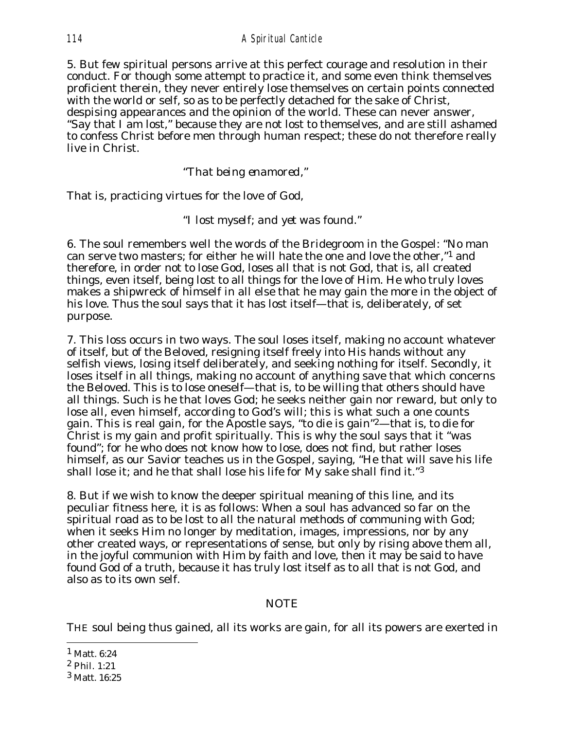5. But few spiritual persons arrive at this perfect courage and resolution in their conduct. For though some attempt to practice it, and some even think themselves proficient therein, they never entirely lose themselves on certain points connected with the world or self, so as to be perfectly detached for the sake of Christ, despising appearances and the opinion of the world. These can never answer, "Say that I am lost," because they are not lost to themselves, and are still ashamed to confess Christ before men through human respect; these do not therefore really live in Christ.

*"That being enamored,"*

That is, practicing virtues for the love of God,

*"I lost myself; and yet was found."*

6. The soul remembers well the words of the Bridegroom in the Gospel: "No man can serve two masters; for either he will hate the one and love the other,"[1] and therefore, in order not to lose God, loses all that is not God, that is, all created things, even itself, being lost to all things for the love of Him. He who truly loves makes a shipwreck of himself in all else that he may gain the more in the object of his love. Thus the soul says that it has lost itself—that is, deliberately, of set purpose.

7. This loss occurs in two ways. The soul loses itself, making no account whatever of itself, but of the Beloved, resigning itself freely into His hands without any selfish views, losing itself deliberately, and seeking nothing for itself. Secondly, it loses itself in all things, making no account of anything save that which concerns the Beloved. This is to lose oneself—that is, to be willing that others should have all things. Such is he that loves God; he seeks neither gain nor reward, but only to lose all, even himself, according to God's will; this is what such a one counts gain. This is real gain, for the Apostle says, "to die is gain"[2]—that is, to die for Christ is my gain and profit spiritually. This is why the soul says that it "was found"; for he who does not know how to lose, does not find, but rather loses himself, as our Savior teaches us in the Gospel, saying, "He that will save his life shall lose it; and he that shall lose his life for My sake shall find it."[3]

8. But if we wish to know the deeper spiritual meaning of this line, and its peculiar fitness here, it is as follows: When a soul has advanced so far on the spiritual road as to be lost to all the natural methods of communing with God; when it seeks Him no longer by meditation, images, impressions, nor by any other created ways, or representations of sense, but only by rising above them all, in the joyful communion with Him by faith and love, then it may be said to have found God of a truth, because it has truly lost itself as to all that is not God, and also as to its own self.

## NOTE

THE soul being thus gained, all its works are gain, for all its powers are exerted in

[1] Matt. 6:24

[2] Phil. 1:21

[3] Matt. 16:25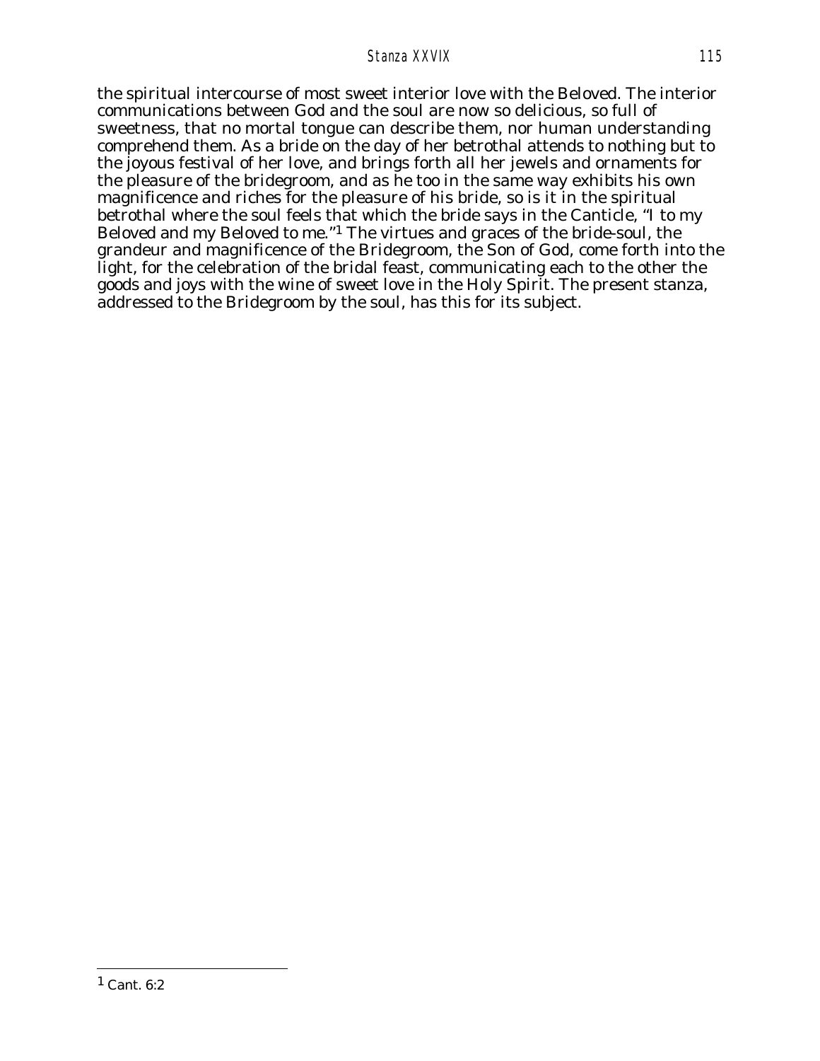the spiritual intercourse of most sweet interior love with the Beloved. The interior communications between God and the soul are now so delicious, so full of sweetness, that no mortal tongue can describe them, nor human understanding comprehend them. As a bride on the day of her betrothal attends to nothing but to the joyous festival of her love, and brings forth all her jewels and ornaments for the pleasure of the bridegroom, and as he too in the same way exhibits his own magnificence and riches for the pleasure of his bride, so is it in the spiritual betrothal where the soul feels that which the bride says in the Canticle, "I to my Beloved and my Beloved to me."[1] The virtues and graces of the bride-soul, the grandeur and magnificence of the Bridegroom, the Son of God, come forth into the light, for the celebration of the bridal feast, communicating each to the other the goods and joys with the wine of sweet love in the Holy Spirit. The present stanza, addressed to the Bridegroom by the soul, has this for its subject.

---

[1] Cant. 6:2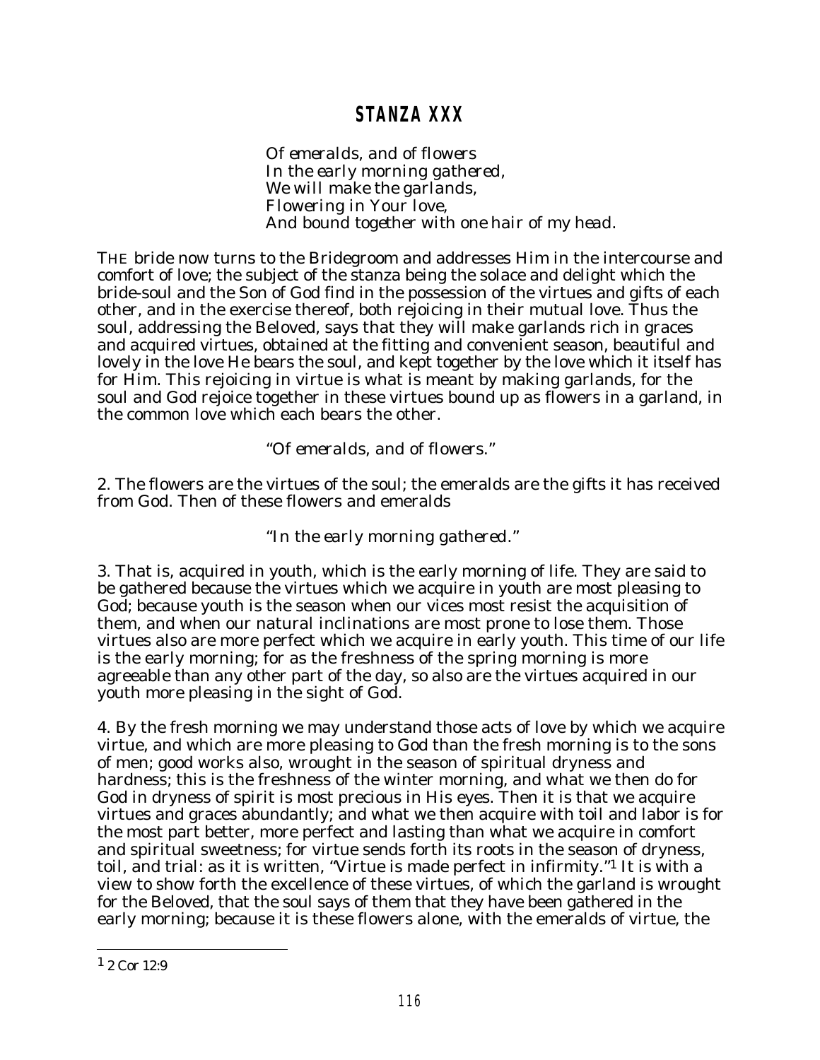## STANZA XXX

*Of emeralds, and of flowers*
*In the early morning gathered,*
*We will make the garlands,*
*Flowering in Your love,*
*And bound together with one hair of my head.*

THE bride now turns to the Bridegroom and addresses Him in the intercourse and comfort of love; the subject of the stanza being the solace and delight which the bride-soul and the Son of God find in the possession of the virtues and gifts of each other, and in the exercise thereof, both rejoicing in their mutual love. Thus the soul, addressing the Beloved, says that they will make garlands rich in graces and acquired virtues, obtained at the fitting and convenient season, beautiful and lovely in the love He bears the soul, and kept together by the love which it itself has for Him. This rejoicing in virtue is what is meant by making garlands, for the soul and God rejoice together in these virtues bound up as flowers in a garland, in the common love which each bears the other.

*"Of emeralds, and of flowers."*

2. The flowers are the virtues of the soul; the emeralds are the gifts it has received from God. Then of these flowers and emeralds

*"In the early morning gathered."*

3. That is, acquired in youth, which is the early morning of life. They are said to be gathered because the virtues which we acquire in youth are most pleasing to God; because youth is the season when our vices most resist the acquisition of them, and when our natural inclinations are most prone to lose them. Those virtues also are more perfect which we acquire in early youth. This time of our life is the early morning; for as the freshness of the spring morning is more agreeable than any other part of the day, so also are the virtues acquired in our youth more pleasing in the sight of God.

4. By the fresh morning we may understand those acts of love by which we acquire virtue, and which are more pleasing to God than the fresh morning is to the sons of men; good works also, wrought in the season of spiritual dryness and hardness; this is the freshness of the winter morning, and what we then do for God in dryness of spirit is most precious in His eyes. Then it is that we acquire virtues and graces abundantly; and what we then acquire with toil and labor is for the most part better, more perfect and lasting than what we acquire in comfort and spiritual sweetness; for virtue sends forth its roots in the season of dryness, toil, and trial: as it is written, "Virtue is made perfect in infirmity."[1] It is with a view to show forth the excellence of these virtues, of which the garland is wrought for the Beloved, that the soul says of them that they have been gathered in the early morning; because it is these flowers alone, with the emeralds of virtue, the

[1] 2 Cor 12:9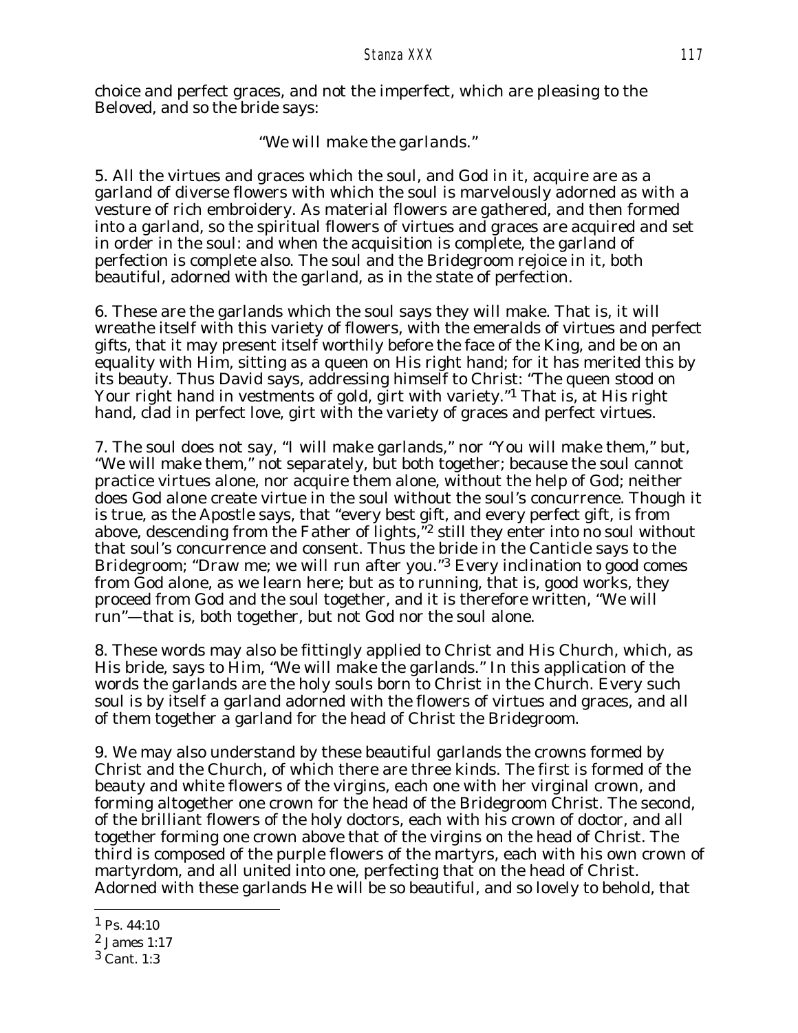choice and perfect graces, and not the imperfect, which are pleasing to the Beloved, and so the bride says:

*"We will make the garlands."*

5. All the virtues and graces which the soul, and God in it, acquire are as a garland of diverse flowers with which the soul is marvelously adorned as with a vesture of rich embroidery. As material flowers are gathered, and then formed into a garland, so the spiritual flowers of virtues and graces are acquired and set in order in the soul: and when the acquisition is complete, the garland of perfection is complete also. The soul and the Bridegroom rejoice in it, both beautiful, adorned with the garland, as in the state of perfection.

6. These are the garlands which the soul says they will make. That is, it will wreathe itself with this variety of flowers, with the emeralds of virtues and perfect gifts, that it may present itself worthily before the face of the King, and be on an equality with Him, sitting as a queen on His right hand; for it has merited this by its beauty. Thus David says, addressing himself to Christ: "The queen stood on Your right hand in vestments of gold, girt with variety."[1] That is, at His right hand, clad in perfect love, girt with the variety of graces and perfect virtues.

7. The soul does not say, "I will make garlands," nor "You will make them," but, "We will make them," not separately, but both together; because the soul cannot practice virtues alone, nor acquire them alone, without the help of God; neither does God alone create virtue in the soul without the soul's concurrence. Though it is true, as the Apostle says, that "every best gift, and every perfect gift, is from above, descending from the Father of lights,"[2] still they enter into no soul without that soul's concurrence and consent. Thus the bride in the Canticle says to the Bridegroom; "Draw me; we will run after you."[3] Every inclination to good comes from God alone, as we learn here; but as to running, that is, good works, they proceed from God and the soul together, and it is therefore written, "We will run"—that is, both together, but not God nor the soul alone.

8. These words may also be fittingly applied to Christ and His Church, which, as His bride, says to Him, "We will make the garlands." In this application of the words the garlands are the holy souls born to Christ in the Church. Every such soul is by itself a garland adorned with the flowers of virtues and graces, and all of them together a garland for the head of Christ the Bridegroom.

9. We may also understand by these beautiful garlands the crowns formed by Christ and the Church, of which there are three kinds. The first is formed of the beauty and white flowers of the virgins, each one with her virginal crown, and forming altogether one crown for the head of the Bridegroom Christ. The second, of the brilliant flowers of the holy doctors, each with his crown of doctor, and all together forming one crown above that of the virgins on the head of Christ. The third is composed of the purple flowers of the martyrs, each with his own crown of martyrdom, and all united into one, perfecting that on the head of Christ. Adorned with these garlands He will be so beautiful, and so lovely to behold, that

---

[1] Ps. 44:10

[2] James 1:17

[3] Cant. 1:3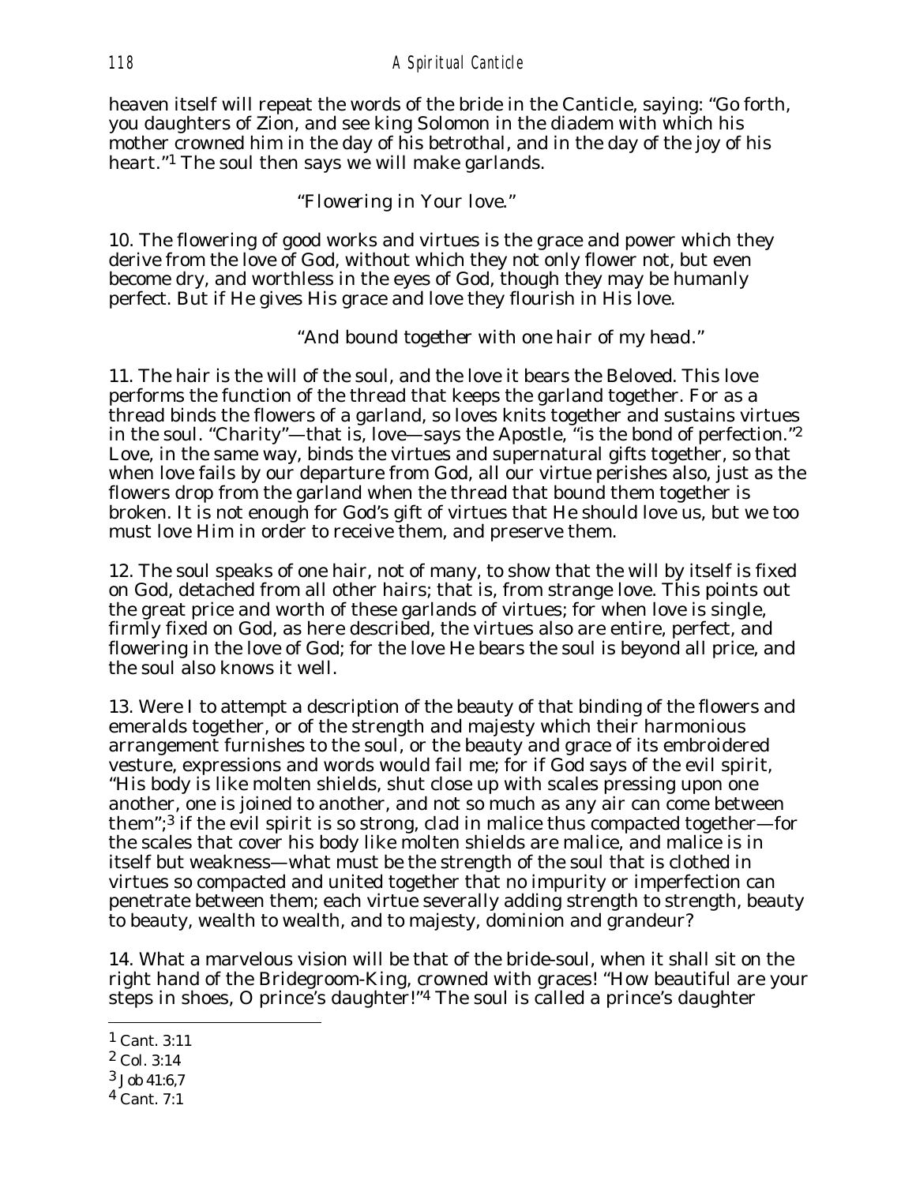heaven itself will repeat the words of the bride in the Canticle, saying: "Go forth, you daughters of Zion, and see king Solomon in the diadem with which his mother crowned him in the day of his betrothal, and in the day of the joy of his heart."[1] The soul then says we will make garlands.

*"Flowering in Your love."*

10. The flowering of good works and virtues is the grace and power which they derive from the love of God, without which they not only flower not, but even become dry, and worthless in the eyes of God, though they may be humanly perfect. But if He gives His grace and love they flourish in His love.

*"And bound together with one hair of my head."*

11. The hair is the will of the soul, and the love it bears the Beloved. This love performs the function of the thread that keeps the garland together. For as a thread binds the flowers of a garland, so loves knits together and sustains virtues in the soul. "Charity"—that is, love—says the Apostle, "is the bond of perfection."[2] Love, in the same way, binds the virtues and supernatural gifts together, so that when love fails by our departure from God, all our virtue perishes also, just as the flowers drop from the garland when the thread that bound them together is broken. It is not enough for God's gift of virtues that He should love us, but we too must love Him in order to receive them, and preserve them.

12. The soul speaks of one hair, not of many, to show that the will by itself is fixed on God, detached from all other hairs; that is, from strange love. This points out the great price and worth of these garlands of virtues; for when love is single, firmly fixed on God, as here described, the virtues also are entire, perfect, and flowering in the love of God; for the love He bears the soul is beyond all price, and the soul also knows it well.

13. Were I to attempt a description of the beauty of that binding of the flowers and emeralds together, or of the strength and majesty which their harmonious arrangement furnishes to the soul, or the beauty and grace of its embroidered vesture, expressions and words would fail me; for if God says of the evil spirit, "His body is like molten shields, shut close up with scales pressing upon one another, one is joined to another, and not so much as any air can come between them";[3] if the evil spirit is so strong, clad in malice thus compacted together—for the scales that cover his body like molten shields are malice, and malice is in itself but weakness—what must be the strength of the soul that is clothed in virtues so compacted and united together that no impurity or imperfection can penetrate between them; each virtue severally adding strength to strength, beauty to beauty, wealth to wealth, and to majesty, dominion and grandeur?

14. What a marvelous vision will be that of the bride-soul, when it shall sit on the right hand of the Bridegroom-King, crowned with graces! "How beautiful are your steps in shoes, O prince's daughter!"[4] The soul is called a prince's daughter

---

[1] Cant. 3:11

[2] Col. 3:14

[3] Job 41:6,7

[4] Cant. 7:1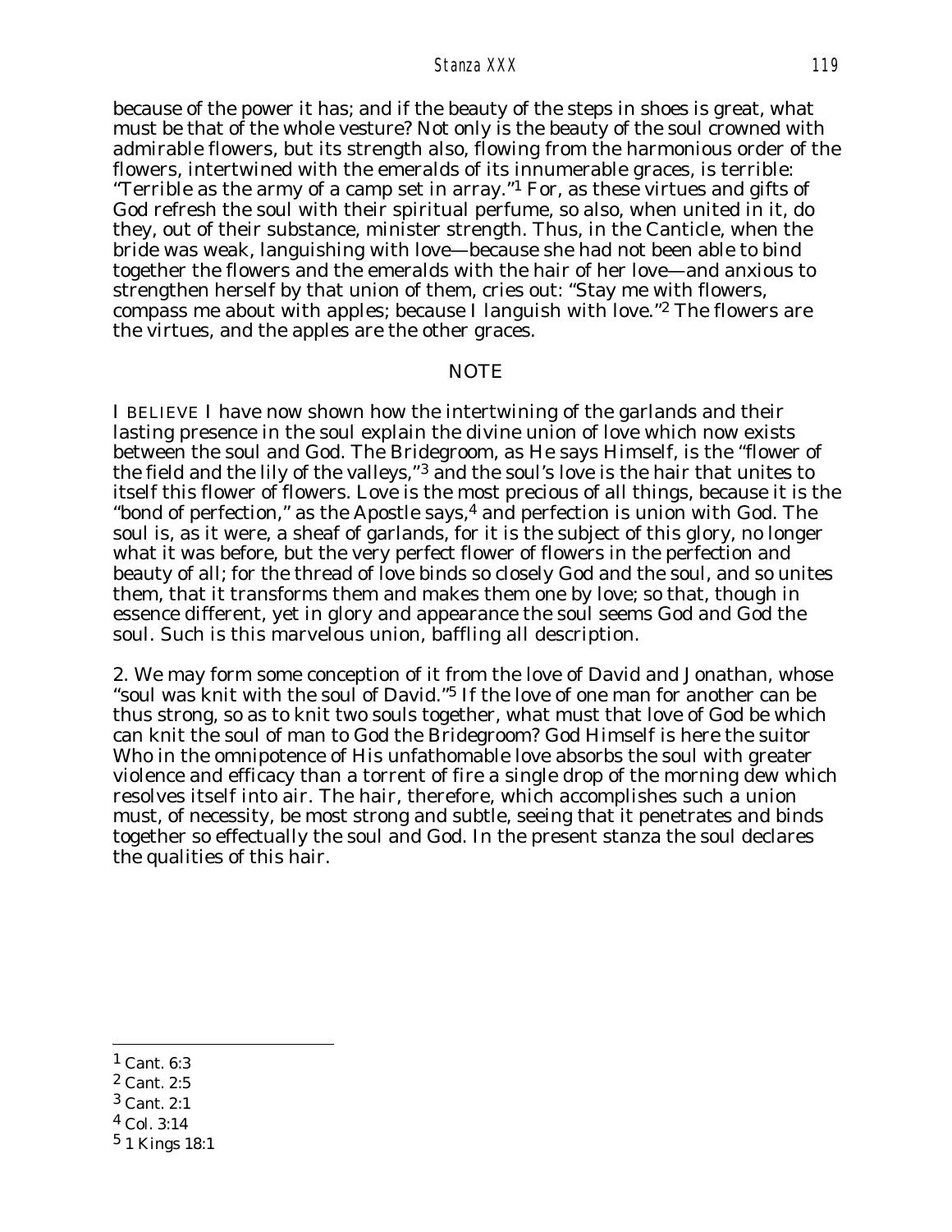because of the power it has; and if the beauty of the steps in shoes is great, what must be that of the whole vesture? Not only is the beauty of the soul crowned with admirable flowers, but its strength also, flowing from the harmonious order of the flowers, intertwined with the emeralds of its innumerable graces, is terrible: "Terrible as the army of a camp set in array."[1] For, as these virtues and gifts of God refresh the soul with their spiritual perfume, so also, when united in it, do they, out of their substance, minister strength. Thus, in the Canticle, when the bride was weak, languishing with love—because she had not been able to bind together the flowers and the emeralds with the hair of her love—and anxious to strengthen herself by that union of them, cries out: "Stay me with flowers, compass me about with apples; because I languish with love."[2] The flowers are the virtues, and the apples are the other graces.

## NOTE

I BELIEVE I have now shown how the intertwining of the garlands and their lasting presence in the soul explain the divine union of love which now exists between the soul and God. The Bridegroom, as He says Himself, is the "flower of the field and the lily of the valleys,"[3] and the soul's love is the hair that unites to itself this flower of flowers. Love is the most precious of all things, because it is the "bond of perfection," as the Apostle says,[4] and perfection is union with God. The soul is, as it were, a sheaf of garlands, for it is the subject of this glory, no longer what it was before, but the very perfect flower of flowers in the perfection and beauty of all; for the thread of love binds so closely God and the soul, and so unites them, that it transforms them and makes them one by love; so that, though in essence different, yet in glory and appearance the soul seems God and God the soul. Such is this marvelous union, baffling all description.

2. We may form some conception of it from the love of David and Jonathan, whose "soul was knit with the soul of David."[5] If the love of one man for another can be thus strong, so as to knit two souls together, what must that love of God be which can knit the soul of man to God the Bridegroom? God Himself is here the suitor Who in the omnipotence of His unfathomable love absorbs the soul with greater violence and efficacy than a torrent of fire a single drop of the morning dew which resolves itself into air. The hair, therefore, which accomplishes such a union must, of necessity, be most strong and subtle, seeing that it penetrates and binds together so effectually the soul and God. In the present stanza the soul declares the qualities of this hair.

---

[1] Cant. 6:3

[2] Cant. 2:5

[3] Cant. 2:1

[4] Col. 3:14

[5] 1 Kings 18:1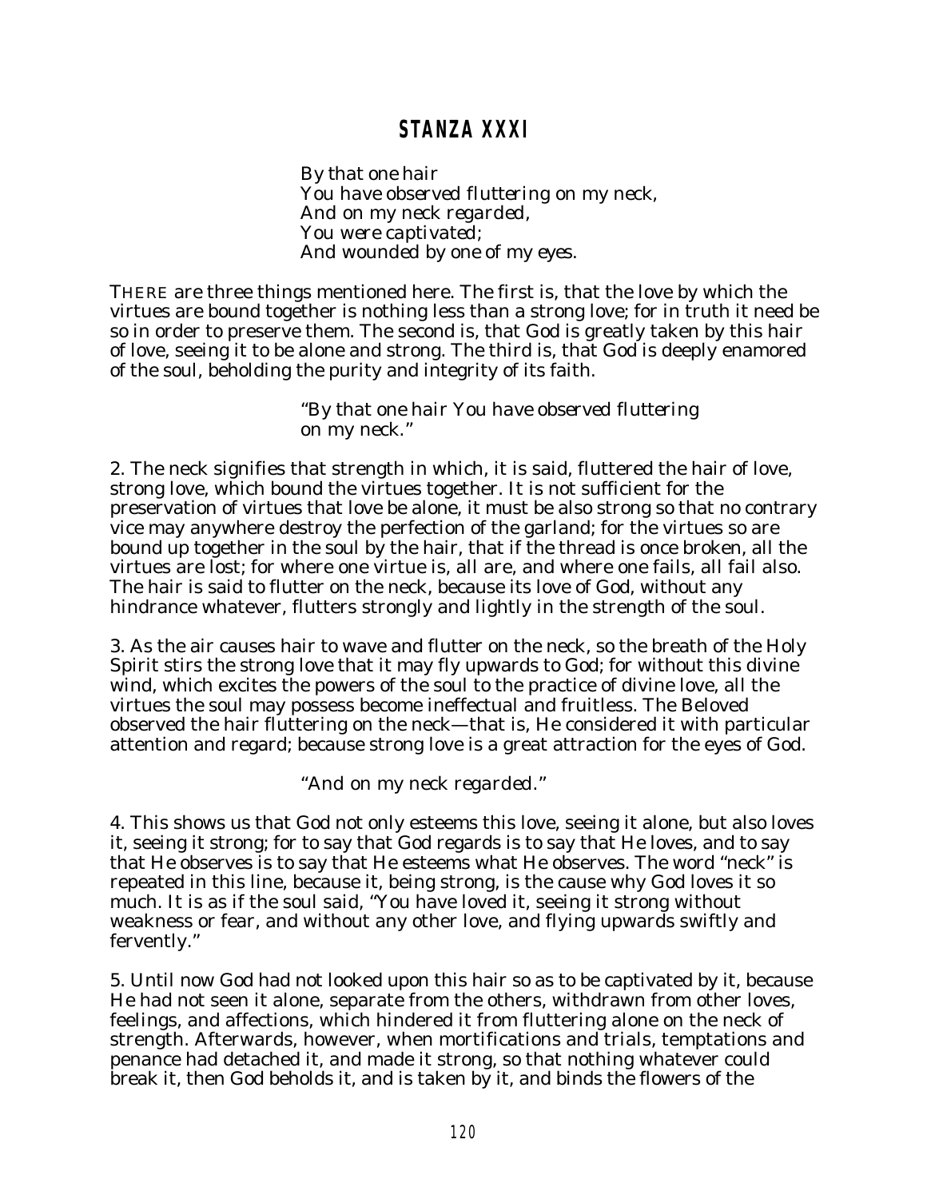## STANZA XXXI

*By that one hair*
*You have observed fluttering on my neck,*
*And on my neck regarded,*
*You were captivated;*
*And wounded by one of my eyes.*

THERE are three things mentioned here. The first is, that the love by which the virtues are bound together is nothing less than a strong love; for in truth it need be so in order to preserve them. The second is, that God is greatly taken by this hair of love, seeing it to be alone and strong. The third is, that God is deeply enamored of the soul, beholding the purity and integrity of its faith.

> *"By that one hair You have observed fluttering on my neck."*

2. The neck signifies that strength in which, it is said, fluttered the hair of love, strong love, which bound the virtues together. It is not sufficient for the preservation of virtues that love be alone, it must be also strong so that no contrary vice may anywhere destroy the perfection of the garland; for the virtues so are bound up together in the soul by the hair, that if the thread is once broken, all the virtues are lost; for where one virtue is, all are, and where one fails, all fail also. The hair is said to flutter on the neck, because its love of God, without any hindrance whatever, flutters strongly and lightly in the strength of the soul.

3. As the air causes hair to wave and flutter on the neck, so the breath of the Holy Spirit stirs the strong love that it may fly upwards to God; for without this divine wind, which excites the powers of the soul to the practice of divine love, all the virtues the soul may possess become ineffectual and fruitless. The Beloved observed the hair fluttering on the neck—that is, He considered it with particular attention and regard; because strong love is a great attraction for the eyes of God.

> *"And on my neck regarded."*

4. This shows us that God not only esteems this love, seeing it alone, but also loves it, seeing it strong; for to say that God regards is to say that He loves, and to say that He observes is to say that He esteems what He observes. The word "neck" is repeated in this line, because it, being strong, is the cause why God loves it so much. It is as if the soul said, "You have loved it, seeing it strong without weakness or fear, and without any other love, and flying upwards swiftly and fervently."

5. Until now God had not looked upon this hair so as to be captivated by it, because He had not seen it alone, separate from the others, withdrawn from other loves, feelings, and affections, which hindered it from fluttering alone on the neck of strength. Afterwards, however, when mortifications and trials, temptations and penance had detached it, and made it strong, so that nothing whatever could break it, then God beholds it, and is taken by it, and binds the flowers of the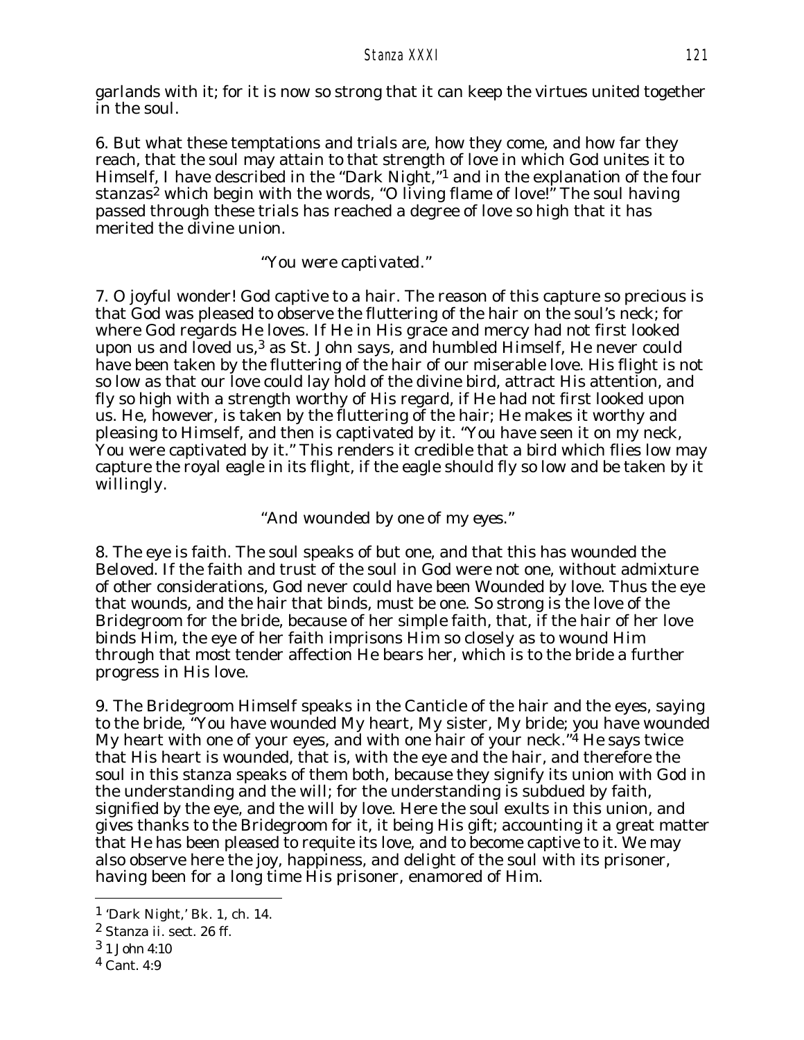garlands with it; for it is now so strong that it can keep the virtues united together in the soul.

6. But what these temptations and trials are, how they come, and how far they reach, that the soul may attain to that strength of love in which God unites it to Himself, I have described in the "Dark Night,"[1] and in the explanation of the four stanzas[2] which begin with the words, "O living flame of love!" The soul having passed through these trials has reached a degree of love so high that it has merited the divine union.

*"You were captivated."*

7. O joyful wonder! God captive to a hair. The reason of this capture so precious is that God was pleased to observe the fluttering of the hair on the soul's neck; for where God regards He loves. If He in His grace and mercy had not first looked upon us and loved us,[3] as St. John says, and humbled Himself, He never could have been taken by the fluttering of the hair of our miserable love. His flight is not so low as that our love could lay hold of the divine bird, attract His attention, and fly so high with a strength worthy of His regard, if He had not first looked upon us. He, however, is taken by the fluttering of the hair; He makes it worthy and pleasing to Himself, and then is captivated by it. "You have seen it on my neck, You were captivated by it." This renders it credible that a bird which flies low may capture the royal eagle in its flight, if the eagle should fly so low and be taken by it willingly.

*"And wounded by one of my eyes."*

8. The eye is faith. The soul speaks of but one, and that this has wounded the Beloved. If the faith and trust of the soul in God were not one, without admixture of other considerations, God never could have been Wounded by love. Thus the eye that wounds, and the hair that binds, must be one. So strong is the love of the Bridegroom for the bride, because of her simple faith, that, if the hair of her love binds Him, the eye of her faith imprisons Him so closely as to wound Him through that most tender affection He bears her, which is to the bride a further progress in His love.

9. The Bridegroom Himself speaks in the Canticle of the hair and the eyes, saying to the bride, "You have wounded My heart, My sister, My bride; you have wounded My heart with one of your eyes, and with one hair of your neck."[4] He says twice that His heart is wounded, that is, with the eye and the hair, and therefore the soul in this stanza speaks of them both, because they signify its union with God in the understanding and the will; for the understanding is subdued by faith, signified by the eye, and the will by love. Here the soul exults in this union, and gives thanks to the Bridegroom for it, it being His gift; accounting it a great matter that He has been pleased to requite its love, and to become captive to it. We may also observe here the joy, happiness, and delight of the soul with its prisoner, having been for a long time His prisoner, enamored of Him.

---

[1] 'Dark Night,' Bk. 1, ch. 14.

[2] Stanza ii. sect. 26 ff.

[3] 1 John 4:10

[4] Cant. 4:9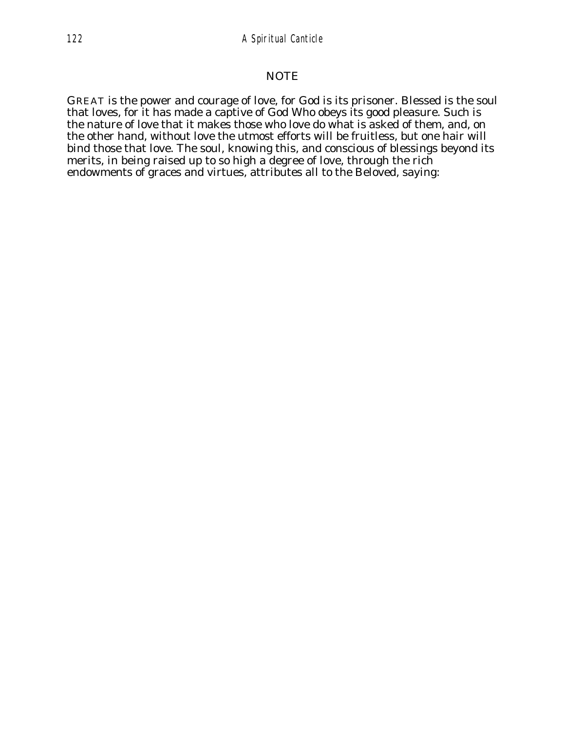## NOTE

GREAT is the power and courage of love, for God is its prisoner. Blessed is the soul that loves, for it has made a captive of God Who obeys its good pleasure. Such is the nature of love that it makes those who love do what is asked of them, and, on the other hand, without love the utmost efforts will be fruitless, but one hair will bind those that love. The soul, knowing this, and conscious of blessings beyond its merits, in being raised up to so high a degree of love, through the rich endowments of graces and virtues, attributes all to the Beloved, saying: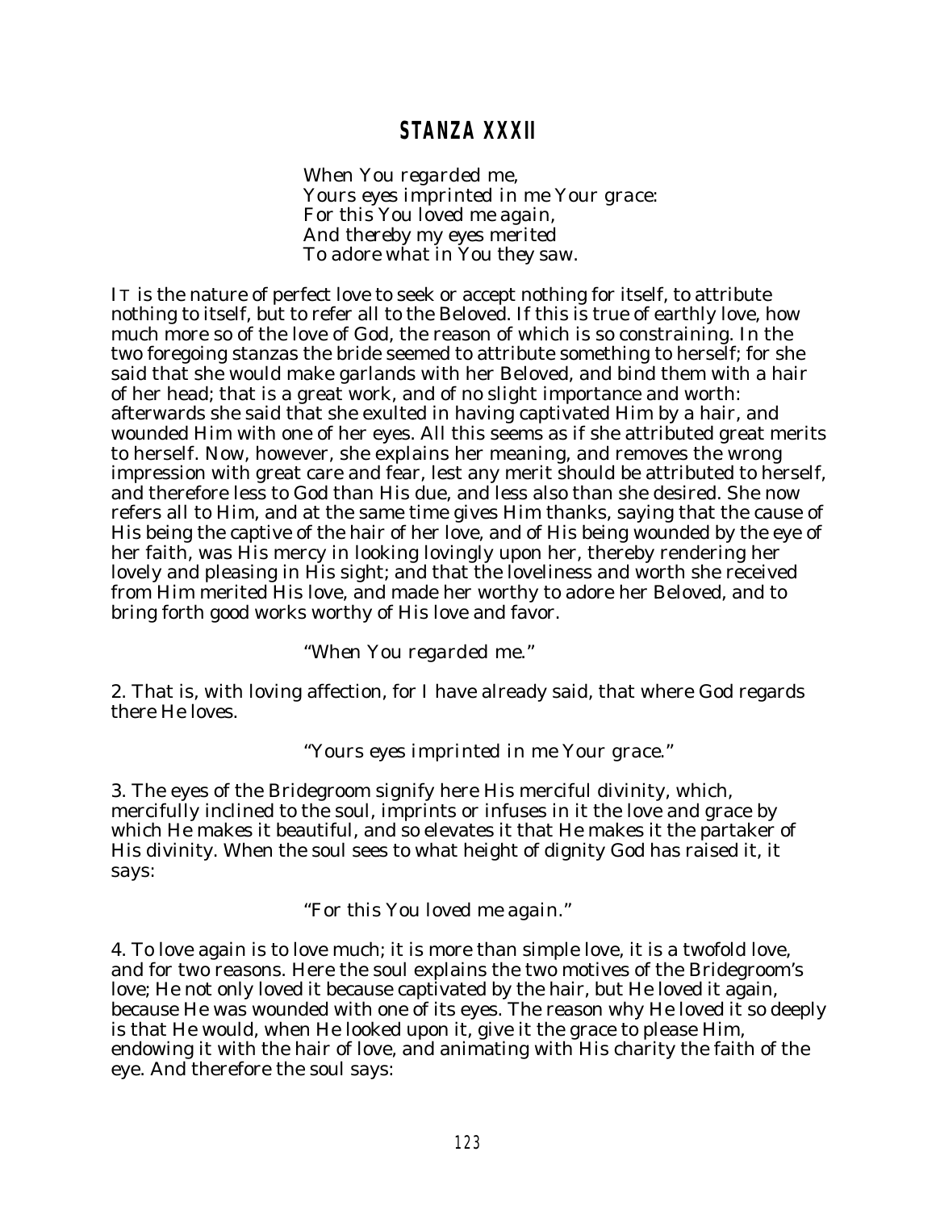## STANZA XXXII

*When You regarded me,*
*Yours eyes imprinted in me Your grace:*
*For this You loved me again,*
*And thereby my eyes merited*
*To adore what in You they saw.*

IT is the nature of perfect love to seek or accept nothing for itself, to attribute nothing to itself, but to refer all to the Beloved. If this is true of earthly love, how much more so of the love of God, the reason of which is so constraining. In the two foregoing stanzas the bride seemed to attribute something to herself; for she said that she would make garlands with her Beloved, and bind them with a hair of her head; that is a great work, and of no slight importance and worth: afterwards she said that she exulted in having captivated Him by a hair, and wounded Him with one of her eyes. All this seems as if she attributed great merits to herself. Now, however, she explains her meaning, and removes the wrong impression with great care and fear, lest any merit should be attributed to herself, and therefore less to God than His due, and less also than she desired. She now refers all to Him, and at the same time gives Him thanks, saying that the cause of His being the captive of the hair of her love, and of His being wounded by the eye of her faith, was His mercy in looking lovingly upon her, thereby rendering her lovely and pleasing in His sight; and that the loveliness and worth she received from Him merited His love, and made her worthy to adore her Beloved, and to bring forth good works worthy of His love and favor.

*"When You regarded me."*

2. That is, with loving affection, for I have already said, that where God regards there He loves.

*"Yours eyes imprinted in me Your grace."*

3. The eyes of the Bridegroom signify here His merciful divinity, which, mercifully inclined to the soul, imprints or infuses in it the love and grace by which He makes it beautiful, and so elevates it that He makes it the partaker of His divinity. When the soul sees to what height of dignity God has raised it, it says:

*"For this You loved me again."*

4. To love again is to love much; it is more than simple love, it is a twofold love, and for two reasons. Here the soul explains the two motives of the Bridegroom's love; He not only loved it because captivated by the hair, but He loved it again, because He was wounded with one of its eyes. The reason why He loved it so deeply is that He would, when He looked upon it, give it the grace to please Him, endowing it with the hair of love, and animating with His charity the faith of the eye. And therefore the soul says: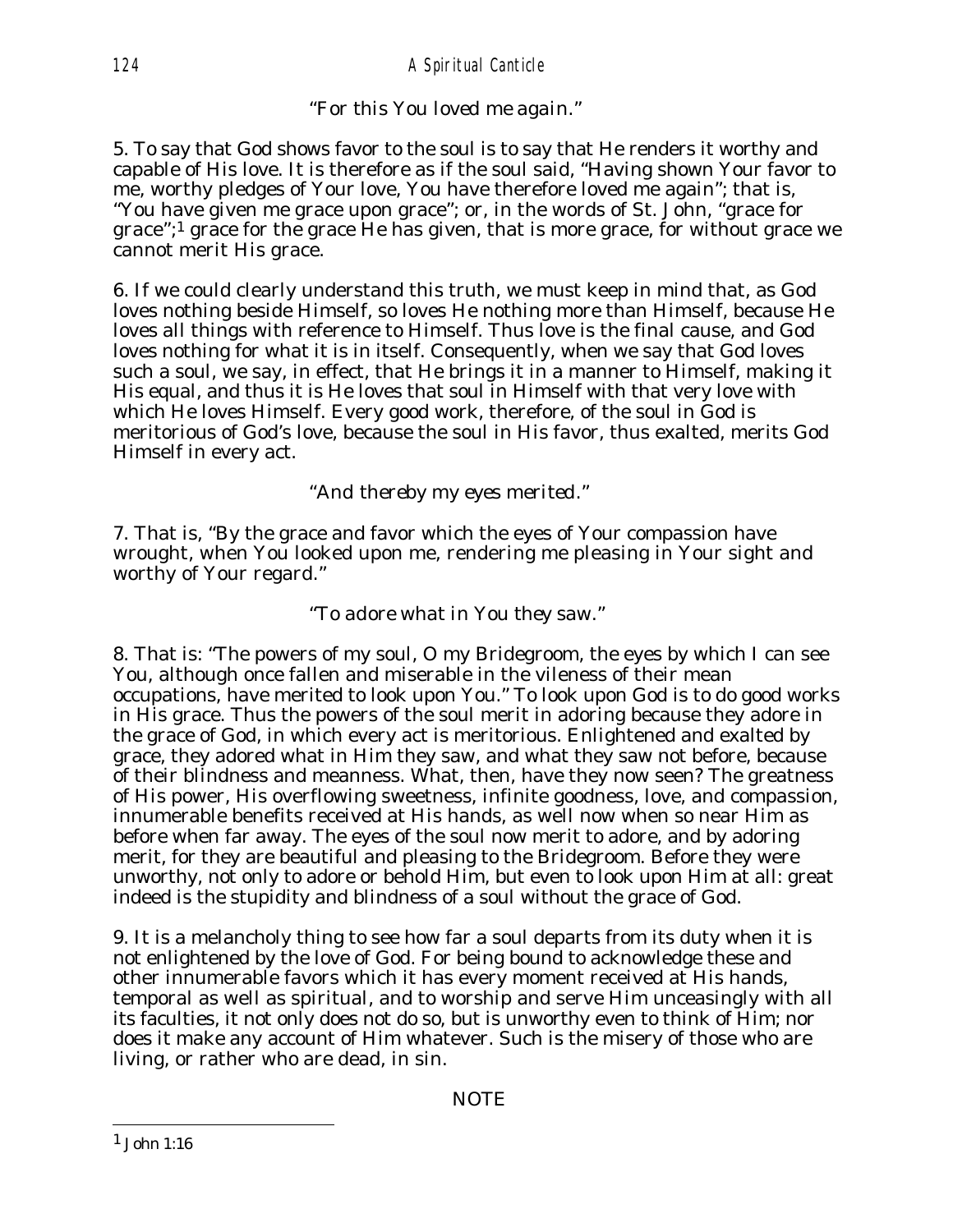*"For this You loved me again."*

5. To say that God shows favor to the soul is to say that He renders it worthy and capable of His love. It is therefore as if the soul said, "Having shown Your favor to me, worthy pledges of Your love, You have therefore loved me again"; that is, "You have given me grace upon grace"; or, in the words of St. John, "grace for grace";[1] grace for the grace He has given, that is more grace, for without grace we cannot merit His grace.

6. If we could clearly understand this truth, we must keep in mind that, as God loves nothing beside Himself, so loves He nothing more than Himself, because He loves all things with reference to Himself. Thus love is the final cause, and God loves nothing for what it is in itself. Consequently, when we say that God loves such a soul, we say, in effect, that He brings it in a manner to Himself, making it His equal, and thus it is He loves that soul in Himself with that very love with which He loves Himself. Every good work, therefore, of the soul in God is meritorious of God's love, because the soul in His favor, thus exalted, merits God Himself in every act.

*"And thereby my eyes merited."*

7. That is, "By the grace and favor which the eyes of Your compassion have wrought, when You looked upon me, rendering me pleasing in Your sight and worthy of Your regard."

*"To adore what in You they saw."*

8. That is: "The powers of my soul, O my Bridegroom, the eyes by which I can see You, although once fallen and miserable in the vileness of their mean occupations, have merited to look upon You." To look upon God is to do good works in His grace. Thus the powers of the soul merit in adoring because they adore in the grace of God, in which every act is meritorious. Enlightened and exalted by grace, they adored what in Him they saw, and what they saw not before, because of their blindness and meanness. What, then, have they now seen? The greatness of His power, His overflowing sweetness, infinite goodness, love, and compassion, innumerable benefits received at His hands, as well now when so near Him as before when far away. The eyes of the soul now merit to adore, and by adoring merit, for they are beautiful and pleasing to the Bridegroom. Before they were unworthy, not only to adore or behold Him, but even to look upon Him at all: great indeed is the stupidity and blindness of a soul without the grace of God.

9. It is a melancholy thing to see how far a soul departs from its duty when it is not enlightened by the love of God. For being bound to acknowledge these and other innumerable favors which it has every moment received at His hands, temporal as well as spiritual, and to worship and serve Him unceasingly with all its faculties, it not only does not do so, but is unworthy even to think of Him; nor does it make any account of Him whatever. Such is the misery of those who are living, or rather who are dead, in sin.

NOTE

---

[1] John 1:16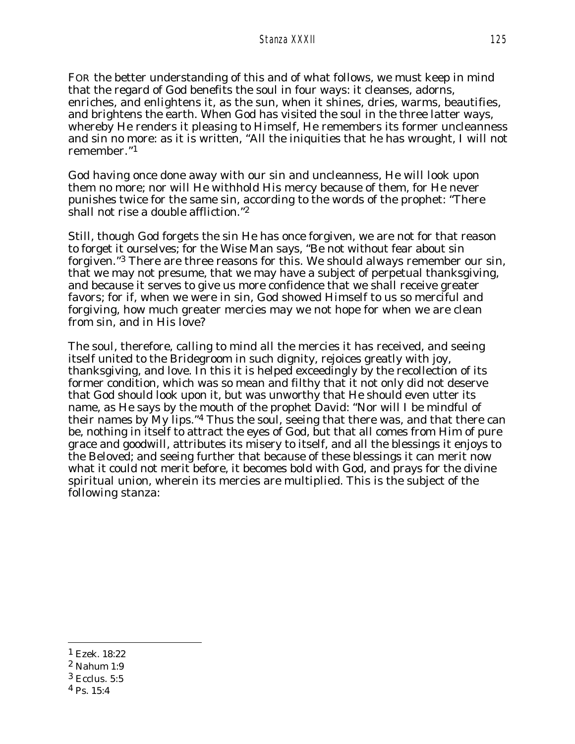FOR the better understanding of this and of what follows, we must keep in mind that the regard of God benefits the soul in four ways: it cleanses, adorns, enriches, and enlightens it, as the sun, when it shines, dries, warms, beautifies, and brightens the earth. When God has visited the soul in the three latter ways, whereby He renders it pleasing to Himself, He remembers its former uncleanness and sin no more: as it is written, "All the iniquities that he has wrought, I will not remember."[1]

God having once done away with our sin and uncleanness, He will look upon them no more; nor will He withhold His mercy because of them, for He never punishes twice for the same sin, according to the words of the prophet: "There shall not rise a double affliction."[2]

Still, though God forgets the sin He has once forgiven, we are not for that reason to forget it ourselves; for the Wise Man says, "Be not without fear about sin forgiven."[3] There are three reasons for this. We should always remember our sin, that we may not presume, that we may have a subject of perpetual thanksgiving, and because it serves to give us more confidence that we shall receive greater favors; for if, when we were in sin, God showed Himself to us so merciful and forgiving, how much greater mercies may we not hope for when we are clean from sin, and in His love?

The soul, therefore, calling to mind all the mercies it has received, and seeing itself united to the Bridegroom in such dignity, rejoices greatly with joy, thanksgiving, and love. In this it is helped exceedingly by the recollection of its former condition, which was so mean and filthy that it not only did not deserve that God should look upon it, but was unworthy that He should even utter its name, as He says by the mouth of the prophet David: "Nor will I be mindful of their names by My lips."[4] Thus the soul, seeing that there was, and that there can be, nothing in itself to attract the eyes of God, but that all comes from Him of pure grace and goodwill, attributes its misery to itself, and all the blessings it enjoys to the Beloved; and seeing further that because of these blessings it can merit now what it could not merit before, it becomes bold with God, and prays for the divine spiritual union, wherein its mercies are multiplied. This is the subject of the following stanza:

---

[1] Ezek. 18:22

[2] Nahum 1:9

[3] Ecclus. 5:5

[4] Ps. 15:4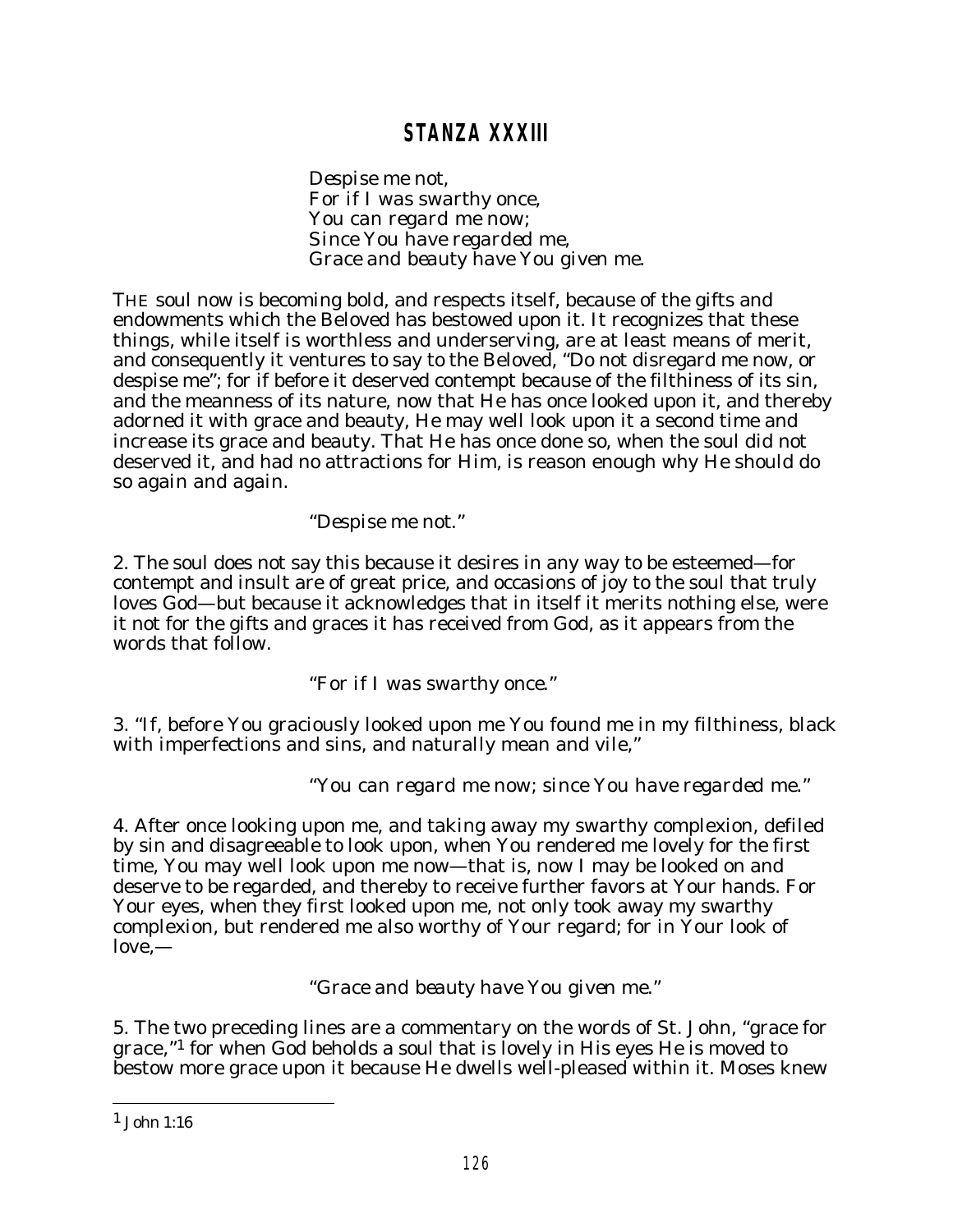## STANZA XXXIII

*Despise me not,*
*For if I was swarthy once,*
*You can regard me now;*
*Since You have regarded me,*
*Grace and beauty have You given me.*

THE soul now is becoming bold, and respects itself, because of the gifts and endowments which the Beloved has bestowed upon it. It recognizes that these things, while itself is worthless and underserving, are at least means of merit, and consequently it ventures to say to the Beloved, "Do not disregard me now, or despise me"; for if before it deserved contempt because of the filthiness of its sin, and the meanness of its nature, now that He has once looked upon it, and thereby adorned it with grace and beauty, He may well look upon it a second time and increase its grace and beauty. That He has once done so, when the soul did not deserved it, and had no attractions for Him, is reason enough why He should do so again and again.

*"Despise me not."*

2. The soul does not say this because it desires in any way to be esteemed—for contempt and insult are of great price, and occasions of joy to the soul that truly loves God—but because it acknowledges that in itself it merits nothing else, were it not for the gifts and graces it has received from God, as it appears from the words that follow.

*"For if I was swarthy once."*

3. "If, before You graciously looked upon me You found me in my filthiness, black with imperfections and sins, and naturally mean and vile,"

*"You can regard me now; since You have regarded me."*

4. After once looking upon me, and taking away my swarthy complexion, defiled by sin and disagreeable to look upon, when You rendered me lovely for the first time, You may well look upon me now—that is, now I may be looked on and deserve to be regarded, and thereby to receive further favors at Your hands. For Your eyes, when they first looked upon me, not only took away my swarthy complexion, but rendered me also worthy of Your regard; for in Your look of love,—

*"Grace and beauty have You given me."*

5. The two preceding lines are a commentary on the words of St. John, "grace for grace,"[1] for when God beholds a soul that is lovely in His eyes He is moved to bestow more grace upon it because He dwells well-pleased within it. Moses knew

[1] John 1:16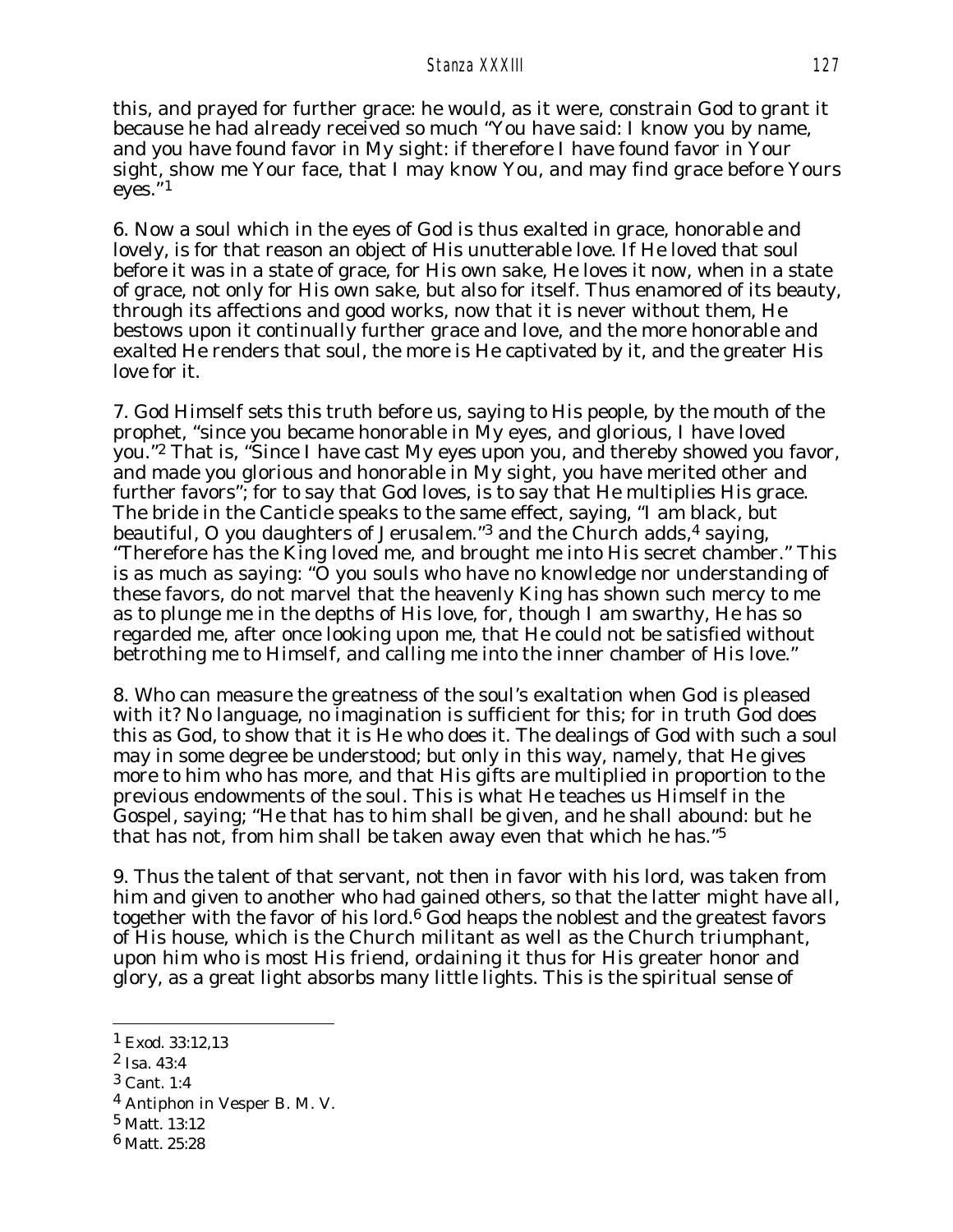this, and prayed for further grace: he would, as it were, constrain God to grant it because he had already received so much "You have said: I know you by name, and you have found favor in My sight: if therefore I have found favor in Your sight, show me Your face, that I may know You, and may find grace before Yours eyes."[1]

6. Now a soul which in the eyes of God is thus exalted in grace, honorable and lovely, is for that reason an object of His unutterable love. If He loved that soul before it was in a state of grace, for His own sake, He loves it now, when in a state of grace, not only for His own sake, but also for itself. Thus enamored of its beauty, through its affections and good works, now that it is never without them, He bestows upon it continually further grace and love, and the more honorable and exalted He renders that soul, the more is He captivated by it, and the greater His love for it.

7. God Himself sets this truth before us, saying to His people, by the mouth of the prophet, "since you became honorable in My eyes, and glorious, I have loved you."[2] That is, "Since I have cast My eyes upon you, and thereby showed you favor, and made you glorious and honorable in My sight, you have merited other and further favors"; for to say that God loves, is to say that He multiplies His grace. The bride in the Canticle speaks to the same effect, saying, "I am black, but beautiful, O you daughters of Jerusalem."[3] and the Church adds,[4] saying, "Therefore has the King loved me, and brought me into His secret chamber." This is as much as saying: "O you souls who have no knowledge nor understanding of these favors, do not marvel that the heavenly King has shown such mercy to me as to plunge me in the depths of His love, for, though I am swarthy, He has so regarded me, after once looking upon me, that He could not be satisfied without betrothing me to Himself, and calling me into the inner chamber of His love."

8. Who can measure the greatness of the soul's exaltation when God is pleased with it? No language, no imagination is sufficient for this; for in truth God does this as God, to show that it is He who does it. The dealings of God with such a soul may in some degree be understood; but only in this way, namely, that He gives more to him who has more, and that His gifts are multiplied in proportion to the previous endowments of the soul. This is what He teaches us Himself in the Gospel, saying; "He that has to him shall be given, and he shall abound: but he that has not, from him shall be taken away even that which he has."[5]

9. Thus the talent of that servant, not then in favor with his lord, was taken from him and given to another who had gained others, so that the latter might have all, together with the favor of his lord.[6] God heaps the noblest and the greatest favors of His house, which is the Church militant as well as the Church triumphant, upon him who is most His friend, ordaining it thus for His greater honor and glory, as a great light absorbs many little lights. This is the spiritual sense of

---

[1] Exod. 33:12,13

[2] Isa. 43:4

[3] Cant. 1:4

[4] Antiphon in Vesper B. M. V.

[5] Matt. 13:12

[6] Matt. 25:28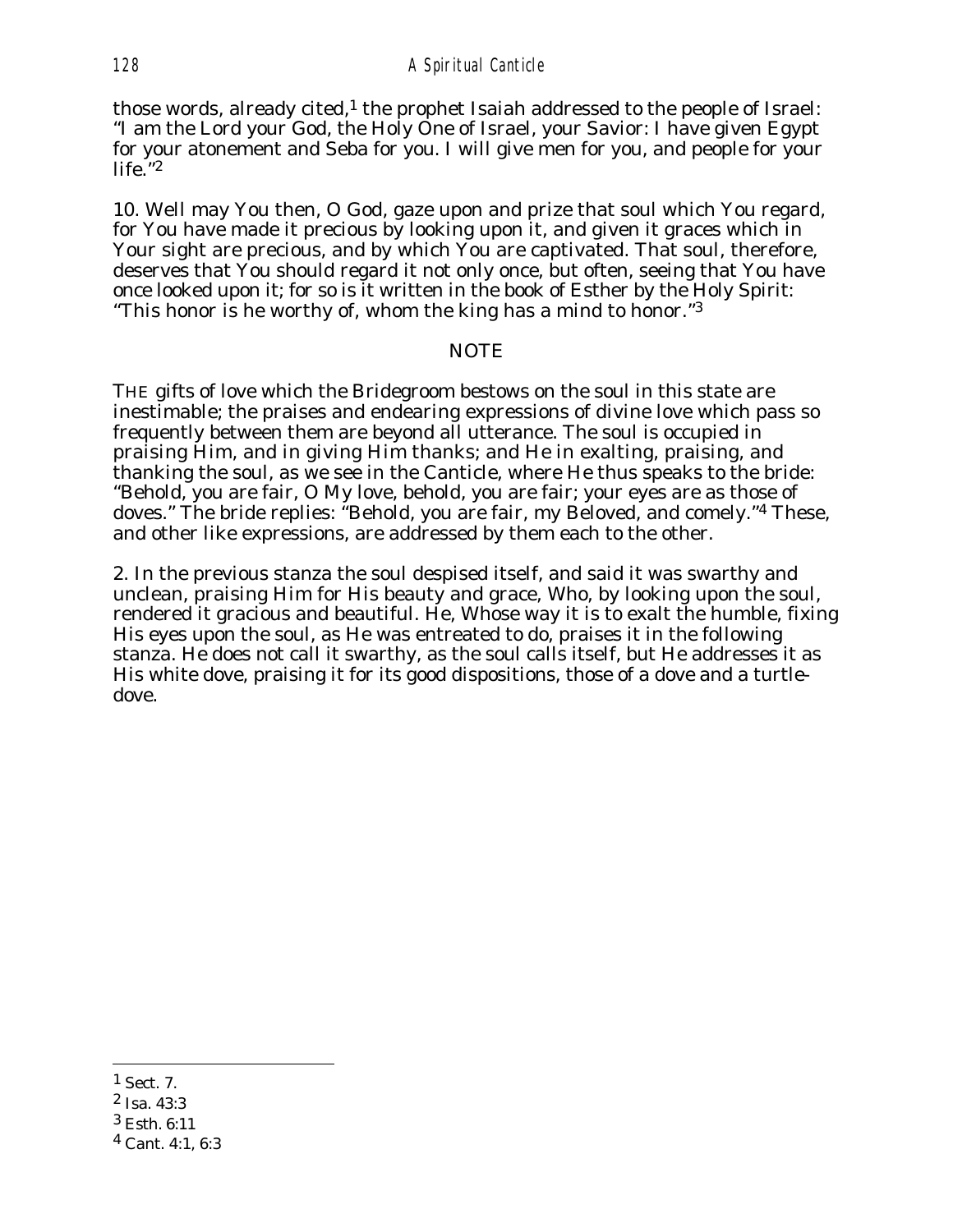those words, already cited,[1] the prophet Isaiah addressed to the people of Israel: "I am the Lord your God, the Holy One of Israel, your Savior: I have given Egypt for your atonement and Seba for you. I will give men for you, and people for your life."[2]

10. Well may You then, O God, gaze upon and prize that soul which You regard, for You have made it precious by looking upon it, and given it graces which in Your sight are precious, and by which You are captivated. That soul, therefore, deserves that You should regard it not only once, but often, seeing that You have once looked upon it; for so is it written in the book of Esther by the Holy Spirit: "This honor is he worthy of, whom the king has a mind to honor."[3]

## NOTE

THE gifts of love which the Bridegroom bestows on the soul in this state are inestimable; the praises and endearing expressions of divine love which pass so frequently between them are beyond all utterance. The soul is occupied in praising Him, and in giving Him thanks; and He in exalting, praising, and thanking the soul, as we see in the Canticle, where He thus speaks to the bride: "Behold, you are fair, O My love, behold, you are fair; your eyes are as those of doves." The bride replies: "Behold, you are fair, my Beloved, and comely."[4] These, and other like expressions, are addressed by them each to the other.

2. In the previous stanza the soul despised itself, and said it was swarthy and unclean, praising Him for His beauty and grace, Who, by looking upon the soul, rendered it gracious and beautiful. He, Whose way it is to exalt the humble, fixing His eyes upon the soul, as He was entreated to do, praises it in the following stanza. He does not call it swarthy, as the soul calls itself, but He addresses it as His white dove, praising it for its good dispositions, those of a dove and a turtle-dove.

---

[1] Sect. 7.

[2] Isa. 43:3

[3] Esth. 6:11

[4] Cant. 4:1, 6:3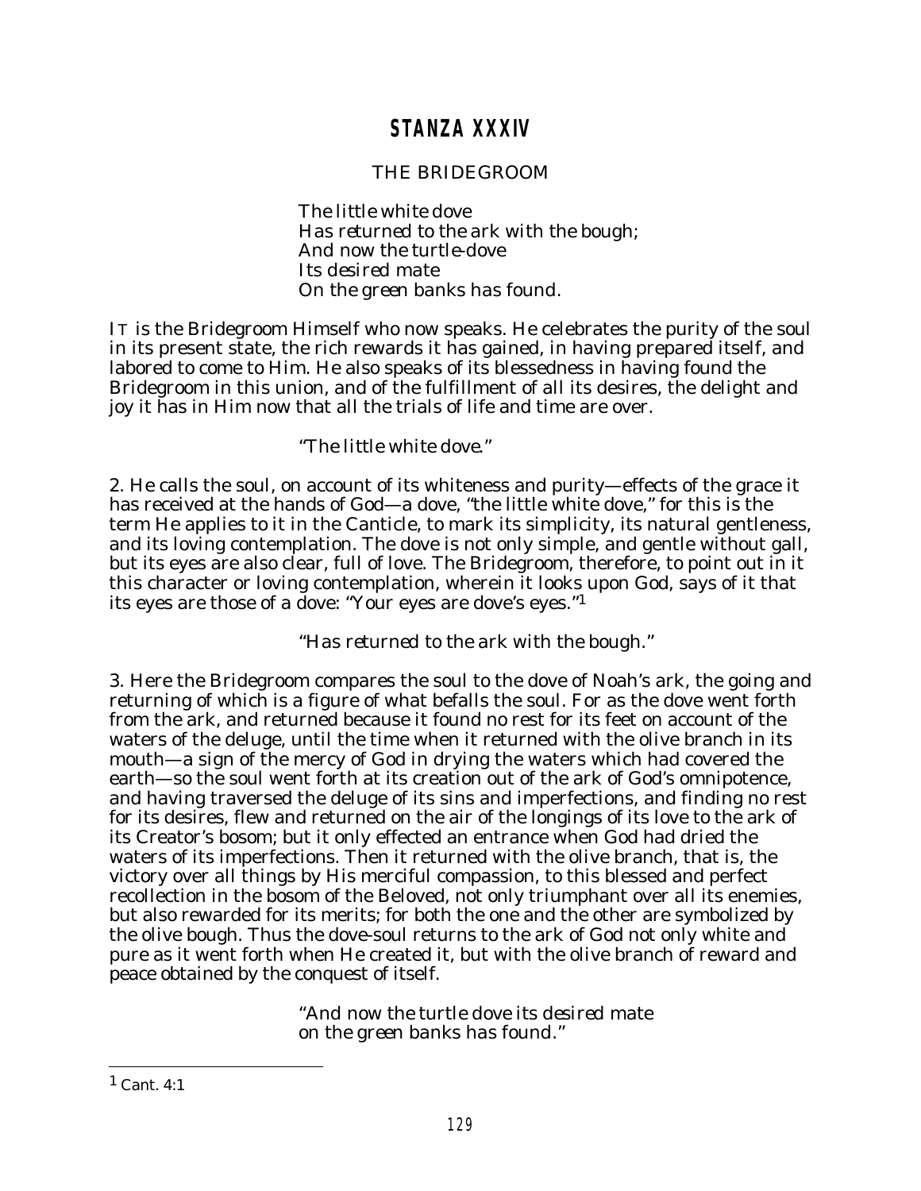# STANZA XXXIV

## THE BRIDEGROOM

*The little white dove*
*Has returned to the ark with the bough;*
*And now the turtle-dove*
*Its desired mate*
*On the green banks has found.*

IT is the Bridegroom Himself who now speaks. He celebrates the purity of the soul in its present state, the rich rewards it has gained, in having prepared itself, and labored to come to Him. He also speaks of its blessedness in having found the Bridegroom in this union, and of the fulfillment of all its desires, the delight and joy it has in Him now that all the trials of life and time are over.

*"The little white dove."*

2. He calls the soul, on account of its whiteness and purity—effects of the grace it has received at the hands of God—a dove, "the little white dove," for this is the term He applies to it in the Canticle, to mark its simplicity, its natural gentleness, and its loving contemplation. The dove is not only simple, and gentle without gall, but its eyes are also clear, full of love. The Bridegroom, therefore, to point out in it this character or loving contemplation, wherein it looks upon God, says of it that its eyes are those of a dove: "Your eyes are dove's eyes."[1]

*"Has returned to the ark with the bough."*

3. Here the Bridegroom compares the soul to the dove of Noah's ark, the going and returning of which is a figure of what befalls the soul. For as the dove went forth from the ark, and returned because it found no rest for its feet on account of the waters of the deluge, until the time when it returned with the olive branch in its mouth—a sign of the mercy of God in drying the waters which had covered the earth—so the soul went forth at its creation out of the ark of God's omnipotence, and having traversed the deluge of its sins and imperfections, and finding no rest for its desires, flew and returned on the air of the longings of its love to the ark of its Creator's bosom; but it only effected an entrance when God had dried the waters of its imperfections. Then it returned with the olive branch, that is, the victory over all things by His merciful compassion, to this blessed and perfect recollection in the bosom of the Beloved, not only triumphant over all its enemies, but also rewarded for its merits; for both the one and the other are symbolized by the olive bough. Thus the dove-soul returns to the ark of God not only white and pure as it went forth when He created it, but with the olive branch of reward and peace obtained by the conquest of itself.

*"And now the turtle dove its desired mate*
*on the green banks has found."*

---

[1] Cant. 4:1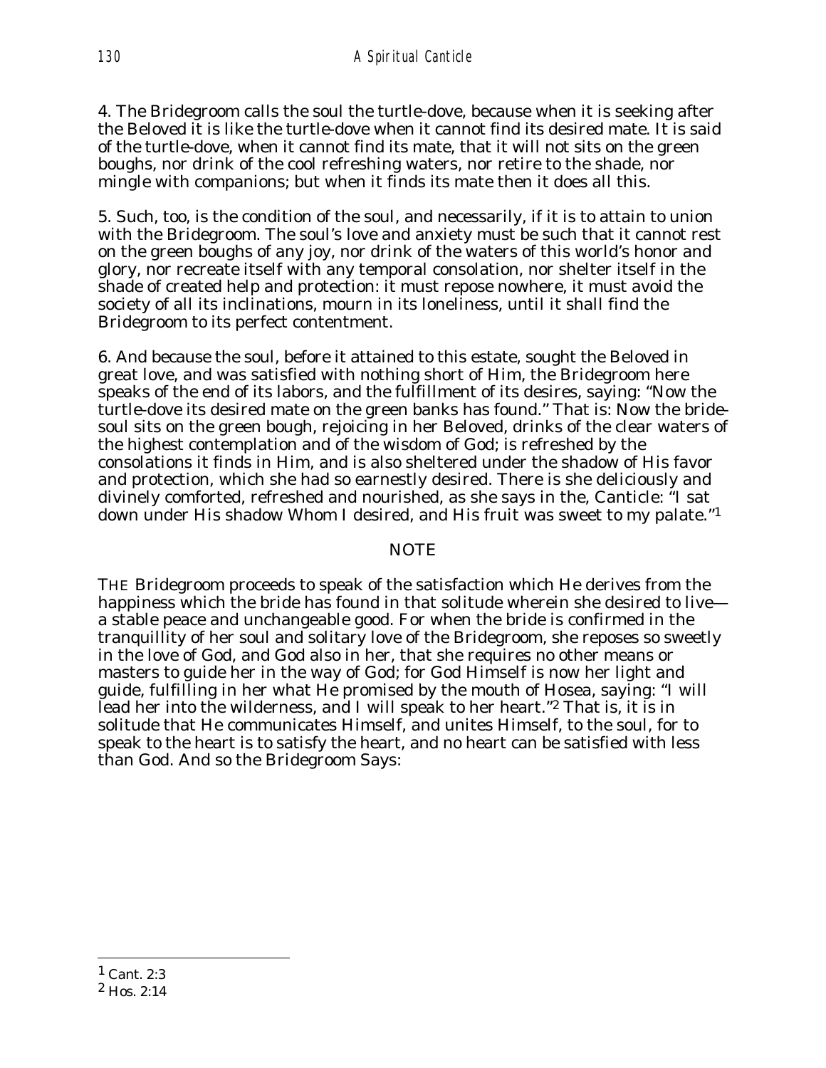4. The Bridegroom calls the soul the turtle-dove, because when it is seeking after the Beloved it is like the turtle-dove when it cannot find its desired mate. It is said of the turtle-dove, when it cannot find its mate, that it will not sits on the green boughs, nor drink of the cool refreshing waters, nor retire to the shade, nor mingle with companions; but when it finds its mate then it does all this.

5. Such, too, is the condition of the soul, and necessarily, if it is to attain to union with the Bridegroom. The soul's love and anxiety must be such that it cannot rest on the green boughs of any joy, nor drink of the waters of this world's honor and glory, nor recreate itself with any temporal consolation, nor shelter itself in the shade of created help and protection: it must repose nowhere, it must avoid the society of all its inclinations, mourn in its loneliness, until it shall find the Bridegroom to its perfect contentment.

6. And because the soul, before it attained to this estate, sought the Beloved in great love, and was satisfied with nothing short of Him, the Bridegroom here speaks of the end of its labors, and the fulfillment of its desires, saying: "Now the turtle-dove its desired mate on the green banks has found." That is: Now the bride-soul sits on the green bough, rejoicing in her Beloved, drinks of the clear waters of the highest contemplation and of the wisdom of God; is refreshed by the consolations it finds in Him, and is also sheltered under the shadow of His favor and protection, which she had so earnestly desired. There is she deliciously and divinely comforted, refreshed and nourished, as she says in the, Canticle: "I sat down under His shadow Whom I desired, and His fruit was sweet to my palate."[1]

## NOTE

THE Bridegroom proceeds to speak of the satisfaction which He derives from the happiness which the bride has found in that solitude wherein she desired to live—a stable peace and unchangeable good. For when the bride is confirmed in the tranquillity of her soul and solitary love of the Bridegroom, she reposes so sweetly in the love of God, and God also in her, that she requires no other means or masters to guide her in the way of God; for God Himself is now her light and guide, fulfilling in her what He promised by the mouth of Hosea, saying: "I will lead her into the wilderness, and I will speak to her heart."[2] That is, it is in solitude that He communicates Himself, and unites Himself, to the soul, for to speak to the heart is to satisfy the heart, and no heart can be satisfied with less than God. And so the Bridegroom Says:

---

[1] Cant. 2:3

[2] Hos. 2:14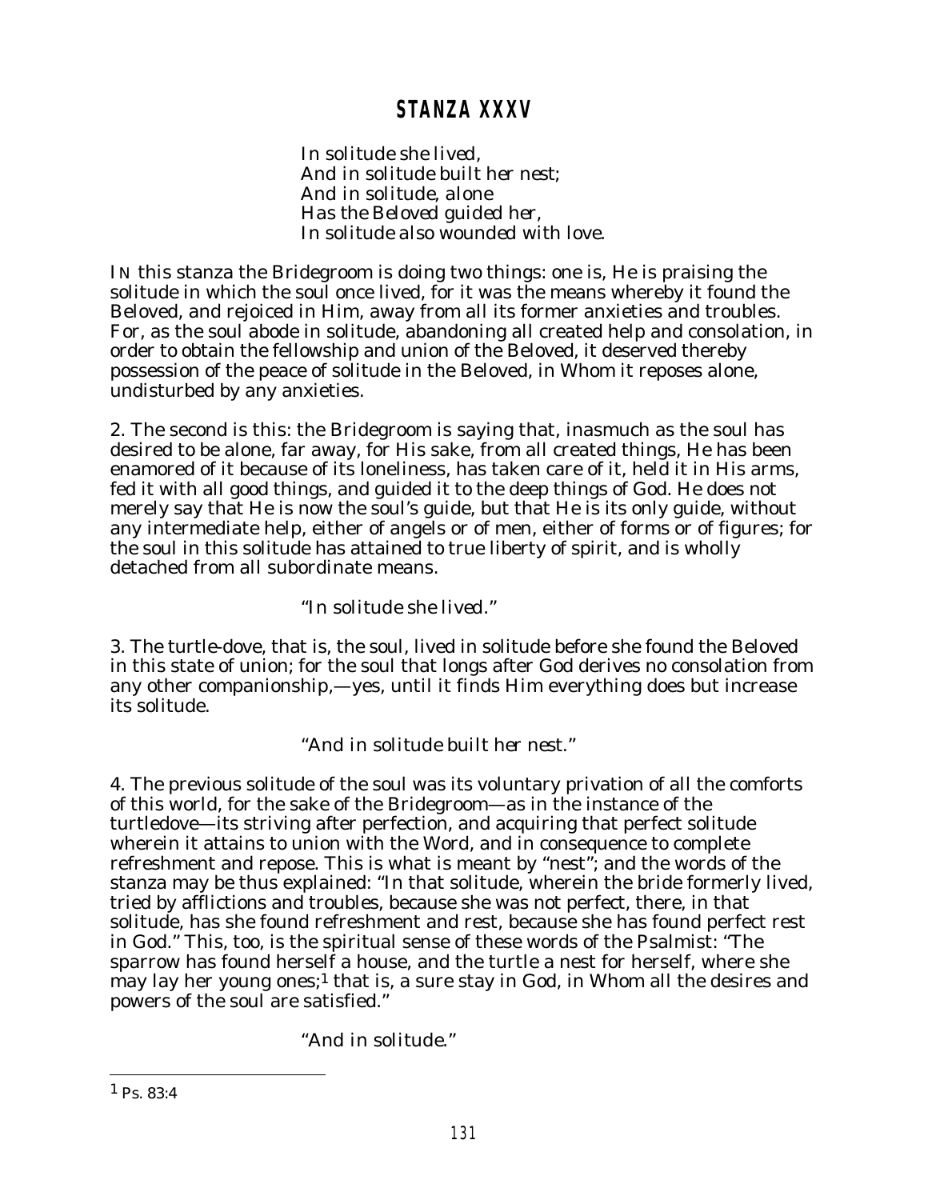## STANZA XXXV

*In solitude she lived,*
*And in solitude built her nest;*
*And in solitude, alone*
*Has the Beloved guided her,*
*In solitude also wounded with love.*

IN this stanza the Bridegroom is doing two things: one is, He is praising the solitude in which the soul once lived, for it was the means whereby it found the Beloved, and rejoiced in Him, away from all its former anxieties and troubles. For, as the soul abode in solitude, abandoning all created help and consolation, in order to obtain the fellowship and union of the Beloved, it deserved thereby possession of the peace of solitude in the Beloved, in Whom it reposes alone, undisturbed by any anxieties.

2. The second is this: the Bridegroom is saying that, inasmuch as the soul has desired to be alone, far away, for His sake, from all created things, He has been enamored of it because of its loneliness, has taken care of it, held it in His arms, fed it with all good things, and guided it to the deep things of God. He does not merely say that He is now the soul's guide, but that He is its only guide, without any intermediate help, either of angels or of men, either of forms or of figures; for the soul in this solitude has attained to true liberty of spirit, and is wholly detached from all subordinate means.

*"In solitude she lived."*

3. The turtle-dove, that is, the soul, lived in solitude before she found the Beloved in this state of union; for the soul that longs after God derives no consolation from any other companionship,—yes, until it finds Him everything does but increase its solitude.

*"And in solitude built her nest."*

4. The previous solitude of the soul was its voluntary privation of all the comforts of this world, for the sake of the Bridegroom—as in the instance of the turtledove—its striving after perfection, and acquiring that perfect solitude wherein it attains to union with the Word, and in consequence to complete refreshment and repose. This is what is meant by "nest"; and the words of the stanza may be thus explained: "In that solitude, wherein the bride formerly lived, tried by afflictions and troubles, because she was not perfect, there, in that solitude, has she found refreshment and rest, because she has found perfect rest in God." This, too, is the spiritual sense of these words of the Psalmist: "The sparrow has found herself a house, and the turtle a nest for herself, where she may lay her young ones;[1] that is, a sure stay in God, in Whom all the desires and powers of the soul are satisfied."

*"And in solitude."*

---

[1] Ps. 83:4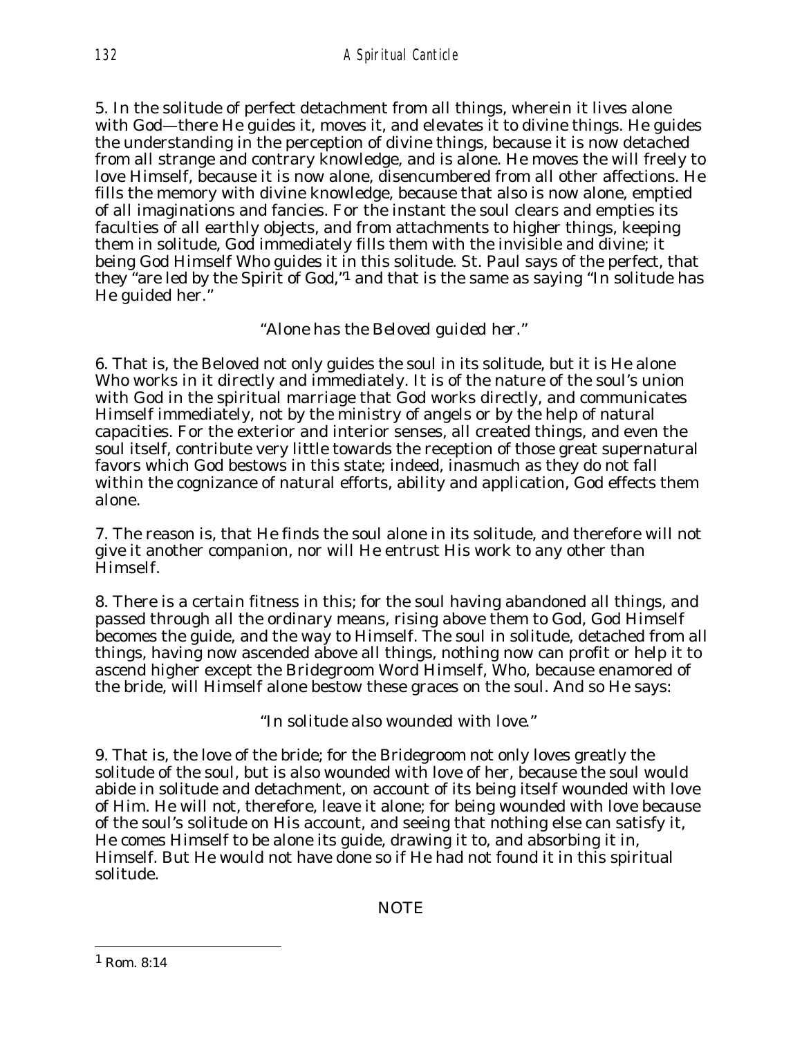5. In the solitude of perfect detachment from all things, wherein it lives alone with God—there He guides it, moves it, and elevates it to divine things. He guides the understanding in the perception of divine things, because it is now detached from all strange and contrary knowledge, and is alone. He moves the will freely to love Himself, because it is now alone, disencumbered from all other affections. He fills the memory with divine knowledge, because that also is now alone, emptied of all imaginations and fancies. For the instant the soul clears and empties its faculties of all earthly objects, and from attachments to higher things, keeping them in solitude, God immediately fills them with the invisible and divine; it being God Himself Who guides it in this solitude. St. Paul says of the perfect, that they "are led by the Spirit of God,"[1] and that is the same as saying "In solitude has He guided her."

*"Alone has the Beloved guided her."*

6. That is, the Beloved not only guides the soul in its solitude, but it is He alone Who works in it directly and immediately. It is of the nature of the soul's union with God in the spiritual marriage that God works directly, and communicates Himself immediately, not by the ministry of angels or by the help of natural capacities. For the exterior and interior senses, all created things, and even the soul itself, contribute very little towards the reception of those great supernatural favors which God bestows in this state; indeed, inasmuch as they do not fall within the cognizance of natural efforts, ability and application, God effects them alone.

7. The reason is, that He finds the soul alone in its solitude, and therefore will not give it another companion, nor will He entrust His work to any other than Himself.

8. There is a certain fitness in this; for the soul having abandoned all things, and passed through all the ordinary means, rising above them to God, God Himself becomes the guide, and the way to Himself. The soul in solitude, detached from all things, having now ascended above all things, nothing now can profit or help it to ascend higher except the Bridegroom Word Himself, Who, because enamored of the bride, will Himself alone bestow these graces on the soul. And so He says:

*"In solitude also wounded with love."*

9. That is, the love of the bride; for the Bridegroom not only loves greatly the solitude of the soul, but is also wounded with love of her, because the soul would abide in solitude and detachment, on account of its being itself wounded with love of Him. He will not, therefore, leave it alone; for being wounded with love because of the soul's solitude on His account, and seeing that nothing else can satisfy it, He comes Himself to be alone its guide, drawing it to, and absorbing it in, Himself. But He would not have done so if He had not found it in this spiritual solitude.

NOTE

[1] Rom. 8:14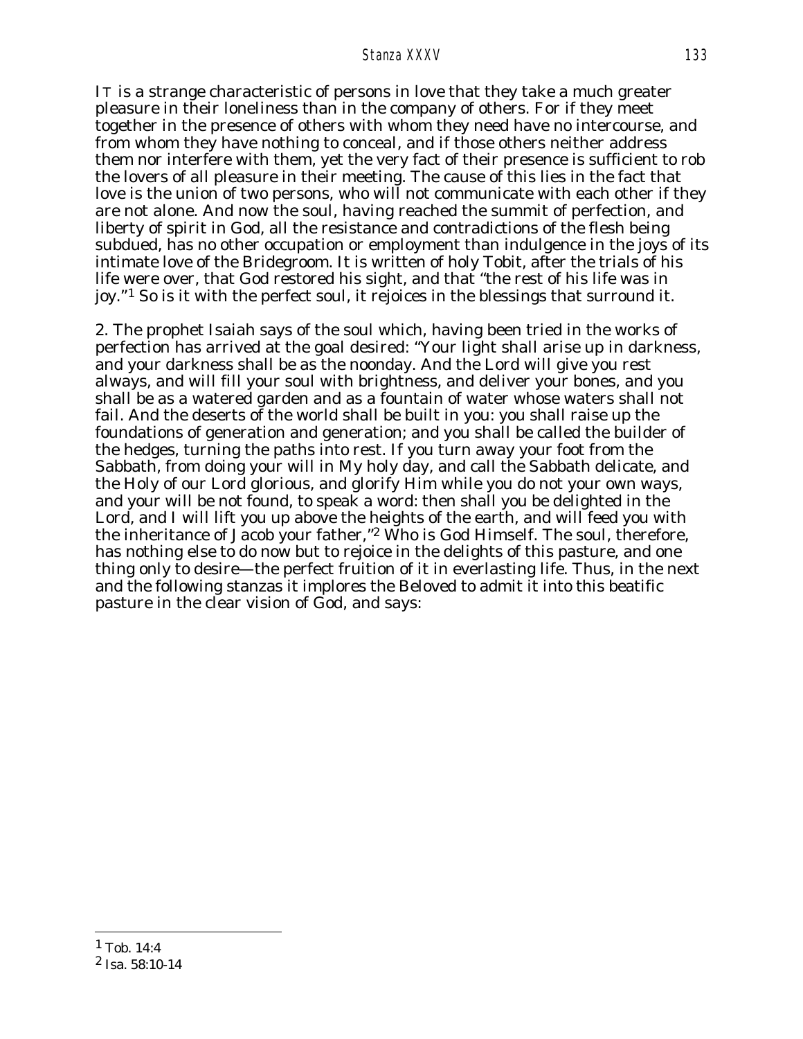It is a strange characteristic of persons in love that they take a much greater pleasure in their loneliness than in the company of others. For if they meet together in the presence of others with whom they need have no intercourse, and from whom they have nothing to conceal, and if those others neither address them nor interfere with them, yet the very fact of their presence is sufficient to rob the lovers of all pleasure in their meeting. The cause of this lies in the fact that love is the union of two persons, who will not communicate with each other if they are not alone. And now the soul, having reached the summit of perfection, and liberty of spirit in God, all the resistance and contradictions of the flesh being subdued, has no other occupation or employment than indulgence in the joys of its intimate love of the Bridegroom. It is written of holy Tobit, after the trials of his life were over, that God restored his sight, and that "the rest of his life was in joy."[1] So is it with the perfect soul, it rejoices in the blessings that surround it.

2. The prophet Isaiah says of the soul which, having been tried in the works of perfection has arrived at the goal desired: "Your light shall arise up in darkness, and your darkness shall be as the noonday. And the Lord will give you rest always, and will fill your soul with brightness, and deliver your bones, and you shall be as a watered garden and as a fountain of water whose waters shall not fail. And the deserts of the world shall be built in you: you shall raise up the foundations of generation and generation; and you shall be called the builder of the hedges, turning the paths into rest. If you turn away your foot from the Sabbath, from doing your will in My holy day, and call the Sabbath delicate, and the Holy of our Lord glorious, and glorify Him while you do not your own ways, and your will be not found, to speak a word: then shall you be delighted in the Lord, and I will lift you up above the heights of the earth, and will feed you with the inheritance of Jacob your father,"[2] Who is God Himself. The soul, therefore, has nothing else to do now but to rejoice in the delights of this pasture, and one thing only to desire—the perfect fruition of it in everlasting life. Thus, in the next and the following stanzas it implores the Beloved to admit it into this beatific pasture in the clear vision of God, and says:

---

[1] Tob. 14:4

[2] Isa. 58:10-14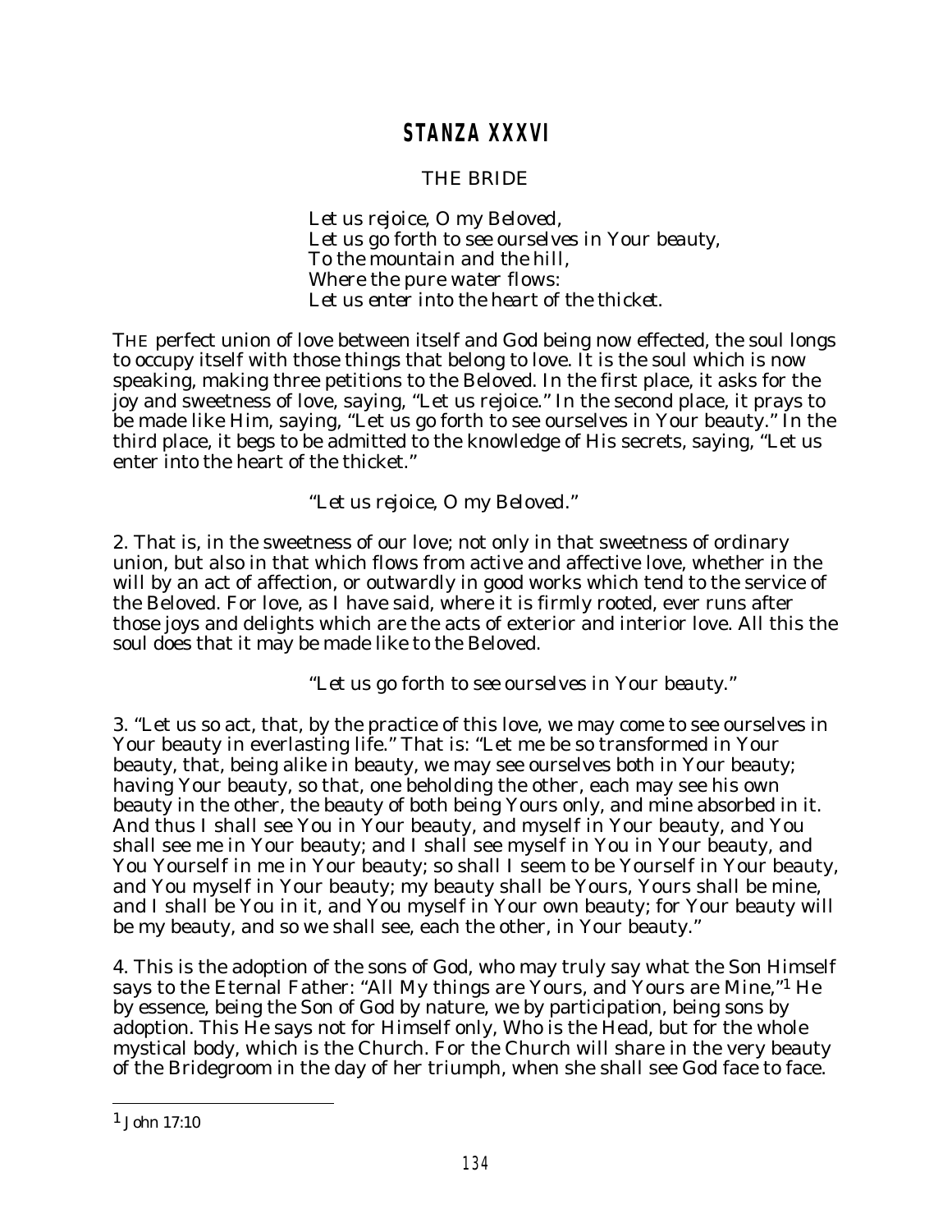# STANZA XXXVI

THE BRIDE

*Let us rejoice, O my Beloved,*
*Let us go forth to see ourselves in Your beauty,*
*To the mountain and the hill,*
*Where the pure water flows:*
*Let us enter into the heart of the thicket.*

THE perfect union of love between itself and God being now effected, the soul longs to occupy itself with those things that belong to love. It is the soul which is now speaking, making three petitions to the Beloved. In the first place, it asks for the joy and sweetness of love, saying, "Let us rejoice." In the second place, it prays to be made like Him, saying, "Let us go forth to see ourselves in Your beauty." In the third place, it begs to be admitted to the knowledge of His secrets, saying, "Let us enter into the heart of the thicket."

*"Let us rejoice, O my Beloved."*

2. That is, in the sweetness of our love; not only in that sweetness of ordinary union, but also in that which flows from active and affective love, whether in the will by an act of affection, or outwardly in good works which tend to the service of the Beloved. For love, as I have said, where it is firmly rooted, ever runs after those joys and delights which are the acts of exterior and interior love. All this the soul does that it may be made like to the Beloved.

*"Let us go forth to see ourselves in Your beauty."*

3. "Let us so act, that, by the practice of this love, we may come to see ourselves in Your beauty in everlasting life." That is: "Let me be so transformed in Your beauty, that, being alike in beauty, we may see ourselves both in Your beauty; having Your beauty, so that, one beholding the other, each may see his own beauty in the other, the beauty of both being Yours only, and mine absorbed in it. And thus I shall see You in Your beauty, and myself in Your beauty, and You shall see me in Your beauty; and I shall see myself in You in Your beauty, and You Yourself in me in Your beauty; so shall I seem to be Yourself in Your beauty, and You myself in Your beauty; my beauty shall be Yours, Yours shall be mine, and I shall be You in it, and You myself in Your own beauty; for Your beauty will be my beauty, and so we shall see, each the other, in Your beauty."

4. This is the adoption of the sons of God, who may truly say what the Son Himself says to the Eternal Father: "All My things are Yours, and Yours are Mine,"[1] He by essence, being the Son of God by nature, we by participation, being sons by adoption. This He says not for Himself only, Who is the Head, but for the whole mystical body, which is the Church. For the Church will share in the very beauty of the Bridegroom in the day of her triumph, when she shall see God face to face.

[1] John 17:10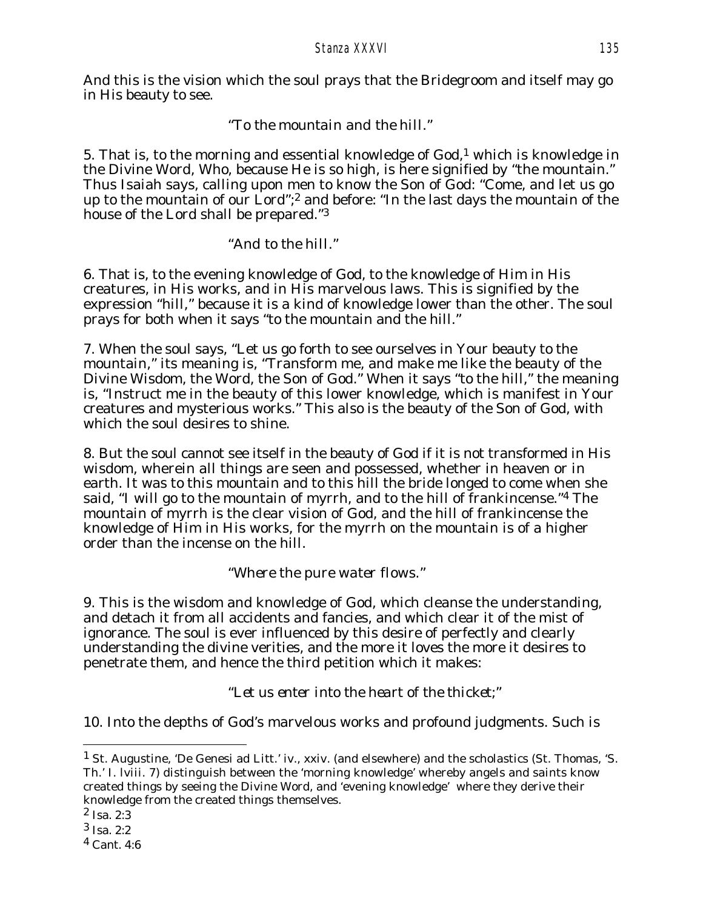And this is the vision which the soul prays that the Bridegroom and itself may go in His beauty to see.

*"To the mountain and the hill."*

5. That is, to the morning and essential knowledge of God,[1] which is knowledge in the Divine Word, Who, because He is so high, is here signified by "the mountain." Thus Isaiah says, calling upon men to know the Son of God: "Come, and let us go up to the mountain of our Lord";[2] and before: "In the last days the mountain of the house of the Lord shall be prepared."[3]

*"And to the hill."*

6. That is, to the evening knowledge of God, to the knowledge of Him in His creatures, in His works, and in His marvelous laws. This is signified by the expression "hill," because it is a kind of knowledge lower than the other. The soul prays for both when it says "to the mountain and the hill."

7. When the soul says, "Let us go forth to see ourselves in Your beauty to the mountain," its meaning is, "Transform me, and make me like the beauty of the Divine Wisdom, the Word, the Son of God." When it says "to the hill," the meaning is, "Instruct me in the beauty of this lower knowledge, which is manifest in Your creatures and mysterious works." This also is the beauty of the Son of God, with which the soul desires to shine.

8. But the soul cannot see itself in the beauty of God if it is not transformed in His wisdom, wherein all things are seen and possessed, whether in heaven or in earth. It was to this mountain and to this hill the bride longed to come when she said, "I will go to the mountain of myrrh, and to the hill of frankincense."[4] The mountain of myrrh is the clear vision of God, and the hill of frankincense the knowledge of Him in His works, for the myrrh on the mountain is of a higher order than the incense on the hill.

*"Where the pure water flows."*

9. This is the wisdom and knowledge of God, which cleanse the understanding, and detach it from all accidents and fancies, and which clear it of the mist of ignorance. The soul is ever influenced by this desire of perfectly and clearly understanding the divine verities, and the more it loves the more it desires to penetrate them, and hence the third petition which it makes:

*"Let us enter into the heart of the thicket;"*

10. Into the depths of God's marvelous works and profound judgments. Such is

---

[1] St. Augustine, 'De Genesi ad Litt.' iv., xxiv. (and elsewhere) and the scholastics (St. Thomas, 'S. Th.' I. lviii. 7) distinguish between the 'morning knowledge' whereby angels and saints know created things by seeing the Divine Word, and 'evening knowledge' where they derive their knowledge from the created things themselves.

[2] Isa. 2:3

[3] Isa. 2:2

[4] Cant. 4:6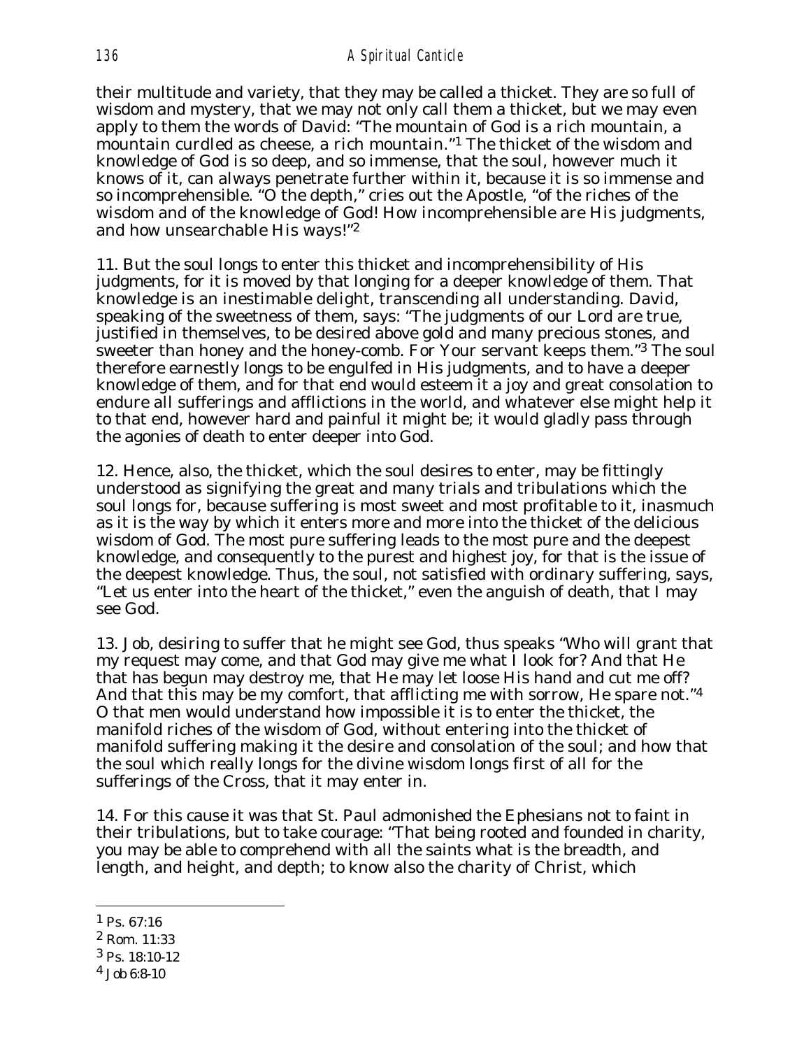their multitude and variety, that they may be called a thicket. They are so full of wisdom and mystery, that we may not only call them a thicket, but we may even apply to them the words of David: "The mountain of God is a rich mountain, a mountain curdled as cheese, a rich mountain."[1] The thicket of the wisdom and knowledge of God is so deep, and so immense, that the soul, however much it knows of it, can always penetrate further within it, because it is so immense and so incomprehensible. "O the depth," cries out the Apostle, "of the riches of the wisdom and of the knowledge of God! How incomprehensible are His judgments, and how unsearchable His ways!"[2]

11. But the soul longs to enter this thicket and incomprehensibility of His judgments, for it is moved by that longing for a deeper knowledge of them. That knowledge is an inestimable delight, transcending all understanding. David, speaking of the sweetness of them, says: "The judgments of our Lord are true, justified in themselves, to be desired above gold and many precious stones, and sweeter than honey and the honey-comb. For Your servant keeps them."[3] The soul therefore earnestly longs to be engulfed in His judgments, and to have a deeper knowledge of them, and for that end would esteem it a joy and great consolation to endure all sufferings and afflictions in the world, and whatever else might help it to that end, however hard and painful it might be; it would gladly pass through the agonies of death to enter deeper into God.

12. Hence, also, the thicket, which the soul desires to enter, may be fittingly understood as signifying the great and many trials and tribulations which the soul longs for, because suffering is most sweet and most profitable to it, inasmuch as it is the way by which it enters more and more into the thicket of the delicious wisdom of God. The most pure suffering leads to the most pure and the deepest knowledge, and consequently to the purest and highest joy, for that is the issue of the deepest knowledge. Thus, the soul, not satisfied with ordinary suffering, says, "Let us enter into the heart of the thicket," even the anguish of death, that I may see God.

13. Job, desiring to suffer that he might see God, thus speaks "Who will grant that my request may come, and that God may give me what I look for? And that He that has begun may destroy me, that He may let loose His hand and cut me off? And that this may be my comfort, that afflicting me with sorrow, He spare not."[4] O that men would understand how impossible it is to enter the thicket, the manifold riches of the wisdom of God, without entering into the thicket of manifold suffering making it the desire and consolation of the soul; and how that the soul which really longs for the divine wisdom longs first of all for the sufferings of the Cross, that it may enter in.

14. For this cause it was that St. Paul admonished the Ephesians not to faint in their tribulations, but to take courage: "That being rooted and founded in charity, you may be able to comprehend with all the saints what is the breadth, and length, and height, and depth; to know also the charity of Christ, which

---

[1] Ps. 67:16

[2] Rom. 11:33

[3] Ps. 18:10-12

[4] Job 6:8-10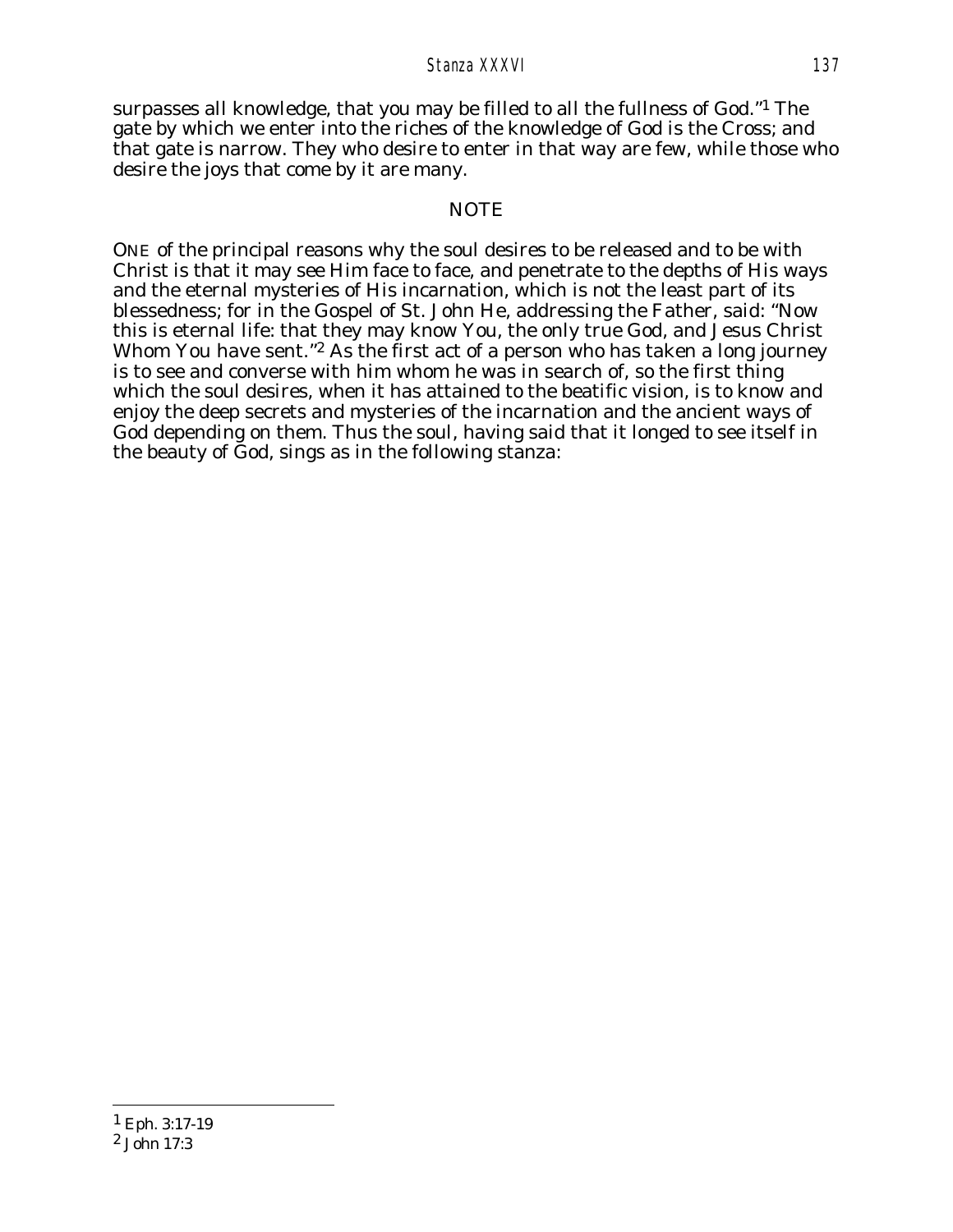surpasses all knowledge, that you may be filled to all the fullness of God."[1] The gate by which we enter into the riches of the knowledge of God is the Cross; and that gate is narrow. They who desire to enter in that way are few, while those who desire the joys that come by it are many.

## NOTE

ONE of the principal reasons why the soul desires to be released and to be with Christ is that it may see Him face to face, and penetrate to the depths of His ways and the eternal mysteries of His incarnation, which is not the least part of its blessedness; for in the Gospel of St. John He, addressing the Father, said: "Now this is eternal life: that they may know You, the only true God, and Jesus Christ Whom You have sent."[2] As the first act of a person who has taken a long journey is to see and converse with him whom he was in search of, so the first thing which the soul desires, when it has attained to the beatific vision, is to know and enjoy the deep secrets and mysteries of the incarnation and the ancient ways of God depending on them. Thus the soul, having said that it longed to see itself in the beauty of God, sings as in the following stanza:

---

[1] Eph. 3:17-19

[2] John 17:3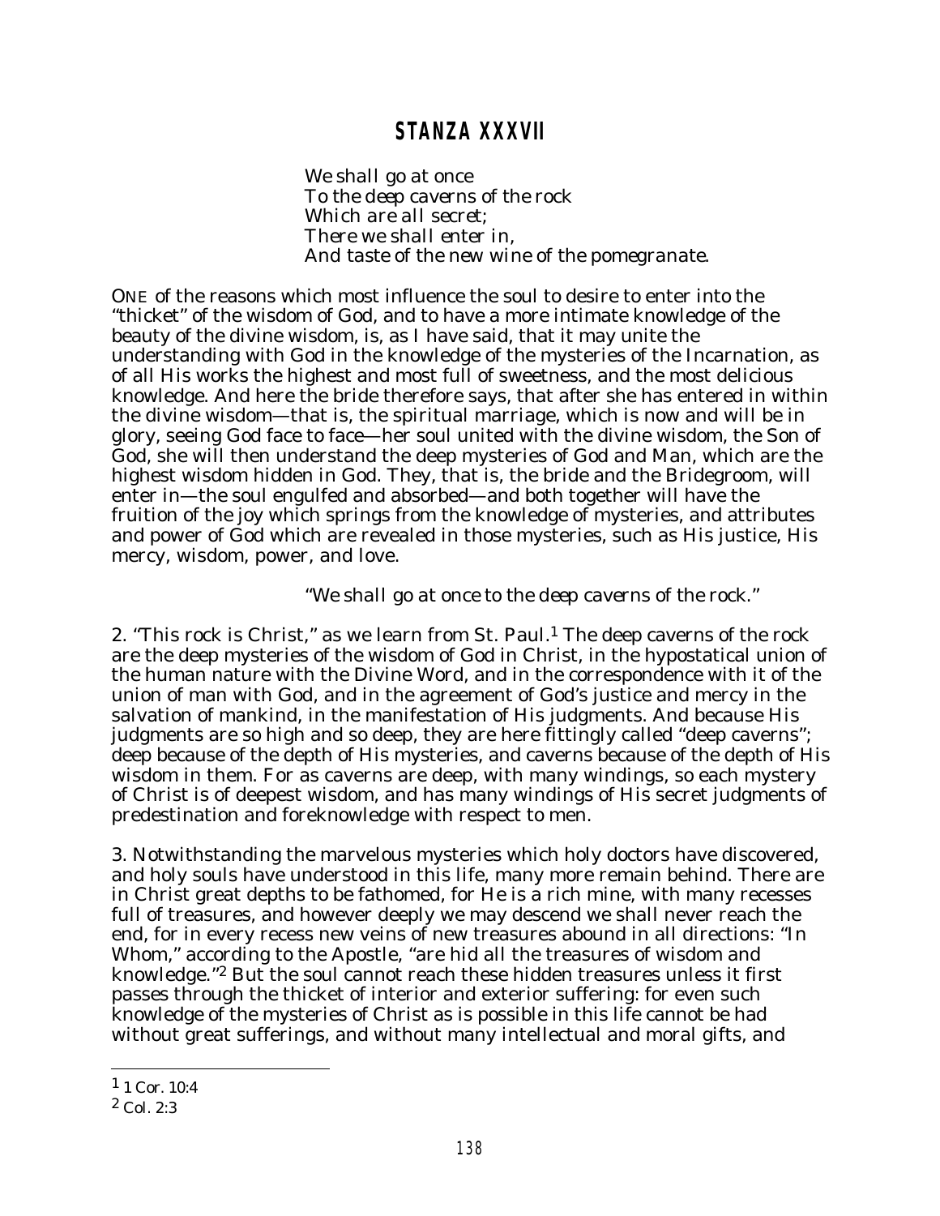## STANZA XXXVII

*We shall go at once*
*To the deep caverns of the rock*
*Which are all secret;*
*There we shall enter in,*
*And taste of the new wine of the pomegranate.*

ONE of the reasons which most influence the soul to desire to enter into the "thicket" of the wisdom of God, and to have a more intimate knowledge of the beauty of the divine wisdom, is, as I have said, that it may unite the understanding with God in the knowledge of the mysteries of the Incarnation, as of all His works the highest and most full of sweetness, and the most delicious knowledge. And here the bride therefore says, that after she has entered in within the divine wisdom—that is, the spiritual marriage, which is now and will be in glory, seeing God face to face—her soul united with the divine wisdom, the Son of God, she will then understand the deep mysteries of God and Man, which are the highest wisdom hidden in God. They, that is, the bride and the Bridegroom, will enter in—the soul engulfed and absorbed—and both together will have the fruition of the joy which springs from the knowledge of mysteries, and attributes and power of God which are revealed in those mysteries, such as His justice, His mercy, wisdom, power, and love.

*"We shall go at once to the deep caverns of the rock."*

2. "This rock is Christ," as we learn from St. Paul.[1] The deep caverns of the rock are the deep mysteries of the wisdom of God in Christ, in the hypostatical union of the human nature with the Divine Word, and in the correspondence with it of the union of man with God, and in the agreement of God's justice and mercy in the salvation of mankind, in the manifestation of His judgments. And because His judgments are so high and so deep, they are here fittingly called "deep caverns"; deep because of the depth of His mysteries, and caverns because of the depth of His wisdom in them. For as caverns are deep, with many windings, so each mystery of Christ is of deepest wisdom, and has many windings of His secret judgments of predestination and foreknowledge with respect to men.

3. Notwithstanding the marvelous mysteries which holy doctors have discovered, and holy souls have understood in this life, many more remain behind. There are in Christ great depths to be fathomed, for He is a rich mine, with many recesses full of treasures, and however deeply we may descend we shall never reach the end, for in every recess new veins of new treasures abound in all directions: "In Whom," according to the Apostle, "are hid all the treasures of wisdom and knowledge."[2] But the soul cannot reach these hidden treasures unless it first passes through the thicket of interior and exterior suffering: for even such knowledge of the mysteries of Christ as is possible in this life cannot be had without great sufferings, and without many intellectual and moral gifts, and

---

[1] 1 Cor. 10:4

[2] Col. 2:3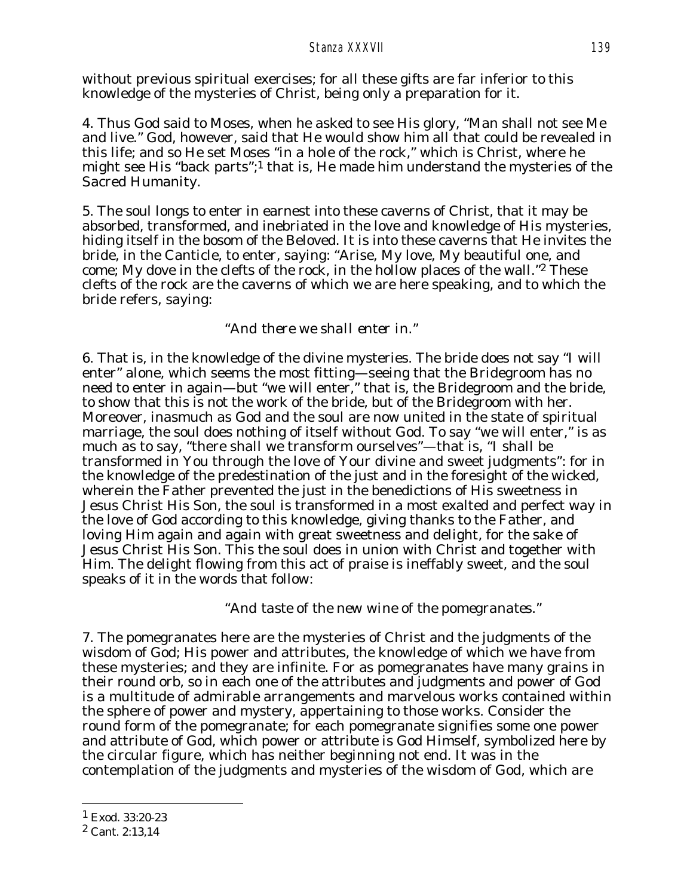without previous spiritual exercises; for all these gifts are far inferior to this knowledge of the mysteries of Christ, being only a preparation for it.

4. Thus God said to Moses, when he asked to see His glory, "Man shall not see Me and live." God, however, said that He would show him all that could be revealed in this life; and so He set Moses "in a hole of the rock," which is Christ, where he might see His "back parts";[1] that is, He made him understand the mysteries of the Sacred Humanity.

5. The soul longs to enter in earnest into these caverns of Christ, that it may be absorbed, transformed, and inebriated in the love and knowledge of His mysteries, hiding itself in the bosom of the Beloved. It is into these caverns that He invites the bride, in the Canticle, to enter, saying: "Arise, My love, My beautiful one, and come; My dove in the clefts of the rock, in the hollow places of the wall."[2] These clefts of the rock are the caverns of which we are here speaking, and to which the bride refers, saying:

*"And there we shall enter in."*

6. That is, in the knowledge of the divine mysteries. The bride does not say "I will enter" alone, which seems the most fitting—seeing that the Bridegroom has no need to enter in again—but "we will enter," that is, the Bridegroom and the bride, to show that this is not the work of the bride, but of the Bridegroom with her. Moreover, inasmuch as God and the soul are now united in the state of spiritual marriage, the soul does nothing of itself without God. To say "we will enter," is as much as to say, "there shall we transform ourselves"—that is, "I shall be transformed in You through the love of Your divine and sweet judgments": for in the knowledge of the predestination of the just and in the foresight of the wicked, wherein the Father prevented the just in the benedictions of His sweetness in Jesus Christ His Son, the soul is transformed in a most exalted and perfect way in the love of God according to this knowledge, giving thanks to the Father, and loving Him again and again with great sweetness and delight, for the sake of Jesus Christ His Son. This the soul does in union with Christ and together with Him. The delight flowing from this act of praise is ineffably sweet, and the soul speaks of it in the words that follow:

*"And taste of the new wine of the pomegranates."*

7. The pomegranates here are the mysteries of Christ and the judgments of the wisdom of God; His power and attributes, the knowledge of which we have from these mysteries; and they are infinite. For as pomegranates have many grains in their round orb, so in each one of the attributes and judgments and power of God is a multitude of admirable arrangements and marvelous works contained within the sphere of power and mystery, appertaining to those works. Consider the round form of the pomegranate; for each pomegranate signifies some one power and attribute of God, which power or attribute is God Himself, symbolized here by the circular figure, which has neither beginning not end. It was in the contemplation of the judgments and mysteries of the wisdom of God, which are

---

[1] Exod. 33:20-23

[2] Cant. 2:13,14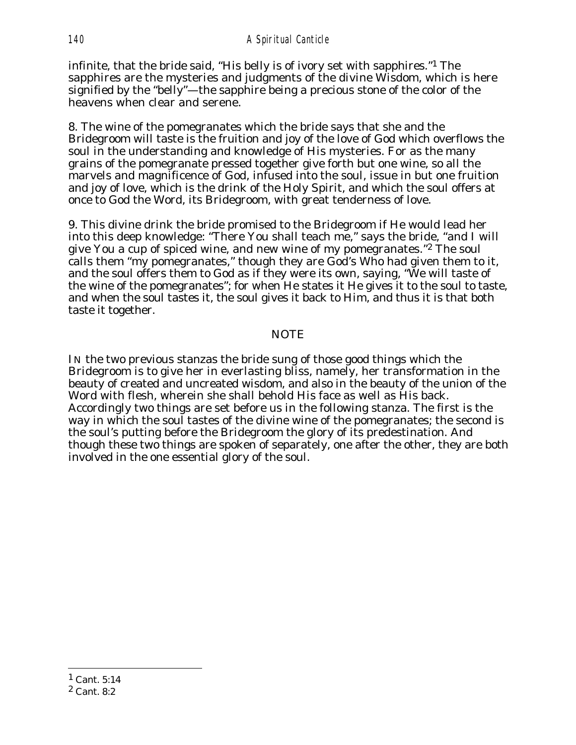infinite, that the bride said, "His belly is of ivory set with sapphires."[1] The sapphires are the mysteries and judgments of the divine Wisdom, which is here signified by the "belly"—the sapphire being a precious stone of the color of the heavens when clear and serene.

8. The wine of the pomegranates which the bride says that she and the Bridegroom will taste is the fruition and joy of the love of God which overflows the soul in the understanding and knowledge of His mysteries. For as the many grains of the pomegranate pressed together give forth but one wine, so all the marvels and magnificence of God, infused into the soul, issue in but one fruition and joy of love, which is the drink of the Holy Spirit, and which the soul offers at once to God the Word, its Bridegroom, with great tenderness of love.

9. This divine drink the bride promised to the Bridegroom if He would lead her into this deep knowledge: "There You shall teach me," says the bride, "and I will give You a cup of spiced wine, and new wine of my pomegranates."[2] The soul calls them "my pomegranates," though they are God's Who had given them to it, and the soul offers them to God as if they were its own, saying, "We will taste of the wine of the pomegranates"; for when He states it He gives it to the soul to taste, and when the soul tastes it, the soul gives it back to Him, and thus it is that both taste it together.

## NOTE

IN the two previous stanzas the bride sung of those good things which the Bridegroom is to give her in everlasting bliss, namely, her transformation in the beauty of created and uncreated wisdom, and also in the beauty of the union of the Word with flesh, wherein she shall behold His face as well as His back. Accordingly two things are set before us in the following stanza. The first is the way in which the soul tastes of the divine wine of the pomegranates; the second is the soul's putting before the Bridegroom the glory of its predestination. And though these two things are spoken of separately, one after the other, they are both involved in the one essential glory of the soul.

---

[1] Cant. 5:14

[2] Cant. 8:2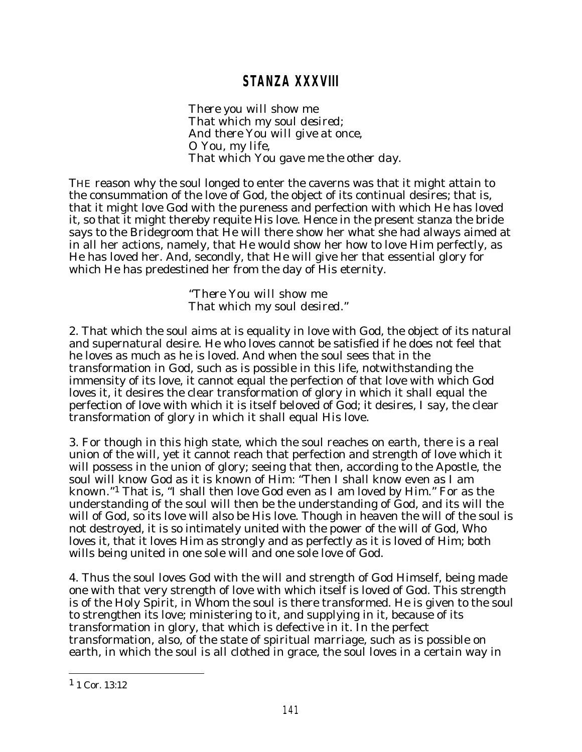## STANZA XXXVIII

*There you will show me*
*That which my soul desired;*
*And there You will give at once,*
*O You, my life,*
*That which You gave me the other day.*

THE reason why the soul longed to enter the caverns was that it might attain to the consummation of the love of God, the object of its continual desires; that is, that it might love God with the pureness and perfection with which He has loved it, so that it might thereby requite His love. Hence in the present stanza the bride says to the Bridegroom that He will there show her what she had always aimed at in all her actions, namely, that He would show her how to love Him perfectly, as He has loved her. And, secondly, that He will give her that essential glory for which He has predestined her from the day of His eternity.

*"There You will show me*
*That which my soul desired."*

2. That which the soul aims at is equality in love with God, the object of its natural and supernatural desire. He who loves cannot be satisfied if he does not feel that he loves as much as he is loved. And when the soul sees that in the transformation in God, such as is possible in this life, notwithstanding the immensity of its love, it cannot equal the perfection of that love with which God loves it, it desires the clear transformation of glory in which it shall equal the perfection of love with which it is itself beloved of God; it desires, I say, the clear transformation of glory in which it shall equal His love.

3. For though in this high state, which the soul reaches on earth, there is a real union of the will, yet it cannot reach that perfection and strength of love which it will possess in the union of glory; seeing that then, according to the Apostle, the soul will know God as it is known of Him: "Then I shall know even as I am known."[1] That is, "I shall then love God even as I am loved by Him." For as the understanding of the soul will then be the understanding of God, and its will the will of God, so its love will also be His love. Though in heaven the will of the soul is not destroyed, it is so intimately united with the power of the will of God, Who loves it, that it loves Him as strongly and as perfectly as it is loved of Him; both wills being united in one sole will and one sole love of God.

4. Thus the soul loves God with the will and strength of God Himself, being made one with that very strength of love with which itself is loved of God. This strength is of the Holy Spirit, in Whom the soul is there transformed. He is given to the soul to strengthen its love; ministering to it, and supplying in it, because of its transformation in glory, that which is defective in it. In the perfect transformation, also, of the state of spiritual marriage, such as is possible on earth, in which the soul is all clothed in grace, the soul loves in a certain way in

---

[1] 1 Cor. 13:12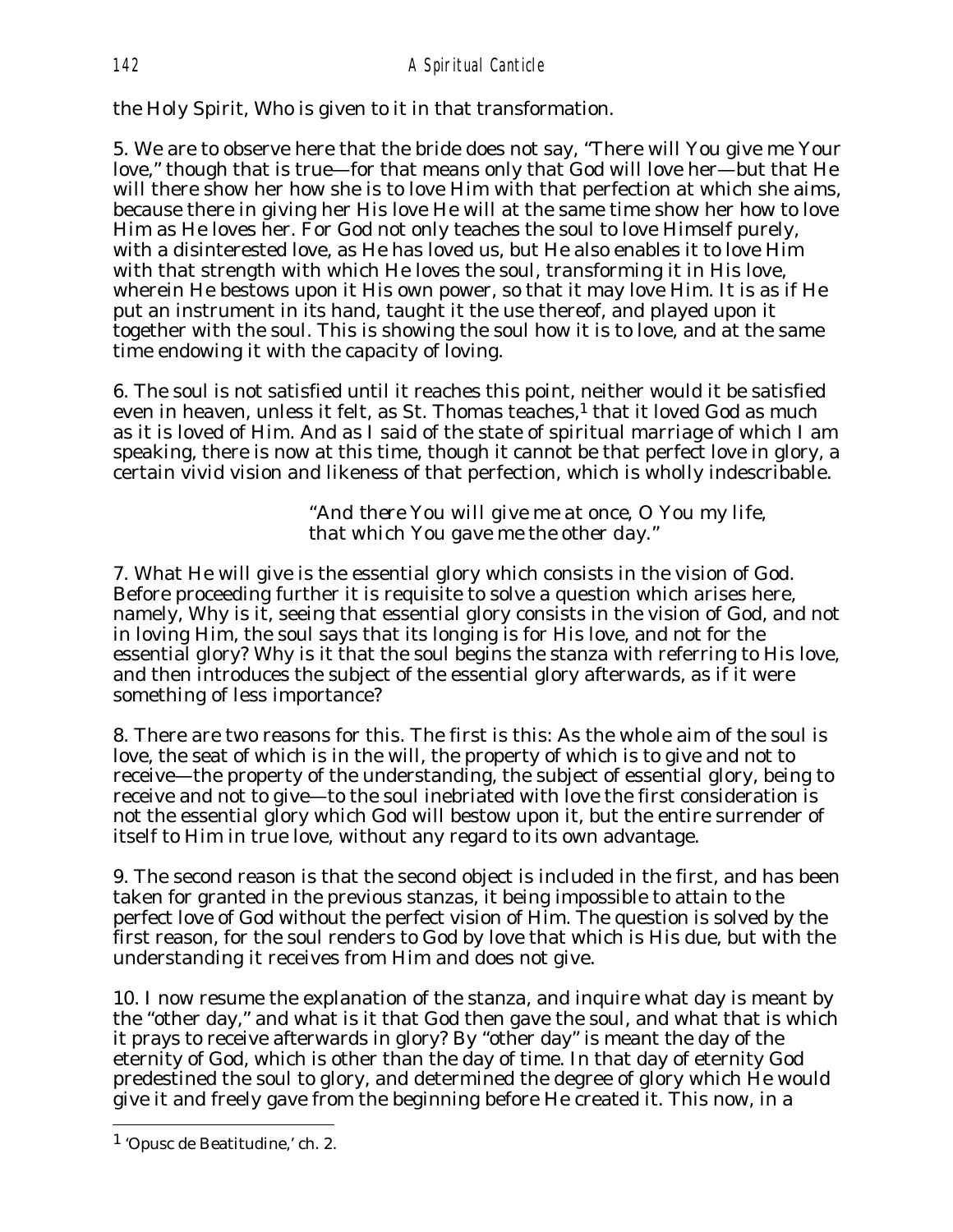the Holy Spirit, Who is given to it in that transformation.

5. We are to observe here that the bride does not say, "There will You give me Your love," though that is true—for that means only that God will love her—but that He will there show her how she is to love Him with that perfection at which she aims, because there in giving her His love He will at the same time show her how to love Him as He loves her. For God not only teaches the soul to love Himself purely, with a disinterested love, as He has loved us, but He also enables it to love Him with that strength with which He loves the soul, transforming it in His love, wherein He bestows upon it His own power, so that it may love Him. It is as if He put an instrument in its hand, taught it the use thereof, and played upon it together with the soul. This is showing the soul how it is to love, and at the same time endowing it with the capacity of loving.

6. The soul is not satisfied until it reaches this point, neither would it be satisfied even in heaven, unless it felt, as St. Thomas teaches,[1] that it loved God as much as it is loved of Him. And as I said of the state of spiritual marriage of which I am speaking, there is now at this time, though it cannot be that perfect love in glory, a certain vivid vision and likeness of that perfection, which is wholly indescribable.

> *"And there You will give me at once, O You my life,*
> *that which You gave me the other day."*

7. What He will give is the essential glory which consists in the vision of God. Before proceeding further it is requisite to solve a question which arises here, namely, Why is it, seeing that essential glory consists in the vision of God, and not in loving Him, the soul says that its longing is for His love, and not for the essential glory? Why is it that the soul begins the stanza with referring to His love, and then introduces the subject of the essential glory afterwards, as if it were something of less importance?

8. There are two reasons for this. The first is this: As the whole aim of the soul is love, the seat of which is in the will, the property of which is to give and not to receive—the property of the understanding, the subject of essential glory, being to receive and not to give—to the soul inebriated with love the first consideration is not the essential glory which God will bestow upon it, but the entire surrender of itself to Him in true love, without any regard to its own advantage.

9. The second reason is that the second object is included in the first, and has been taken for granted in the previous stanzas, it being impossible to attain to the perfect love of God without the perfect vision of Him. The question is solved by the first reason, for the soul renders to God by love that which is His due, but with the understanding it receives from Him and does not give.

10. I now resume the explanation of the stanza, and inquire what day is meant by the "other day," and what is it that God then gave the soul, and what that is which it prays to receive afterwards in glory? By "other day" is meant the day of the eternity of God, which is other than the day of time. In that day of eternity God predestined the soul to glory, and determined the degree of glory which He would give it and freely gave from the beginning before He created it. This now, in a

[1] 'Opusc de Beatitudine,' ch. 2.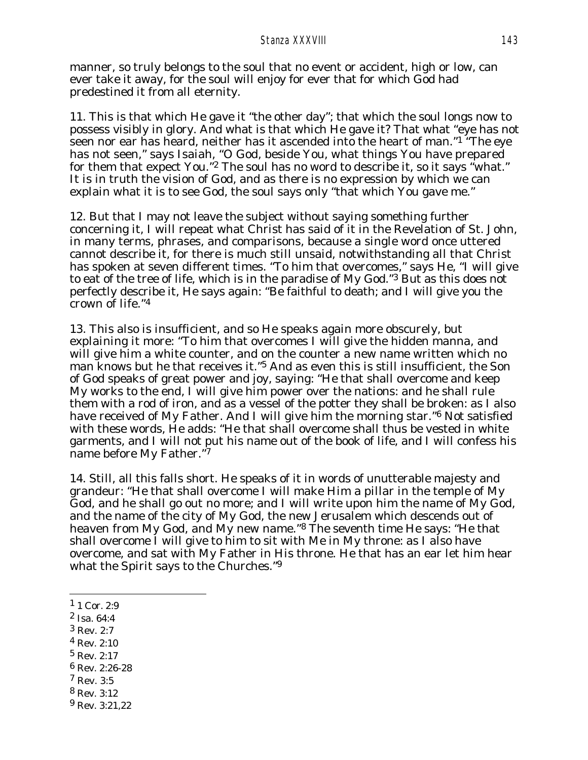manner, so truly belongs to the soul that no event or accident, high or low, can ever take it away, for the soul will enjoy for ever that for which God had predestined it from all eternity.

11. This is that which He gave it "the other day"; that which the soul longs now to possess visibly in glory. And what is that which He gave it? That what "eye has not seen nor ear has heard, neither has it ascended into the heart of man."[1] "The eye has not seen," says Isaiah, "O God, beside You, what things You have prepared for them that expect You."[2] The soul has no word to describe it, so it says "what." It is in truth the vision of God, and as there is no expression by which we can explain what it is to see God, the soul says only "that which You gave me."

12. But that I may not leave the subject without saying something further concerning it, I will repeat what Christ has said of it in the Revelation of St. John, in many terms, phrases, and comparisons, because a single word once uttered cannot describe it, for there is much still unsaid, notwithstanding all that Christ has spoken at seven different times. "To him that overcomes," says He, "I will give to eat of the tree of life, which is in the paradise of My God."[3] But as this does not perfectly describe it, He says again: "Be faithful to death; and I will give you the crown of life."[4]

13. This also is insufficient, and so He speaks again more obscurely, but explaining it more: "To him that overcomes I will give the hidden manna, and will give him a white counter, and on the counter a new name written which no man knows but he that receives it."[5] And as even this is still insufficient, the Son of God speaks of great power and joy, saying: "He that shall overcome and keep My works to the end, I will give him power over the nations: and he shall rule them with a rod of iron, and as a vessel of the potter they shall be broken: as I also have received of My Father. And I will give him the morning star."[6] Not satisfied with these words, He adds: "He that shall overcome shall thus be vested in white garments, and I will not put his name out of the book of life, and I will confess his name before My Father."[7]

14. Still, all this falls short. He speaks of it in words of unutterable majesty and grandeur: "He that shall overcome I will make Him a pillar in the temple of My God, and he shall go out no more; and I will write upon him the name of My God, and the name of the city of My God, the new Jerusalem which descends out of heaven from My God, and My new name."[8] The seventh time He says: "He that shall overcome I will give to him to sit with Me in My throne: as I also have overcome, and sat with My Father in His throne. He that has an ear let him hear what the Spirit says to the Churches."[9]

---

[1] 1 Cor. 2:9
[2] Isa. 64:4
[3] Rev. 2:7
[4] Rev. 2:10
[5] Rev. 2:17
[6] Rev. 2:26-28
[7] Rev. 3:5
[8] Rev. 3:12
[9] Rev. 3:21,22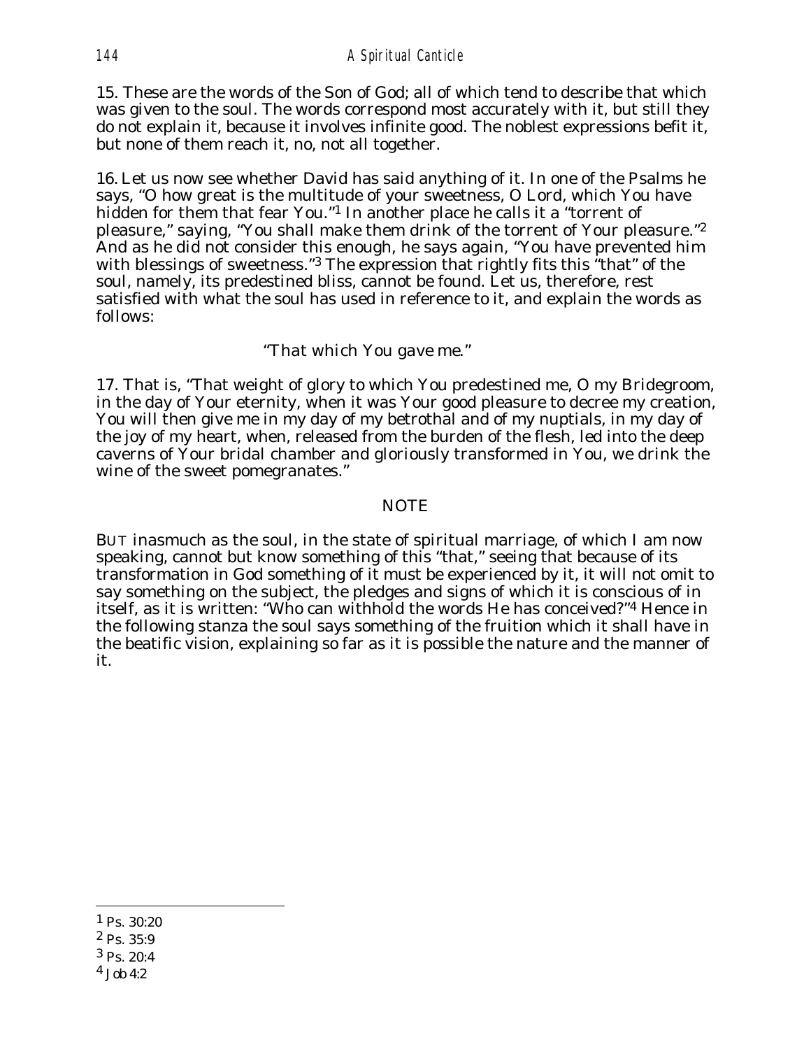15. These are the words of the Son of God; all of which tend to describe that which was given to the soul. The words correspond most accurately with it, but still they do not explain it, because it involves infinite good. The noblest expressions befit it, but none of them reach it, no, not all together.

16. Let us now see whether David has said anything of it. In one of the Psalms he says, "O how great is the multitude of your sweetness, O Lord, which You have hidden for them that fear You."[1] In another place he calls it a "torrent of pleasure," saying, "You shall make them drink of the torrent of Your pleasure."[2] And as he did not consider this enough, he says again, "You have prevented him with blessings of sweetness."[3] The expression that rightly fits this "that" of the soul, namely, its predestined bliss, cannot be found. Let us, therefore, rest satisfied with what the soul has used in reference to it, and explain the words as follows:

*"That which You gave me."*

17. That is, "That weight of glory to which You predestined me, O my Bridegroom, in the day of Your eternity, when it was Your good pleasure to decree my creation, You will then give me in my day of my betrothal and of my nuptials, in my day of the joy of my heart, when, released from the burden of the flesh, led into the deep caverns of Your bridal chamber and gloriously transformed in You, we drink the wine of the sweet pomegranates."

## NOTE

BUT inasmuch as the soul, in the state of spiritual marriage, of which I am now speaking, cannot but know something of this "that," seeing that because of its transformation in God something of it must be experienced by it, it will not omit to say something on the subject, the pledges and signs of which it is conscious of in itself, as it is written: "Who can withhold the words He has conceived?"[4] Hence in the following stanza the soul says something of the fruition which it shall have in the beatific vision, explaining so far as it is possible the nature and the manner of it.

---

[1] Ps. 30:20

[2] Ps. 35:9

[3] Ps. 20:4

[4] Job 4:2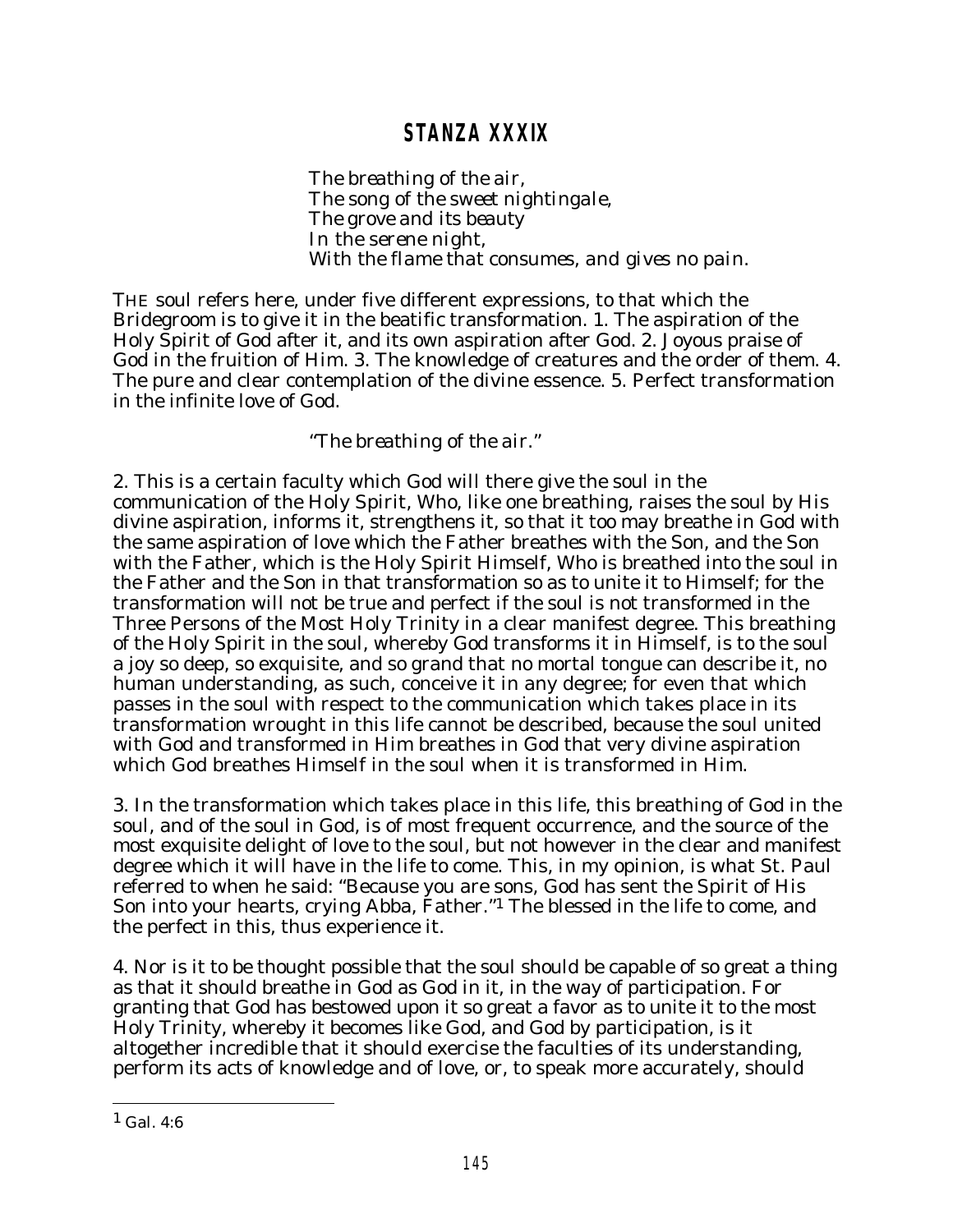## STANZA XXXIX

*The breathing of the air,*  
*The song of the sweet nightingale,*  
*The grove and its beauty*  
*In the serene night,*  
*With the flame that consumes, and gives no pain.*

THE soul refers here, under five different expressions, to that which the Bridegroom is to give it in the beatific transformation. 1. The aspiration of the Holy Spirit of God after it, and its own aspiration after God. 2. Joyous praise of God in the fruition of Him. 3. The knowledge of creatures and the order of them. 4. The pure and clear contemplation of the divine essence. 5. Perfect transformation in the infinite love of God.

*"The breathing of the air."*

2. This is a certain faculty which God will there give the soul in the communication of the Holy Spirit, Who, like one breathing, raises the soul by His divine aspiration, informs it, strengthens it, so that it too may breathe in God with the same aspiration of love which the Father breathes with the Son, and the Son with the Father, which is the Holy Spirit Himself, Who is breathed into the soul in the Father and the Son in that transformation so as to unite it to Himself; for the transformation will not be true and perfect if the soul is not transformed in the Three Persons of the Most Holy Trinity in a clear manifest degree. This breathing of the Holy Spirit in the soul, whereby God transforms it in Himself, is to the soul a joy so deep, so exquisite, and so grand that no mortal tongue can describe it, no human understanding, as such, conceive it in any degree; for even that which passes in the soul with respect to the communication which takes place in its transformation wrought in this life cannot be described, because the soul united with God and transformed in Him breathes in God that very divine aspiration which God breathes Himself in the soul when it is transformed in Him.

3. In the transformation which takes place in this life, this breathing of God in the soul, and of the soul in God, is of most frequent occurrence, and the source of the most exquisite delight of love to the soul, but not however in the clear and manifest degree which it will have in the life to come. This, in my opinion, is what St. Paul referred to when he said: "Because you are sons, God has sent the Spirit of His Son into your hearts, crying Abba, Father."[1] The blessed in the life to come, and the perfect in this, thus experience it.

4. Nor is it to be thought possible that the soul should be capable of so great a thing as that it should breathe in God as God in it, in the way of participation. For granting that God has bestowed upon it so great a favor as to unite it to the most Holy Trinity, whereby it becomes like God, and God by participation, is it altogether incredible that it should exercise the faculties of its understanding, perform its acts of knowledge and of love, or, to speak more accurately, should

[1] Gal. 4:6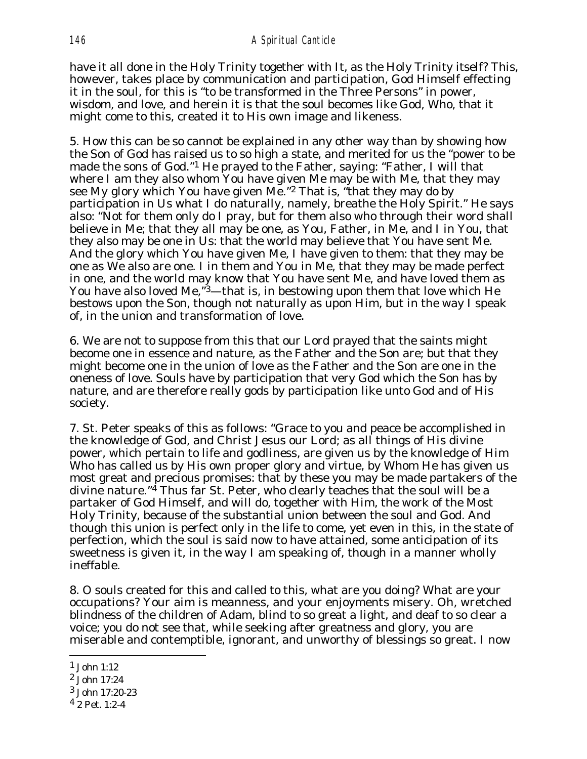have it all done in the Holy Trinity together with It, as the Holy Trinity itself? This, however, takes place by communication and participation, God Himself effecting it in the soul, for this is "to be transformed in the Three Persons" in power, wisdom, and love, and herein it is that the soul becomes like God, Who, that it might come to this, created it to His own image and likeness.

5. How this can be so cannot be explained in any other way than by showing how the Son of God has raised us to so high a state, and merited for us the "power to be made the sons of God."[1] He prayed to the Father, saying: "Father, I will that where I am they also whom You have given Me may be with Me, that they may see My glory which You have given Me."[2] That is, "that they may do by participation in Us what I do naturally, namely, breathe the Holy Spirit." He says also: "Not for them only do I pray, but for them also who through their word shall believe in Me; that they all may be one, as You, Father, in Me, and I in You, that they also may be one in Us: that the world may believe that You have sent Me. And the glory which You have given Me, I have given to them: that they may be one as We also are one. I in them and You in Me, that they may be made perfect in one, and the world may know that You have sent Me, and have loved them as You have also loved Me,"[3]—that is, in bestowing upon them that love which He bestows upon the Son, though not naturally as upon Him, but in the way I speak of, in the union and transformation of love.

6. We are not to suppose from this that our Lord prayed that the saints might become one in essence and nature, as the Father and the Son are; but that they might become one in the union of love as the Father and the Son are one in the oneness of love. Souls have by participation that very God which the Son has by nature, and are therefore really gods by participation like unto God and of His society.

7. St. Peter speaks of this as follows: "Grace to you and peace be accomplished in the knowledge of God, and Christ Jesus our Lord; as all things of His divine power, which pertain to life and godliness, are given us by the knowledge of Him Who has called us by His own proper glory and virtue, by Whom He has given us most great and precious promises: that by these you may be made partakers of the divine nature."[4] Thus far St. Peter, who clearly teaches that the soul will be a partaker of God Himself, and will do, together with Him, the work of the Most Holy Trinity, because of the substantial union between the soul and God. And though this union is perfect only in the life to come, yet even in this, in the state of perfection, which the soul is said now to have attained, some anticipation of its sweetness is given it, in the way I am speaking of, though in a manner wholly ineffable.

8. O souls created for this and called to this, what are you doing? What are your occupations? Your aim is meanness, and your enjoyments misery. Oh, wretched blindness of the children of Adam, blind to so great a light, and deaf to so clear a voice; you do not see that, while seeking after greatness and glory, you are miserable and contemptible, ignorant, and unworthy of blessings so great. I now

---

[1] John 1:12

[2] John 17:24

[3] John 17:20-23

[4] 2 Pet. 1:2-4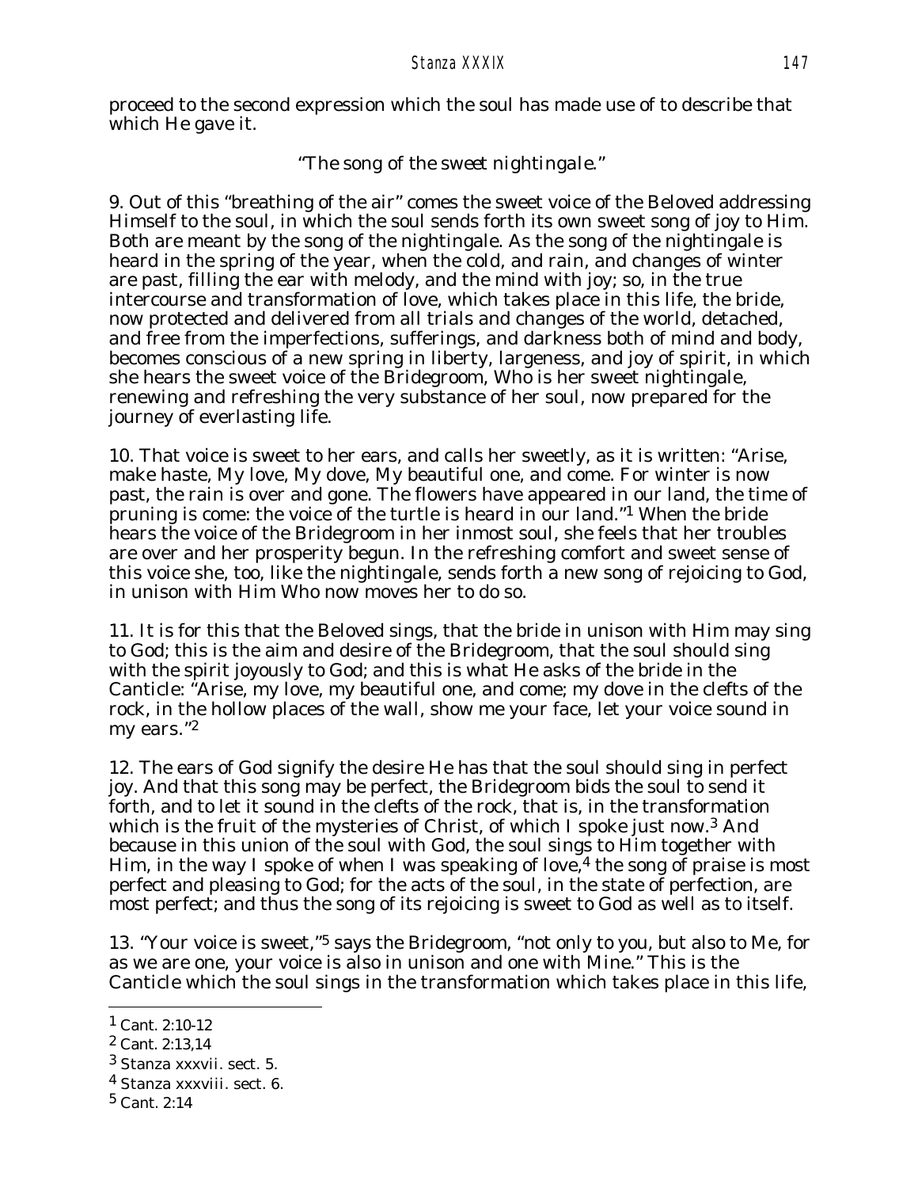proceed to the second expression which the soul has made use of to describe that which He gave it.

*"The song of the sweet nightingale."*

9. Out of this "breathing of the air" comes the sweet voice of the Beloved addressing Himself to the soul, in which the soul sends forth its own sweet song of joy to Him. Both are meant by the song of the nightingale. As the song of the nightingale is heard in the spring of the year, when the cold, and rain, and changes of winter are past, filling the ear with melody, and the mind with joy; so, in the true intercourse and transformation of love, which takes place in this life, the bride, now protected and delivered from all trials and changes of the world, detached, and free from the imperfections, sufferings, and darkness both of mind and body, becomes conscious of a new spring in liberty, largeness, and joy of spirit, in which she hears the sweet voice of the Bridegroom, Who is her sweet nightingale, renewing and refreshing the very substance of her soul, now prepared for the journey of everlasting life.

10. That voice is sweet to her ears, and calls her sweetly, as it is written: "Arise, make haste, My love, My dove, My beautiful one, and come. For winter is now past, the rain is over and gone. The flowers have appeared in our land, the time of pruning is come: the voice of the turtle is heard in our land."[1] When the bride hears the voice of the Bridegroom in her inmost soul, she feels that her troubles are over and her prosperity begun. In the refreshing comfort and sweet sense of this voice she, too, like the nightingale, sends forth a new song of rejoicing to God, in unison with Him Who now moves her to do so.

11. It is for this that the Beloved sings, that the bride in unison with Him may sing to God; this is the aim and desire of the Bridegroom, that the soul should sing with the spirit joyously to God; and this is what He asks of the bride in the Canticle: "Arise, my love, my beautiful one, and come; my dove in the clefts of the rock, in the hollow places of the wall, show me your face, let your voice sound in my ears."[2]

12. The ears of God signify the desire He has that the soul should sing in perfect joy. And that this song may be perfect, the Bridegroom bids the soul to send it forth, and to let it sound in the clefts of the rock, that is, in the transformation which is the fruit of the mysteries of Christ, of which I spoke just now.[3] And because in this union of the soul with God, the soul sings to Him together with Him, in the way I spoke of when I was speaking of love,[4] the song of praise is most perfect and pleasing to God; for the acts of the soul, in the state of perfection, are most perfect; and thus the song of its rejoicing is sweet to God as well as to itself.

13. "Your voice is sweet,"[5] says the Bridegroom, "not only to you, but also to Me, for as we are one, your voice is also in unison and one with Mine." This is the Canticle which the soul sings in the transformation which takes place in this life,

---

[1] Cant. 2:10-12

[2] Cant. 2:13,14

[3] Stanza xxxvii. sect. 5.

[4] Stanza xxxviii. sect. 6.

[5] Cant. 2:14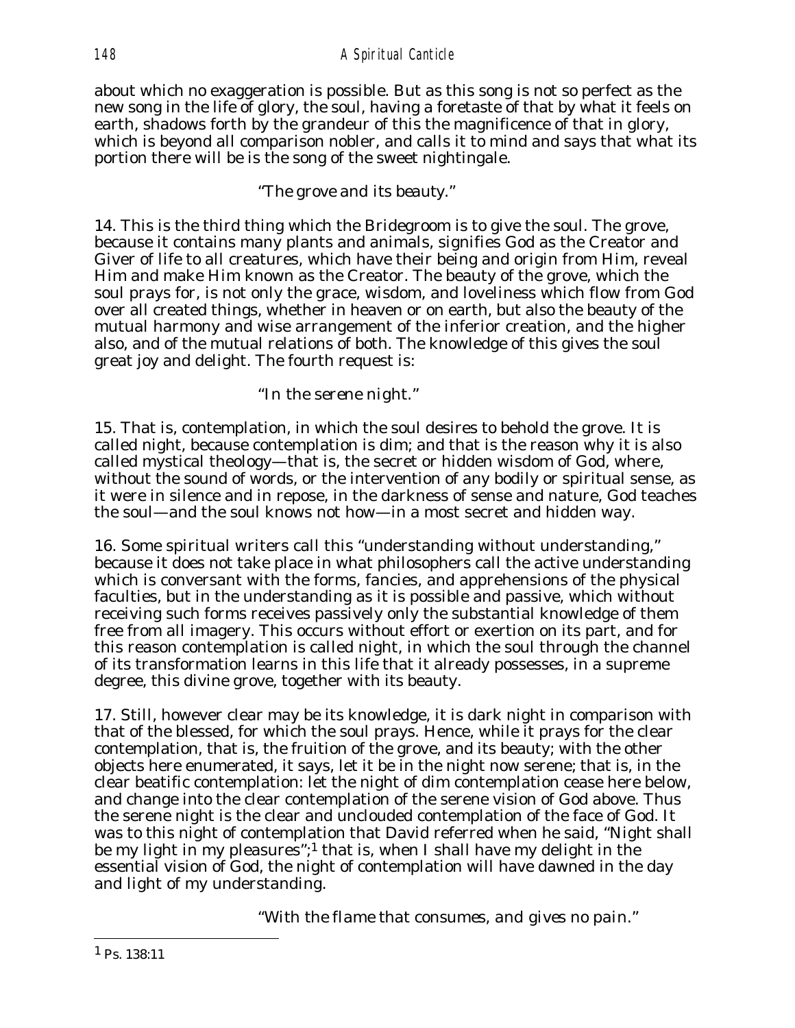about which no exaggeration is possible. But as this song is not so perfect as the new song in the life of glory, the soul, having a foretaste of that by what it feels on earth, shadows forth by the grandeur of this the magnificence of that in glory, which is beyond all comparison nobler, and calls it to mind and says that what its portion there will be is the song of the sweet nightingale.

*"The grove and its beauty."*

14. This is the third thing which the Bridegroom is to give the soul. The grove, because it contains many plants and animals, signifies God as the Creator and Giver of life to all creatures, which have their being and origin from Him, reveal Him and make Him known as the Creator. The beauty of the grove, which the soul prays for, is not only the grace, wisdom, and loveliness which flow from God over all created things, whether in heaven or on earth, but also the beauty of the mutual harmony and wise arrangement of the inferior creation, and the higher also, and of the mutual relations of both. The knowledge of this gives the soul great joy and delight. The fourth request is:

*"In the serene night."*

15. That is, contemplation, in which the soul desires to behold the grove. It is called night, because contemplation is dim; and that is the reason why it is also called mystical theology—that is, the secret or hidden wisdom of God, where, without the sound of words, or the intervention of any bodily or spiritual sense, as it were in silence and in repose, in the darkness of sense and nature, God teaches the soul—and the soul knows not how—in a most secret and hidden way.

16. Some spiritual writers call this "understanding without understanding," because it does not take place in what philosophers call the active understanding which is conversant with the forms, fancies, and apprehensions of the physical faculties, but in the understanding as it is possible and passive, which without receiving such forms receives passively only the substantial knowledge of them free from all imagery. This occurs without effort or exertion on its part, and for this reason contemplation is called night, in which the soul through the channel of its transformation learns in this life that it already possesses, in a supreme degree, this divine grove, together with its beauty.

17. Still, however clear may be its knowledge, it is dark night in comparison with that of the blessed, for which the soul prays. Hence, while it prays for the clear contemplation, that is, the fruition of the grove, and its beauty; with the other objects here enumerated, it says, let it be in the night now serene; that is, in the clear beatific contemplation: let the night of dim contemplation cease here below, and change into the clear contemplation of the serene vision of God above. Thus the serene night is the clear and unclouded contemplation of the face of God. It was to this night of contemplation that David referred when he said, "Night shall be my light in my pleasures";[1] that is, when I shall have my delight in the essential vision of God, the night of contemplation will have dawned in the day and light of my understanding.

*"With the flame that consumes, and gives no pain."*

[1] Ps. 138:11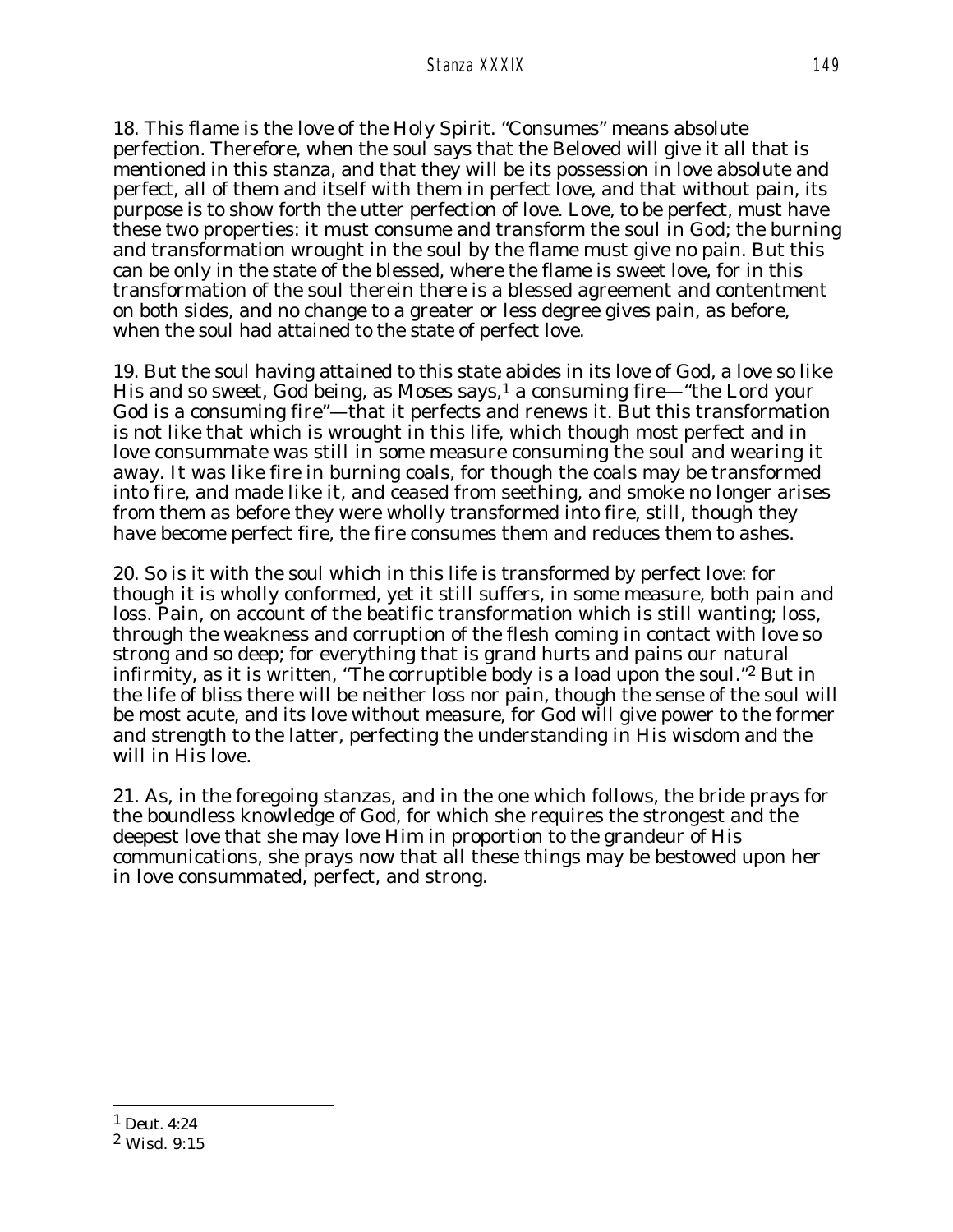18. This flame is the love of the Holy Spirit. "Consumes" means absolute perfection. Therefore, when the soul says that the Beloved will give it all that is mentioned in this stanza, and that they will be its possession in love absolute and perfect, all of them and itself with them in perfect love, and that without pain, its purpose is to show forth the utter perfection of love. Love, to be perfect, must have these two properties: it must consume and transform the soul in God; the burning and transformation wrought in the soul by the flame must give no pain. But this can be only in the state of the blessed, where the flame is sweet love, for in this transformation of the soul therein there is a blessed agreement and contentment on both sides, and no change to a greater or less degree gives pain, as before, when the soul had attained to the state of perfect love.

19. But the soul having attained to this state abides in its love of God, a love so like His and so sweet, God being, as Moses says,[1] a consuming fire—"the Lord your God is a consuming fire"—that it perfects and renews it. But this transformation is not like that which is wrought in this life, which though most perfect and in love consummate was still in some measure consuming the soul and wearing it away. It was like fire in burning coals, for though the coals may be transformed into fire, and made like it, and ceased from seething, and smoke no longer arises from them as before they were wholly transformed into fire, still, though they have become perfect fire, the fire consumes them and reduces them to ashes.

20. So is it with the soul which in this life is transformed by perfect love: for though it is wholly conformed, yet it still suffers, in some measure, both pain and loss. Pain, on account of the beatific transformation which is still wanting; loss, through the weakness and corruption of the flesh coming in contact with love so strong and so deep; for everything that is grand hurts and pains our natural infirmity, as it is written, "The corruptible body is a load upon the soul."[2] But in the life of bliss there will be neither loss nor pain, though the sense of the soul will be most acute, and its love without measure, for God will give power to the former and strength to the latter, perfecting the understanding in His wisdom and the will in His love.

21. As, in the foregoing stanzas, and in the one which follows, the bride prays for the boundless knowledge of God, for which she requires the strongest and the deepest love that she may love Him in proportion to the grandeur of His communications, she prays now that all these things may be bestowed upon her in love consummated, perfect, and strong.

---

[1] Deut. 4:24

[2] Wisd. 9:15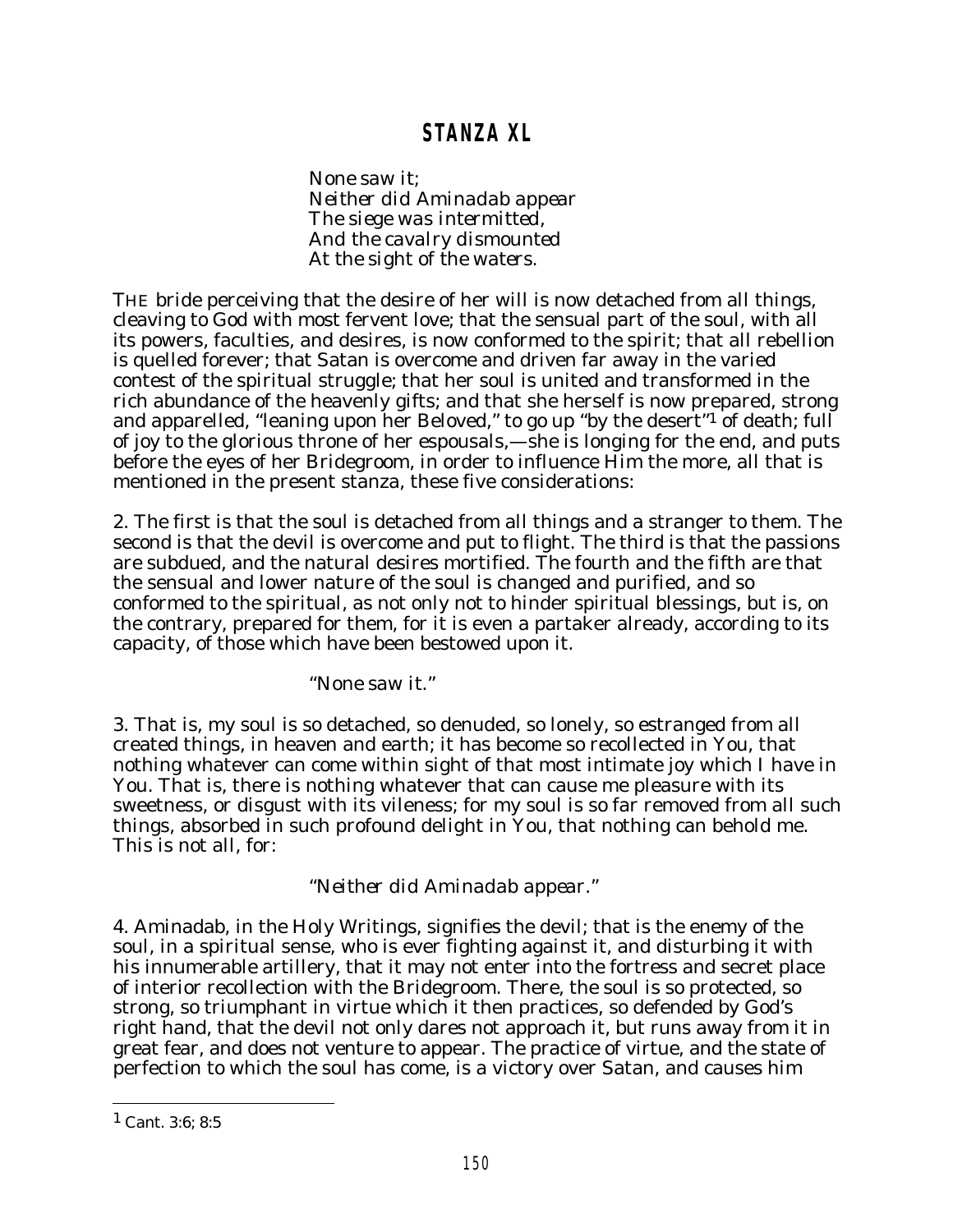## STANZA XL

*None saw it;*
*Neither did Aminadab appear*
*The siege was intermitted,*
*And the cavalry dismounted*
*At the sight of the waters.*

THE bride perceiving that the desire of her will is now detached from all things, cleaving to God with most fervent love; that the sensual part of the soul, with all its powers, faculties, and desires, is now conformed to the spirit; that all rebellion is quelled forever; that Satan is overcome and driven far away in the varied contest of the spiritual struggle; that her soul is united and transformed in the rich abundance of the heavenly gifts; and that she herself is now prepared, strong and apparelled, "leaning upon her Beloved," to go up "by the desert"[1] of death; full of joy to the glorious throne of her espousals,—she is longing for the end, and puts before the eyes of her Bridegroom, in order to influence Him the more, all that is mentioned in the present stanza, these five considerations:

2. The first is that the soul is detached from all things and a stranger to them. The second is that the devil is overcome and put to flight. The third is that the passions are subdued, and the natural desires mortified. The fourth and the fifth are that the sensual and lower nature of the soul is changed and purified, and so conformed to the spiritual, as not only not to hinder spiritual blessings, but is, on the contrary, prepared for them, for it is even a partaker already, according to its capacity, of those which have been bestowed upon it.

*"None saw it."*

3. That is, my soul is so detached, so denuded, so lonely, so estranged from all created things, in heaven and earth; it has become so recollected in You, that nothing whatever can come within sight of that most intimate joy which I have in You. That is, there is nothing whatever that can cause me pleasure with its sweetness, or disgust with its vileness; for my soul is so far removed from all such things, absorbed in such profound delight in You, that nothing can behold me. This is not all, for:

*"Neither did Aminadab appear."*

4. Aminadab, in the Holy Writings, signifies the devil; that is the enemy of the soul, in a spiritual sense, who is ever fighting against it, and disturbing it with his innumerable artillery, that it may not enter into the fortress and secret place of interior recollection with the Bridegroom. There, the soul is so protected, so strong, so triumphant in virtue which it then practices, so defended by God's right hand, that the devil not only dares not approach it, but runs away from it in great fear, and does not venture to appear. The practice of virtue, and the state of perfection to which the soul has come, is a victory over Satan, and causes him

[1] Cant. 3:6; 8:5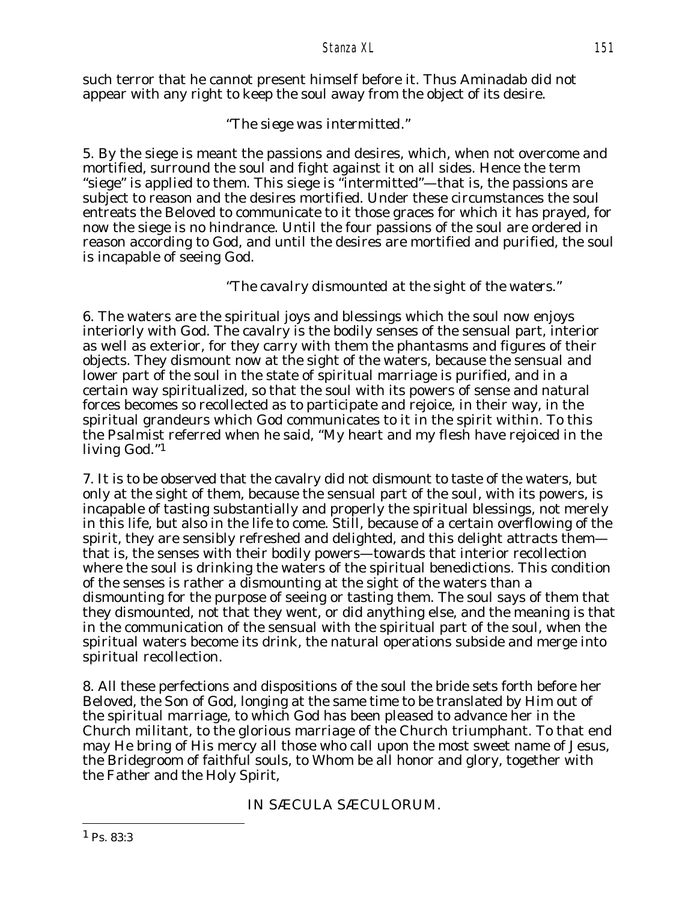such terror that he cannot present himself before it. Thus Aminadab did not appear with any right to keep the soul away from the object of its desire.

*"The siege was intermitted."*

5. By the siege is meant the passions and desires, which, when not overcome and mortified, surround the soul and fight against it on all sides. Hence the term "siege" is applied to them. This siege is "intermitted"—that is, the passions are subject to reason and the desires mortified. Under these circumstances the soul entreats the Beloved to communicate to it those graces for which it has prayed, for now the siege is no hindrance. Until the four passions of the soul are ordered in reason according to God, and until the desires are mortified and purified, the soul is incapable of seeing God.

*"The cavalry dismounted at the sight of the waters."*

6. The waters are the spiritual joys and blessings which the soul now enjoys interiorly with God. The cavalry is the bodily senses of the sensual part, interior as well as exterior, for they carry with them the phantasms and figures of their objects. They dismount now at the sight of the waters, because the sensual and lower part of the soul in the state of spiritual marriage is purified, and in a certain way spiritualized, so that the soul with its powers of sense and natural forces becomes so recollected as to participate and rejoice, in their way, in the spiritual grandeurs which God communicates to it in the spirit within. To this the Psalmist referred when he said, "My heart and my flesh have rejoiced in the living God."[1]

7. It is to be observed that the cavalry did not dismount to taste of the waters, but only at the sight of them, because the sensual part of the soul, with its powers, is incapable of tasting substantially and properly the spiritual blessings, not merely in this life, but also in the life to come. Still, because of a certain overflowing of the spirit, they are sensibly refreshed and delighted, and this delight attracts them—that is, the senses with their bodily powers—towards that interior recollection where the soul is drinking the waters of the spiritual benedictions. This condition of the senses is rather a dismounting at the sight of the waters than a dismounting for the purpose of seeing or tasting them. The soul says of them that they dismounted, not that they went, or did anything else, and the meaning is that in the communication of the sensual with the spiritual part of the soul, when the spiritual waters become its drink, the natural operations subside and merge into spiritual recollection.

8. All these perfections and dispositions of the soul the bride sets forth before her Beloved, the Son of God, longing at the same time to be translated by Him out of the spiritual marriage, to which God has been pleased to advance her in the Church militant, to the glorious marriage of the Church triumphant. To that end may He bring of His mercy all those who call upon the most sweet name of Jesus, the Bridegroom of faithful souls, to Whom be all honor and glory, together with the Father and the Holy Spirit,

IN SÆCULA SÆCULORUM.

---

[1] Ps. 83:3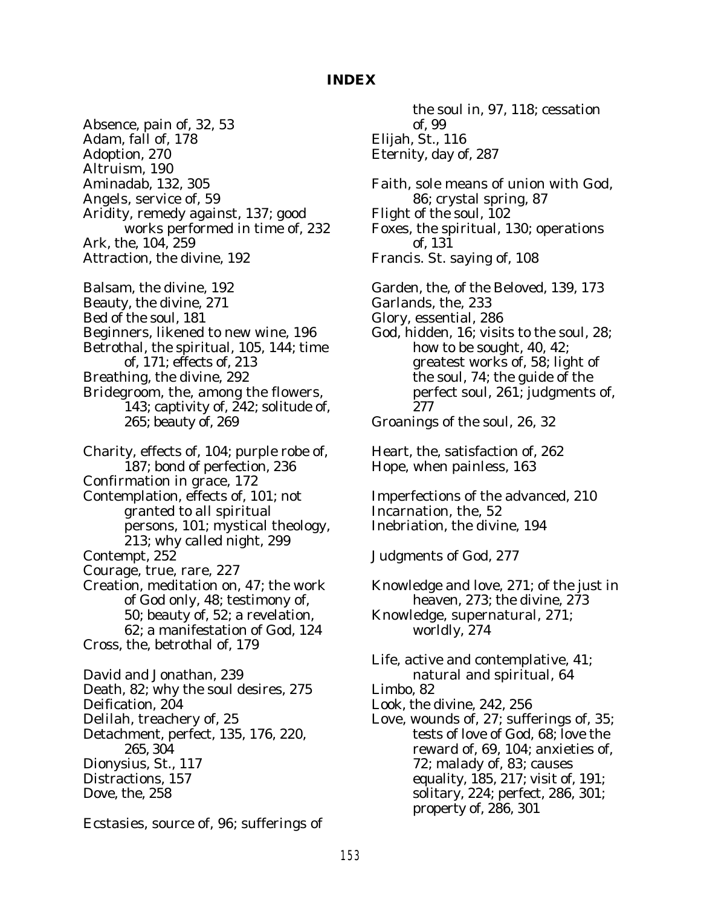## INDEX

Absence, pain of, 32, 53
Adam, fall of, 178
Adoption, 270
Altruism, 190
Aminadab, 132, 305
Angels, service of, 59
Aridity, remedy against, 137; good works performed in time of, 232
Ark, the, 104, 259
Attraction, the divine, 192

Balsam, the divine, 192
Beauty, the divine, 271
Bed of the soul, 181
Beginners, likened to new wine, 196
Betrothal, the spiritual, 105, 144; time of, 171; effects of, 213
Breathing, the divine, 292
Bridegroom, the, among the flowers, 143; captivity of, 242; solitude of, 265; beauty of, 269

Charity, effects of, 104; purple robe of, 187; bond of perfection, 236
Confirmation in grace, 172
Contemplation, effects of, 101; not granted to all spiritual persons, 101; mystical theology, 213; why called night, 299
Contempt, 252
Courage, true, rare, 227
Creation, meditation on, 47; the work of God only, 48; testimony of, 50; beauty of, 52; a revelation, 62; a manifestation of God, 124
Cross, the, betrothal of, 179

David and Jonathan, 239
Death, 82; why the soul desires, 275
Deification, 204
Delilah, treachery of, 25
Detachment, perfect, 135, 176, 220, 265, 304
Dionysius, St., 117
Distractions, 157
Dove, the, 258

Ecstasies, source of, 96; sufferings of the soul in, 97, 118; cessation of, 99
Elijah, St., 116
Eternity, day of, 287

Faith, sole means of union with God, 86; crystal spring, 87
Flight of the soul, 102
Foxes, the spiritual, 130; operations of, 131
Francis. St. saying of, 108

Garden, the, of the Beloved, 139, 173
Garlands, the, 233
Glory, essential, 286
God, hidden, 16; visits to the soul, 28; how to be sought, 40, 42; greatest works of, 58; light of the soul, 74; the guide of the perfect soul, 261; judgments of, 277
Groanings of the soul, 26, 32

Heart, the, satisfaction of, 262
Hope, when painless, 163

Imperfections of the advanced, 210
Incarnation, the, 52
Inebriation, the divine, 194

Judgments of God, 277

Knowledge and love, 271; of the just in heaven, 273; the divine, 273
Knowledge, supernatural, 271; worldly, 274

Life, active and contemplative, 41; natural and spiritual, 64
Limbo, 82
Look, the divine, 242, 256
Love, wounds of, 27; sufferings of, 35; tests of love of God, 68; love the reward of, 69, 104; anxieties of, 72; malady of, 83; causes equality, 185, 217; visit of, 191; solitary, 224; perfect, 286, 301; property of, 286, 301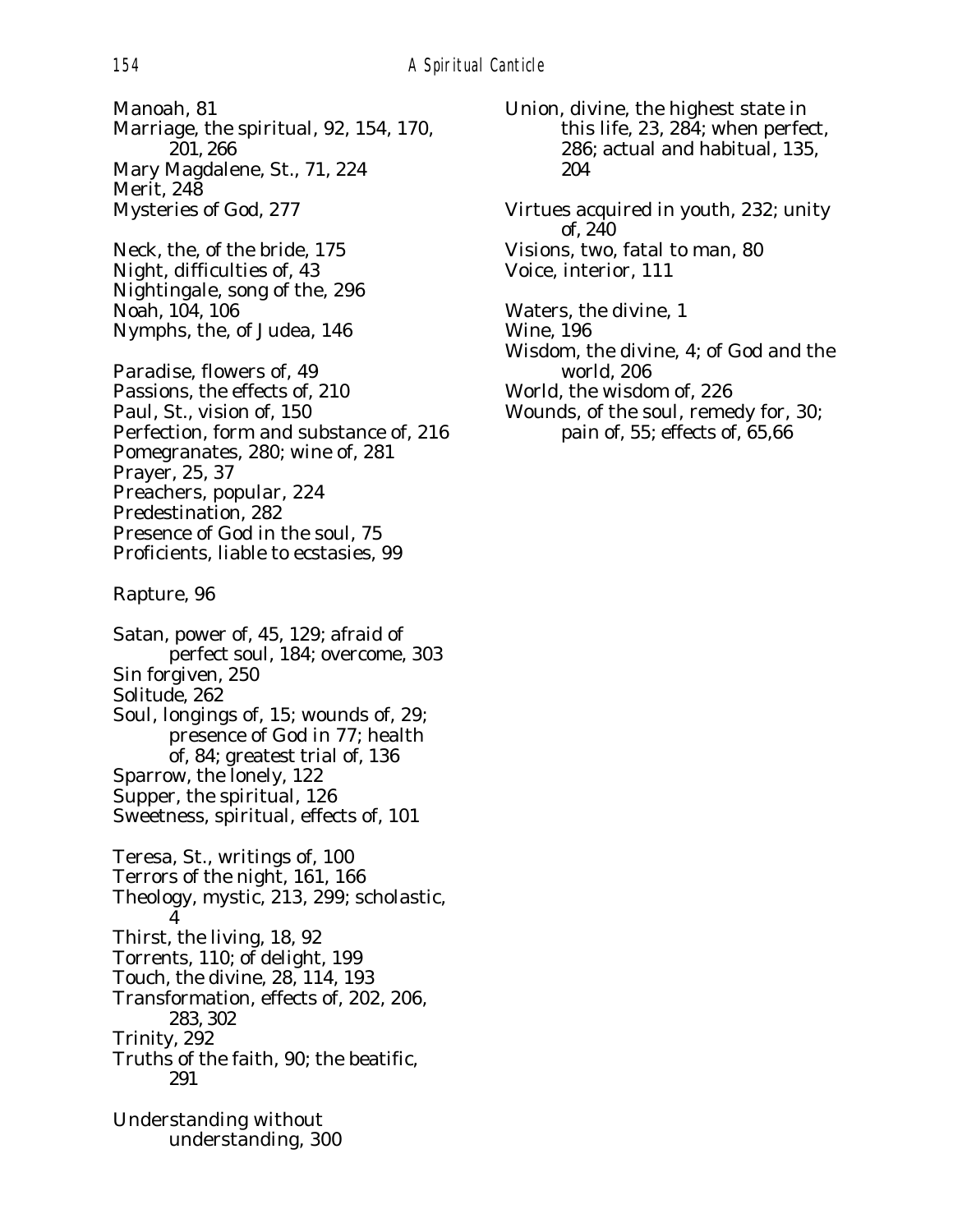Manoah, 81
Marriage, the spiritual, 92, 154, 170, 201, 266
Mary Magdalene, St., 71, 224
Merit, 248
Mysteries of God, 277

Neck, the, of the bride, 175
Night, difficulties of, 43
Nightingale, song of the, 296
Noah, 104, 106
Nymphs, the, of Judea, 146

Paradise, flowers of, 49
Passions, the effects of, 210
Paul, St., vision of, 150
Perfection, form and substance of, 216
Pomegranates, 280; wine of, 281
Prayer, 25, 37
Preachers, popular, 224
Predestination, 282
Presence of God in the soul, 75
Proficients, liable to ecstasies, 99

Rapture, 96

Satan, power of, 45, 129; afraid of perfect soul, 184; overcome, 303
Sin forgiven, 250
Solitude, 262
Soul, longings of, 15; wounds of, 29; presence of God in 77; health of, 84; greatest trial of, 136
Sparrow, the lonely, 122
Supper, the spiritual, 126
Sweetness, spiritual, effects of, 101

Teresa, St., writings of, 100
Terrors of the night, 161, 166
Theology, mystic, 213, 299; scholastic, 4
Thirst, the living, 18, 92
Torrents, 110; of delight, 199
Touch, the divine, 28, 114, 193
Transformation, effects of, 202, 206, 283, 302
Trinity, 292
Truths of the faith, 90; the beatific, 291

Understanding without understanding, 300
Union, divine, the highest state in this life, 23, 284; when perfect, 286; actual and habitual, 135, 204

Virtues acquired in youth, 232; unity of, 240
Visions, two, fatal to man, 80
Voice, interior, 111

Waters, the divine, 1
Wine, 196
Wisdom, the divine, 4; of God and the world, 206
World, the wisdom of, 226
Wounds, of the soul, remedy for, 30; pain of, 55; effects of, 65,66